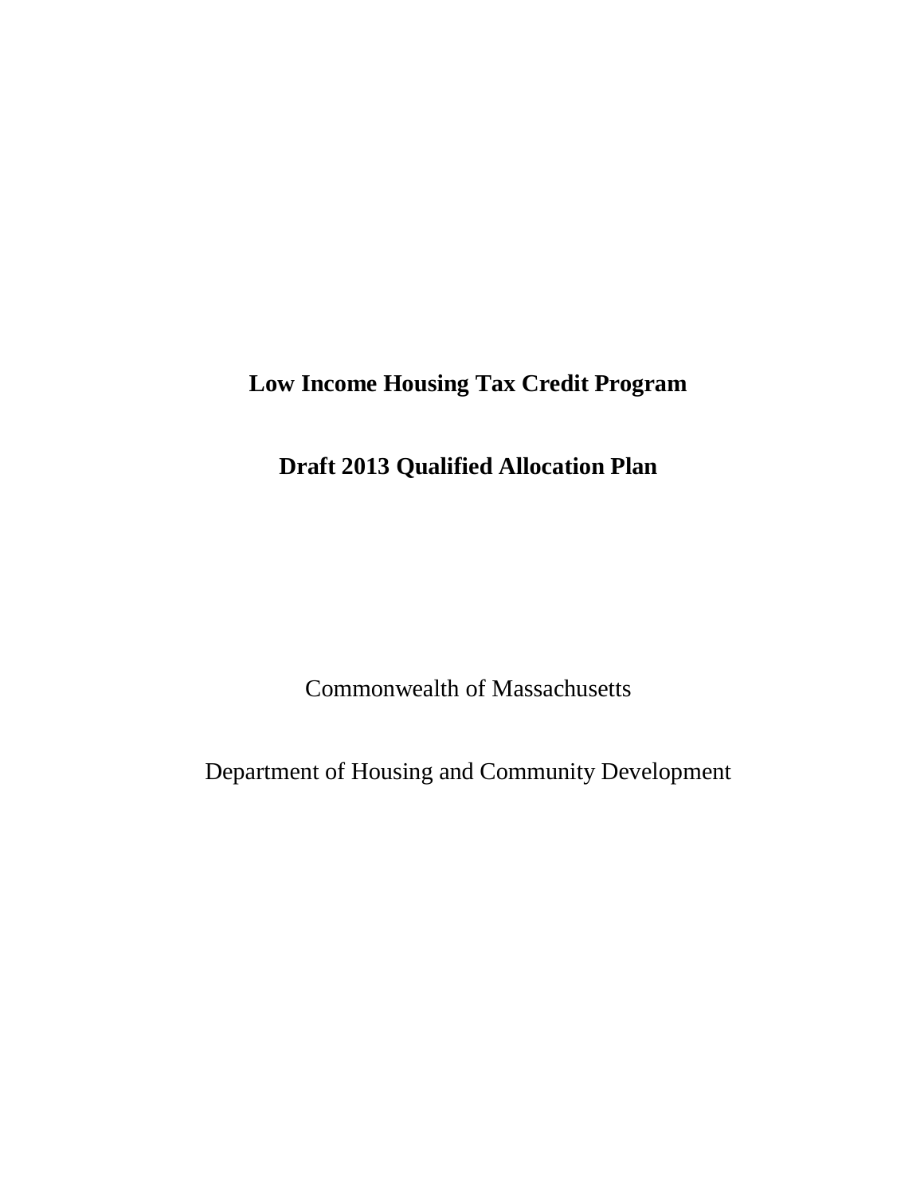# Low Income Housing Tax Credit Program

# Draft 2013 Qualified Allocation Plan

Commonwealth of Massachusetts

Department of Housing and Community Development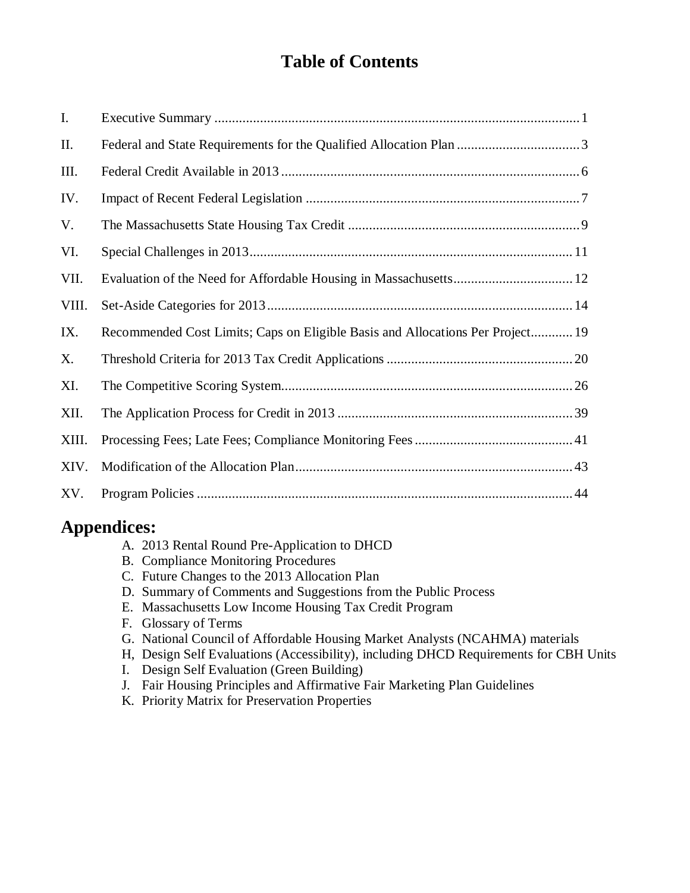# Table of Contents

| | | |
|---|---|---|
| I. | Executive Summary | 1 |
| II. | Federal and State Requirements for the Qualified Allocation Plan | 3 |
| III. | Federal Credit Available in 2013 | 6 |
| IV. | Impact of Recent Federal Legislation | 7 |
| V. | The Massachusetts State Housing Tax Credit | 9 |
| VI. | Special Challenges in 2013 | 11 |
| VII. | Evaluation of the Need for Affordable Housing in Massachusetts | 12 |
| VIII. | Set-Aside Categories for 2013 | 14 |
| IX. | Recommended Cost Limits; Caps on Eligible Basis and Allocations Per Project | 19 |
| X. | Threshold Criteria for 2013 Tax Credit Applications | 20 |
| XI. | The Competitive Scoring System | 26 |
| XII. | The Application Process for Credit in 2013 | 39 |
| XIII. | Processing Fees; Late Fees; Compliance Monitoring Fees | 41 |
| XIV. | Modification of the Allocation Plan | 43 |
| XV. | Program Policies | 44 |

## Appendices:

A. 2013 Rental Round Pre-Application to DHCD
B. Compliance Monitoring Procedures
C. Future Changes to the 2013 Allocation Plan
D. Summary of Comments and Suggestions from the Public Process
E. Massachusetts Low Income Housing Tax Credit Program
F. Glossary of Terms
G. National Council of Affordable Housing Market Analysts (NCAHMA) materials
H, Design Self Evaluations (Accessibility), including DHCD Requirements for CBH Units
I. Design Self Evaluation (Green Building)
J. Fair Housing Principles and Affirmative Fair Marketing Plan Guidelines
K. Priority Matrix for Preservation Properties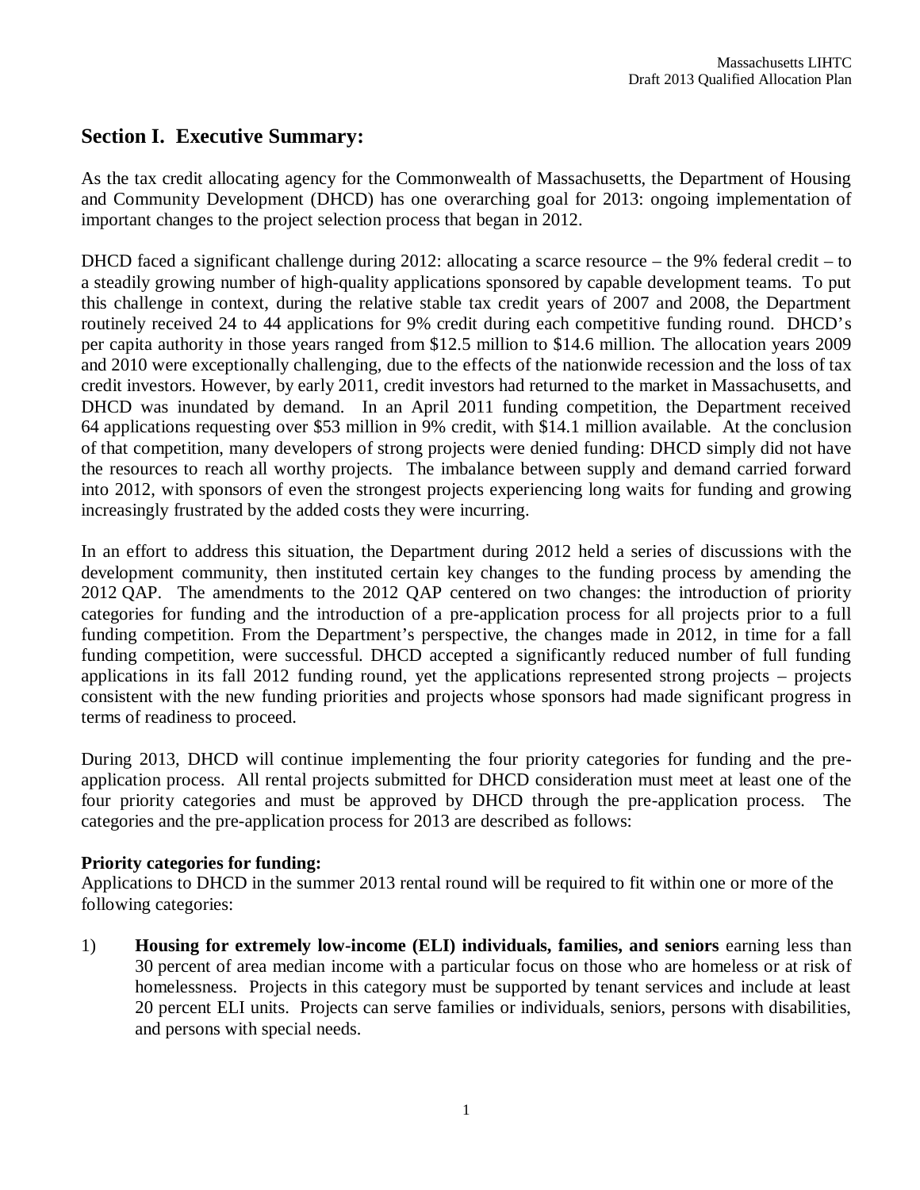## Section I. Executive Summary:

As the tax credit allocating agency for the Commonwealth of Massachusetts, the Department of Housing and Community Development (DHCD) has one overarching goal for 2013: ongoing implementation of important changes to the project selection process that began in 2012.

DHCD faced a significant challenge during 2012: allocating a scarce resource – the 9% federal credit – to a steadily growing number of high-quality applications sponsored by capable development teams. To put this challenge in context, during the relative stable tax credit years of 2007 and 2008, the Department routinely received 24 to 44 applications for 9% credit during each competitive funding round. DHCD's per capita authority in those years ranged from $12.5 million to $14.6 million. The allocation years 2009 and 2010 were exceptionally challenging, due to the effects of the nationwide recession and the loss of tax credit investors. However, by early 2011, credit investors had returned to the market in Massachusetts, and DHCD was inundated by demand. In an April 2011 funding competition, the Department received 64 applications requesting over $53 million in 9% credit, with $14.1 million available. At the conclusion of that competition, many developers of strong projects were denied funding: DHCD simply did not have the resources to reach all worthy projects. The imbalance between supply and demand carried forward into 2012, with sponsors of even the strongest projects experiencing long waits for funding and growing increasingly frustrated by the added costs they were incurring.

In an effort to address this situation, the Department during 2012 held a series of discussions with the development community, then instituted certain key changes to the funding process by amending the 2012 QAP. The amendments to the 2012 QAP centered on two changes: the introduction of priority categories for funding and the introduction of a pre-application process for all projects prior to a full funding competition. From the Department's perspective, the changes made in 2012, in time for a fall funding competition, were successful. DHCD accepted a significantly reduced number of full funding applications in its fall 2012 funding round, yet the applications represented strong projects – projects consistent with the new funding priorities and projects whose sponsors had made significant progress in terms of readiness to proceed.

During 2013, DHCD will continue implementing the four priority categories for funding and the pre-application process. All rental projects submitted for DHCD consideration must meet at least one of the four priority categories and must be approved by DHCD through the pre-application process. The categories and the pre-application process for 2013 are described as follows:

**Priority categories for funding:**
Applications to DHCD in the summer 2013 rental round will be required to fit within one or more of the following categories:

1) **Housing for extremely low-income (ELI) individuals, families, and seniors** earning less than 30 percent of area median income with a particular focus on those who are homeless or at risk of homelessness. Projects in this category must be supported by tenant services and include at least 20 percent ELI units. Projects can serve families or individuals, seniors, persons with disabilities, and persons with special needs.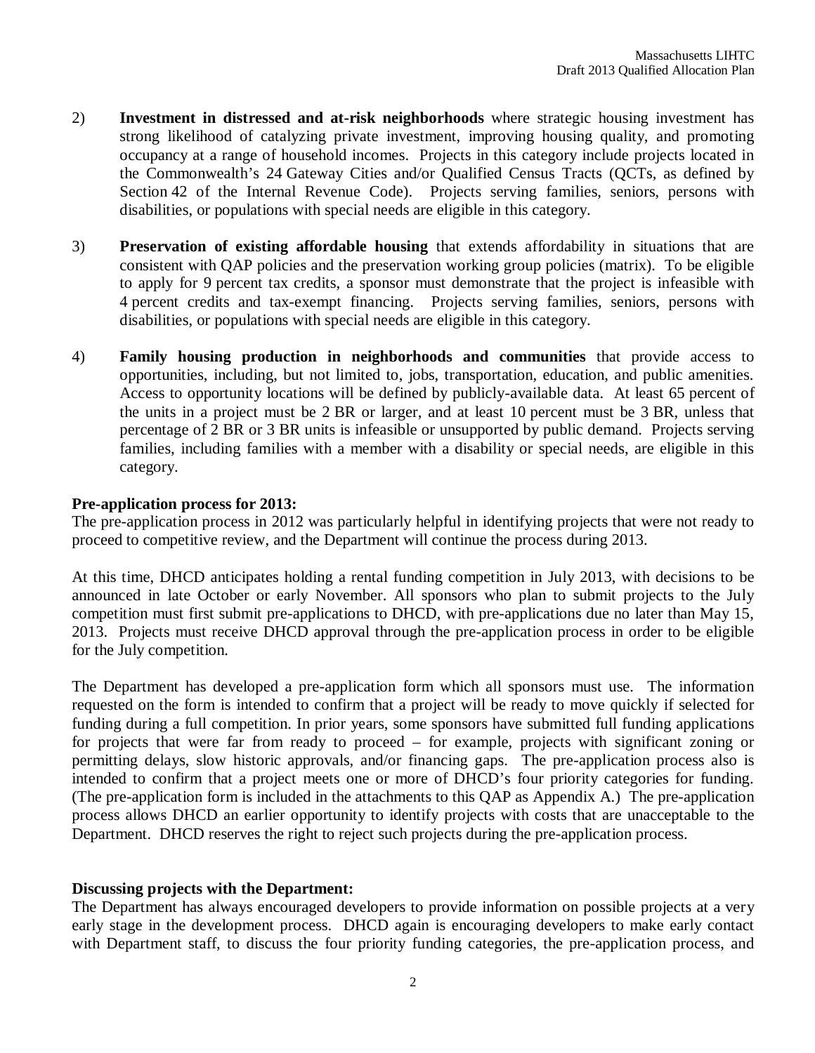2) **Investment in distressed and at-risk neighborhoods** where strategic housing investment has strong likelihood of catalyzing private investment, improving housing quality, and promoting occupancy at a range of household incomes. Projects in this category include projects located in the Commonwealth's 24 Gateway Cities and/or Qualified Census Tracts (QCTs, as defined by Section 42 of the Internal Revenue Code). Projects serving families, seniors, persons with disabilities, or populations with special needs are eligible in this category.

3) **Preservation of existing affordable housing** that extends affordability in situations that are consistent with QAP policies and the preservation working group policies (matrix). To be eligible to apply for 9 percent tax credits, a sponsor must demonstrate that the project is infeasible with 4 percent credits and tax-exempt financing. Projects serving families, seniors, persons with disabilities, or populations with special needs are eligible in this category.

4) **Family housing production in neighborhoods and communities** that provide access to opportunities, including, but not limited to, jobs, transportation, education, and public amenities. Access to opportunity locations will be defined by publicly-available data. At least 65 percent of the units in a project must be 2 BR or larger, and at least 10 percent must be 3 BR, unless that percentage of 2 BR or 3 BR units is infeasible or unsupported by public demand. Projects serving families, including families with a member with a disability or special needs, are eligible in this category.

**Pre-application process for 2013:**

The pre-application process in 2012 was particularly helpful in identifying projects that were not ready to proceed to competitive review, and the Department will continue the process during 2013.

At this time, DHCD anticipates holding a rental funding competition in July 2013, with decisions to be announced in late October or early November. All sponsors who plan to submit projects to the July competition must first submit pre-applications to DHCD, with pre-applications due no later than May 15, 2013. Projects must receive DHCD approval through the pre-application process in order to be eligible for the July competition.

The Department has developed a pre-application form which all sponsors must use. The information requested on the form is intended to confirm that a project will be ready to move quickly if selected for funding during a full competition. In prior years, some sponsors have submitted full funding applications for projects that were far from ready to proceed – for example, projects with significant zoning or permitting delays, slow historic approvals, and/or financing gaps. The pre-application process also is intended to confirm that a project meets one or more of DHCD's four priority categories for funding. (The pre-application form is included in the attachments to this QAP as Appendix A.) The pre-application process allows DHCD an earlier opportunity to identify projects with costs that are unacceptable to the Department. DHCD reserves the right to reject such projects during the pre-application process.

**Discussing projects with the Department:**

The Department has always encouraged developers to provide information on possible projects at a very early stage in the development process. DHCD again is encouraging developers to make early contact with Department staff, to discuss the four priority funding categories, the pre-application process, and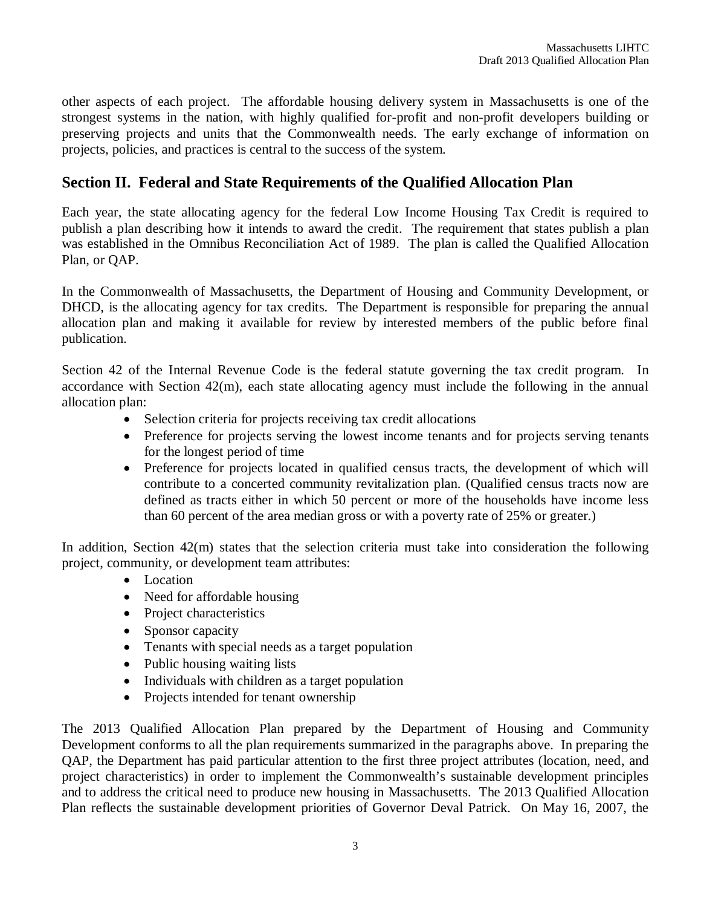other aspects of each project. The affordable housing delivery system in Massachusetts is one of the strongest systems in the nation, with highly qualified for-profit and non-profit developers building or preserving projects and units that the Commonwealth needs. The early exchange of information on projects, policies, and practices is central to the success of the system.

## Section II. Federal and State Requirements of the Qualified Allocation Plan

Each year, the state allocating agency for the federal Low Income Housing Tax Credit is required to publish a plan describing how it intends to award the credit. The requirement that states publish a plan was established in the Omnibus Reconciliation Act of 1989. The plan is called the Qualified Allocation Plan, or QAP.

In the Commonwealth of Massachusetts, the Department of Housing and Community Development, or DHCD, is the allocating agency for tax credits. The Department is responsible for preparing the annual allocation plan and making it available for review by interested members of the public before final publication.

Section 42 of the Internal Revenue Code is the federal statute governing the tax credit program. In accordance with Section 42(m), each state allocating agency must include the following in the annual allocation plan:

- Selection criteria for projects receiving tax credit allocations
- Preference for projects serving the lowest income tenants and for projects serving tenants for the longest period of time
- Preference for projects located in qualified census tracts, the development of which will contribute to a concerted community revitalization plan. (Qualified census tracts now are defined as tracts either in which 50 percent or more of the households have income less than 60 percent of the area median gross or with a poverty rate of 25% or greater.)

In addition, Section 42(m) states that the selection criteria must take into consideration the following project, community, or development team attributes:

- Location
- Need for affordable housing
- Project characteristics
- Sponsor capacity
- Tenants with special needs as a target population
- Public housing waiting lists
- Individuals with children as a target population
- Projects intended for tenant ownership

The 2013 Qualified Allocation Plan prepared by the Department of Housing and Community Development conforms to all the plan requirements summarized in the paragraphs above. In preparing the QAP, the Department has paid particular attention to the first three project attributes (location, need, and project characteristics) in order to implement the Commonwealth's sustainable development principles and to address the critical need to produce new housing in Massachusetts. The 2013 Qualified Allocation Plan reflects the sustainable development priorities of Governor Deval Patrick. On May 16, 2007, the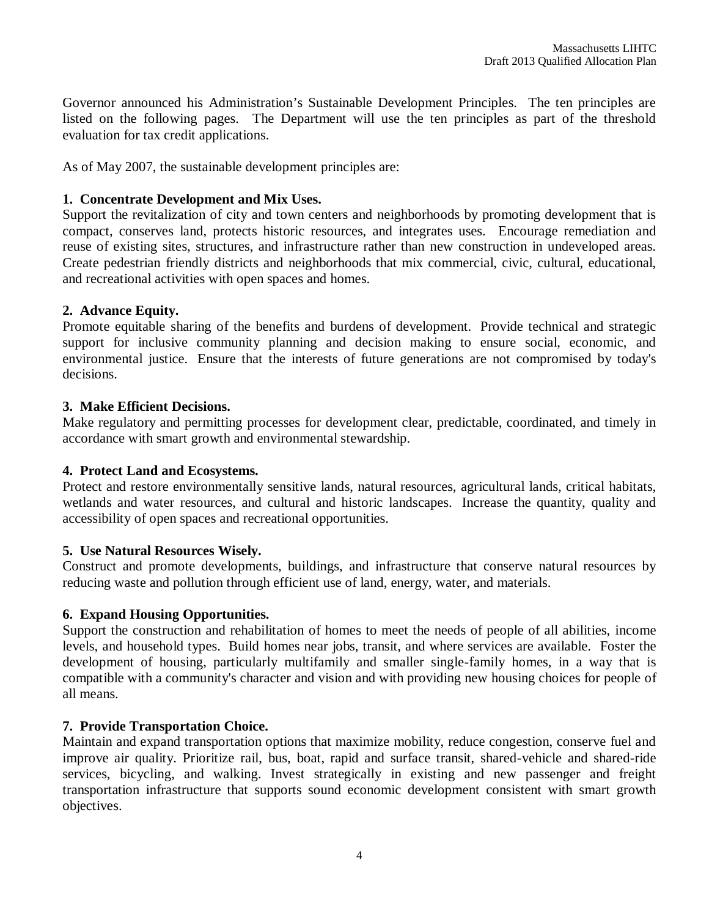Governor announced his Administration's Sustainable Development Principles. The ten principles are listed on the following pages. The Department will use the ten principles as part of the threshold evaluation for tax credit applications.

As of May 2007, the sustainable development principles are:

**1. Concentrate Development and Mix Uses.**
Support the revitalization of city and town centers and neighborhoods by promoting development that is compact, conserves land, protects historic resources, and integrates uses. Encourage remediation and reuse of existing sites, structures, and infrastructure rather than new construction in undeveloped areas. Create pedestrian friendly districts and neighborhoods that mix commercial, civic, cultural, educational, and recreational activities with open spaces and homes.

**2. Advance Equity.**
Promote equitable sharing of the benefits and burdens of development. Provide technical and strategic support for inclusive community planning and decision making to ensure social, economic, and environmental justice. Ensure that the interests of future generations are not compromised by today's decisions.

**3. Make Efficient Decisions.**
Make regulatory and permitting processes for development clear, predictable, coordinated, and timely in accordance with smart growth and environmental stewardship.

**4. Protect Land and Ecosystems.**
Protect and restore environmentally sensitive lands, natural resources, agricultural lands, critical habitats, wetlands and water resources, and cultural and historic landscapes. Increase the quantity, quality and accessibility of open spaces and recreational opportunities.

**5. Use Natural Resources Wisely.**
Construct and promote developments, buildings, and infrastructure that conserve natural resources by reducing waste and pollution through efficient use of land, energy, water, and materials.

**6. Expand Housing Opportunities.**
Support the construction and rehabilitation of homes to meet the needs of people of all abilities, income levels, and household types. Build homes near jobs, transit, and where services are available. Foster the development of housing, particularly multifamily and smaller single-family homes, in a way that is compatible with a community's character and vision and with providing new housing choices for people of all means.

**7. Provide Transportation Choice.**
Maintain and expand transportation options that maximize mobility, reduce congestion, conserve fuel and improve air quality. Prioritize rail, bus, boat, rapid and surface transit, shared-vehicle and shared-ride services, bicycling, and walking. Invest strategically in existing and new passenger and freight transportation infrastructure that supports sound economic development consistent with smart growth objectives.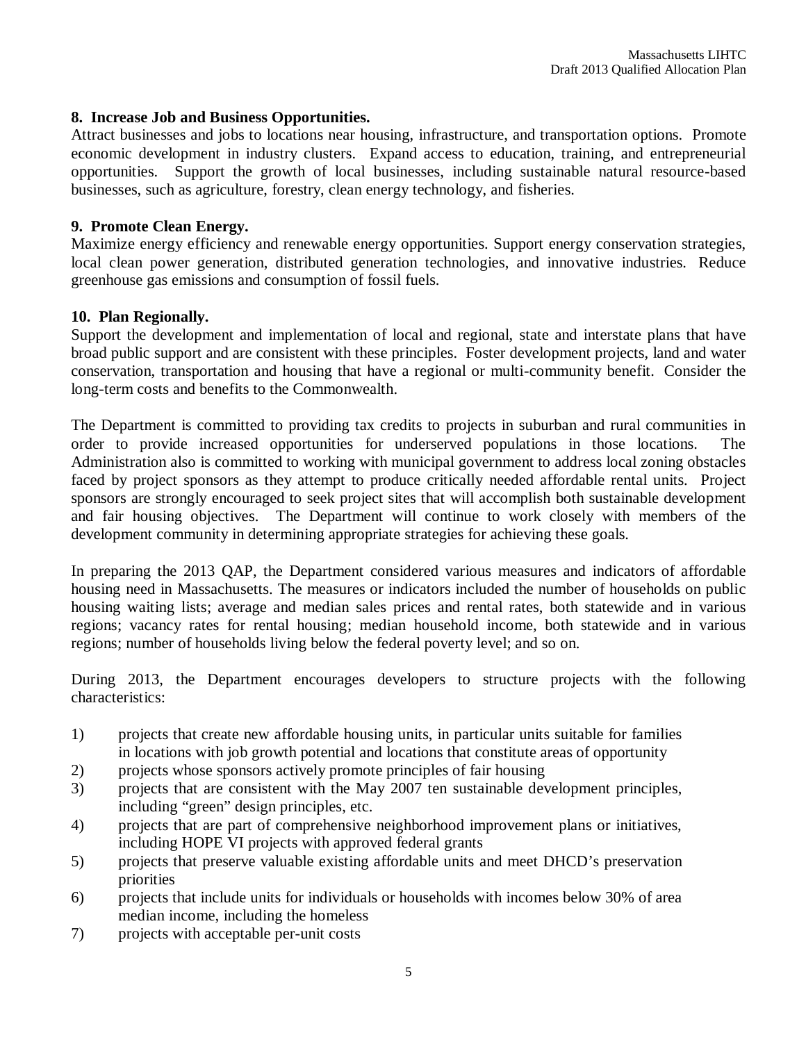**8. Increase Job and Business Opportunities.**
Attract businesses and jobs to locations near housing, infrastructure, and transportation options. Promote economic development in industry clusters. Expand access to education, training, and entrepreneurial opportunities. Support the growth of local businesses, including sustainable natural resource-based businesses, such as agriculture, forestry, clean energy technology, and fisheries.

**9. Promote Clean Energy.**
Maximize energy efficiency and renewable energy opportunities. Support energy conservation strategies, local clean power generation, distributed generation technologies, and innovative industries. Reduce greenhouse gas emissions and consumption of fossil fuels.

**10. Plan Regionally.**
Support the development and implementation of local and regional, state and interstate plans that have broad public support and are consistent with these principles. Foster development projects, land and water conservation, transportation and housing that have a regional or multi-community benefit. Consider the long-term costs and benefits to the Commonwealth.

The Department is committed to providing tax credits to projects in suburban and rural communities in order to provide increased opportunities for underserved populations in those locations. The Administration also is committed to working with municipal government to address local zoning obstacles faced by project sponsors as they attempt to produce critically needed affordable rental units. Project sponsors are strongly encouraged to seek project sites that will accomplish both sustainable development and fair housing objectives. The Department will continue to work closely with members of the development community in determining appropriate strategies for achieving these goals.

In preparing the 2013 QAP, the Department considered various measures and indicators of affordable housing need in Massachusetts. The measures or indicators included the number of households on public housing waiting lists; average and median sales prices and rental rates, both statewide and in various regions; vacancy rates for rental housing; median household income, both statewide and in various regions; number of households living below the federal poverty level; and so on.

During 2013, the Department encourages developers to structure projects with the following characteristics:

1) projects that create new affordable housing units, in particular units suitable for families in locations with job growth potential and locations that constitute areas of opportunity
2) projects whose sponsors actively promote principles of fair housing
3) projects that are consistent with the May 2007 ten sustainable development principles, including "green" design principles, etc.
4) projects that are part of comprehensive neighborhood improvement plans or initiatives, including HOPE VI projects with approved federal grants
5) projects that preserve valuable existing affordable units and meet DHCD's preservation priorities
6) projects that include units for individuals or households with incomes below 30% of area median income, including the homeless
7) projects with acceptable per-unit costs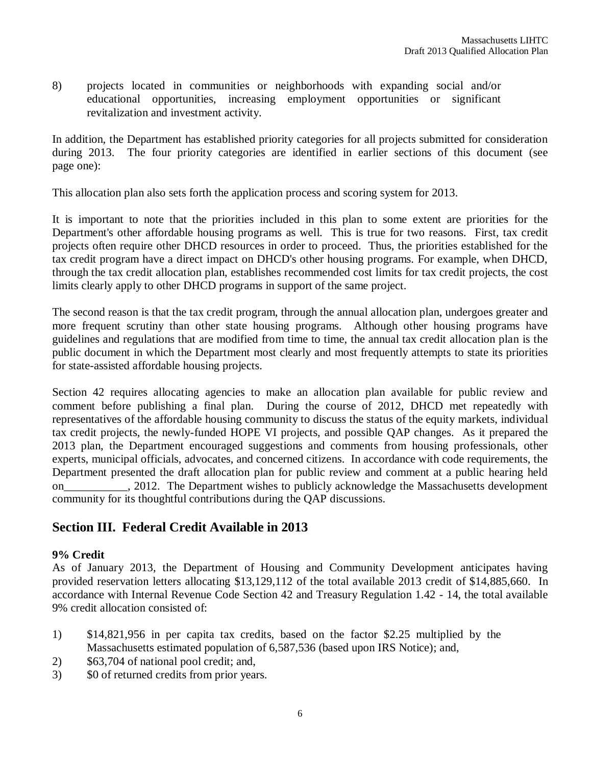8) projects located in communities or neighborhoods with expanding social and/or educational opportunities, increasing employment opportunities or significant revitalization and investment activity.

In addition, the Department has established priority categories for all projects submitted for consideration during 2013. The four priority categories are identified in earlier sections of this document (see page one):

This allocation plan also sets forth the application process and scoring system for 2013.

It is important to note that the priorities included in this plan to some extent are priorities for the Department's other affordable housing programs as well. This is true for two reasons. First, tax credit projects often require other DHCD resources in order to proceed. Thus, the priorities established for the tax credit program have a direct impact on DHCD's other housing programs. For example, when DHCD, through the tax credit allocation plan, establishes recommended cost limits for tax credit projects, the cost limits clearly apply to other DHCD programs in support of the same project.

The second reason is that the tax credit program, through the annual allocation plan, undergoes greater and more frequent scrutiny than other state housing programs. Although other housing programs have guidelines and regulations that are modified from time to time, the annual tax credit allocation plan is the public document in which the Department most clearly and most frequently attempts to state its priorities for state-assisted affordable housing projects.

Section 42 requires allocating agencies to make an allocation plan available for public review and comment before publishing a final plan. During the course of 2012, DHCD met repeatedly with representatives of the affordable housing community to discuss the status of the equity markets, individual tax credit projects, the newly-funded HOPE VI projects, and possible QAP changes. As it prepared the 2013 plan, the Department encouraged suggestions and comments from housing professionals, other experts, municipal officials, advocates, and concerned citizens. In accordance with code requirements, the Department presented the draft allocation plan for public review and comment at a public hearing held on___________, 2012. The Department wishes to publicly acknowledge the Massachusetts development community for its thoughtful contributions during the QAP discussions.

## Section III. Federal Credit Available in 2013

**9% Credit**

As of January 2013, the Department of Housing and Community Development anticipates having provided reservation letters allocating $13,129,112 of the total available 2013 credit of $14,885,660. In accordance with Internal Revenue Code Section 42 and Treasury Regulation 1.42 - 14, the total available 9% credit allocation consisted of:

1) $14,821,956 in per capita tax credits, based on the factor $2.25 multiplied by the Massachusetts estimated population of 6,587,536 (based upon IRS Notice); and,
2) $63,704 of national pool credit; and,
3) $0 of returned credits from prior years.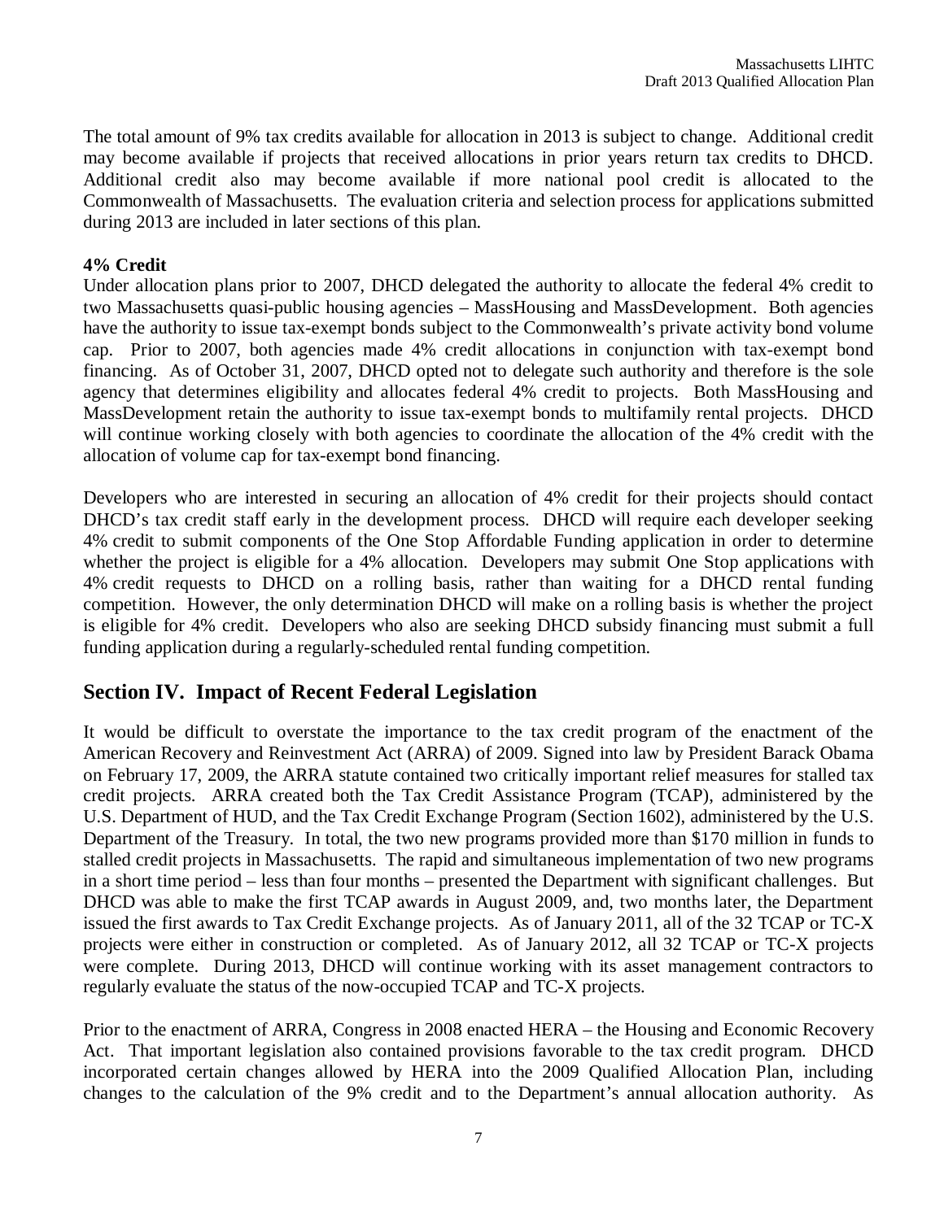The total amount of 9% tax credits available for allocation in 2013 is subject to change. Additional credit may become available if projects that received allocations in prior years return tax credits to DHCD. Additional credit also may become available if more national pool credit is allocated to the Commonwealth of Massachusetts. The evaluation criteria and selection process for applications submitted during 2013 are included in later sections of this plan.

**4% Credit**

Under allocation plans prior to 2007, DHCD delegated the authority to allocate the federal 4% credit to two Massachusetts quasi-public housing agencies – MassHousing and MassDevelopment. Both agencies have the authority to issue tax-exempt bonds subject to the Commonwealth's private activity bond volume cap. Prior to 2007, both agencies made 4% credit allocations in conjunction with tax-exempt bond financing. As of October 31, 2007, DHCD opted not to delegate such authority and therefore is the sole agency that determines eligibility and allocates federal 4% credit to projects. Both MassHousing and MassDevelopment retain the authority to issue tax-exempt bonds to multifamily rental projects. DHCD will continue working closely with both agencies to coordinate the allocation of the 4% credit with the allocation of volume cap for tax-exempt bond financing.

Developers who are interested in securing an allocation of 4% credit for their projects should contact DHCD's tax credit staff early in the development process. DHCD will require each developer seeking 4% credit to submit components of the One Stop Affordable Funding application in order to determine whether the project is eligible for a 4% allocation. Developers may submit One Stop applications with 4% credit requests to DHCD on a rolling basis, rather than waiting for a DHCD rental funding competition. However, the only determination DHCD will make on a rolling basis is whether the project is eligible for 4% credit. Developers who also are seeking DHCD subsidy financing must submit a full funding application during a regularly-scheduled rental funding competition.

## Section IV. Impact of Recent Federal Legislation

It would be difficult to overstate the importance to the tax credit program of the enactment of the American Recovery and Reinvestment Act (ARRA) of 2009. Signed into law by President Barack Obama on February 17, 2009, the ARRA statute contained two critically important relief measures for stalled tax credit projects. ARRA created both the Tax Credit Assistance Program (TCAP), administered by the U.S. Department of HUD, and the Tax Credit Exchange Program (Section 1602), administered by the U.S. Department of the Treasury. In total, the two new programs provided more than $170 million in funds to stalled credit projects in Massachusetts. The rapid and simultaneous implementation of two new programs in a short time period – less than four months – presented the Department with significant challenges. But DHCD was able to make the first TCAP awards in August 2009, and, two months later, the Department issued the first awards to Tax Credit Exchange projects. As of January 2011, all of the 32 TCAP or TC-X projects were either in construction or completed. As of January 2012, all 32 TCAP or TC-X projects were complete. During 2013, DHCD will continue working with its asset management contractors to regularly evaluate the status of the now-occupied TCAP and TC-X projects.

Prior to the enactment of ARRA, Congress in 2008 enacted HERA – the Housing and Economic Recovery Act. That important legislation also contained provisions favorable to the tax credit program. DHCD incorporated certain changes allowed by HERA into the 2009 Qualified Allocation Plan, including changes to the calculation of the 9% credit and to the Department's annual allocation authority. As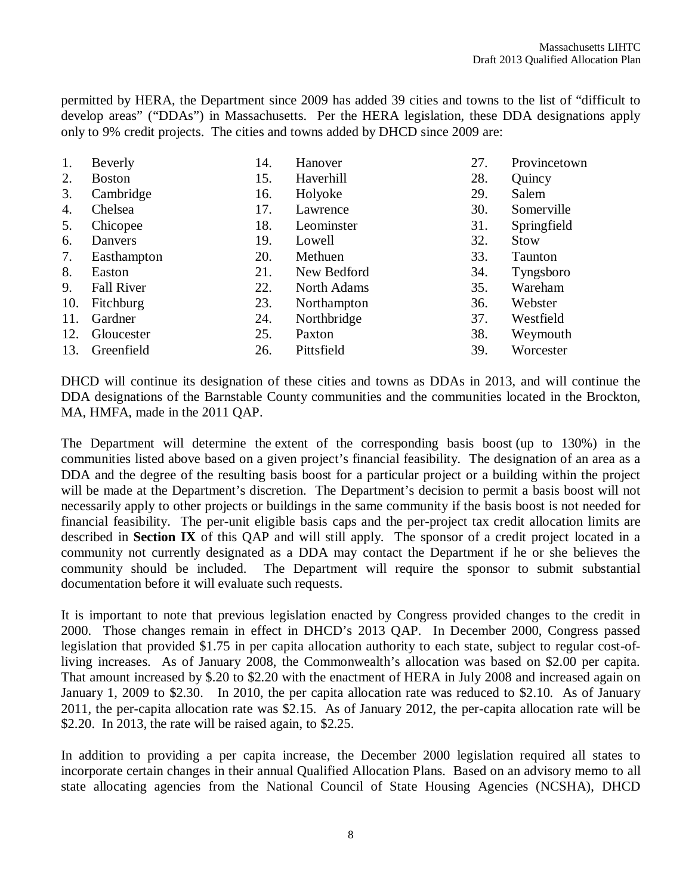permitted by HERA, the Department since 2009 has added 39 cities and towns to the list of "difficult to develop areas" ("DDAs") in Massachusetts. Per the HERA legislation, these DDA designations apply only to 9% credit projects. The cities and towns added by DHCD since 2009 are:

1. Beverly
2. Boston
3. Cambridge
4. Chelsea
5. Chicopee
6. Danvers
7. Easthampton
8. Easton
9. Fall River
10. Fitchburg
11. Gardner
12. Gloucester
13. Greenfield
14. Hanover
15. Haverhill
16. Holyoke
17. Lawrence
18. Leominster
19. Lowell
20. Methuen
21. New Bedford
22. North Adams
23. Northampton
24. Northbridge
25. Paxton
26. Pittsfield
27. Provincetown
28. Quincy
29. Salem
30. Somerville
31. Springfield
32. Stow
33. Taunton
34. Tyngsboro
35. Wareham
36. Webster
37. Westfield
38. Weymouth
39. Worcester

DHCD will continue its designation of these cities and towns as DDAs in 2013, and will continue the DDA designations of the Barnstable County communities and the communities located in the Brockton, MA, HMFA, made in the 2011 QAP.

The Department will determine the extent of the corresponding basis boost (up to 130%) in the communities listed above based on a given project's financial feasibility. The designation of an area as a DDA and the degree of the resulting basis boost for a particular project or a building within the project will be made at the Department's discretion. The Department's decision to permit a basis boost will not necessarily apply to other projects or buildings in the same community if the basis boost is not needed for financial feasibility. The per-unit eligible basis caps and the per-project tax credit allocation limits are described in **Section IX** of this QAP and will still apply. The sponsor of a credit project located in a community not currently designated as a DDA may contact the Department if he or she believes the community should be included. The Department will require the sponsor to submit substantial documentation before it will evaluate such requests.

It is important to note that previous legislation enacted by Congress provided changes to the credit in 2000. Those changes remain in effect in DHCD's 2013 QAP. In December 2000, Congress passed legislation that provided $1.75 in per capita allocation authority to each state, subject to regular cost-of-living increases. As of January 2008, the Commonwealth's allocation was based on $2.00 per capita. That amount increased by $.20 to $2.20 with the enactment of HERA in July 2008 and increased again on January 1, 2009 to $2.30. In 2010, the per capita allocation rate was reduced to $2.10. As of January 2011, the per-capita allocation rate was $2.15. As of January 2012, the per-capita allocation rate will be $2.20. In 2013, the rate will be raised again, to $2.25.

In addition to providing a per capita increase, the December 2000 legislation required all states to incorporate certain changes in their annual Qualified Allocation Plans. Based on an advisory memo to all state allocating agencies from the National Council of State Housing Agencies (NCSHA), DHCD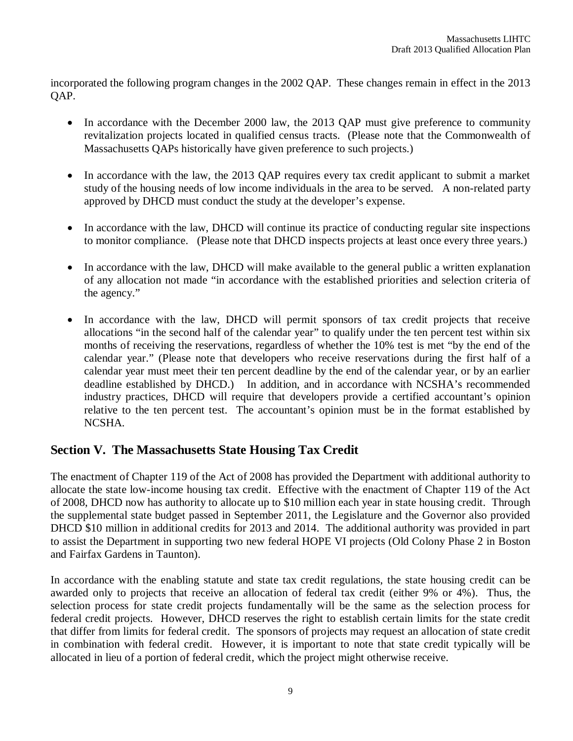incorporated the following program changes in the 2002 QAP. These changes remain in effect in the 2013 QAP.

- In accordance with the December 2000 law, the 2013 QAP must give preference to community revitalization projects located in qualified census tracts. (Please note that the Commonwealth of Massachusetts QAPs historically have given preference to such projects.)

- In accordance with the law, the 2013 QAP requires every tax credit applicant to submit a market study of the housing needs of low income individuals in the area to be served. A non-related party approved by DHCD must conduct the study at the developer's expense.

- In accordance with the law, DHCD will continue its practice of conducting regular site inspections to monitor compliance. (Please note that DHCD inspects projects at least once every three years.)

- In accordance with the law, DHCD will make available to the general public a written explanation of any allocation not made "in accordance with the established priorities and selection criteria of the agency."

- In accordance with the law, DHCD will permit sponsors of tax credit projects that receive allocations "in the second half of the calendar year" to qualify under the ten percent test within six months of receiving the reservations, regardless of whether the 10% test is met "by the end of the calendar year." (Please note that developers who receive reservations during the first half of a calendar year must meet their ten percent deadline by the end of the calendar year, or by an earlier deadline established by DHCD.) In addition, and in accordance with NCSHA's recommended industry practices, DHCD will require that developers provide a certified accountant's opinion relative to the ten percent test. The accountant's opinion must be in the format established by NCSHA.

## Section V. The Massachusetts State Housing Tax Credit

The enactment of Chapter 119 of the Act of 2008 has provided the Department with additional authority to allocate the state low-income housing tax credit. Effective with the enactment of Chapter 119 of the Act of 2008, DHCD now has authority to allocate up to $10 million each year in state housing credit. Through the supplemental state budget passed in September 2011, the Legislature and the Governor also provided DHCD $10 million in additional credits for 2013 and 2014. The additional authority was provided in part to assist the Department in supporting two new federal HOPE VI projects (Old Colony Phase 2 in Boston and Fairfax Gardens in Taunton).

In accordance with the enabling statute and state tax credit regulations, the state housing credit can be awarded only to projects that receive an allocation of federal tax credit (either 9% or 4%). Thus, the selection process for state credit projects fundamentally will be the same as the selection process for federal credit projects. However, DHCD reserves the right to establish certain limits for the state credit that differ from limits for federal credit. The sponsors of projects may request an allocation of state credit in combination with federal credit. However, it is important to note that state credit typically will be allocated in lieu of a portion of federal credit, which the project might otherwise receive.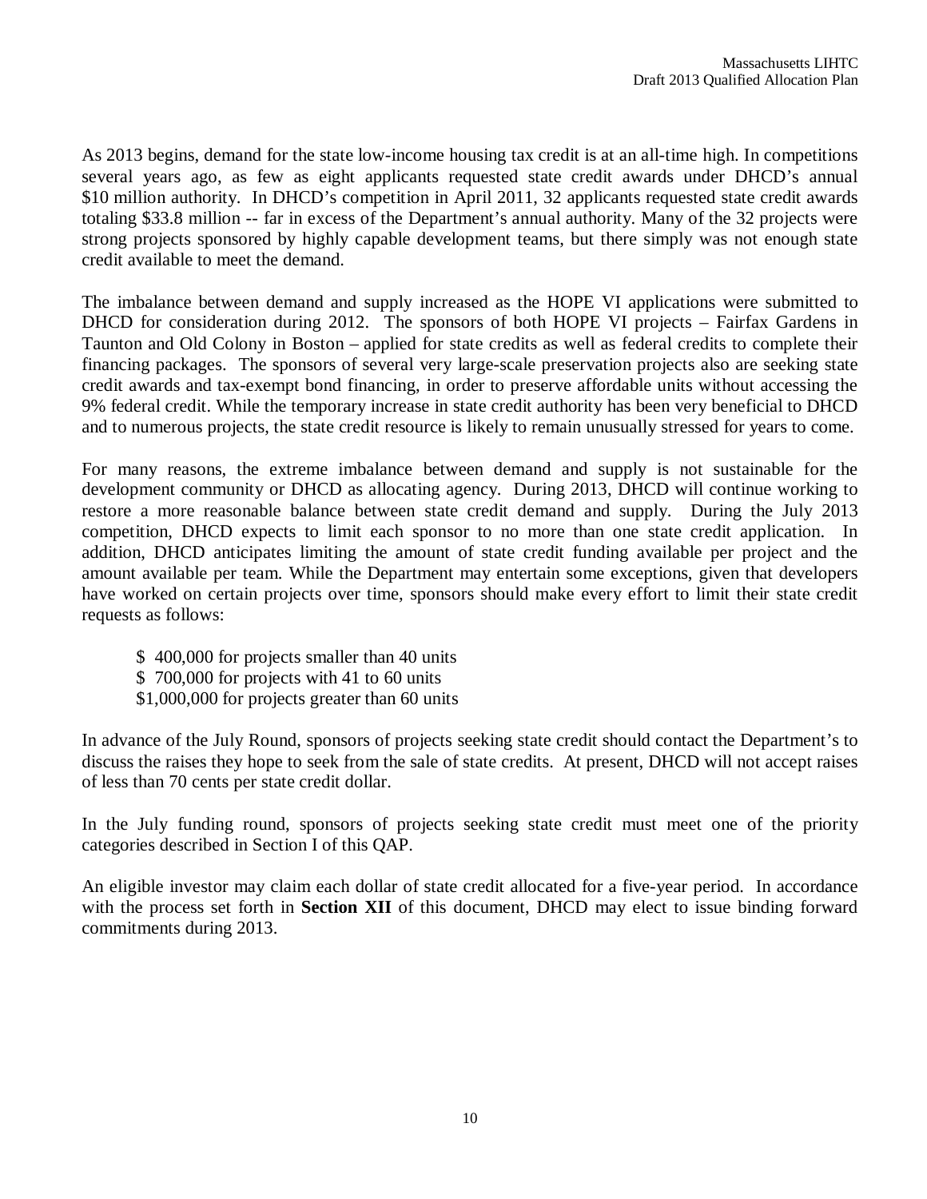As 2013 begins, demand for the state low-income housing tax credit is at an all-time high. In competitions several years ago, as few as eight applicants requested state credit awards under DHCD's annual $10 million authority. In DHCD's competition in April 2011, 32 applicants requested state credit awards totaling $33.8 million -- far in excess of the Department's annual authority. Many of the 32 projects were strong projects sponsored by highly capable development teams, but there simply was not enough state credit available to meet the demand.

The imbalance between demand and supply increased as the HOPE VI applications were submitted to DHCD for consideration during 2012. The sponsors of both HOPE VI projects – Fairfax Gardens in Taunton and Old Colony in Boston – applied for state credits as well as federal credits to complete their financing packages. The sponsors of several very large-scale preservation projects also are seeking state credit awards and tax-exempt bond financing, in order to preserve affordable units without accessing the 9% federal credit. While the temporary increase in state credit authority has been very beneficial to DHCD and to numerous projects, the state credit resource is likely to remain unusually stressed for years to come.

For many reasons, the extreme imbalance between demand and supply is not sustainable for the development community or DHCD as allocating agency. During 2013, DHCD will continue working to restore a more reasonable balance between state credit demand and supply. During the July 2013 competition, DHCD expects to limit each sponsor to no more than one state credit application. In addition, DHCD anticipates limiting the amount of state credit funding available per project and the amount available per team. While the Department may entertain some exceptions, given that developers have worked on certain projects over time, sponsors should make every effort to limit their state credit requests as follows:

$ 400,000 for projects smaller than 40 units
$ 700,000 for projects with 41 to 60 units
$1,000,000 for projects greater than 60 units

In advance of the July Round, sponsors of projects seeking state credit should contact the Department's to discuss the raises they hope to seek from the sale of state credits. At present, DHCD will not accept raises of less than 70 cents per state credit dollar.

In the July funding round, sponsors of projects seeking state credit must meet one of the priority categories described in Section I of this QAP.

An eligible investor may claim each dollar of state credit allocated for a five-year period. In accordance with the process set forth in **Section XII** of this document, DHCD may elect to issue binding forward commitments during 2013.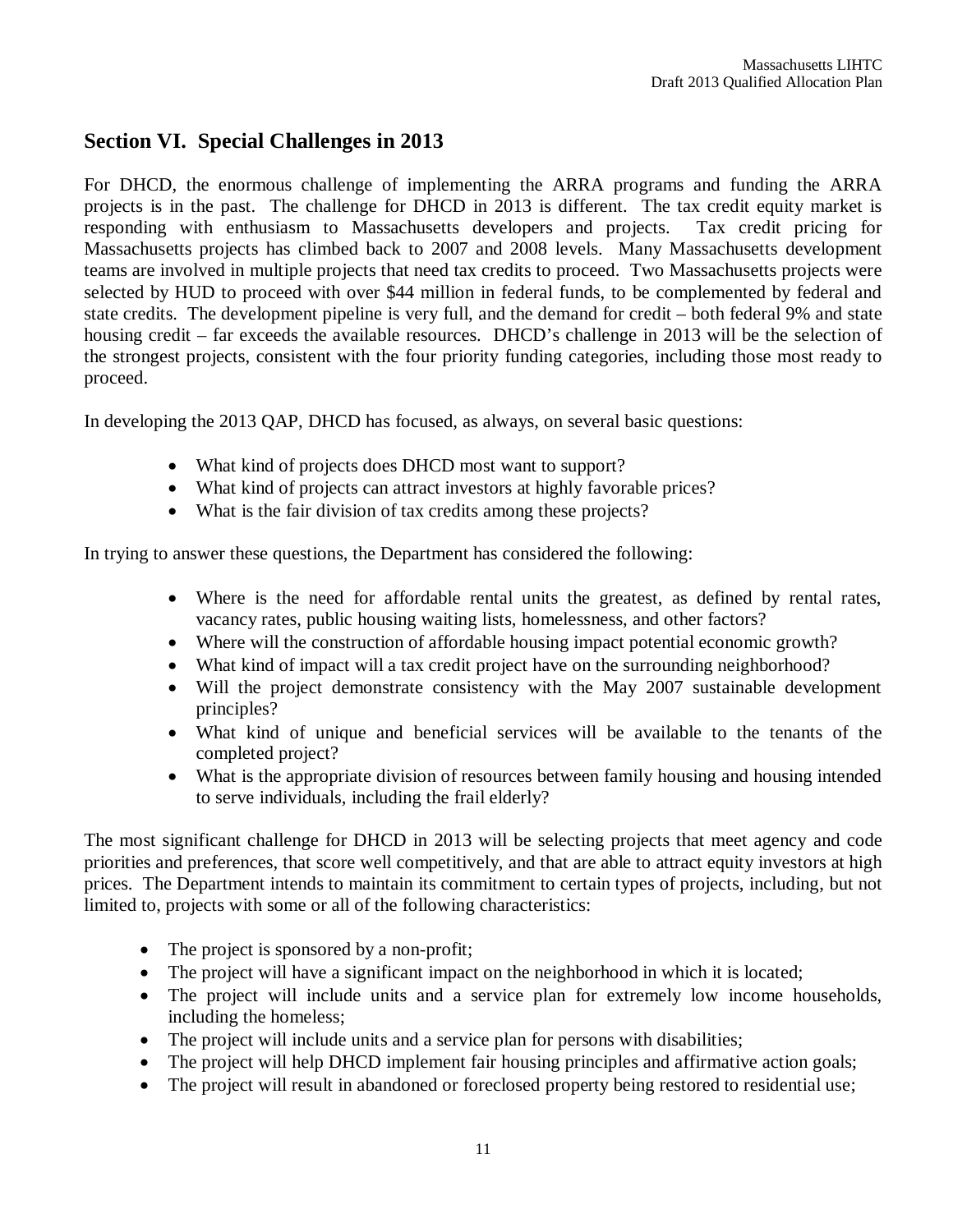## Section VI. Special Challenges in 2013

For DHCD, the enormous challenge of implementing the ARRA programs and funding the ARRA projects is in the past. The challenge for DHCD in 2013 is different. The tax credit equity market is responding with enthusiasm to Massachusetts developers and projects. Tax credit pricing for Massachusetts projects has climbed back to 2007 and 2008 levels. Many Massachusetts development teams are involved in multiple projects that need tax credits to proceed. Two Massachusetts projects were selected by HUD to proceed with over $44 million in federal funds, to be complemented by federal and state credits. The development pipeline is very full, and the demand for credit – both federal 9% and state housing credit – far exceeds the available resources. DHCD's challenge in 2013 will be the selection of the strongest projects, consistent with the four priority funding categories, including those most ready to proceed.

In developing the 2013 QAP, DHCD has focused, as always, on several basic questions:

- What kind of projects does DHCD most want to support?
- What kind of projects can attract investors at highly favorable prices?
- What is the fair division of tax credits among these projects?

In trying to answer these questions, the Department has considered the following:

- Where is the need for affordable rental units the greatest, as defined by rental rates, vacancy rates, public housing waiting lists, homelessness, and other factors?
- Where will the construction of affordable housing impact potential economic growth?
- What kind of impact will a tax credit project have on the surrounding neighborhood?
- Will the project demonstrate consistency with the May 2007 sustainable development principles?
- What kind of unique and beneficial services will be available to the tenants of the completed project?
- What is the appropriate division of resources between family housing and housing intended to serve individuals, including the frail elderly?

The most significant challenge for DHCD in 2013 will be selecting projects that meet agency and code priorities and preferences, that score well competitively, and that are able to attract equity investors at high prices. The Department intends to maintain its commitment to certain types of projects, including, but not limited to, projects with some or all of the following characteristics:

- The project is sponsored by a non-profit;
- The project will have a significant impact on the neighborhood in which it is located;
- The project will include units and a service plan for extremely low income households, including the homeless;
- The project will include units and a service plan for persons with disabilities;
- The project will help DHCD implement fair housing principles and affirmative action goals;
- The project will result in abandoned or foreclosed property being restored to residential use;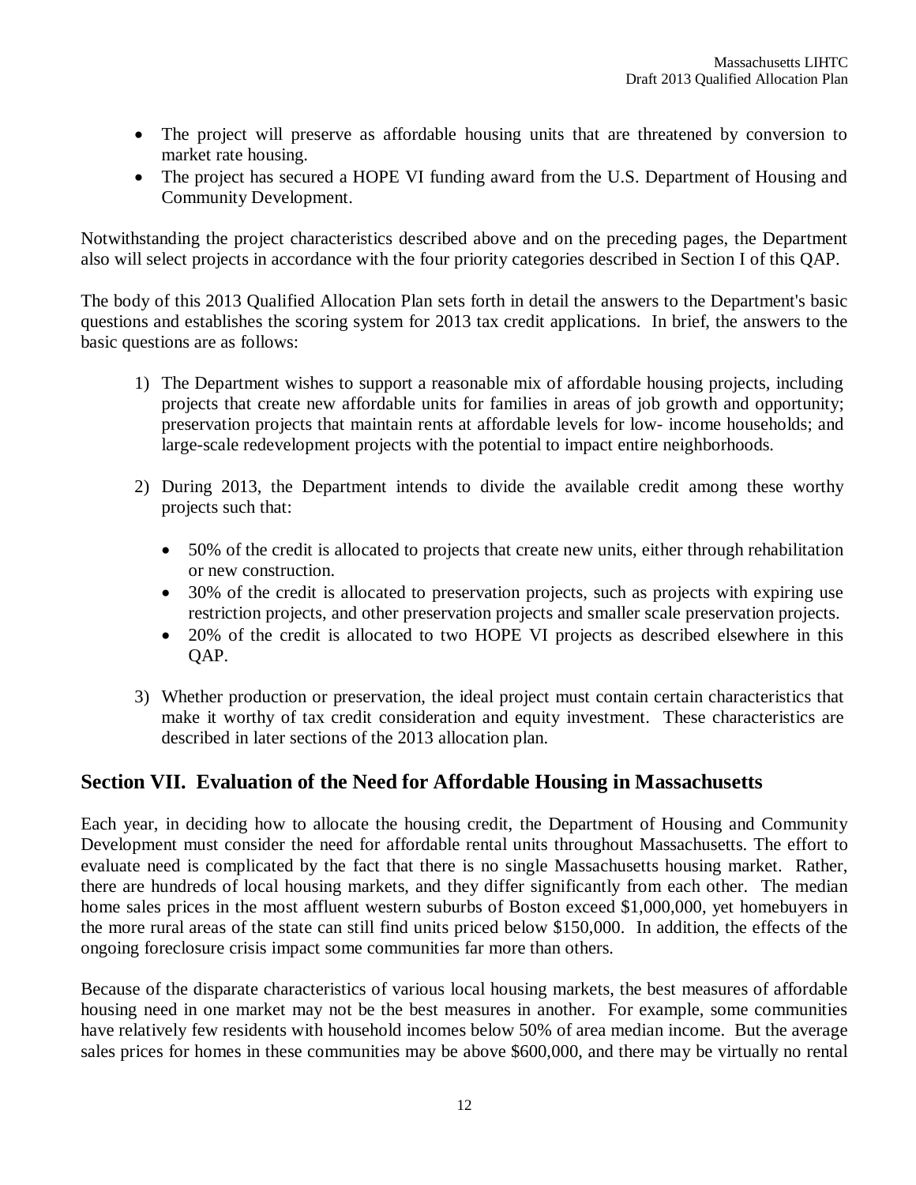- The project will preserve as affordable housing units that are threatened by conversion to market rate housing.
- The project has secured a HOPE VI funding award from the U.S. Department of Housing and Community Development.

Notwithstanding the project characteristics described above and on the preceding pages, the Department also will select projects in accordance with the four priority categories described in Section I of this QAP.

The body of this 2013 Qualified Allocation Plan sets forth in detail the answers to the Department's basic questions and establishes the scoring system for 2013 tax credit applications. In brief, the answers to the basic questions are as follows:

1) The Department wishes to support a reasonable mix of affordable housing projects, including projects that create new affordable units for families in areas of job growth and opportunity; preservation projects that maintain rents at affordable levels for low- income households; and large-scale redevelopment projects with the potential to impact entire neighborhoods.

2) During 2013, the Department intends to divide the available credit among these worthy projects such that:

   - 50% of the credit is allocated to projects that create new units, either through rehabilitation or new construction.
   - 30% of the credit is allocated to preservation projects, such as projects with expiring use restriction projects, and other preservation projects and smaller scale preservation projects.
   - 20% of the credit is allocated to two HOPE VI projects as described elsewhere in this QAP.

3) Whether production or preservation, the ideal project must contain certain characteristics that make it worthy of tax credit consideration and equity investment. These characteristics are described in later sections of the 2013 allocation plan.

## Section VII. Evaluation of the Need for Affordable Housing in Massachusetts

Each year, in deciding how to allocate the housing credit, the Department of Housing and Community Development must consider the need for affordable rental units throughout Massachusetts. The effort to evaluate need is complicated by the fact that there is no single Massachusetts housing market. Rather, there are hundreds of local housing markets, and they differ significantly from each other. The median home sales prices in the most affluent western suburbs of Boston exceed $1,000,000, yet homebuyers in the more rural areas of the state can still find units priced below $150,000. In addition, the effects of the ongoing foreclosure crisis impact some communities far more than others.

Because of the disparate characteristics of various local housing markets, the best measures of affordable housing need in one market may not be the best measures in another. For example, some communities have relatively few residents with household incomes below 50% of area median income. But the average sales prices for homes in these communities may be above $600,000, and there may be virtually no rental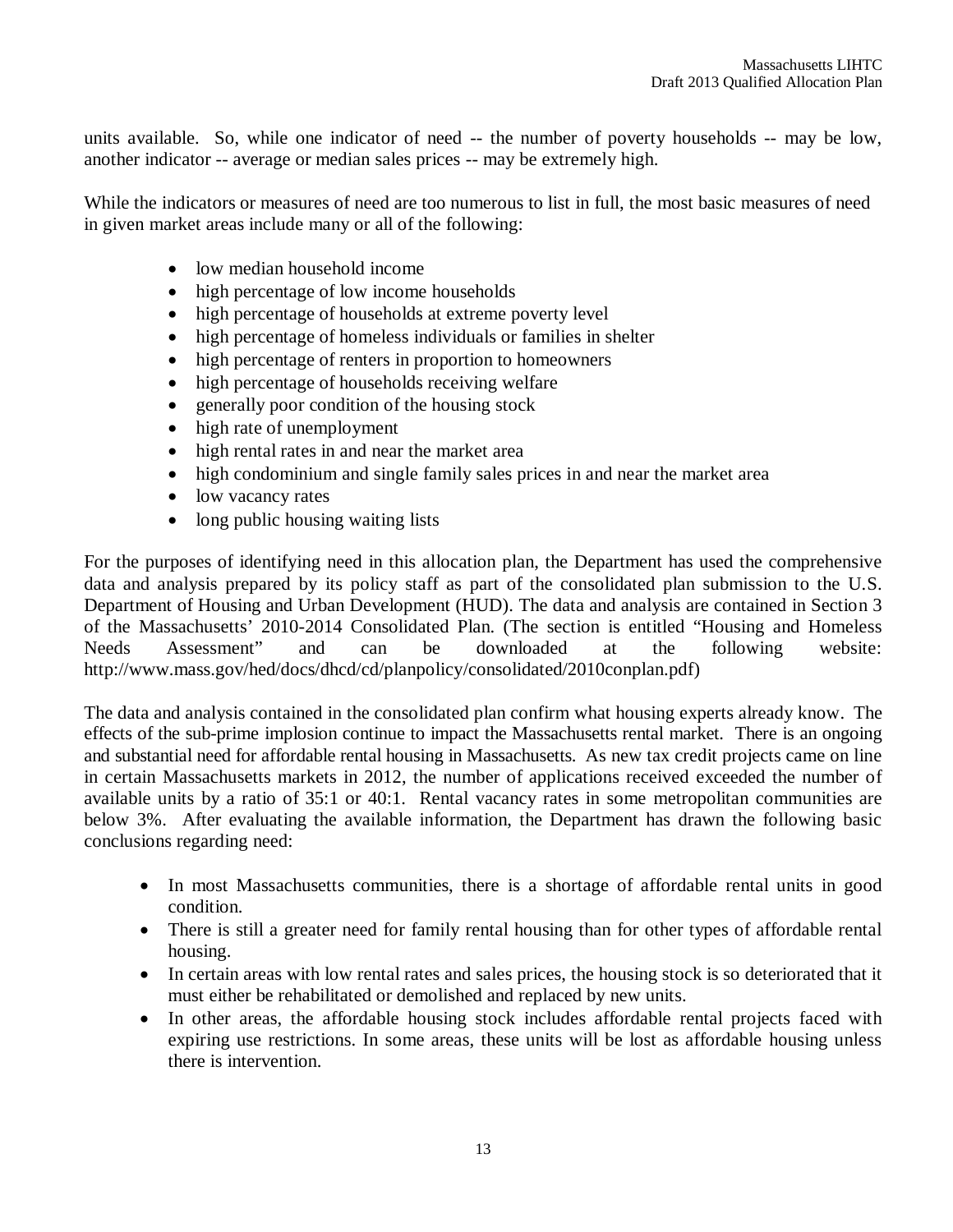units available. So, while one indicator of need -- the number of poverty households -- may be low, another indicator -- average or median sales prices -- may be extremely high.

While the indicators or measures of need are too numerous to list in full, the most basic measures of need in given market areas include many or all of the following:

- low median household income
- high percentage of low income households
- high percentage of households at extreme poverty level
- high percentage of homeless individuals or families in shelter
- high percentage of renters in proportion to homeowners
- high percentage of households receiving welfare
- generally poor condition of the housing stock
- high rate of unemployment
- high rental rates in and near the market area
- high condominium and single family sales prices in and near the market area
- low vacancy rates
- long public housing waiting lists

For the purposes of identifying need in this allocation plan, the Department has used the comprehensive data and analysis prepared by its policy staff as part of the consolidated plan submission to the U.S. Department of Housing and Urban Development (HUD). The data and analysis are contained in Section 3 of the Massachusetts' 2010-2014 Consolidated Plan. (The section is entitled "Housing and Homeless Needs Assessment" and can be downloaded at the following website: http://www.mass.gov/hed/docs/dhcd/cd/planpolicy/consolidated/2010conplan.pdf)

The data and analysis contained in the consolidated plan confirm what housing experts already know. The effects of the sub-prime implosion continue to impact the Massachusetts rental market. There is an ongoing and substantial need for affordable rental housing in Massachusetts. As new tax credit projects came on line in certain Massachusetts markets in 2012, the number of applications received exceeded the number of available units by a ratio of 35:1 or 40:1. Rental vacancy rates in some metropolitan communities are below 3%. After evaluating the available information, the Department has drawn the following basic conclusions regarding need:

- In most Massachusetts communities, there is a shortage of affordable rental units in good condition.
- There is still a greater need for family rental housing than for other types of affordable rental housing.
- In certain areas with low rental rates and sales prices, the housing stock is so deteriorated that it must either be rehabilitated or demolished and replaced by new units.
- In other areas, the affordable housing stock includes affordable rental projects faced with expiring use restrictions. In some areas, these units will be lost as affordable housing unless there is intervention.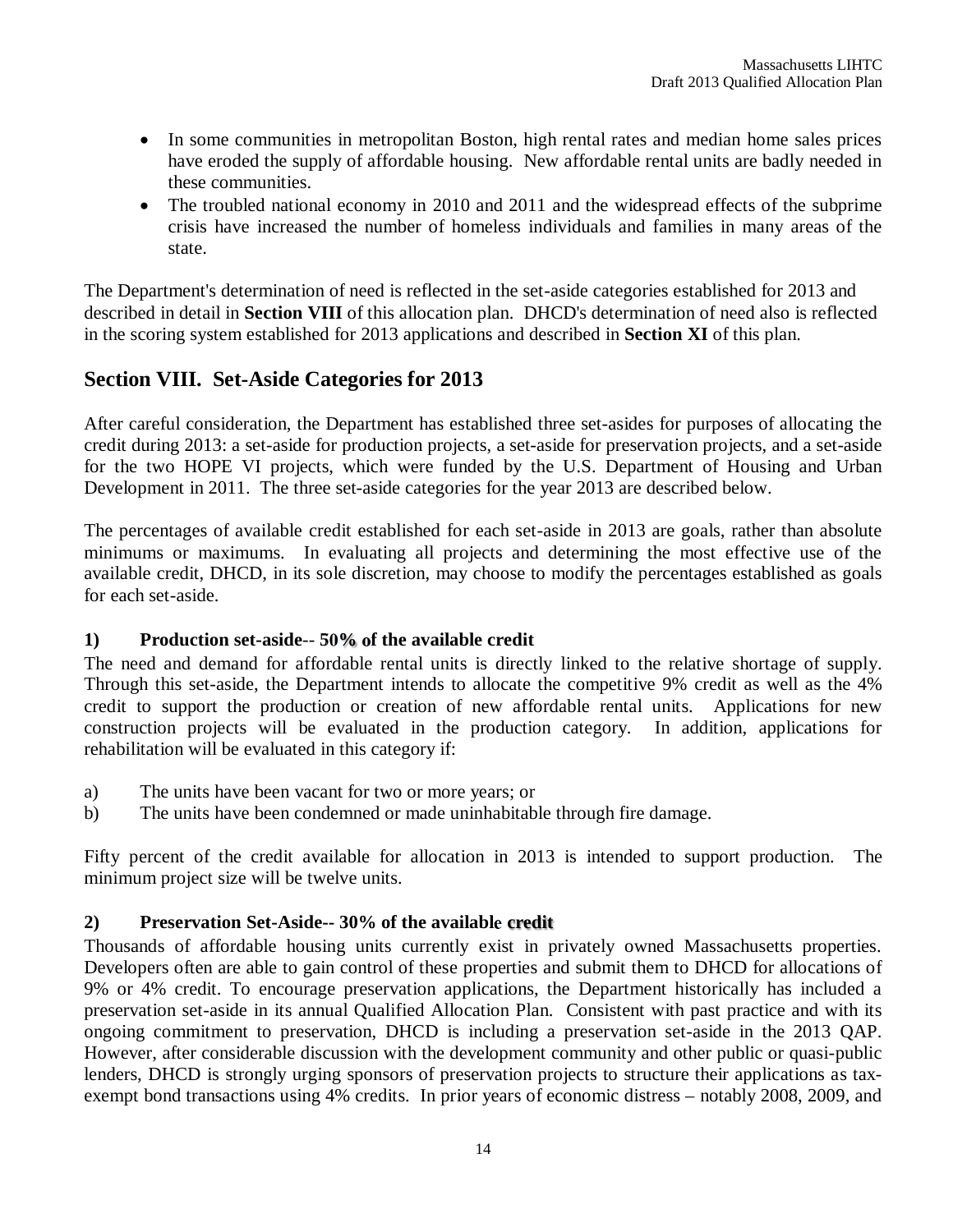- In some communities in metropolitan Boston, high rental rates and median home sales prices have eroded the supply of affordable housing. New affordable rental units are badly needed in these communities.
- The troubled national economy in 2010 and 2011 and the widespread effects of the subprime crisis have increased the number of homeless individuals and families in many areas of the state.

The Department's determination of need is reflected in the set-aside categories established for 2013 and described in detail in **Section VIII** of this allocation plan. DHCD's determination of need also is reflected in the scoring system established for 2013 applications and described in **Section XI** of this plan.

## Section VIII. Set-Aside Categories for 2013

After careful consideration, the Department has established three set-asides for purposes of allocating the credit during 2013: a set-aside for production projects, a set-aside for preservation projects, and a set-aside for the two HOPE VI projects, which were funded by the U.S. Department of Housing and Urban Development in 2011. The three set-aside categories for the year 2013 are described below.

The percentages of available credit established for each set-aside in 2013 are goals, rather than absolute minimums or maximums. In evaluating all projects and determining the most effective use of the available credit, DHCD, in its sole discretion, may choose to modify the percentages established as goals for each set-aside.

### 1) Production set-aside-- 50% of the available credit

The need and demand for affordable rental units is directly linked to the relative shortage of supply. Through this set-aside, the Department intends to allocate the competitive 9% credit as well as the 4% credit to support the production or creation of new affordable rental units. Applications for new construction projects will be evaluated in the production category. In addition, applications for rehabilitation will be evaluated in this category if:

a) The units have been vacant for two or more years; or
b) The units have been condemned or made uninhabitable through fire damage.

Fifty percent of the credit available for allocation in 2013 is intended to support production. The minimum project size will be twelve units.

### 2) Preservation Set-Aside-- 30% of the available credit

Thousands of affordable housing units currently exist in privately owned Massachusetts properties. Developers often are able to gain control of these properties and submit them to DHCD for allocations of 9% or 4% credit. To encourage preservation applications, the Department historically has included a preservation set-aside in its annual Qualified Allocation Plan. Consistent with past practice and with its ongoing commitment to preservation, DHCD is including a preservation set-aside in the 2013 QAP. However, after considerable discussion with the development community and other public or quasi-public lenders, DHCD is strongly urging sponsors of preservation projects to structure their applications as tax-exempt bond transactions using 4% credits. In prior years of economic distress – notably 2008, 2009, and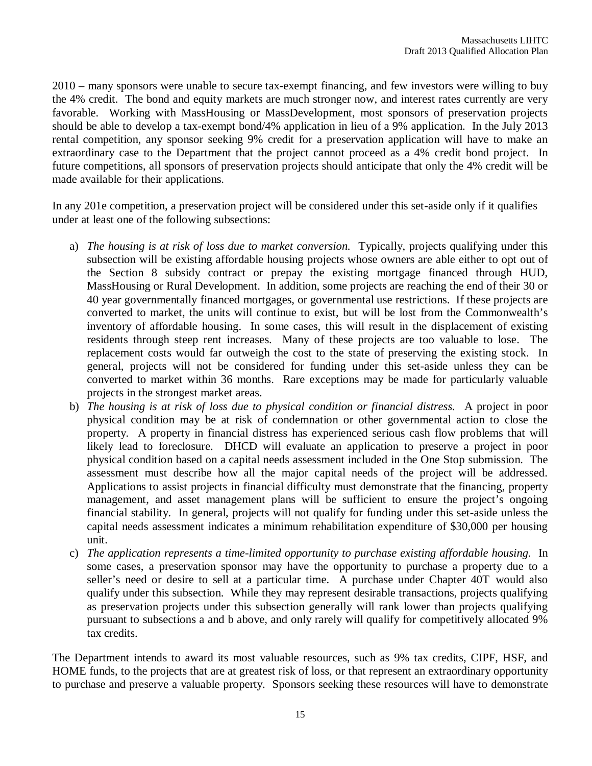2010 – many sponsors were unable to secure tax-exempt financing, and few investors were willing to buy the 4% credit. The bond and equity markets are much stronger now, and interest rates currently are very favorable. Working with MassHousing or MassDevelopment, most sponsors of preservation projects should be able to develop a tax-exempt bond/4% application in lieu of a 9% application. In the July 2013 rental competition, any sponsor seeking 9% credit for a preservation application will have to make an extraordinary case to the Department that the project cannot proceed as a 4% credit bond project. In future competitions, all sponsors of preservation projects should anticipate that only the 4% credit will be made available for their applications.

In any 201e competition, a preservation project will be considered under this set-aside only if it qualifies under at least one of the following subsections:

a) *The housing is at risk of loss due to market conversion.* Typically, projects qualifying under this subsection will be existing affordable housing projects whose owners are able either to opt out of the Section 8 subsidy contract or prepay the existing mortgage financed through HUD, MassHousing or Rural Development. In addition, some projects are reaching the end of their 30 or 40 year governmentally financed mortgages, or governmental use restrictions. If these projects are converted to market, the units will continue to exist, but will be lost from the Commonwealth's inventory of affordable housing. In some cases, this will result in the displacement of existing residents through steep rent increases. Many of these projects are too valuable to lose. The replacement costs would far outweigh the cost to the state of preserving the existing stock. In general, projects will not be considered for funding under this set-aside unless they can be converted to market within 36 months. Rare exceptions may be made for particularly valuable projects in the strongest market areas.

b) *The housing is at risk of loss due to physical condition or financial distress.* A project in poor physical condition may be at risk of condemnation or other governmental action to close the property. A property in financial distress has experienced serious cash flow problems that will likely lead to foreclosure. DHCD will evaluate an application to preserve a project in poor physical condition based on a capital needs assessment included in the One Stop submission. The assessment must describe how all the major capital needs of the project will be addressed. Applications to assist projects in financial difficulty must demonstrate that the financing, property management, and asset management plans will be sufficient to ensure the project's ongoing financial stability. In general, projects will not qualify for funding under this set-aside unless the capital needs assessment indicates a minimum rehabilitation expenditure of $30,000 per housing unit.

c) *The application represents a time-limited opportunity to purchase existing affordable housing.* In some cases, a preservation sponsor may have the opportunity to purchase a property due to a seller's need or desire to sell at a particular time. A purchase under Chapter 40T would also qualify under this subsection. While they may represent desirable transactions, projects qualifying as preservation projects under this subsection generally will rank lower than projects qualifying pursuant to subsections a and b above, and only rarely will qualify for competitively allocated 9% tax credits.

The Department intends to award its most valuable resources, such as 9% tax credits, CIPF, HSF, and HOME funds, to the projects that are at greatest risk of loss, or that represent an extraordinary opportunity to purchase and preserve a valuable property. Sponsors seeking these resources will have to demonstrate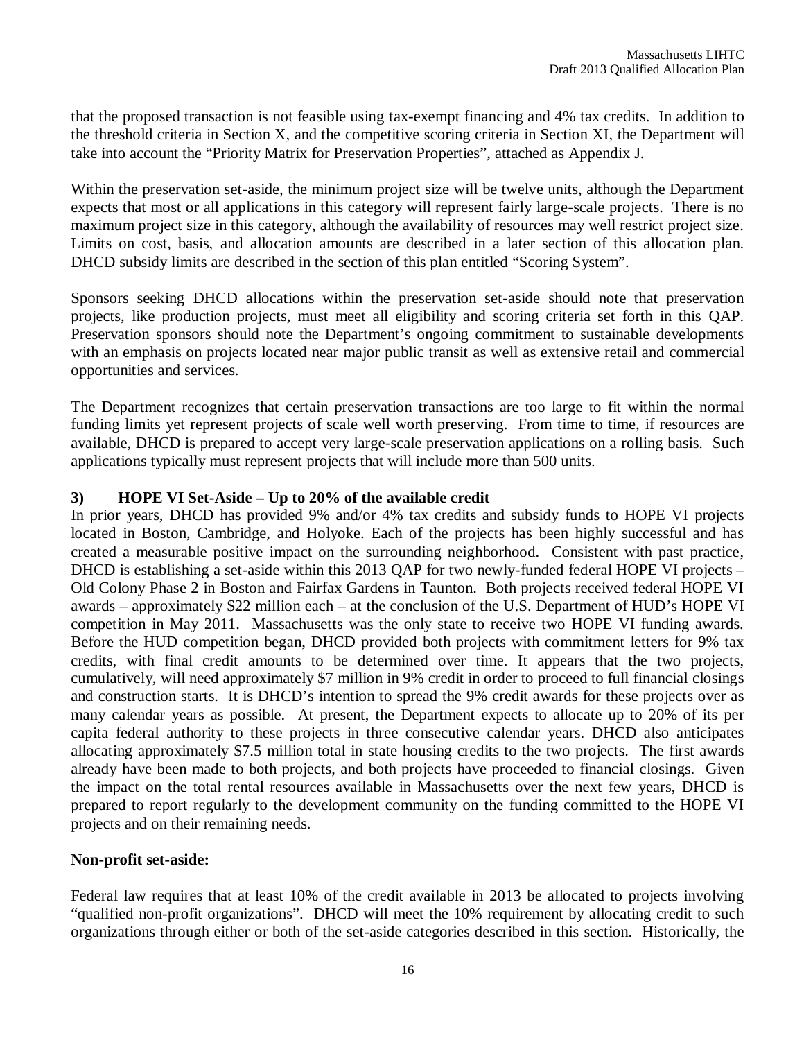that the proposed transaction is not feasible using tax-exempt financing and 4% tax credits. In addition to the threshold criteria in Section X, and the competitive scoring criteria in Section XI, the Department will take into account the "Priority Matrix for Preservation Properties", attached as Appendix J.

Within the preservation set-aside, the minimum project size will be twelve units, although the Department expects that most or all applications in this category will represent fairly large-scale projects. There is no maximum project size in this category, although the availability of resources may well restrict project size. Limits on cost, basis, and allocation amounts are described in a later section of this allocation plan. DHCD subsidy limits are described in the section of this plan entitled "Scoring System".

Sponsors seeking DHCD allocations within the preservation set-aside should note that preservation projects, like production projects, must meet all eligibility and scoring criteria set forth in this QAP. Preservation sponsors should note the Department's ongoing commitment to sustainable developments with an emphasis on projects located near major public transit as well as extensive retail and commercial opportunities and services.

The Department recognizes that certain preservation transactions are too large to fit within the normal funding limits yet represent projects of scale well worth preserving. From time to time, if resources are available, DHCD is prepared to accept very large-scale preservation applications on a rolling basis. Such applications typically must represent projects that will include more than 500 units.

**3) HOPE VI Set-Aside – Up to 20% of the available credit**

In prior years, DHCD has provided 9% and/or 4% tax credits and subsidy funds to HOPE VI projects located in Boston, Cambridge, and Holyoke. Each of the projects has been highly successful and has created a measurable positive impact on the surrounding neighborhood. Consistent with past practice, DHCD is establishing a set-aside within this 2013 QAP for two newly-funded federal HOPE VI projects – Old Colony Phase 2 in Boston and Fairfax Gardens in Taunton. Both projects received federal HOPE VI awards – approximately $22 million each – at the conclusion of the U.S. Department of HUD's HOPE VI competition in May 2011. Massachusetts was the only state to receive two HOPE VI funding awards. Before the HUD competition began, DHCD provided both projects with commitment letters for 9% tax credits, with final credit amounts to be determined over time. It appears that the two projects, cumulatively, will need approximately $7 million in 9% credit in order to proceed to full financial closings and construction starts. It is DHCD's intention to spread the 9% credit awards for these projects over as many calendar years as possible. At present, the Department expects to allocate up to 20% of its per capita federal authority to these projects in three consecutive calendar years. DHCD also anticipates allocating approximately $7.5 million total in state housing credits to the two projects. The first awards already have been made to both projects, and both projects have proceeded to financial closings. Given the impact on the total rental resources available in Massachusetts over the next few years, DHCD is prepared to report regularly to the development community on the funding committed to the HOPE VI projects and on their remaining needs.

**Non-profit set-aside:**

Federal law requires that at least 10% of the credit available in 2013 be allocated to projects involving "qualified non-profit organizations". DHCD will meet the 10% requirement by allocating credit to such organizations through either or both of the set-aside categories described in this section. Historically, the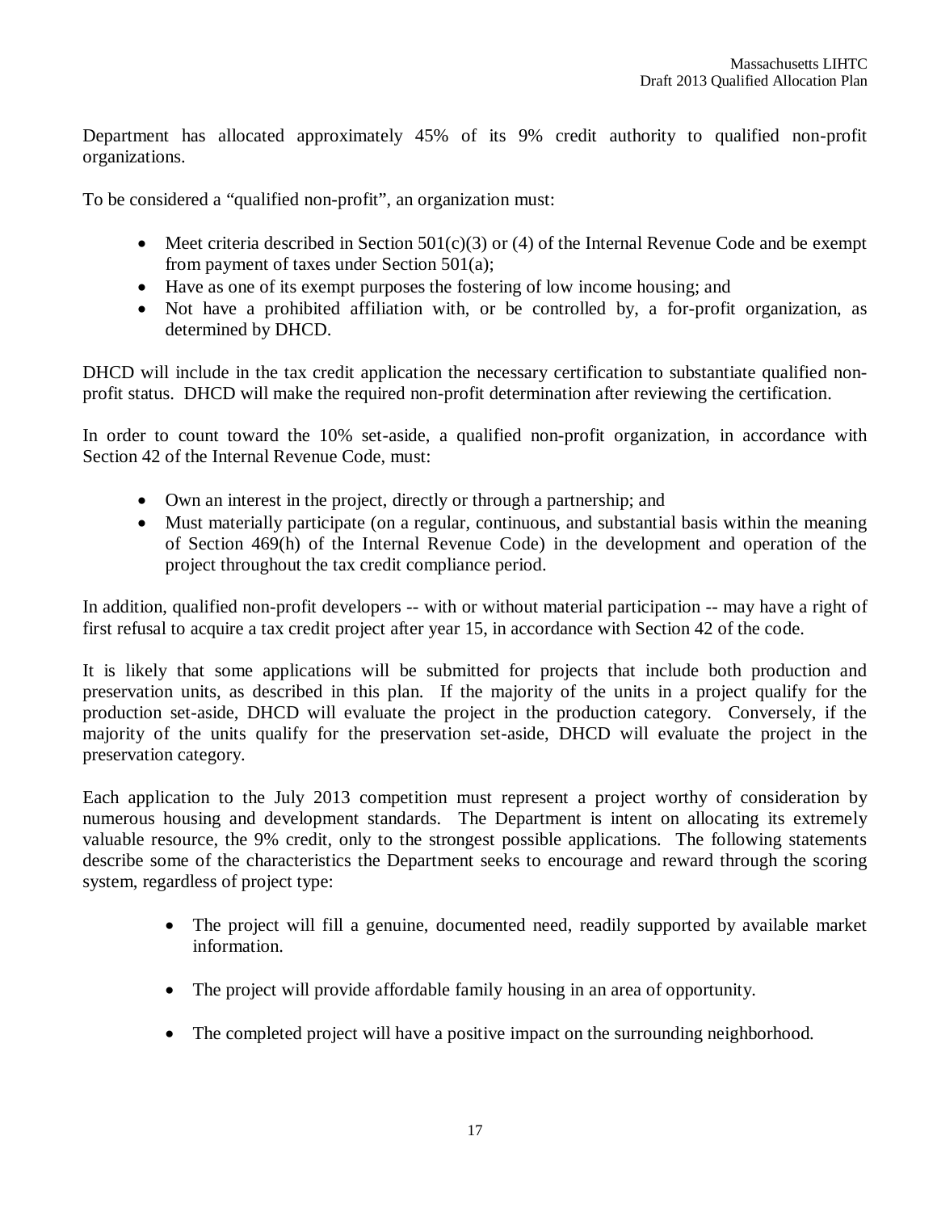Department has allocated approximately 45% of its 9% credit authority to qualified non-profit organizations.

To be considered a "qualified non-profit", an organization must:

- Meet criteria described in Section 501(c)(3) or (4) of the Internal Revenue Code and be exempt from payment of taxes under Section 501(a);
- Have as one of its exempt purposes the fostering of low income housing; and
- Not have a prohibited affiliation with, or be controlled by, a for-profit organization, as determined by DHCD.

DHCD will include in the tax credit application the necessary certification to substantiate qualified non-profit status. DHCD will make the required non-profit determination after reviewing the certification.

In order to count toward the 10% set-aside, a qualified non-profit organization, in accordance with Section 42 of the Internal Revenue Code, must:

- Own an interest in the project, directly or through a partnership; and
- Must materially participate (on a regular, continuous, and substantial basis within the meaning of Section 469(h) of the Internal Revenue Code) in the development and operation of the project throughout the tax credit compliance period.

In addition, qualified non-profit developers -- with or without material participation -- may have a right of first refusal to acquire a tax credit project after year 15, in accordance with Section 42 of the code.

It is likely that some applications will be submitted for projects that include both production and preservation units, as described in this plan. If the majority of the units in a project qualify for the production set-aside, DHCD will evaluate the project in the production category. Conversely, if the majority of the units qualify for the preservation set-aside, DHCD will evaluate the project in the preservation category.

Each application to the July 2013 competition must represent a project worthy of consideration by numerous housing and development standards. The Department is intent on allocating its extremely valuable resource, the 9% credit, only to the strongest possible applications. The following statements describe some of the characteristics the Department seeks to encourage and reward through the scoring system, regardless of project type:

- The project will fill a genuine, documented need, readily supported by available market information.
- The project will provide affordable family housing in an area of opportunity.
- The completed project will have a positive impact on the surrounding neighborhood.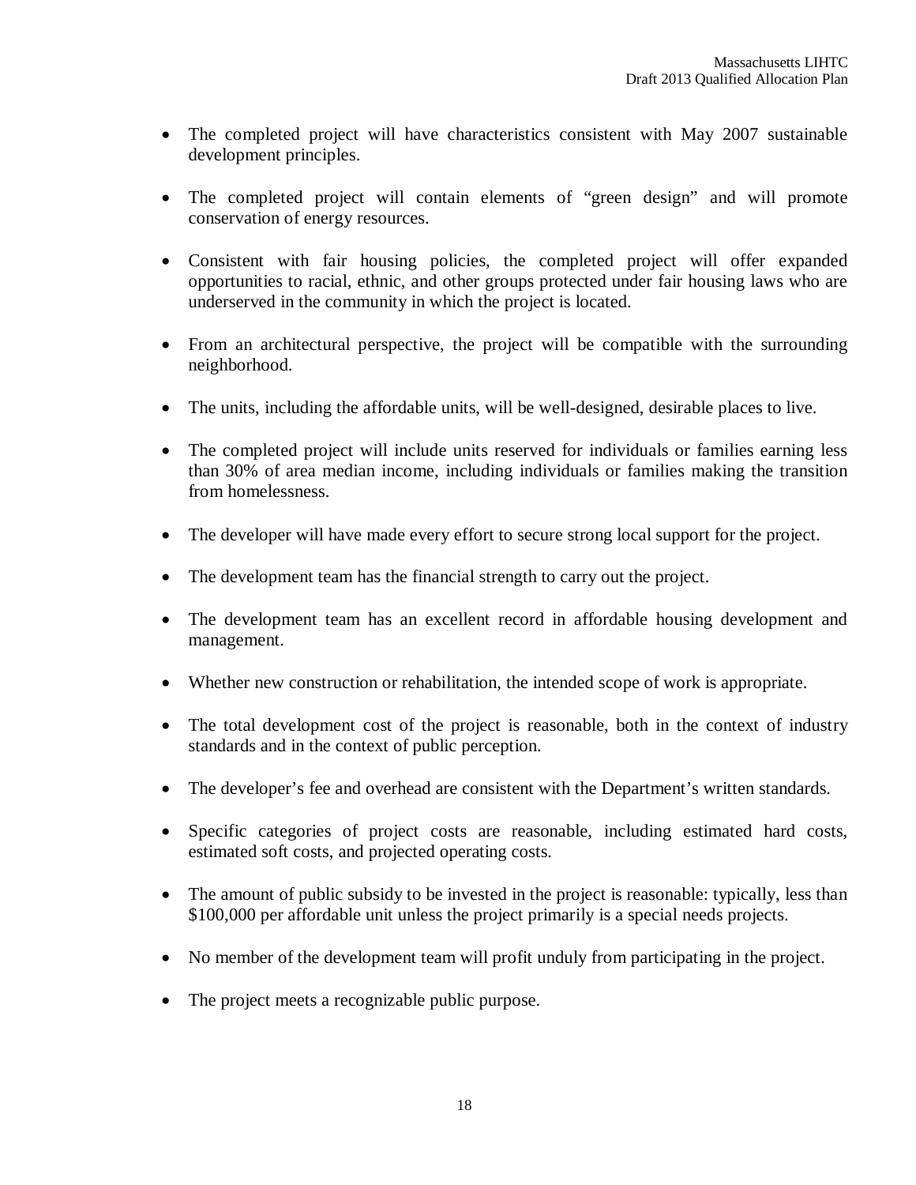- The completed project will have characteristics consistent with May 2007 sustainable development principles.
- The completed project will contain elements of "green design" and will promote conservation of energy resources.
- Consistent with fair housing policies, the completed project will offer expanded opportunities to racial, ethnic, and other groups protected under fair housing laws who are underserved in the community in which the project is located.
- From an architectural perspective, the project will be compatible with the surrounding neighborhood.
- The units, including the affordable units, will be well-designed, desirable places to live.
- The completed project will include units reserved for individuals or families earning less than 30% of area median income, including individuals or families making the transition from homelessness.
- The developer will have made every effort to secure strong local support for the project.
- The development team has the financial strength to carry out the project.
- The development team has an excellent record in affordable housing development and management.
- Whether new construction or rehabilitation, the intended scope of work is appropriate.
- The total development cost of the project is reasonable, both in the context of industry standards and in the context of public perception.
- The developer's fee and overhead are consistent with the Department's written standards.
- Specific categories of project costs are reasonable, including estimated hard costs, estimated soft costs, and projected operating costs.
- The amount of public subsidy to be invested in the project is reasonable: typically, less than $100,000 per affordable unit unless the project primarily is a special needs projects.
- No member of the development team will profit unduly from participating in the project.
- The project meets a recognizable public purpose.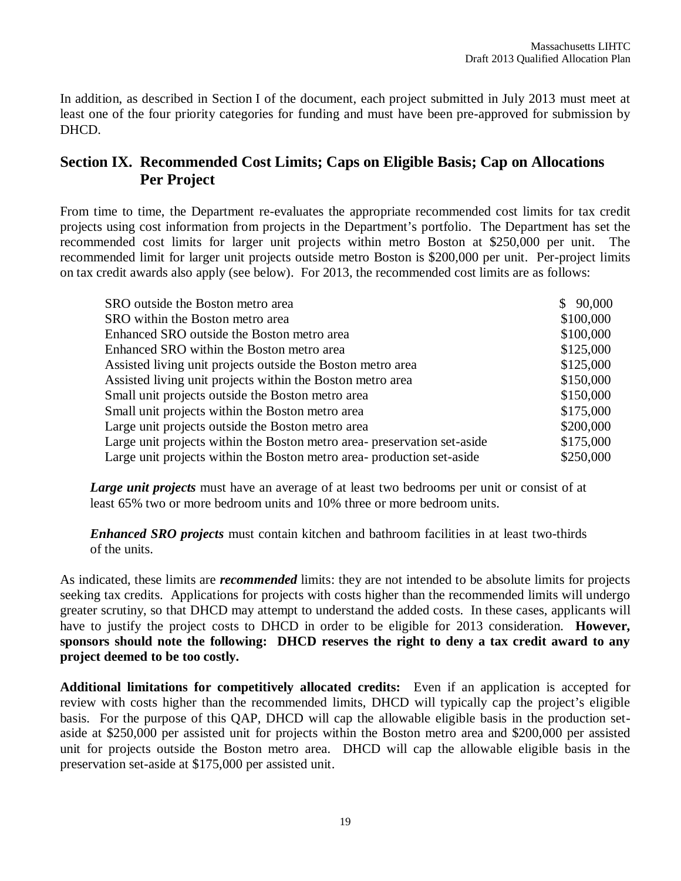In addition, as described in Section I of the document, each project submitted in July 2013 must meet at least one of the four priority categories for funding and must have been pre-approved for submission by DHCD.

## Section IX. Recommended Cost Limits; Caps on Eligible Basis; Cap on Allocations Per Project

From time to time, the Department re-evaluates the appropriate recommended cost limits for tax credit projects using cost information from projects in the Department's portfolio. The Department has set the recommended cost limits for larger unit projects within metro Boston at $250,000 per unit. The recommended limit for larger unit projects outside metro Boston is $200,000 per unit. Per-project limits on tax credit awards also apply (see below). For 2013, the recommended cost limits are as follows:

| | |
|---|---|
| SRO outside the Boston metro area | $ 90,000 |
| SRO within the Boston metro area | $100,000 |
| Enhanced SRO outside the Boston metro area | $100,000 |
| Enhanced SRO within the Boston metro area | $125,000 |
| Assisted living unit projects outside the Boston metro area | $125,000 |
| Assisted living unit projects within the Boston metro area | $150,000 |
| Small unit projects outside the Boston metro area | $150,000 |
| Small unit projects within the Boston metro area | $175,000 |
| Large unit projects outside the Boston metro area | $200,000 |
| Large unit projects within the Boston metro area- preservation set-aside | $175,000 |
| Large unit projects within the Boston metro area- production set-aside | $250,000 |

***Large unit projects*** must have an average of at least two bedrooms per unit or consist of at least 65% two or more bedroom units and 10% three or more bedroom units.

***Enhanced SRO projects*** must contain kitchen and bathroom facilities in at least two-thirds of the units.

As indicated, these limits are ***recommended*** limits: they are not intended to be absolute limits for projects seeking tax credits. Applications for projects with costs higher than the recommended limits will undergo greater scrutiny, so that DHCD may attempt to understand the added costs. In these cases, applicants will have to justify the project costs to DHCD in order to be eligible for 2013 consideration. **However, sponsors should note the following: DHCD reserves the right to deny a tax credit award to any project deemed to be too costly.**

**Additional limitations for competitively allocated credits:** Even if an application is accepted for review with costs higher than the recommended limits, DHCD will typically cap the project's eligible basis. For the purpose of this QAP, DHCD will cap the allowable eligible basis in the production set-aside at $250,000 per assisted unit for projects within the Boston metro area and $200,000 per assisted unit for projects outside the Boston metro area. DHCD will cap the allowable eligible basis in the preservation set-aside at $175,000 per assisted unit.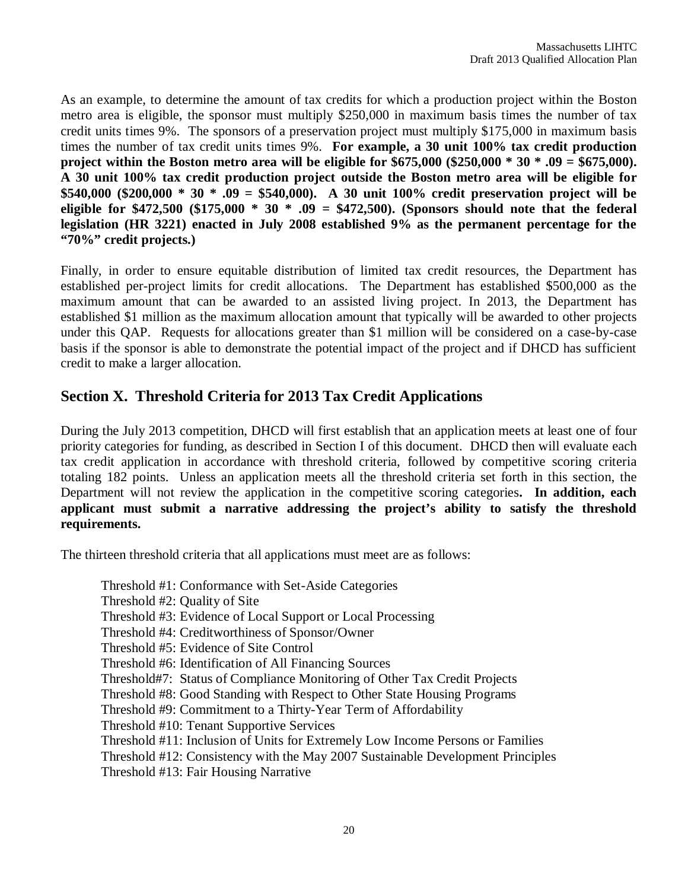As an example, to determine the amount of tax credits for which a production project within the Boston metro area is eligible, the sponsor must multiply $250,000 in maximum basis times the number of tax credit units times 9%. The sponsors of a preservation project must multiply $175,000 in maximum basis times the number of tax credit units times 9%. **For example, a 30 unit 100% tax credit production project within the Boston metro area will be eligible for $675,000 ($250,000 * 30 * .09 = $675,000). A 30 unit 100% tax credit production project outside the Boston metro area will be eligible for $540,000 ($200,000 * 30 * .09 = $540,000). A 30 unit 100% credit preservation project will be eligible for $472,500 ($175,000 * 30 * .09 = $472,500). (Sponsors should note that the federal legislation (HR 3221) enacted in July 2008 established 9% as the permanent percentage for the "70%" credit projects.)**

Finally, in order to ensure equitable distribution of limited tax credit resources, the Department has established per-project limits for credit allocations. The Department has established $500,000 as the maximum amount that can be awarded to an assisted living project. In 2013, the Department has established $1 million as the maximum allocation amount that typically will be awarded to other projects under this QAP. Requests for allocations greater than $1 million will be considered on a case-by-case basis if the sponsor is able to demonstrate the potential impact of the project and if DHCD has sufficient credit to make a larger allocation.

## Section X. Threshold Criteria for 2013 Tax Credit Applications

During the July 2013 competition, DHCD will first establish that an application meets at least one of four priority categories for funding, as described in Section I of this document. DHCD then will evaluate each tax credit application in accordance with threshold criteria, followed by competitive scoring criteria totaling 182 points. Unless an application meets all the threshold criteria set forth in this section, the Department will not review the application in the competitive scoring categories**. In addition, each applicant must submit a narrative addressing the project's ability to satisfy the threshold requirements.**

The thirteen threshold criteria that all applications must meet are as follows:

Threshold #1: Conformance with Set-Aside Categories
Threshold #2: Quality of Site
Threshold #3: Evidence of Local Support or Local Processing
Threshold #4: Creditworthiness of Sponsor/Owner
Threshold #5: Evidence of Site Control
Threshold #6: Identification of All Financing Sources
Threshold#7: Status of Compliance Monitoring of Other Tax Credit Projects
Threshold #8: Good Standing with Respect to Other State Housing Programs
Threshold #9: Commitment to a Thirty-Year Term of Affordability
Threshold #10: Tenant Supportive Services
Threshold #11: Inclusion of Units for Extremely Low Income Persons or Families
Threshold #12: Consistency with the May 2007 Sustainable Development Principles
Threshold #13: Fair Housing Narrative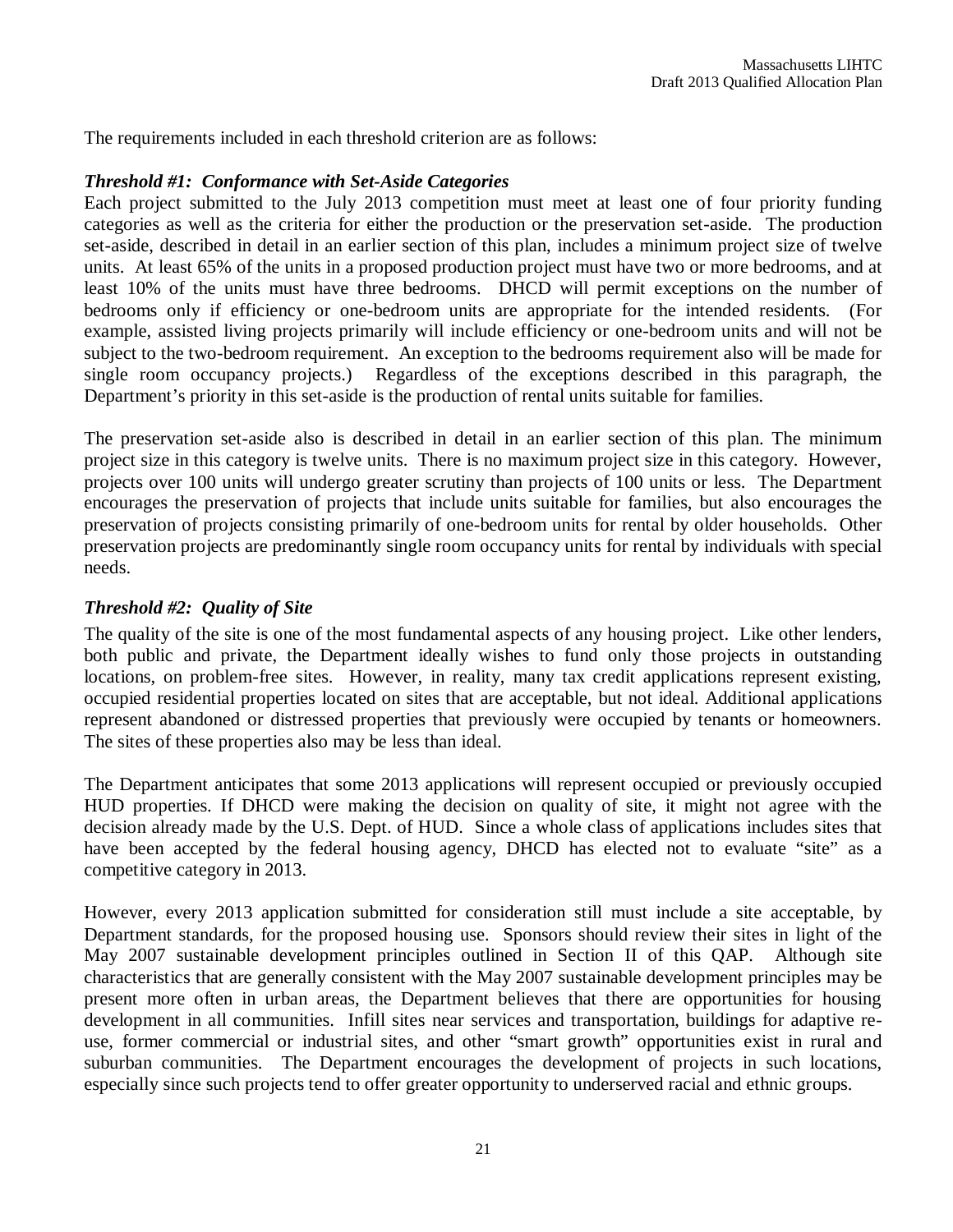The requirements included in each threshold criterion are as follows:

### *Threshold #1: Conformance with Set-Aside Categories*

Each project submitted to the July 2013 competition must meet at least one of four priority funding categories as well as the criteria for either the production or the preservation set-aside. The production set-aside, described in detail in an earlier section of this plan, includes a minimum project size of twelve units. At least 65% of the units in a proposed production project must have two or more bedrooms, and at least 10% of the units must have three bedrooms. DHCD will permit exceptions on the number of bedrooms only if efficiency or one-bedroom units are appropriate for the intended residents. (For example, assisted living projects primarily will include efficiency or one-bedroom units and will not be subject to the two-bedroom requirement. An exception to the bedrooms requirement also will be made for single room occupancy projects.) Regardless of the exceptions described in this paragraph, the Department's priority in this set-aside is the production of rental units suitable for families.

The preservation set-aside also is described in detail in an earlier section of this plan. The minimum project size in this category is twelve units. There is no maximum project size in this category. However, projects over 100 units will undergo greater scrutiny than projects of 100 units or less. The Department encourages the preservation of projects that include units suitable for families, but also encourages the preservation of projects consisting primarily of one-bedroom units for rental by older households. Other preservation projects are predominantly single room occupancy units for rental by individuals with special needs.

### *Threshold #2: Quality of Site*

The quality of the site is one of the most fundamental aspects of any housing project. Like other lenders, both public and private, the Department ideally wishes to fund only those projects in outstanding locations, on problem-free sites. However, in reality, many tax credit applications represent existing, occupied residential properties located on sites that are acceptable, but not ideal. Additional applications represent abandoned or distressed properties that previously were occupied by tenants or homeowners. The sites of these properties also may be less than ideal.

The Department anticipates that some 2013 applications will represent occupied or previously occupied HUD properties. If DHCD were making the decision on quality of site, it might not agree with the decision already made by the U.S. Dept. of HUD. Since a whole class of applications includes sites that have been accepted by the federal housing agency, DHCD has elected not to evaluate "site" as a competitive category in 2013.

However, every 2013 application submitted for consideration still must include a site acceptable, by Department standards, for the proposed housing use. Sponsors should review their sites in light of the May 2007 sustainable development principles outlined in Section II of this QAP. Although site characteristics that are generally consistent with the May 2007 sustainable development principles may be present more often in urban areas, the Department believes that there are opportunities for housing development in all communities. Infill sites near services and transportation, buildings for adaptive re-use, former commercial or industrial sites, and other "smart growth" opportunities exist in rural and suburban communities. The Department encourages the development of projects in such locations, especially since such projects tend to offer greater opportunity to underserved racial and ethnic groups.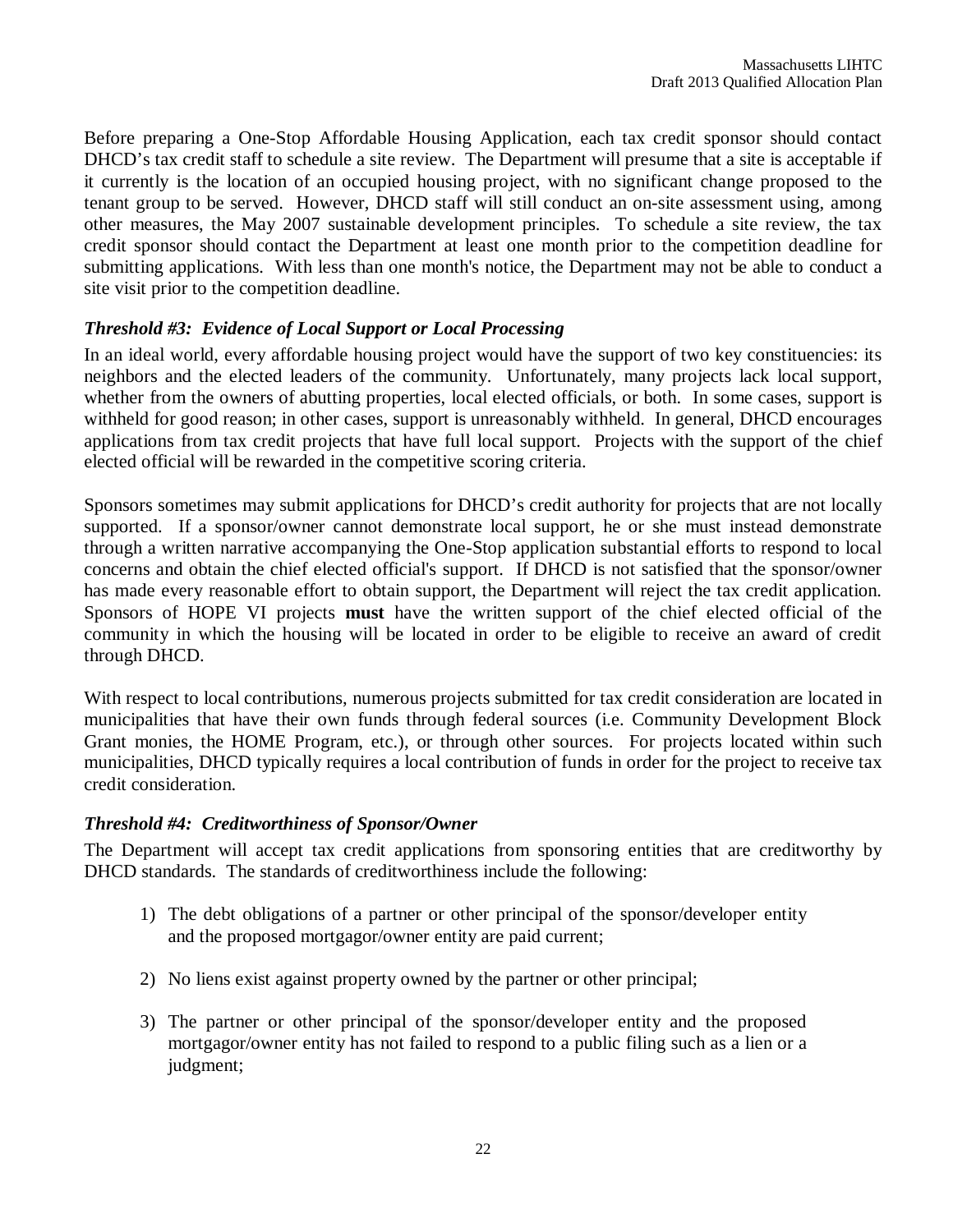Before preparing a One-Stop Affordable Housing Application, each tax credit sponsor should contact DHCD's tax credit staff to schedule a site review. The Department will presume that a site is acceptable if it currently is the location of an occupied housing project, with no significant change proposed to the tenant group to be served. However, DHCD staff will still conduct an on-site assessment using, among other measures, the May 2007 sustainable development principles. To schedule a site review, the tax credit sponsor should contact the Department at least one month prior to the competition deadline for submitting applications. With less than one month's notice, the Department may not be able to conduct a site visit prior to the competition deadline.

### *Threshold #3: Evidence of Local Support or Local Processing*

In an ideal world, every affordable housing project would have the support of two key constituencies: its neighbors and the elected leaders of the community. Unfortunately, many projects lack local support, whether from the owners of abutting properties, local elected officials, or both. In some cases, support is withheld for good reason; in other cases, support is unreasonably withheld. In general, DHCD encourages applications from tax credit projects that have full local support. Projects with the support of the chief elected official will be rewarded in the competitive scoring criteria.

Sponsors sometimes may submit applications for DHCD's credit authority for projects that are not locally supported. If a sponsor/owner cannot demonstrate local support, he or she must instead demonstrate through a written narrative accompanying the One-Stop application substantial efforts to respond to local concerns and obtain the chief elected official's support. If DHCD is not satisfied that the sponsor/owner has made every reasonable effort to obtain support, the Department will reject the tax credit application. Sponsors of HOPE VI projects **must** have the written support of the chief elected official of the community in which the housing will be located in order to be eligible to receive an award of credit through DHCD.

With respect to local contributions, numerous projects submitted for tax credit consideration are located in municipalities that have their own funds through federal sources (i.e. Community Development Block Grant monies, the HOME Program, etc.), or through other sources. For projects located within such municipalities, DHCD typically requires a local contribution of funds in order for the project to receive tax credit consideration.

### *Threshold #4: Creditworthiness of Sponsor/Owner*

The Department will accept tax credit applications from sponsoring entities that are creditworthy by DHCD standards. The standards of creditworthiness include the following:

1) The debt obligations of a partner or other principal of the sponsor/developer entity and the proposed mortgagor/owner entity are paid current;

2) No liens exist against property owned by the partner or other principal;

3) The partner or other principal of the sponsor/developer entity and the proposed mortgagor/owner entity has not failed to respond to a public filing such as a lien or a judgment;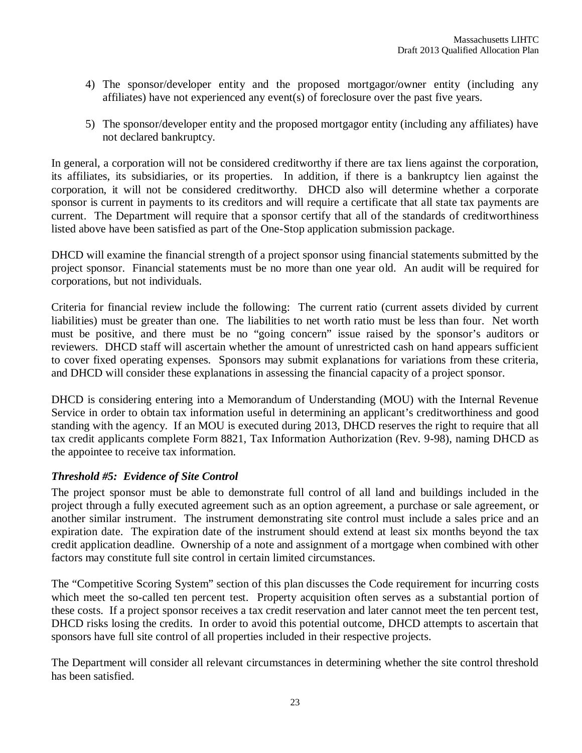4) The sponsor/developer entity and the proposed mortgagor/owner entity (including any affiliates) have not experienced any event(s) of foreclosure over the past five years.

5) The sponsor/developer entity and the proposed mortgagor entity (including any affiliates) have not declared bankruptcy.

In general, a corporation will not be considered creditworthy if there are tax liens against the corporation, its affiliates, its subsidiaries, or its properties. In addition, if there is a bankruptcy lien against the corporation, it will not be considered creditworthy. DHCD also will determine whether a corporate sponsor is current in payments to its creditors and will require a certificate that all state tax payments are current. The Department will require that a sponsor certify that all of the standards of creditworthiness listed above have been satisfied as part of the One-Stop application submission package.

DHCD will examine the financial strength of a project sponsor using financial statements submitted by the project sponsor. Financial statements must be no more than one year old. An audit will be required for corporations, but not individuals.

Criteria for financial review include the following: The current ratio (current assets divided by current liabilities) must be greater than one. The liabilities to net worth ratio must be less than four. Net worth must be positive, and there must be no "going concern" issue raised by the sponsor's auditors or reviewers. DHCD staff will ascertain whether the amount of unrestricted cash on hand appears sufficient to cover fixed operating expenses. Sponsors may submit explanations for variations from these criteria, and DHCD will consider these explanations in assessing the financial capacity of a project sponsor.

DHCD is considering entering into a Memorandum of Understanding (MOU) with the Internal Revenue Service in order to obtain tax information useful in determining an applicant's creditworthiness and good standing with the agency. If an MOU is executed during 2013, DHCD reserves the right to require that all tax credit applicants complete Form 8821, Tax Information Authorization (Rev. 9-98), naming DHCD as the appointee to receive tax information.

### *Threshold #5: Evidence of Site Control*

The project sponsor must be able to demonstrate full control of all land and buildings included in the project through a fully executed agreement such as an option agreement, a purchase or sale agreement, or another similar instrument. The instrument demonstrating site control must include a sales price and an expiration date. The expiration date of the instrument should extend at least six months beyond the tax credit application deadline. Ownership of a note and assignment of a mortgage when combined with other factors may constitute full site control in certain limited circumstances.

The "Competitive Scoring System" section of this plan discusses the Code requirement for incurring costs which meet the so-called ten percent test. Property acquisition often serves as a substantial portion of these costs. If a project sponsor receives a tax credit reservation and later cannot meet the ten percent test, DHCD risks losing the credits. In order to avoid this potential outcome, DHCD attempts to ascertain that sponsors have full site control of all properties included in their respective projects.

The Department will consider all relevant circumstances in determining whether the site control threshold has been satisfied.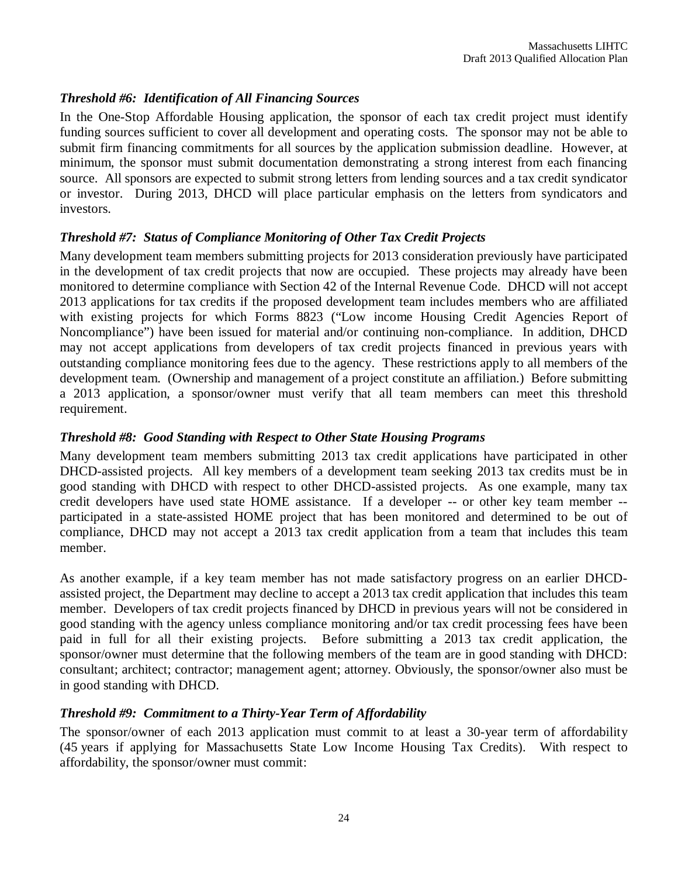### *Threshold #6: Identification of All Financing Sources*

In the One-Stop Affordable Housing application, the sponsor of each tax credit project must identify funding sources sufficient to cover all development and operating costs. The sponsor may not be able to submit firm financing commitments for all sources by the application submission deadline. However, at minimum, the sponsor must submit documentation demonstrating a strong interest from each financing source. All sponsors are expected to submit strong letters from lending sources and a tax credit syndicator or investor. During 2013, DHCD will place particular emphasis on the letters from syndicators and investors.

### *Threshold #7: Status of Compliance Monitoring of Other Tax Credit Projects*

Many development team members submitting projects for 2013 consideration previously have participated in the development of tax credit projects that now are occupied. These projects may already have been monitored to determine compliance with Section 42 of the Internal Revenue Code. DHCD will not accept 2013 applications for tax credits if the proposed development team includes members who are affiliated with existing projects for which Forms 8823 ("Low income Housing Credit Agencies Report of Noncompliance") have been issued for material and/or continuing non-compliance. In addition, DHCD may not accept applications from developers of tax credit projects financed in previous years with outstanding compliance monitoring fees due to the agency. These restrictions apply to all members of the development team. (Ownership and management of a project constitute an affiliation.) Before submitting a 2013 application, a sponsor/owner must verify that all team members can meet this threshold requirement.

### *Threshold #8: Good Standing with Respect to Other State Housing Programs*

Many development team members submitting 2013 tax credit applications have participated in other DHCD-assisted projects. All key members of a development team seeking 2013 tax credits must be in good standing with DHCD with respect to other DHCD-assisted projects. As one example, many tax credit developers have used state HOME assistance. If a developer -- or other key team member -- participated in a state-assisted HOME project that has been monitored and determined to be out of compliance, DHCD may not accept a 2013 tax credit application from a team that includes this team member.

As another example, if a key team member has not made satisfactory progress on an earlier DHCD-assisted project, the Department may decline to accept a 2013 tax credit application that includes this team member. Developers of tax credit projects financed by DHCD in previous years will not be considered in good standing with the agency unless compliance monitoring and/or tax credit processing fees have been paid in full for all their existing projects. Before submitting a 2013 tax credit application, the sponsor/owner must determine that the following members of the team are in good standing with DHCD: consultant; architect; contractor; management agent; attorney. Obviously, the sponsor/owner also must be in good standing with DHCD.

### *Threshold #9: Commitment to a Thirty-Year Term of Affordability*

The sponsor/owner of each 2013 application must commit to at least a 30-year term of affordability (45 years if applying for Massachusetts State Low Income Housing Tax Credits). With respect to affordability, the sponsor/owner must commit: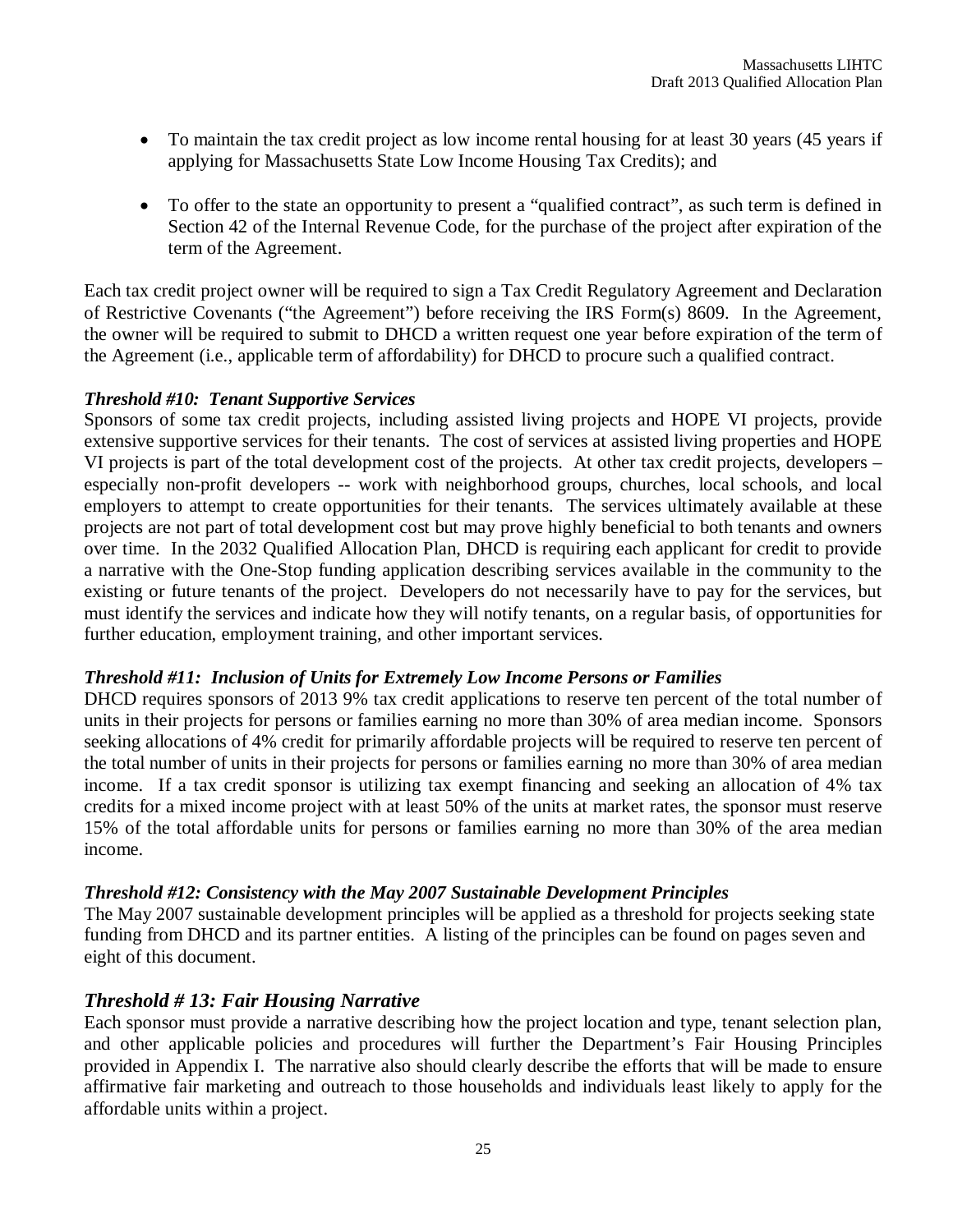- To maintain the tax credit project as low income rental housing for at least 30 years (45 years if applying for Massachusetts State Low Income Housing Tax Credits); and

- To offer to the state an opportunity to present a "qualified contract", as such term is defined in Section 42 of the Internal Revenue Code, for the purchase of the project after expiration of the term of the Agreement.

Each tax credit project owner will be required to sign a Tax Credit Regulatory Agreement and Declaration of Restrictive Covenants ("the Agreement") before receiving the IRS Form(s) 8609. In the Agreement, the owner will be required to submit to DHCD a written request one year before expiration of the term of the Agreement (i.e., applicable term of affordability) for DHCD to procure such a qualified contract.

***Threshold #10: Tenant Supportive Services***

Sponsors of some tax credit projects, including assisted living projects and HOPE VI projects, provide extensive supportive services for their tenants. The cost of services at assisted living properties and HOPE VI projects is part of the total development cost of the projects. At other tax credit projects, developers – especially non-profit developers -- work with neighborhood groups, churches, local schools, and local employers to attempt to create opportunities for their tenants. The services ultimately available at these projects are not part of total development cost but may prove highly beneficial to both tenants and owners over time. In the 2032 Qualified Allocation Plan, DHCD is requiring each applicant for credit to provide a narrative with the One-Stop funding application describing services available in the community to the existing or future tenants of the project. Developers do not necessarily have to pay for the services, but must identify the services and indicate how they will notify tenants, on a regular basis, of opportunities for further education, employment training, and other important services.

***Threshold #11: Inclusion of Units for Extremely Low Income Persons or Families***

DHCD requires sponsors of 2013 9% tax credit applications to reserve ten percent of the total number of units in their projects for persons or families earning no more than 30% of area median income. Sponsors seeking allocations of 4% credit for primarily affordable projects will be required to reserve ten percent of the total number of units in their projects for persons or families earning no more than 30% of area median income. If a tax credit sponsor is utilizing tax exempt financing and seeking an allocation of 4% tax credits for a mixed income project with at least 50% of the units at market rates, the sponsor must reserve 15% of the total affordable units for persons or families earning no more than 30% of the area median income.

***Threshold #12: Consistency with the May 2007 Sustainable Development Principles***

The May 2007 sustainable development principles will be applied as a threshold for projects seeking state funding from DHCD and its partner entities. A listing of the principles can be found on pages seven and eight of this document.

### *Threshold # 13: Fair Housing Narrative*

Each sponsor must provide a narrative describing how the project location and type, tenant selection plan, and other applicable policies and procedures will further the Department's Fair Housing Principles provided in Appendix I. The narrative also should clearly describe the efforts that will be made to ensure affirmative fair marketing and outreach to those households and individuals least likely to apply for the affordable units within a project.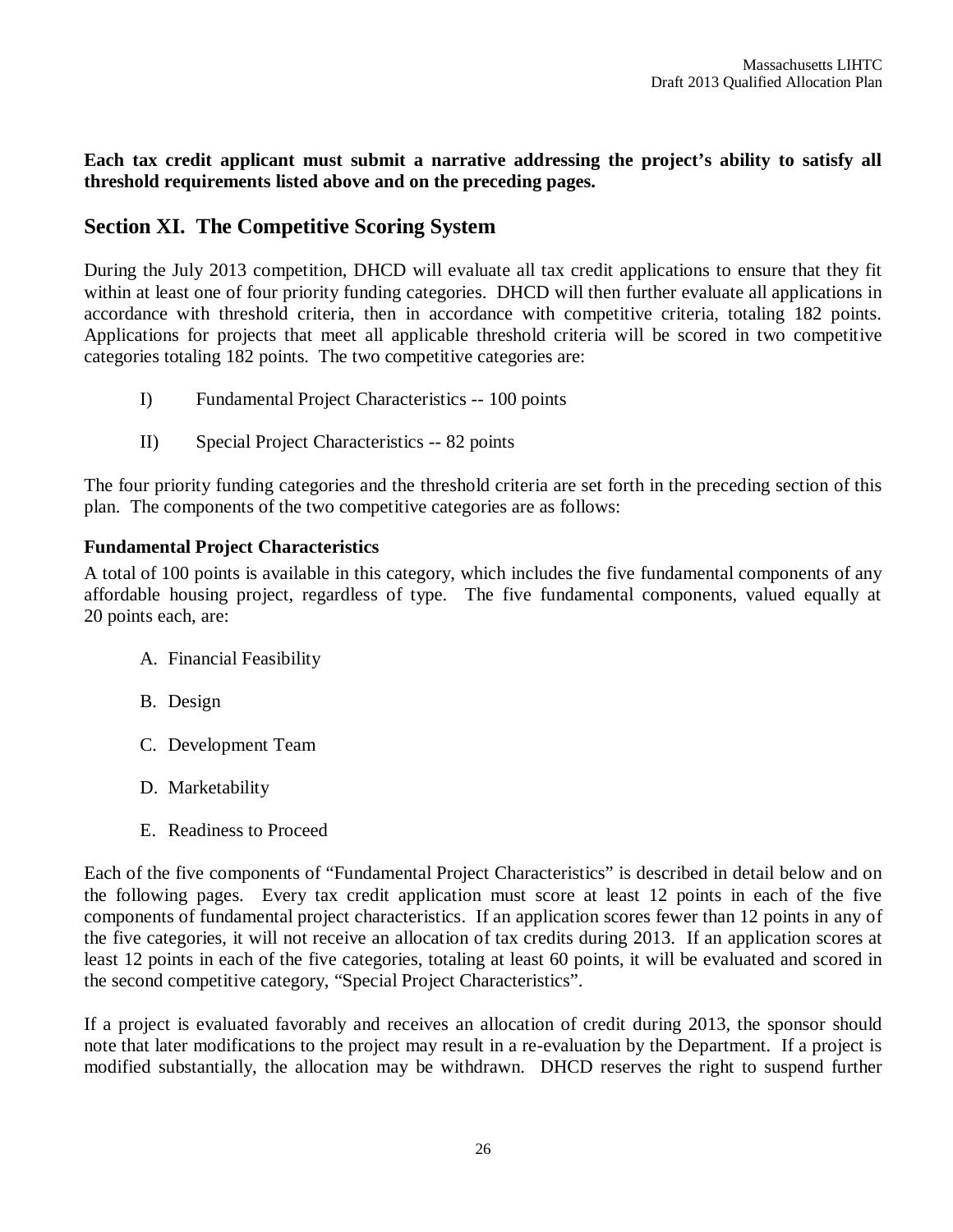**Each tax credit applicant must submit a narrative addressing the project's ability to satisfy all threshold requirements listed above and on the preceding pages.**

## Section XI. The Competitive Scoring System

During the July 2013 competition, DHCD will evaluate all tax credit applications to ensure that they fit within at least one of four priority funding categories. DHCD will then further evaluate all applications in accordance with threshold criteria, then in accordance with competitive criteria, totaling 182 points. Applications for projects that meet all applicable threshold criteria will be scored in two competitive categories totaling 182 points. The two competitive categories are:

I) Fundamental Project Characteristics -- 100 points

II) Special Project Characteristics -- 82 points

The four priority funding categories and the threshold criteria are set forth in the preceding section of this plan. The components of the two competitive categories are as follows:

**Fundamental Project Characteristics**

A total of 100 points is available in this category, which includes the five fundamental components of any affordable housing project, regardless of type. The five fundamental components, valued equally at 20 points each, are:

A. Financial Feasibility

B. Design

C. Development Team

D. Marketability

E. Readiness to Proceed

Each of the five components of "Fundamental Project Characteristics" is described in detail below and on the following pages. Every tax credit application must score at least 12 points in each of the five components of fundamental project characteristics. If an application scores fewer than 12 points in any of the five categories, it will not receive an allocation of tax credits during 2013. If an application scores at least 12 points in each of the five categories, totaling at least 60 points, it will be evaluated and scored in the second competitive category, "Special Project Characteristics".

If a project is evaluated favorably and receives an allocation of credit during 2013, the sponsor should note that later modifications to the project may result in a re-evaluation by the Department. If a project is modified substantially, the allocation may be withdrawn. DHCD reserves the right to suspend further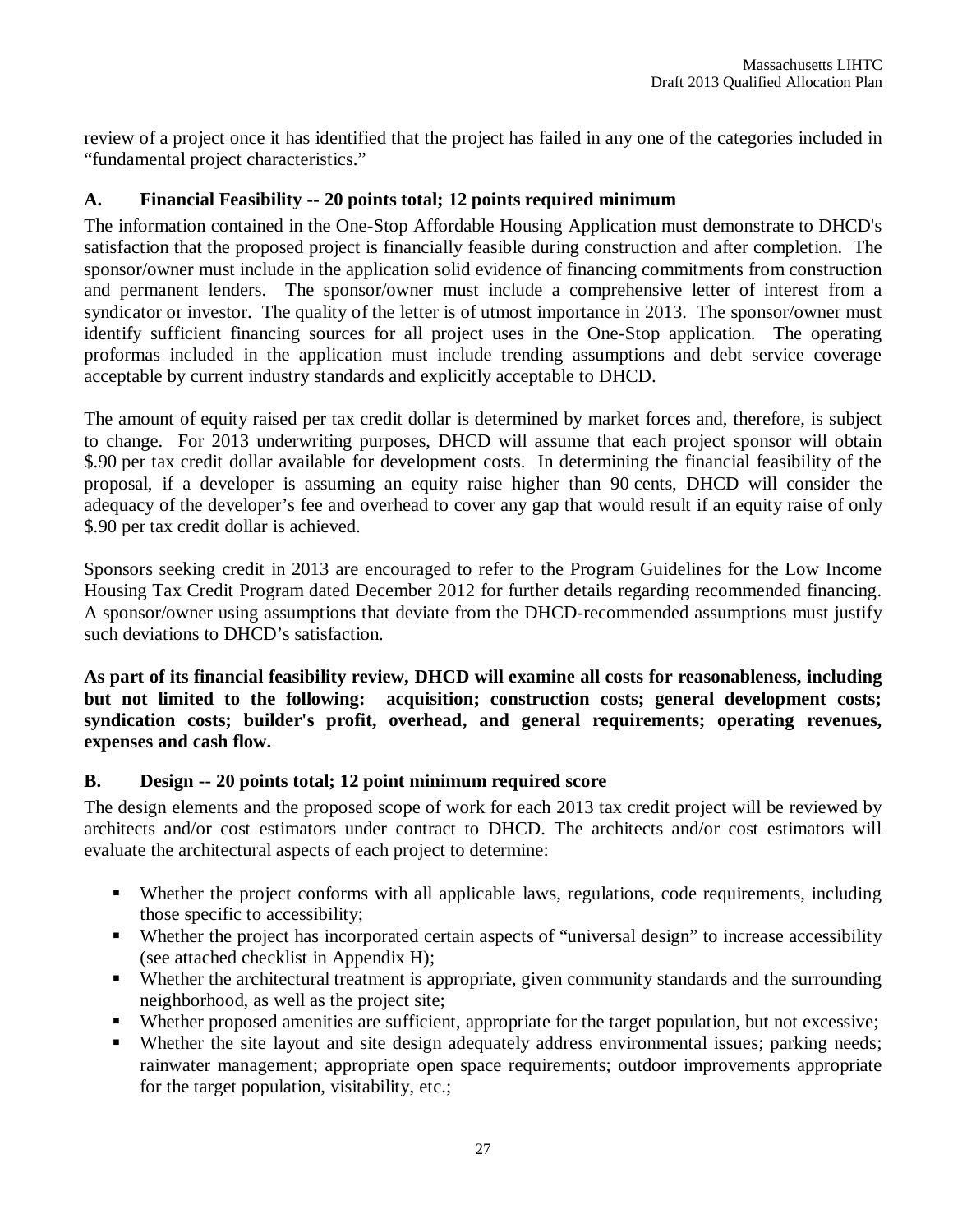review of a project once it has identified that the project has failed in any one of the categories included in "fundamental project characteristics."

## A. Financial Feasibility -- 20 points total; 12 points required minimum

The information contained in the One-Stop Affordable Housing Application must demonstrate to DHCD's satisfaction that the proposed project is financially feasible during construction and after completion. The sponsor/owner must include in the application solid evidence of financing commitments from construction and permanent lenders. The sponsor/owner must include a comprehensive letter of interest from a syndicator or investor. The quality of the letter is of utmost importance in 2013. The sponsor/owner must identify sufficient financing sources for all project uses in the One-Stop application. The operating proformas included in the application must include trending assumptions and debt service coverage acceptable by current industry standards and explicitly acceptable to DHCD.

The amount of equity raised per tax credit dollar is determined by market forces and, therefore, is subject to change. For 2013 underwriting purposes, DHCD will assume that each project sponsor will obtain $.90 per tax credit dollar available for development costs. In determining the financial feasibility of the proposal, if a developer is assuming an equity raise higher than 90 cents, DHCD will consider the adequacy of the developer's fee and overhead to cover any gap that would result if an equity raise of only $.90 per tax credit dollar is achieved.

Sponsors seeking credit in 2013 are encouraged to refer to the Program Guidelines for the Low Income Housing Tax Credit Program dated December 2012 for further details regarding recommended financing. A sponsor/owner using assumptions that deviate from the DHCD-recommended assumptions must justify such deviations to DHCD's satisfaction.

**As part of its financial feasibility review, DHCD will examine all costs for reasonableness, including but not limited to the following: acquisition; construction costs; general development costs; syndication costs; builder's profit, overhead, and general requirements; operating revenues, expenses and cash flow.**

## B. Design -- 20 points total; 12 point minimum required score

The design elements and the proposed scope of work for each 2013 tax credit project will be reviewed by architects and/or cost estimators under contract to DHCD. The architects and/or cost estimators will evaluate the architectural aspects of each project to determine:

- Whether the project conforms with all applicable laws, regulations, code requirements, including those specific to accessibility;
- Whether the project has incorporated certain aspects of "universal design" to increase accessibility (see attached checklist in Appendix H);
- Whether the architectural treatment is appropriate, given community standards and the surrounding neighborhood, as well as the project site;
- Whether proposed amenities are sufficient, appropriate for the target population, but not excessive;
- Whether the site layout and site design adequately address environmental issues; parking needs; rainwater management; appropriate open space requirements; outdoor improvements appropriate for the target population, visitability, etc.;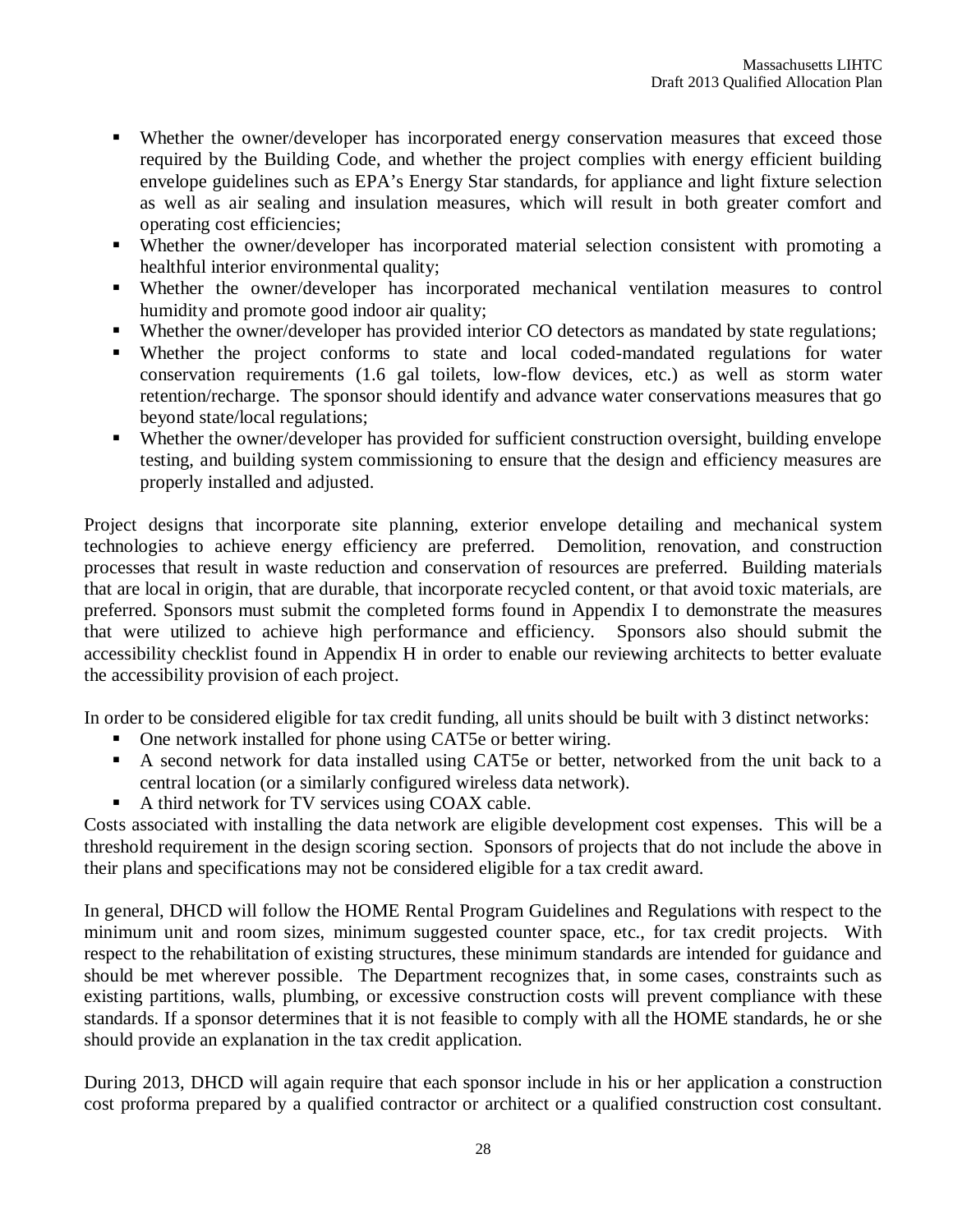- Whether the owner/developer has incorporated energy conservation measures that exceed those required by the Building Code, and whether the project complies with energy efficient building envelope guidelines such as EPA's Energy Star standards, for appliance and light fixture selection as well as air sealing and insulation measures, which will result in both greater comfort and operating cost efficiencies;
- Whether the owner/developer has incorporated material selection consistent with promoting a healthful interior environmental quality;
- Whether the owner/developer has incorporated mechanical ventilation measures to control humidity and promote good indoor air quality;
- Whether the owner/developer has provided interior CO detectors as mandated by state regulations;
- Whether the project conforms to state and local coded-mandated regulations for water conservation requirements (1.6 gal toilets, low-flow devices, etc.) as well as storm water retention/recharge. The sponsor should identify and advance water conservations measures that go beyond state/local regulations;
- Whether the owner/developer has provided for sufficient construction oversight, building envelope testing, and building system commissioning to ensure that the design and efficiency measures are properly installed and adjusted.

Project designs that incorporate site planning, exterior envelope detailing and mechanical system technologies to achieve energy efficiency are preferred. Demolition, renovation, and construction processes that result in waste reduction and conservation of resources are preferred. Building materials that are local in origin, that are durable, that incorporate recycled content, or that avoid toxic materials, are preferred. Sponsors must submit the completed forms found in Appendix I to demonstrate the measures that were utilized to achieve high performance and efficiency. Sponsors also should submit the accessibility checklist found in Appendix H in order to enable our reviewing architects to better evaluate the accessibility provision of each project.

In order to be considered eligible for tax credit funding, all units should be built with 3 distinct networks:

- One network installed for phone using CAT5e or better wiring.
- A second network for data installed using CAT5e or better, networked from the unit back to a central location (or a similarly configured wireless data network).
- A third network for TV services using COAX cable.

Costs associated with installing the data network are eligible development cost expenses. This will be a threshold requirement in the design scoring section. Sponsors of projects that do not include the above in their plans and specifications may not be considered eligible for a tax credit award.

In general, DHCD will follow the HOME Rental Program Guidelines and Regulations with respect to the minimum unit and room sizes, minimum suggested counter space, etc., for tax credit projects. With respect to the rehabilitation of existing structures, these minimum standards are intended for guidance and should be met wherever possible. The Department recognizes that, in some cases, constraints such as existing partitions, walls, plumbing, or excessive construction costs will prevent compliance with these standards. If a sponsor determines that it is not feasible to comply with all the HOME standards, he or she should provide an explanation in the tax credit application.

During 2013, DHCD will again require that each sponsor include in his or her application a construction cost proforma prepared by a qualified contractor or architect or a qualified construction cost consultant.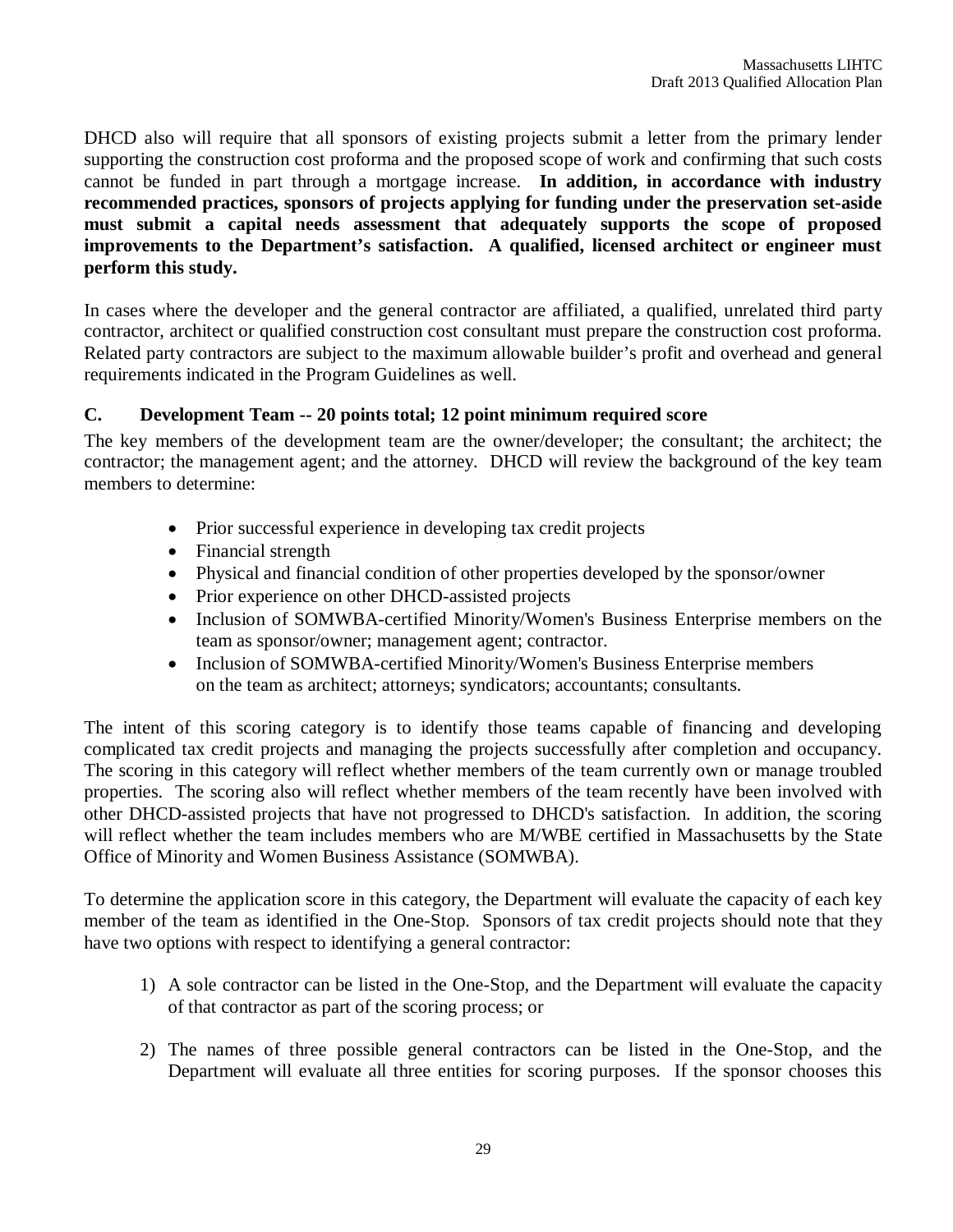DHCD also will require that all sponsors of existing projects submit a letter from the primary lender supporting the construction cost proforma and the proposed scope of work and confirming that such costs cannot be funded in part through a mortgage increase. **In addition, in accordance with industry recommended practices, sponsors of projects applying for funding under the preservation set-aside must submit a capital needs assessment that adequately supports the scope of proposed improvements to the Department's satisfaction. A qualified, licensed architect or engineer must perform this study.**

In cases where the developer and the general contractor are affiliated, a qualified, unrelated third party contractor, architect or qualified construction cost consultant must prepare the construction cost proforma. Related party contractors are subject to the maximum allowable builder's profit and overhead and general requirements indicated in the Program Guidelines as well.

### C. Development Team -- 20 points total; 12 point minimum required score

The key members of the development team are the owner/developer; the consultant; the architect; the contractor; the management agent; and the attorney. DHCD will review the background of the key team members to determine:

- Prior successful experience in developing tax credit projects
- Financial strength
- Physical and financial condition of other properties developed by the sponsor/owner
- Prior experience on other DHCD-assisted projects
- Inclusion of SOMWBA-certified Minority/Women's Business Enterprise members on the team as sponsor/owner; management agent; contractor.
- Inclusion of SOMWBA-certified Minority/Women's Business Enterprise members on the team as architect; attorneys; syndicators; accountants; consultants.

The intent of this scoring category is to identify those teams capable of financing and developing complicated tax credit projects and managing the projects successfully after completion and occupancy. The scoring in this category will reflect whether members of the team currently own or manage troubled properties. The scoring also will reflect whether members of the team recently have been involved with other DHCD-assisted projects that have not progressed to DHCD's satisfaction. In addition, the scoring will reflect whether the team includes members who are M/WBE certified in Massachusetts by the State Office of Minority and Women Business Assistance (SOMWBA).

To determine the application score in this category, the Department will evaluate the capacity of each key member of the team as identified in the One-Stop. Sponsors of tax credit projects should note that they have two options with respect to identifying a general contractor:

1) A sole contractor can be listed in the One-Stop, and the Department will evaluate the capacity of that contractor as part of the scoring process; or

2) The names of three possible general contractors can be listed in the One-Stop, and the Department will evaluate all three entities for scoring purposes. If the sponsor chooses this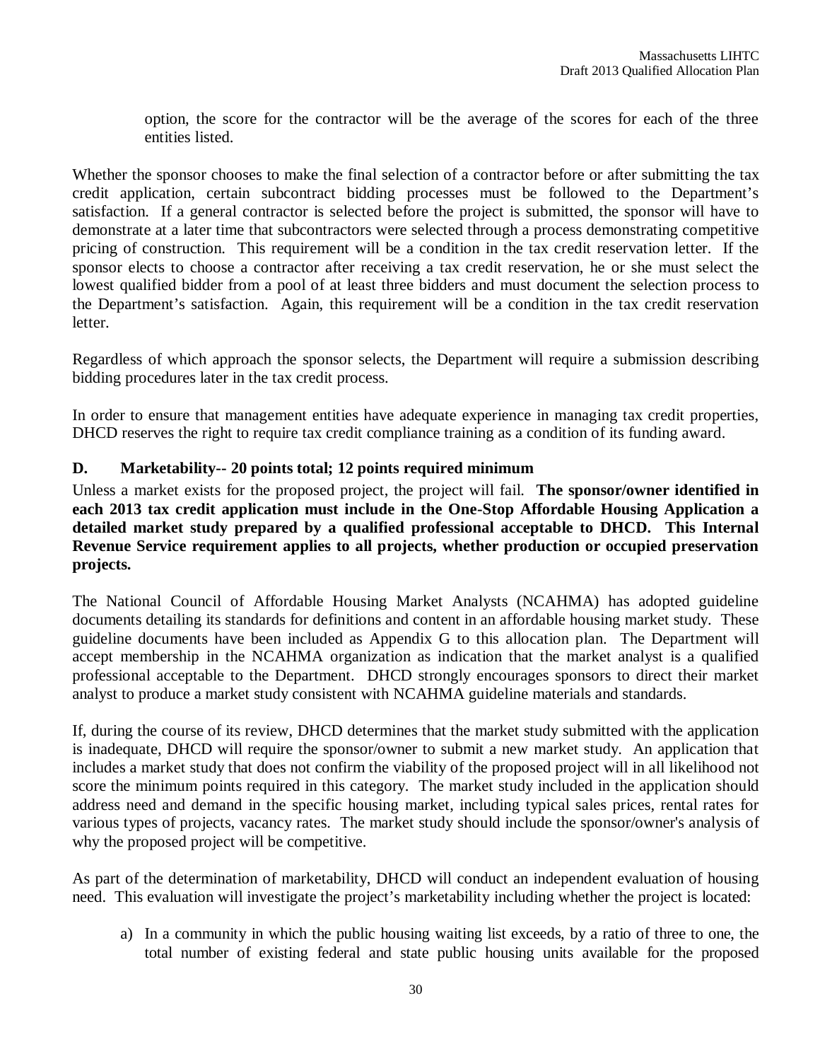option, the score for the contractor will be the average of the scores for each of the three entities listed.

Whether the sponsor chooses to make the final selection of a contractor before or after submitting the tax credit application, certain subcontract bidding processes must be followed to the Department's satisfaction. If a general contractor is selected before the project is submitted, the sponsor will have to demonstrate at a later time that subcontractors were selected through a process demonstrating competitive pricing of construction. This requirement will be a condition in the tax credit reservation letter. If the sponsor elects to choose a contractor after receiving a tax credit reservation, he or she must select the lowest qualified bidder from a pool of at least three bidders and must document the selection process to the Department's satisfaction. Again, this requirement will be a condition in the tax credit reservation letter.

Regardless of which approach the sponsor selects, the Department will require a submission describing bidding procedures later in the tax credit process.

In order to ensure that management entities have adequate experience in managing tax credit properties, DHCD reserves the right to require tax credit compliance training as a condition of its funding award.

### D. Marketability-- 20 points total; 12 points required minimum

Unless a market exists for the proposed project, the project will fail. **The sponsor/owner identified in each 2013 tax credit application must include in the One-Stop Affordable Housing Application a detailed market study prepared by a qualified professional acceptable to DHCD. This Internal Revenue Service requirement applies to all projects, whether production or occupied preservation projects.**

The National Council of Affordable Housing Market Analysts (NCAHMA) has adopted guideline documents detailing its standards for definitions and content in an affordable housing market study. These guideline documents have been included as Appendix G to this allocation plan. The Department will accept membership in the NCAHMA organization as indication that the market analyst is a qualified professional acceptable to the Department. DHCD strongly encourages sponsors to direct their market analyst to produce a market study consistent with NCAHMA guideline materials and standards.

If, during the course of its review, DHCD determines that the market study submitted with the application is inadequate, DHCD will require the sponsor/owner to submit a new market study. An application that includes a market study that does not confirm the viability of the proposed project will in all likelihood not score the minimum points required in this category. The market study included in the application should address need and demand in the specific housing market, including typical sales prices, rental rates for various types of projects, vacancy rates. The market study should include the sponsor/owner's analysis of why the proposed project will be competitive.

As part of the determination of marketability, DHCD will conduct an independent evaluation of housing need. This evaluation will investigate the project's marketability including whether the project is located:

a) In a community in which the public housing waiting list exceeds, by a ratio of three to one, the total number of existing federal and state public housing units available for the proposed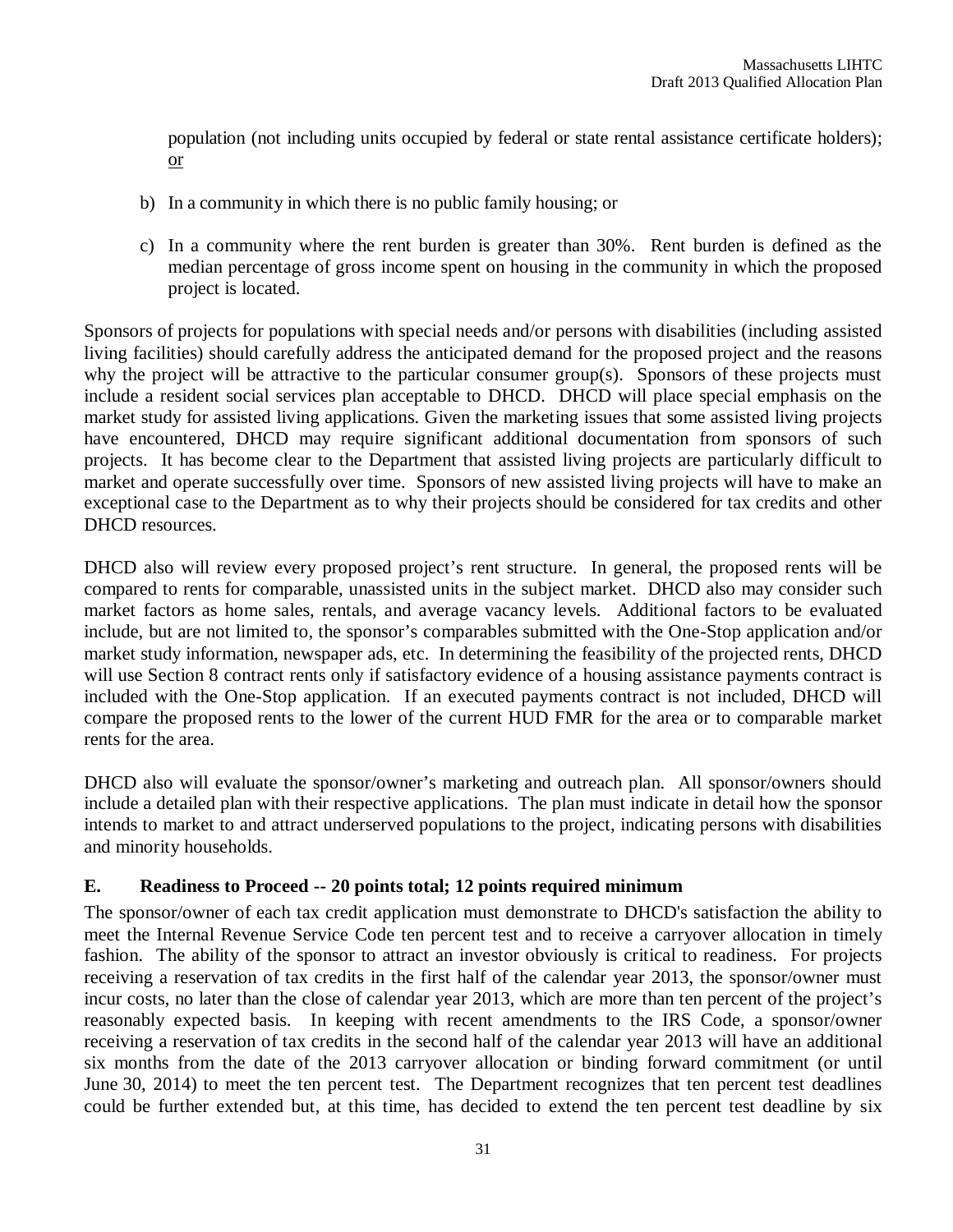population (not including units occupied by federal or state rental assistance certificate holders); or

b) In a community in which there is no public family housing; or

c) In a community where the rent burden is greater than 30%. Rent burden is defined as the median percentage of gross income spent on housing in the community in which the proposed project is located.

Sponsors of projects for populations with special needs and/or persons with disabilities (including assisted living facilities) should carefully address the anticipated demand for the proposed project and the reasons why the project will be attractive to the particular consumer group(s). Sponsors of these projects must include a resident social services plan acceptable to DHCD. DHCD will place special emphasis on the market study for assisted living applications. Given the marketing issues that some assisted living projects have encountered, DHCD may require significant additional documentation from sponsors of such projects. It has become clear to the Department that assisted living projects are particularly difficult to market and operate successfully over time. Sponsors of new assisted living projects will have to make an exceptional case to the Department as to why their projects should be considered for tax credits and other DHCD resources.

DHCD also will review every proposed project's rent structure. In general, the proposed rents will be compared to rents for comparable, unassisted units in the subject market. DHCD also may consider such market factors as home sales, rentals, and average vacancy levels. Additional factors to be evaluated include, but are not limited to, the sponsor's comparables submitted with the One-Stop application and/or market study information, newspaper ads, etc. In determining the feasibility of the projected rents, DHCD will use Section 8 contract rents only if satisfactory evidence of a housing assistance payments contract is included with the One-Stop application. If an executed payments contract is not included, DHCD will compare the proposed rents to the lower of the current HUD FMR for the area or to comparable market rents for the area.

DHCD also will evaluate the sponsor/owner's marketing and outreach plan. All sponsor/owners should include a detailed plan with their respective applications. The plan must indicate in detail how the sponsor intends to market to and attract underserved populations to the project, indicating persons with disabilities and minority households.

### E. Readiness to Proceed -- 20 points total; 12 points required minimum

The sponsor/owner of each tax credit application must demonstrate to DHCD's satisfaction the ability to meet the Internal Revenue Service Code ten percent test and to receive a carryover allocation in timely fashion. The ability of the sponsor to attract an investor obviously is critical to readiness. For projects receiving a reservation of tax credits in the first half of the calendar year 2013, the sponsor/owner must incur costs, no later than the close of calendar year 2013, which are more than ten percent of the project's reasonably expected basis. In keeping with recent amendments to the IRS Code, a sponsor/owner receiving a reservation of tax credits in the second half of the calendar year 2013 will have an additional six months from the date of the 2013 carryover allocation or binding forward commitment (or until June 30, 2014) to meet the ten percent test. The Department recognizes that ten percent test deadlines could be further extended but, at this time, has decided to extend the ten percent test deadline by six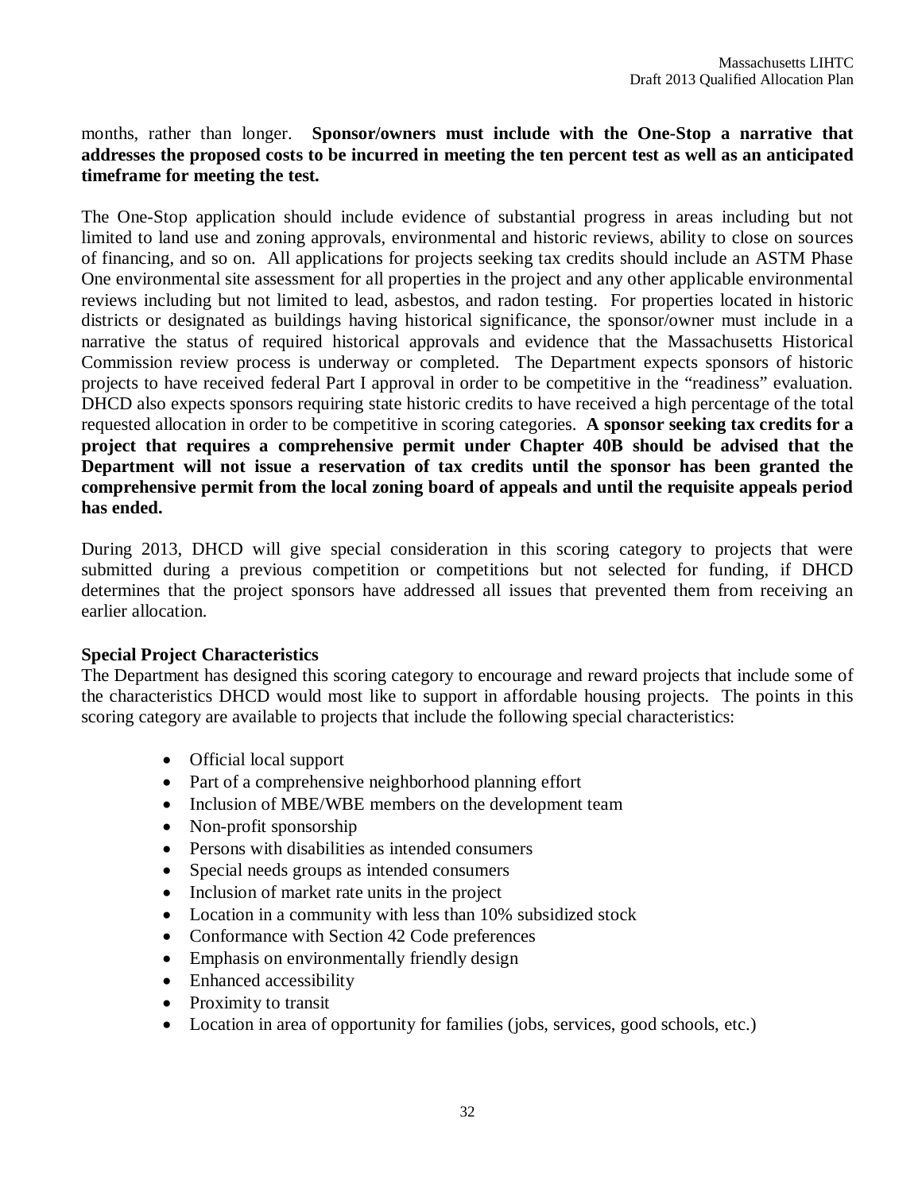months, rather than longer. **Sponsor/owners must include with the One-Stop a narrative that addresses the proposed costs to be incurred in meeting the ten percent test as well as an anticipated timeframe for meeting the test.**

The One-Stop application should include evidence of substantial progress in areas including but not limited to land use and zoning approvals, environmental and historic reviews, ability to close on sources of financing, and so on. All applications for projects seeking tax credits should include an ASTM Phase One environmental site assessment for all properties in the project and any other applicable environmental reviews including but not limited to lead, asbestos, and radon testing. For properties located in historic districts or designated as buildings having historical significance, the sponsor/owner must include in a narrative the status of required historical approvals and evidence that the Massachusetts Historical Commission review process is underway or completed. The Department expects sponsors of historic projects to have received federal Part I approval in order to be competitive in the "readiness" evaluation. DHCD also expects sponsors requiring state historic credits to have received a high percentage of the total requested allocation in order to be competitive in scoring categories. **A sponsor seeking tax credits for a project that requires a comprehensive permit under Chapter 40B should be advised that the Department will not issue a reservation of tax credits until the sponsor has been granted the comprehensive permit from the local zoning board of appeals and until the requisite appeals period has ended.**

During 2013, DHCD will give special consideration in this scoring category to projects that were submitted during a previous competition or competitions but not selected for funding, if DHCD determines that the project sponsors have addressed all issues that prevented them from receiving an earlier allocation.

**Special Project Characteristics**

The Department has designed this scoring category to encourage and reward projects that include some of the characteristics DHCD would most like to support in affordable housing projects. The points in this scoring category are available to projects that include the following special characteristics:

- Official local support
- Part of a comprehensive neighborhood planning effort
- Inclusion of MBE/WBE members on the development team
- Non-profit sponsorship
- Persons with disabilities as intended consumers
- Special needs groups as intended consumers
- Inclusion of market rate units in the project
- Location in a community with less than 10% subsidized stock
- Conformance with Section 42 Code preferences
- Emphasis on environmentally friendly design
- Enhanced accessibility
- Proximity to transit
- Location in area of opportunity for families (jobs, services, good schools, etc.)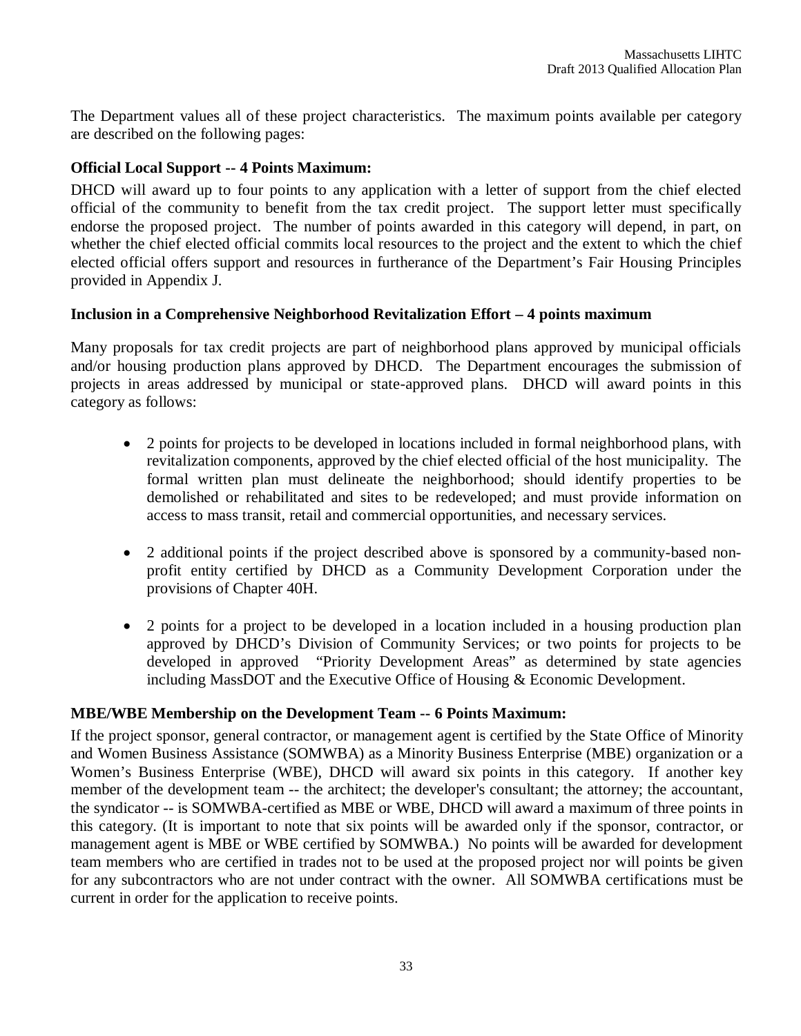The Department values all of these project characteristics. The maximum points available per category are described on the following pages:

**Official Local Support -- 4 Points Maximum:**

DHCD will award up to four points to any application with a letter of support from the chief elected official of the community to benefit from the tax credit project. The support letter must specifically endorse the proposed project. The number of points awarded in this category will depend, in part, on whether the chief elected official commits local resources to the project and the extent to which the chief elected official offers support and resources in furtherance of the Department's Fair Housing Principles provided in Appendix J.

**Inclusion in a Comprehensive Neighborhood Revitalization Effort – 4 points maximum**

Many proposals for tax credit projects are part of neighborhood plans approved by municipal officials and/or housing production plans approved by DHCD. The Department encourages the submission of projects in areas addressed by municipal or state-approved plans. DHCD will award points in this category as follows:

- 2 points for projects to be developed in locations included in formal neighborhood plans, with revitalization components, approved by the chief elected official of the host municipality. The formal written plan must delineate the neighborhood; should identify properties to be demolished or rehabilitated and sites to be redeveloped; and must provide information on access to mass transit, retail and commercial opportunities, and necessary services.
- 2 additional points if the project described above is sponsored by a community-based non-profit entity certified by DHCD as a Community Development Corporation under the provisions of Chapter 40H.
- 2 points for a project to be developed in a location included in a housing production plan approved by DHCD's Division of Community Services; or two points for projects to be developed in approved "Priority Development Areas" as determined by state agencies including MassDOT and the Executive Office of Housing & Economic Development.

**MBE/WBE Membership on the Development Team -- 6 Points Maximum:**

If the project sponsor, general contractor, or management agent is certified by the State Office of Minority and Women Business Assistance (SOMWBA) as a Minority Business Enterprise (MBE) organization or a Women's Business Enterprise (WBE), DHCD will award six points in this category. If another key member of the development team -- the architect; the developer's consultant; the attorney; the accountant, the syndicator -- is SOMWBA-certified as MBE or WBE, DHCD will award a maximum of three points in this category. (It is important to note that six points will be awarded only if the sponsor, contractor, or management agent is MBE or WBE certified by SOMWBA.) No points will be awarded for development team members who are certified in trades not to be used at the proposed project nor will points be given for any subcontractors who are not under contract with the owner. All SOMWBA certifications must be current in order for the application to receive points.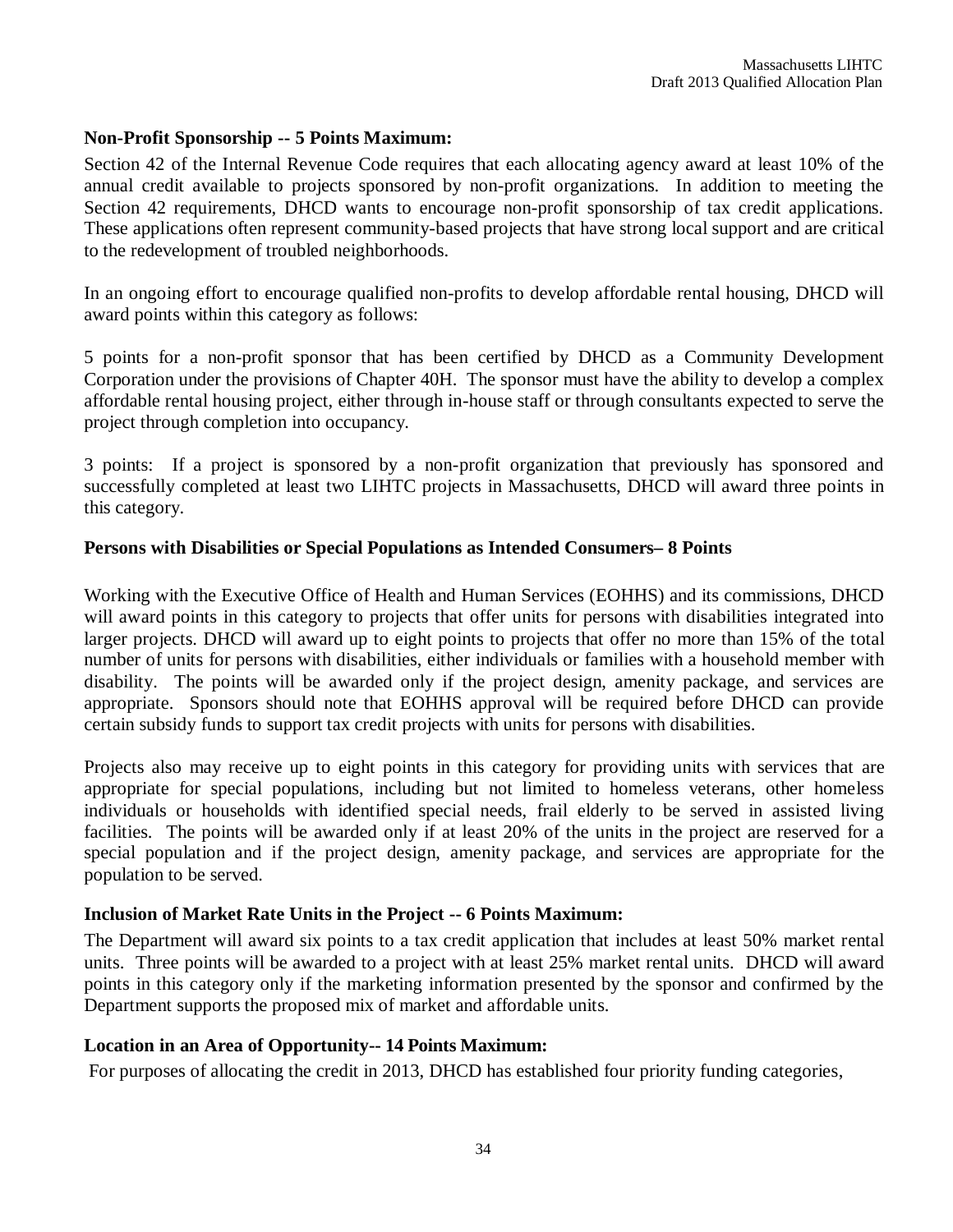**Non-Profit Sponsorship -- 5 Points Maximum:**

Section 42 of the Internal Revenue Code requires that each allocating agency award at least 10% of the annual credit available to projects sponsored by non-profit organizations. In addition to meeting the Section 42 requirements, DHCD wants to encourage non-profit sponsorship of tax credit applications. These applications often represent community-based projects that have strong local support and are critical to the redevelopment of troubled neighborhoods.

In an ongoing effort to encourage qualified non-profits to develop affordable rental housing, DHCD will award points within this category as follows:

5 points for a non-profit sponsor that has been certified by DHCD as a Community Development Corporation under the provisions of Chapter 40H. The sponsor must have the ability to develop a complex affordable rental housing project, either through in-house staff or through consultants expected to serve the project through completion into occupancy.

3 points: If a project is sponsored by a non-profit organization that previously has sponsored and successfully completed at least two LIHTC projects in Massachusetts, DHCD will award three points in this category.

**Persons with Disabilities or Special Populations as Intended Consumers– 8 Points**

Working with the Executive Office of Health and Human Services (EOHHS) and its commissions, DHCD will award points in this category to projects that offer units for persons with disabilities integrated into larger projects. DHCD will award up to eight points to projects that offer no more than 15% of the total number of units for persons with disabilities, either individuals or families with a household member with disability. The points will be awarded only if the project design, amenity package, and services are appropriate. Sponsors should note that EOHHS approval will be required before DHCD can provide certain subsidy funds to support tax credit projects with units for persons with disabilities.

Projects also may receive up to eight points in this category for providing units with services that are appropriate for special populations, including but not limited to homeless veterans, other homeless individuals or households with identified special needs, frail elderly to be served in assisted living facilities. The points will be awarded only if at least 20% of the units in the project are reserved for a special population and if the project design, amenity package, and services are appropriate for the population to be served.

**Inclusion of Market Rate Units in the Project -- 6 Points Maximum:**

The Department will award six points to a tax credit application that includes at least 50% market rental units. Three points will be awarded to a project with at least 25% market rental units. DHCD will award points in this category only if the marketing information presented by the sponsor and confirmed by the Department supports the proposed mix of market and affordable units.

**Location in an Area of Opportunity-- 14 Points Maximum:**

For purposes of allocating the credit in 2013, DHCD has established four priority funding categories,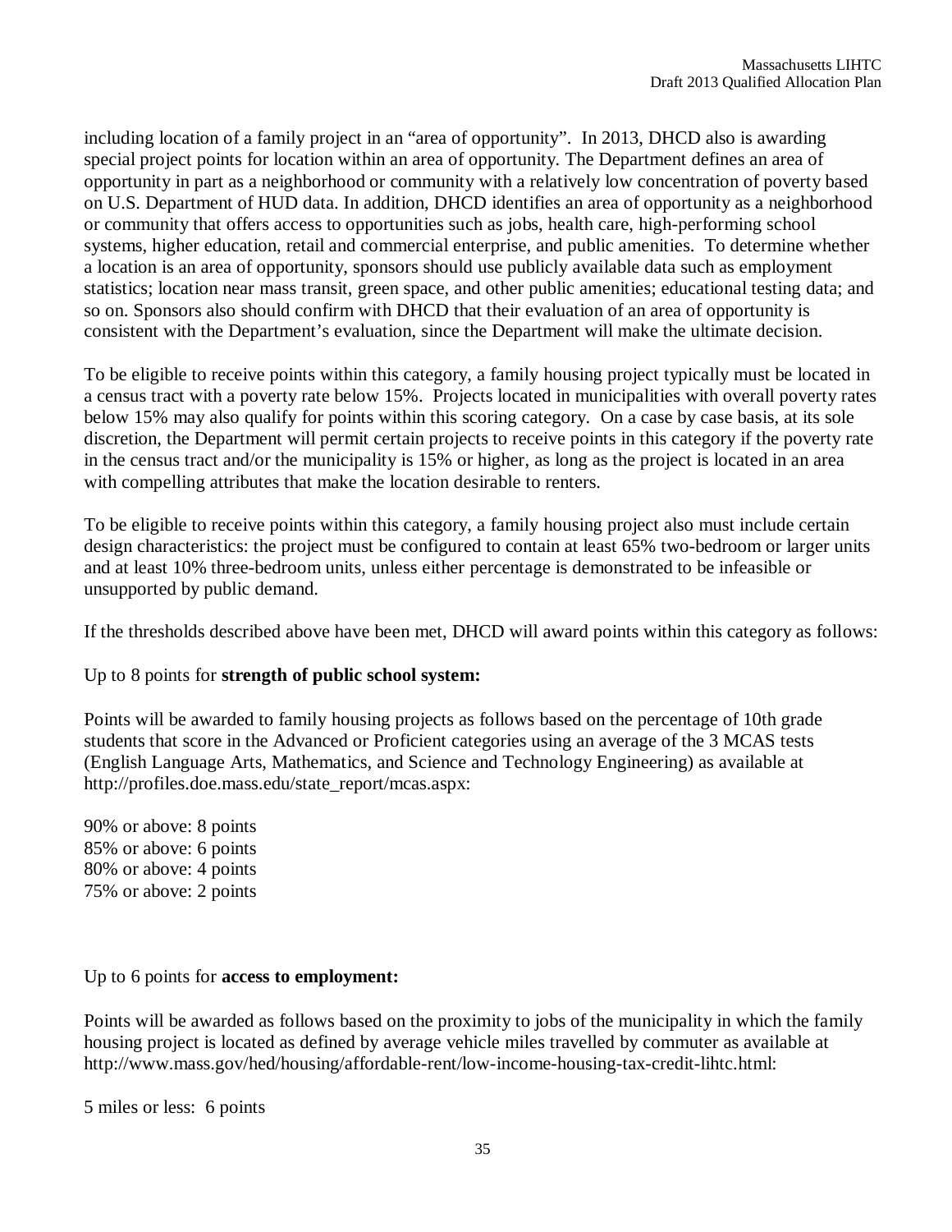including location of a family project in an "area of opportunity". In 2013, DHCD also is awarding special project points for location within an area of opportunity. The Department defines an area of opportunity in part as a neighborhood or community with a relatively low concentration of poverty based on U.S. Department of HUD data. In addition, DHCD identifies an area of opportunity as a neighborhood or community that offers access to opportunities such as jobs, health care, high-performing school systems, higher education, retail and commercial enterprise, and public amenities. To determine whether a location is an area of opportunity, sponsors should use publicly available data such as employment statistics; location near mass transit, green space, and other public amenities; educational testing data; and so on. Sponsors also should confirm with DHCD that their evaluation of an area of opportunity is consistent with the Department's evaluation, since the Department will make the ultimate decision.

To be eligible to receive points within this category, a family housing project typically must be located in a census tract with a poverty rate below 15%. Projects located in municipalities with overall poverty rates below 15% may also qualify for points within this scoring category. On a case by case basis, at its sole discretion, the Department will permit certain projects to receive points in this category if the poverty rate in the census tract and/or the municipality is 15% or higher, as long as the project is located in an area with compelling attributes that make the location desirable to renters.

To be eligible to receive points within this category, a family housing project also must include certain design characteristics: the project must be configured to contain at least 65% two-bedroom or larger units and at least 10% three-bedroom units, unless either percentage is demonstrated to be infeasible or unsupported by public demand.

If the thresholds described above have been met, DHCD will award points within this category as follows:

Up to 8 points for **strength of public school system:**

Points will be awarded to family housing projects as follows based on the percentage of 10th grade students that score in the Advanced or Proficient categories using an average of the 3 MCAS tests (English Language Arts, Mathematics, and Science and Technology Engineering) as available at http://profiles.doe.mass.edu/state_report/mcas.aspx:

90% or above: 8 points
85% or above: 6 points
80% or above: 4 points
75% or above: 2 points

Up to 6 points for **access to employment:**

Points will be awarded as follows based on the proximity to jobs of the municipality in which the family housing project is located as defined by average vehicle miles travelled by commuter as available at http://www.mass.gov/hed/housing/affordable-rent/low-income-housing-tax-credit-lihtc.html:

5 miles or less: 6 points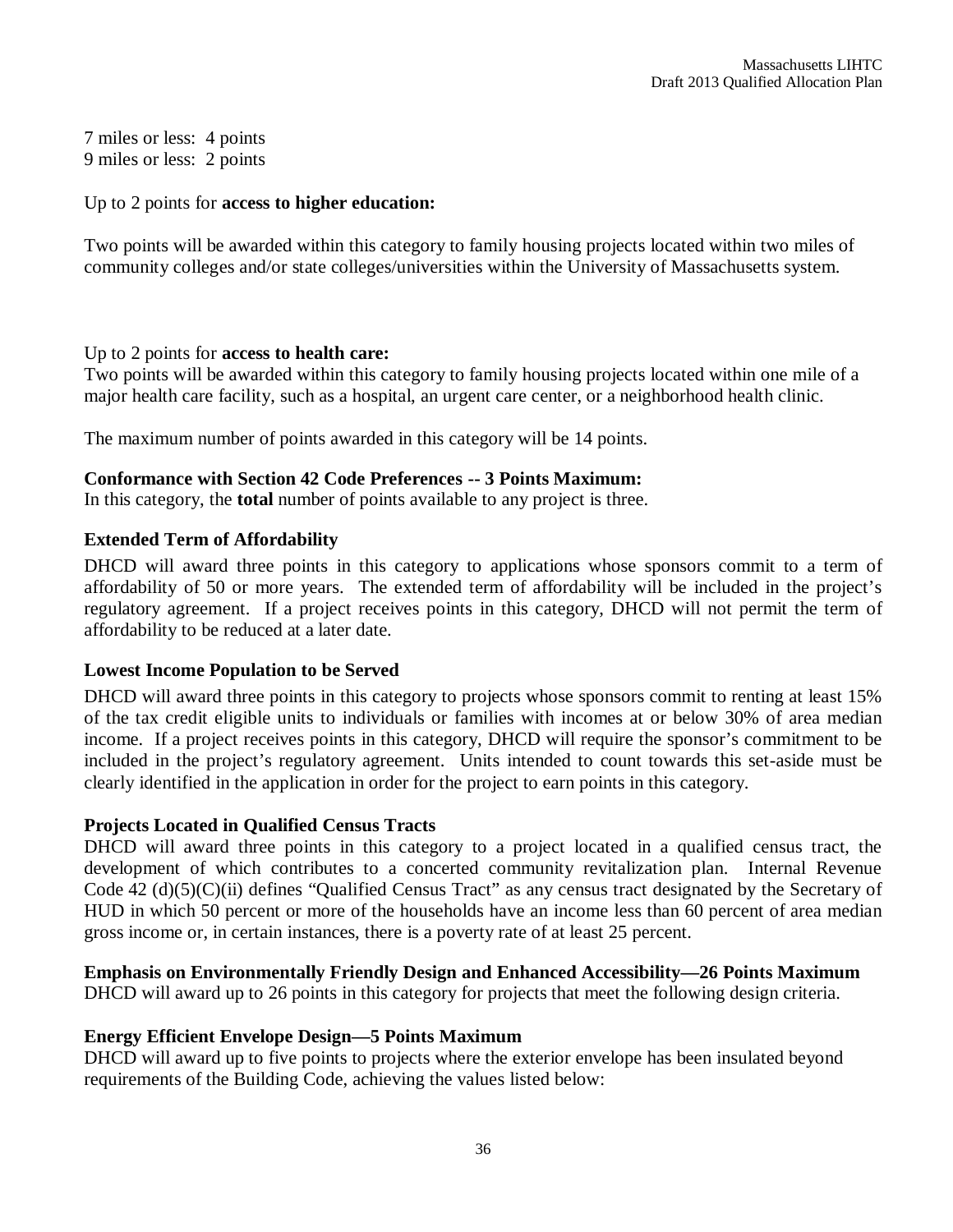7 miles or less:  4 points
9 miles or less:  2 points

Up to 2 points for **access to higher education:**

Two points will be awarded within this category to family housing projects located within two miles of community colleges and/or state colleges/universities within the University of Massachusetts system.

Up to 2 points for **access to health care:**
Two points will be awarded within this category to family housing projects located within one mile of a major health care facility, such as a hospital, an urgent care center, or a neighborhood health clinic.

The maximum number of points awarded in this category will be 14 points.

**Conformance with Section 42 Code Preferences -- 3 Points Maximum:**
In this category, the **total** number of points available to any project is three.

**Extended Term of Affordability**

DHCD will award three points in this category to applications whose sponsors commit to a term of affordability of 50 or more years. The extended term of affordability will be included in the project's regulatory agreement. If a project receives points in this category, DHCD will not permit the term of affordability to be reduced at a later date.

**Lowest Income Population to be Served**

DHCD will award three points in this category to projects whose sponsors commit to renting at least 15% of the tax credit eligible units to individuals or families with incomes at or below 30% of area median income. If a project receives points in this category, DHCD will require the sponsor's commitment to be included in the project's regulatory agreement. Units intended to count towards this set-aside must be clearly identified in the application in order for the project to earn points in this category.

**Projects Located in Qualified Census Tracts**

DHCD will award three points in this category to a project located in a qualified census tract, the development of which contributes to a concerted community revitalization plan. Internal Revenue Code 42 (d)(5)(C)(ii) defines "Qualified Census Tract" as any census tract designated by the Secretary of HUD in which 50 percent or more of the households have an income less than 60 percent of area median gross income or, in certain instances, there is a poverty rate of at least 25 percent.

**Emphasis on Environmentally Friendly Design and Enhanced Accessibility—26 Points Maximum**
DHCD will award up to 26 points in this category for projects that meet the following design criteria.

**Energy Efficient Envelope Design—5 Points Maximum**
DHCD will award up to five points to projects where the exterior envelope has been insulated beyond requirements of the Building Code, achieving the values listed below: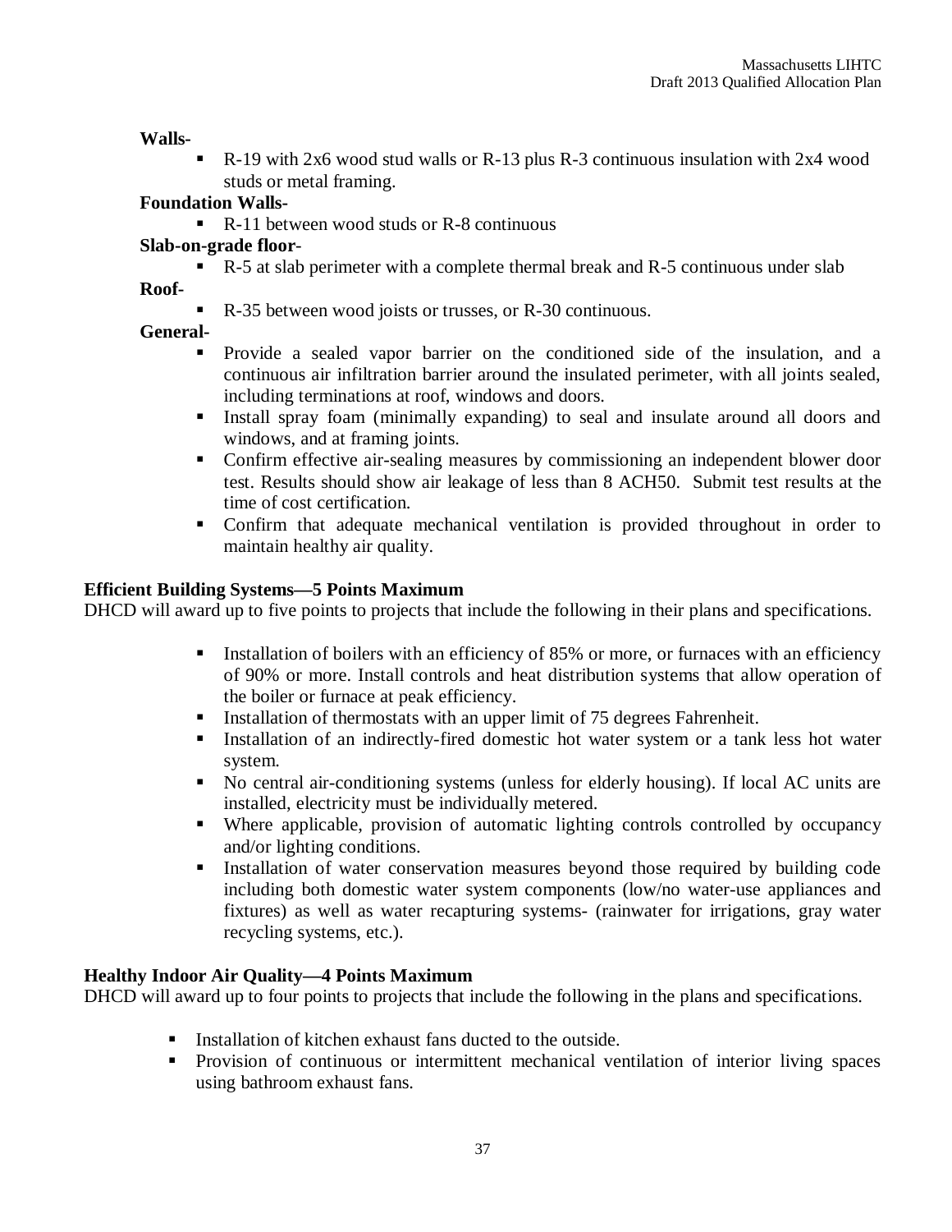**Walls-**

- R-19 with 2x6 wood stud walls or R-13 plus R-3 continuous insulation with 2x4 wood studs or metal framing.

**Foundation Walls-**

- R-11 between wood studs or R-8 continuous

**Slab-on-grade floor**-

- R-5 at slab perimeter with a complete thermal break and R-5 continuous under slab

**Roof-**

- R-35 between wood joists or trusses, or R-30 continuous.

**General-**

- Provide a sealed vapor barrier on the conditioned side of the insulation, and a continuous air infiltration barrier around the insulated perimeter, with all joints sealed, including terminations at roof, windows and doors.
- Install spray foam (minimally expanding) to seal and insulate around all doors and windows, and at framing joints.
- Confirm effective air-sealing measures by commissioning an independent blower door test. Results should show air leakage of less than 8 ACH50. Submit test results at the time of cost certification.
- Confirm that adequate mechanical ventilation is provided throughout in order to maintain healthy air quality.

**Efficient Building Systems—5 Points Maximum**

DHCD will award up to five points to projects that include the following in their plans and specifications.

- Installation of boilers with an efficiency of 85% or more, or furnaces with an efficiency of 90% or more. Install controls and heat distribution systems that allow operation of the boiler or furnace at peak efficiency.
- Installation of thermostats with an upper limit of 75 degrees Fahrenheit.
- Installation of an indirectly-fired domestic hot water system or a tank less hot water system.
- No central air-conditioning systems (unless for elderly housing). If local AC units are installed, electricity must be individually metered.
- Where applicable, provision of automatic lighting controls controlled by occupancy and/or lighting conditions.
- Installation of water conservation measures beyond those required by building code including both domestic water system components (low/no water-use appliances and fixtures) as well as water recapturing systems- (rainwater for irrigations, gray water recycling systems, etc.).

**Healthy Indoor Air Quality—4 Points Maximum**

DHCD will award up to four points to projects that include the following in the plans and specifications.

- Installation of kitchen exhaust fans ducted to the outside.
- Provision of continuous or intermittent mechanical ventilation of interior living spaces using bathroom exhaust fans.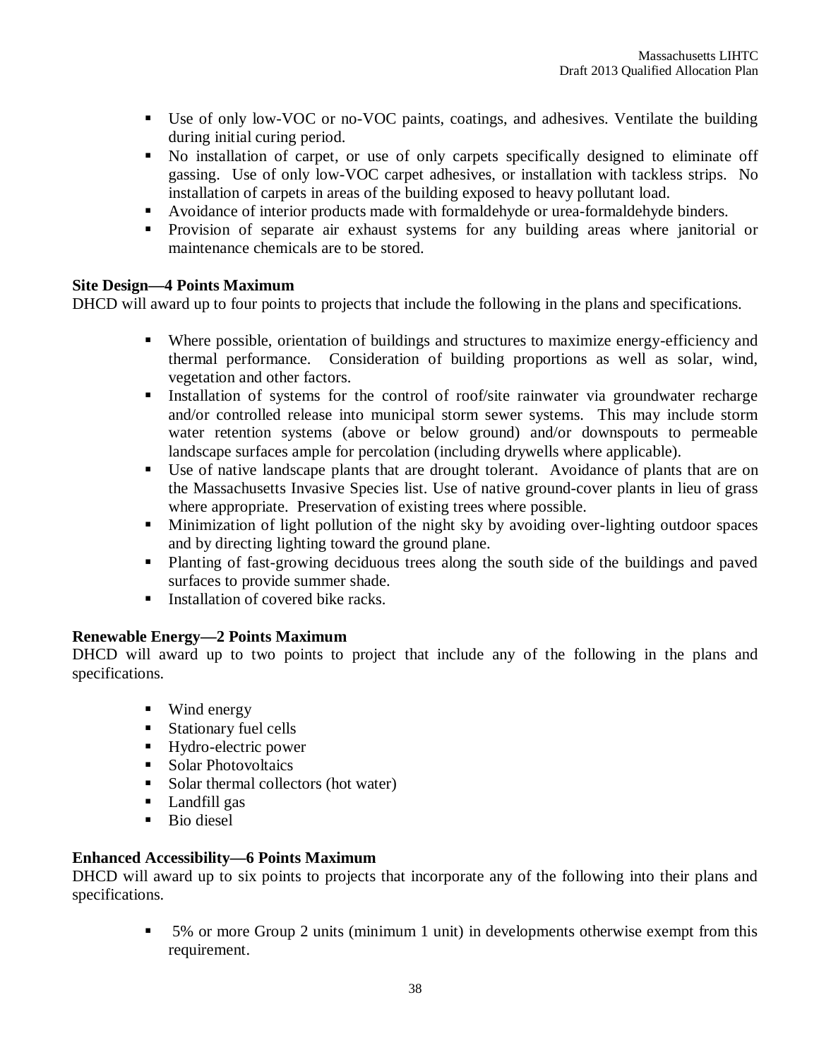- Use of only low-VOC or no-VOC paints, coatings, and adhesives. Ventilate the building during initial curing period.
- No installation of carpet, or use of only carpets specifically designed to eliminate off gassing. Use of only low-VOC carpet adhesives, or installation with tackless strips. No installation of carpets in areas of the building exposed to heavy pollutant load.
- Avoidance of interior products made with formaldehyde or urea-formaldehyde binders.
- Provision of separate air exhaust systems for any building areas where janitorial or maintenance chemicals are to be stored.

**Site Design—4 Points Maximum**

DHCD will award up to four points to projects that include the following in the plans and specifications.

- Where possible, orientation of buildings and structures to maximize energy-efficiency and thermal performance. Consideration of building proportions as well as solar, wind, vegetation and other factors.
- Installation of systems for the control of roof/site rainwater via groundwater recharge and/or controlled release into municipal storm sewer systems. This may include storm water retention systems (above or below ground) and/or downspouts to permeable landscape surfaces ample for percolation (including drywells where applicable).
- Use of native landscape plants that are drought tolerant. Avoidance of plants that are on the Massachusetts Invasive Species list. Use of native ground-cover plants in lieu of grass where appropriate. Preservation of existing trees where possible.
- Minimization of light pollution of the night sky by avoiding over-lighting outdoor spaces and by directing lighting toward the ground plane.
- Planting of fast-growing deciduous trees along the south side of the buildings and paved surfaces to provide summer shade.
- Installation of covered bike racks.

**Renewable Energy—2 Points Maximum**

DHCD will award up to two points to project that include any of the following in the plans and specifications.

- Wind energy
- Stationary fuel cells
- Hydro-electric power
- Solar Photovoltaics
- Solar thermal collectors (hot water)
- Landfill gas
- Bio diesel

**Enhanced Accessibility—6 Points Maximum**

DHCD will award up to six points to projects that incorporate any of the following into their plans and specifications.

- 5% or more Group 2 units (minimum 1 unit) in developments otherwise exempt from this requirement.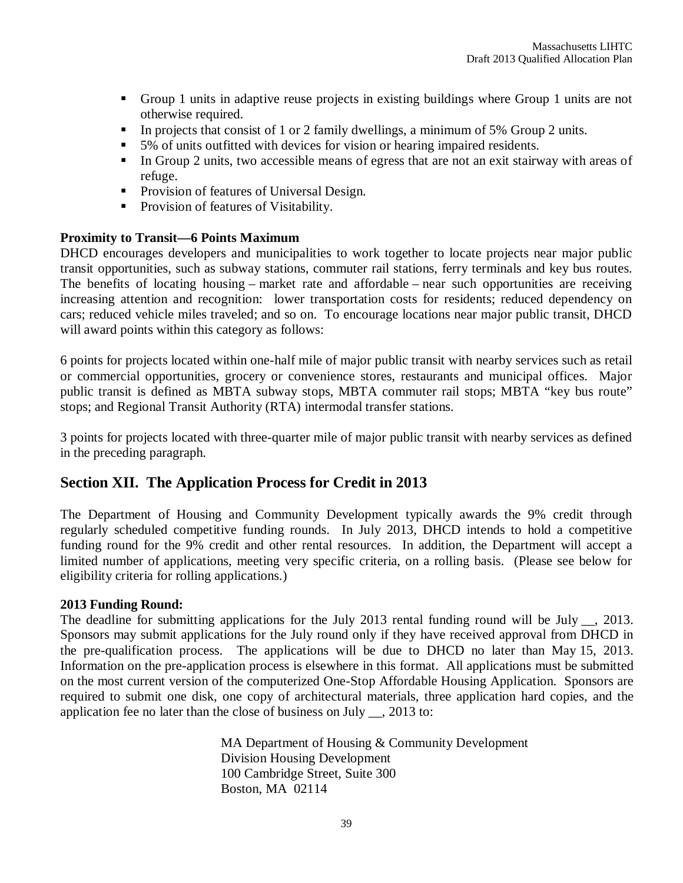- Group 1 units in adaptive reuse projects in existing buildings where Group 1 units are not otherwise required.
- In projects that consist of 1 or 2 family dwellings, a minimum of 5% Group 2 units.
- 5% of units outfitted with devices for vision or hearing impaired residents.
- In Group 2 units, two accessible means of egress that are not an exit stairway with areas of refuge.
- Provision of features of Universal Design.
- Provision of features of Visitability.

**Proximity to Transit—6 Points Maximum**

DHCD encourages developers and municipalities to work together to locate projects near major public transit opportunities, such as subway stations, commuter rail stations, ferry terminals and key bus routes. The benefits of locating housing – market rate and affordable – near such opportunities are receiving increasing attention and recognition: lower transportation costs for residents; reduced dependency on cars; reduced vehicle miles traveled; and so on. To encourage locations near major public transit, DHCD will award points within this category as follows:

6 points for projects located within one-half mile of major public transit with nearby services such as retail or commercial opportunities, grocery or convenience stores, restaurants and municipal offices. Major public transit is defined as MBTA subway stops, MBTA commuter rail stops; MBTA "key bus route" stops; and Regional Transit Authority (RTA) intermodal transfer stations.

3 points for projects located with three-quarter mile of major public transit with nearby services as defined in the preceding paragraph.

## Section XII. The Application Process for Credit in 2013

The Department of Housing and Community Development typically awards the 9% credit through regularly scheduled competitive funding rounds. In July 2013, DHCD intends to hold a competitive funding round for the 9% credit and other rental resources. In addition, the Department will accept a limited number of applications, meeting very specific criteria, on a rolling basis. (Please see below for eligibility criteria for rolling applications.)

**2013 Funding Round:**

The deadline for submitting applications for the July 2013 rental funding round will be July __, 2013. Sponsors may submit applications for the July round only if they have received approval from DHCD in the pre-qualification process. The applications will be due to DHCD no later than May 15, 2013. Information on the pre-application process is elsewhere in this format. All applications must be submitted on the most current version of the computerized One-Stop Affordable Housing Application. Sponsors are required to submit one disk, one copy of architectural materials, three application hard copies, and the application fee no later than the close of business on July __, 2013 to:

MA Department of Housing & Community Development
Division Housing Development
100 Cambridge Street, Suite 300
Boston, MA 02114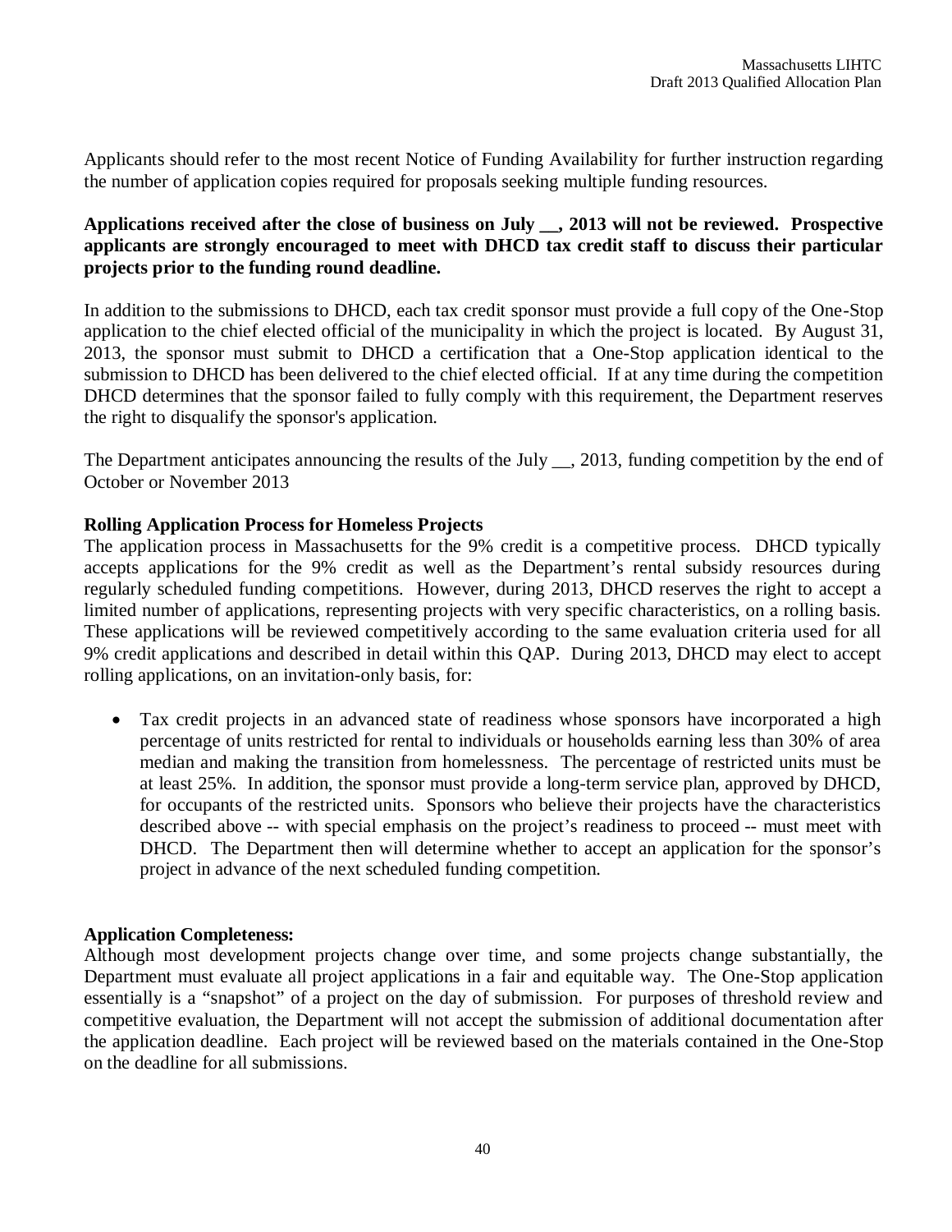Applicants should refer to the most recent Notice of Funding Availability for further instruction regarding the number of application copies required for proposals seeking multiple funding resources.

**Applications received after the close of business on July __, 2013 will not be reviewed. Prospective applicants are strongly encouraged to meet with DHCD tax credit staff to discuss their particular projects prior to the funding round deadline.**

In addition to the submissions to DHCD, each tax credit sponsor must provide a full copy of the One-Stop application to the chief elected official of the municipality in which the project is located. By August 31, 2013, the sponsor must submit to DHCD a certification that a One-Stop application identical to the submission to DHCD has been delivered to the chief elected official. If at any time during the competition DHCD determines that the sponsor failed to fully comply with this requirement, the Department reserves the right to disqualify the sponsor's application.

The Department anticipates announcing the results of the July __, 2013, funding competition by the end of October or November 2013

**Rolling Application Process for Homeless Projects**

The application process in Massachusetts for the 9% credit is a competitive process. DHCD typically accepts applications for the 9% credit as well as the Department's rental subsidy resources during regularly scheduled funding competitions. However, during 2013, DHCD reserves the right to accept a limited number of applications, representing projects with very specific characteristics, on a rolling basis. These applications will be reviewed competitively according to the same evaluation criteria used for all 9% credit applications and described in detail within this QAP. During 2013, DHCD may elect to accept rolling applications, on an invitation-only basis, for:

- Tax credit projects in an advanced state of readiness whose sponsors have incorporated a high percentage of units restricted for rental to individuals or households earning less than 30% of area median and making the transition from homelessness. The percentage of restricted units must be at least 25%. In addition, the sponsor must provide a long-term service plan, approved by DHCD, for occupants of the restricted units. Sponsors who believe their projects have the characteristics described above -- with special emphasis on the project's readiness to proceed -- must meet with DHCD. The Department then will determine whether to accept an application for the sponsor's project in advance of the next scheduled funding competition.

**Application Completeness:**

Although most development projects change over time, and some projects change substantially, the Department must evaluate all project applications in a fair and equitable way. The One-Stop application essentially is a "snapshot" of a project on the day of submission. For purposes of threshold review and competitive evaluation, the Department will not accept the submission of additional documentation after the application deadline. Each project will be reviewed based on the materials contained in the One-Stop on the deadline for all submissions.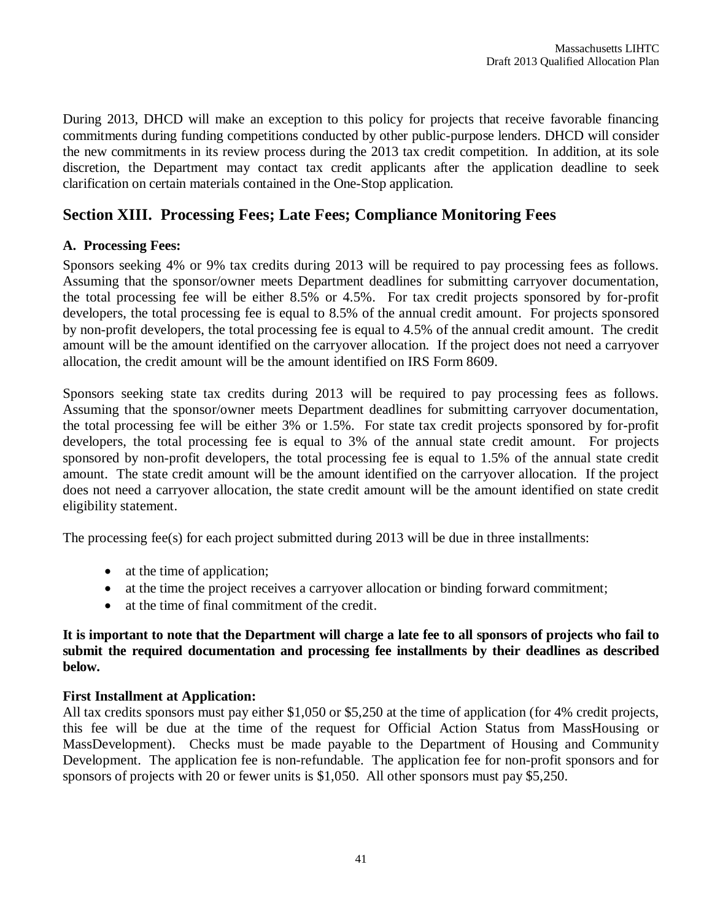During 2013, DHCD will make an exception to this policy for projects that receive favorable financing commitments during funding competitions conducted by other public-purpose lenders. DHCD will consider the new commitments in its review process during the 2013 tax credit competition. In addition, at its sole discretion, the Department may contact tax credit applicants after the application deadline to seek clarification on certain materials contained in the One-Stop application.

## Section XIII. Processing Fees; Late Fees; Compliance Monitoring Fees

### A. Processing Fees:

Sponsors seeking 4% or 9% tax credits during 2013 will be required to pay processing fees as follows. Assuming that the sponsor/owner meets Department deadlines for submitting carryover documentation, the total processing fee will be either 8.5% or 4.5%. For tax credit projects sponsored by for-profit developers, the total processing fee is equal to 8.5% of the annual credit amount. For projects sponsored by non-profit developers, the total processing fee is equal to 4.5% of the annual credit amount. The credit amount will be the amount identified on the carryover allocation. If the project does not need a carryover allocation, the credit amount will be the amount identified on IRS Form 8609.

Sponsors seeking state tax credits during 2013 will be required to pay processing fees as follows. Assuming that the sponsor/owner meets Department deadlines for submitting carryover documentation, the total processing fee will be either 3% or 1.5%. For state tax credit projects sponsored by for-profit developers, the total processing fee is equal to 3% of the annual state credit amount. For projects sponsored by non-profit developers, the total processing fee is equal to 1.5% of the annual state credit amount. The state credit amount will be the amount identified on the carryover allocation. If the project does not need a carryover allocation, the state credit amount will be the amount identified on state credit eligibility statement.

The processing fee(s) for each project submitted during 2013 will be due in three installments:

- at the time of application;
- at the time the project receives a carryover allocation or binding forward commitment;
- at the time of final commitment of the credit.

**It is important to note that the Department will charge a late fee to all sponsors of projects who fail to submit the required documentation and processing fee installments by their deadlines as described below.**

**First Installment at Application:**

All tax credits sponsors must pay either $1,050 or $5,250 at the time of application (for 4% credit projects, this fee will be due at the time of the request for Official Action Status from MassHousing or MassDevelopment). Checks must be made payable to the Department of Housing and Community Development. The application fee is non-refundable. The application fee for non-profit sponsors and for sponsors of projects with 20 or fewer units is $1,050. All other sponsors must pay $5,250.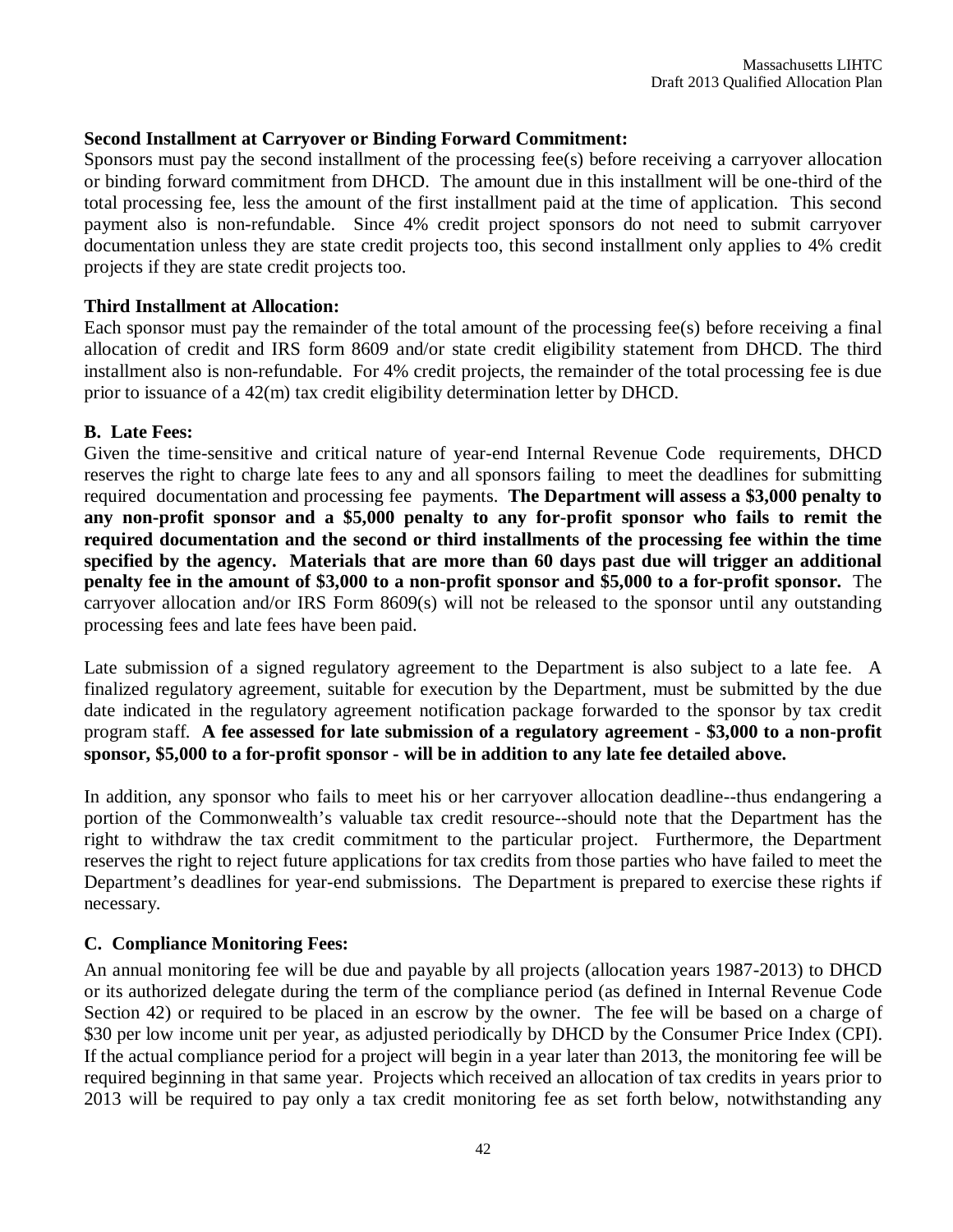**Second Installment at Carryover or Binding Forward Commitment:**
Sponsors must pay the second installment of the processing fee(s) before receiving a carryover allocation or binding forward commitment from DHCD. The amount due in this installment will be one-third of the total processing fee, less the amount of the first installment paid at the time of application. This second payment also is non-refundable. Since 4% credit project sponsors do not need to submit carryover documentation unless they are state credit projects too, this second installment only applies to 4% credit projects if they are state credit projects too.

**Third Installment at Allocation:**
Each sponsor must pay the remainder of the total amount of the processing fee(s) before receiving a final allocation of credit and IRS form 8609 and/or state credit eligibility statement from DHCD. The third installment also is non-refundable. For 4% credit projects, the remainder of the total processing fee is due prior to issuance of a 42(m) tax credit eligibility determination letter by DHCD.

**B. Late Fees:**
Given the time-sensitive and critical nature of year-end Internal Revenue Code requirements, DHCD reserves the right to charge late fees to any and all sponsors failing to meet the deadlines for submitting required documentation and processing fee payments. **The Department will assess a $3,000 penalty to any non-profit sponsor and a $5,000 penalty to any for-profit sponsor who fails to remit the required documentation and the second or third installments of the processing fee within the time specified by the agency. Materials that are more than 60 days past due will trigger an additional penalty fee in the amount of $3,000 to a non-profit sponsor and $5,000 to a for-profit sponsor.** The carryover allocation and/or IRS Form 8609(s) will not be released to the sponsor until any outstanding processing fees and late fees have been paid.

Late submission of a signed regulatory agreement to the Department is also subject to a late fee. A finalized regulatory agreement, suitable for execution by the Department, must be submitted by the due date indicated in the regulatory agreement notification package forwarded to the sponsor by tax credit program staff. **A fee assessed for late submission of a regulatory agreement - $3,000 to a non-profit sponsor, $5,000 to a for-profit sponsor - will be in addition to any late fee detailed above.**

In addition, any sponsor who fails to meet his or her carryover allocation deadline--thus endangering a portion of the Commonwealth's valuable tax credit resource--should note that the Department has the right to withdraw the tax credit commitment to the particular project. Furthermore, the Department reserves the right to reject future applications for tax credits from those parties who have failed to meet the Department's deadlines for year-end submissions. The Department is prepared to exercise these rights if necessary.

**C. Compliance Monitoring Fees:**
An annual monitoring fee will be due and payable by all projects (allocation years 1987-2013) to DHCD or its authorized delegate during the term of the compliance period (as defined in Internal Revenue Code Section 42) or required to be placed in an escrow by the owner. The fee will be based on a charge of $30 per low income unit per year, as adjusted periodically by DHCD by the Consumer Price Index (CPI). If the actual compliance period for a project will begin in a year later than 2013, the monitoring fee will be required beginning in that same year. Projects which received an allocation of tax credits in years prior to 2013 will be required to pay only a tax credit monitoring fee as set forth below, notwithstanding any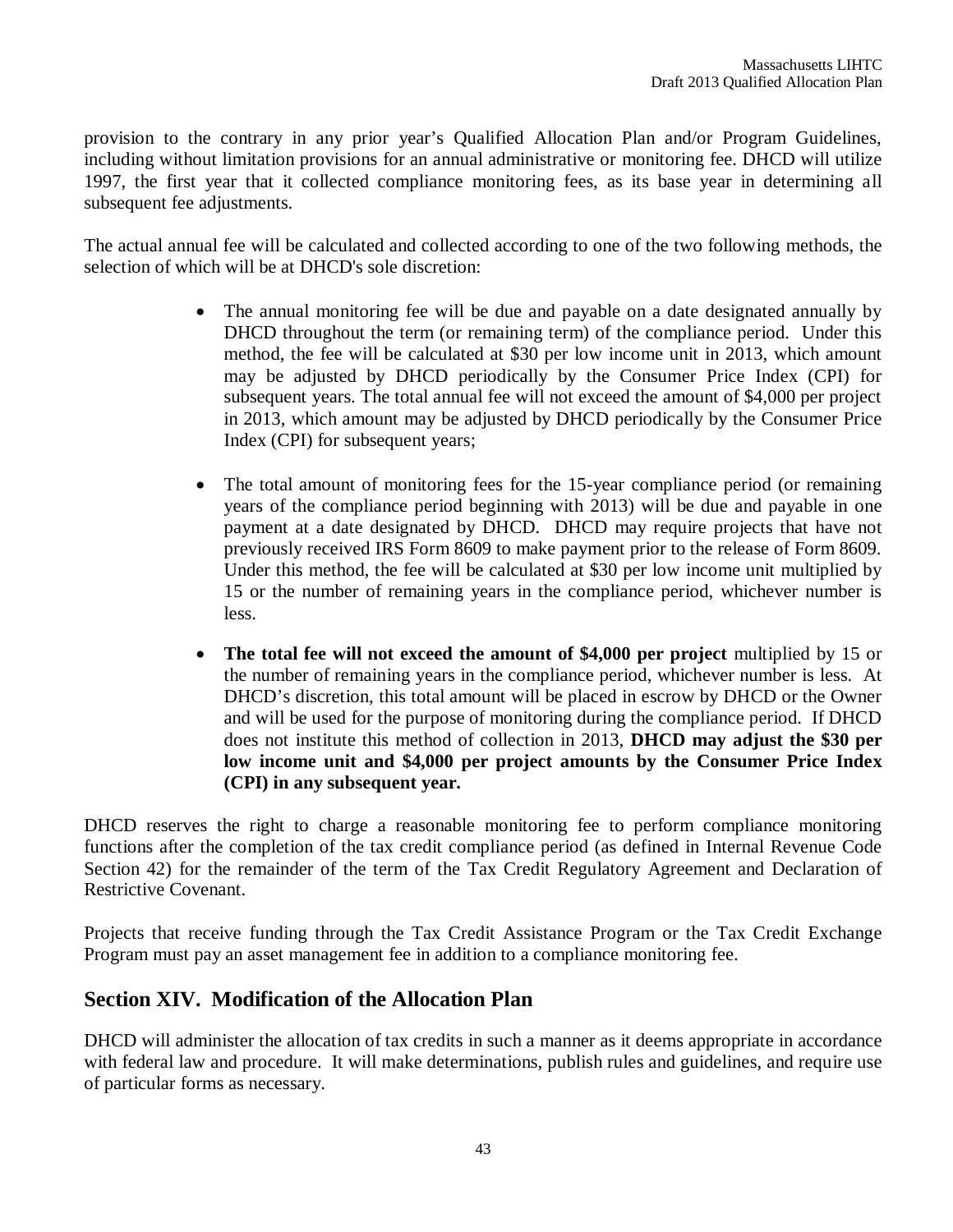provision to the contrary in any prior year's Qualified Allocation Plan and/or Program Guidelines, including without limitation provisions for an annual administrative or monitoring fee. DHCD will utilize 1997, the first year that it collected compliance monitoring fees, as its base year in determining all subsequent fee adjustments.

The actual annual fee will be calculated and collected according to one of the two following methods, the selection of which will be at DHCD's sole discretion:

- The annual monitoring fee will be due and payable on a date designated annually by DHCD throughout the term (or remaining term) of the compliance period. Under this method, the fee will be calculated at $30 per low income unit in 2013, which amount may be adjusted by DHCD periodically by the Consumer Price Index (CPI) for subsequent years. The total annual fee will not exceed the amount of $4,000 per project in 2013, which amount may be adjusted by DHCD periodically by the Consumer Price Index (CPI) for subsequent years;

- The total amount of monitoring fees for the 15-year compliance period (or remaining years of the compliance period beginning with 2013) will be due and payable in one payment at a date designated by DHCD. DHCD may require projects that have not previously received IRS Form 8609 to make payment prior to the release of Form 8609. Under this method, the fee will be calculated at $30 per low income unit multiplied by 15 or the number of remaining years in the compliance period, whichever number is less.

- **The total fee will not exceed the amount of $4,000 per project** multiplied by 15 or the number of remaining years in the compliance period, whichever number is less. At DHCD's discretion, this total amount will be placed in escrow by DHCD or the Owner and will be used for the purpose of monitoring during the compliance period. If DHCD does not institute this method of collection in 2013, **DHCD may adjust the $30 per low income unit and $4,000 per project amounts by the Consumer Price Index (CPI) in any subsequent year.**

DHCD reserves the right to charge a reasonable monitoring fee to perform compliance monitoring functions after the completion of the tax credit compliance period (as defined in Internal Revenue Code Section 42) for the remainder of the term of the Tax Credit Regulatory Agreement and Declaration of Restrictive Covenant.

Projects that receive funding through the Tax Credit Assistance Program or the Tax Credit Exchange Program must pay an asset management fee in addition to a compliance monitoring fee.

## Section XIV. Modification of the Allocation Plan

DHCD will administer the allocation of tax credits in such a manner as it deems appropriate in accordance with federal law and procedure. It will make determinations, publish rules and guidelines, and require use of particular forms as necessary.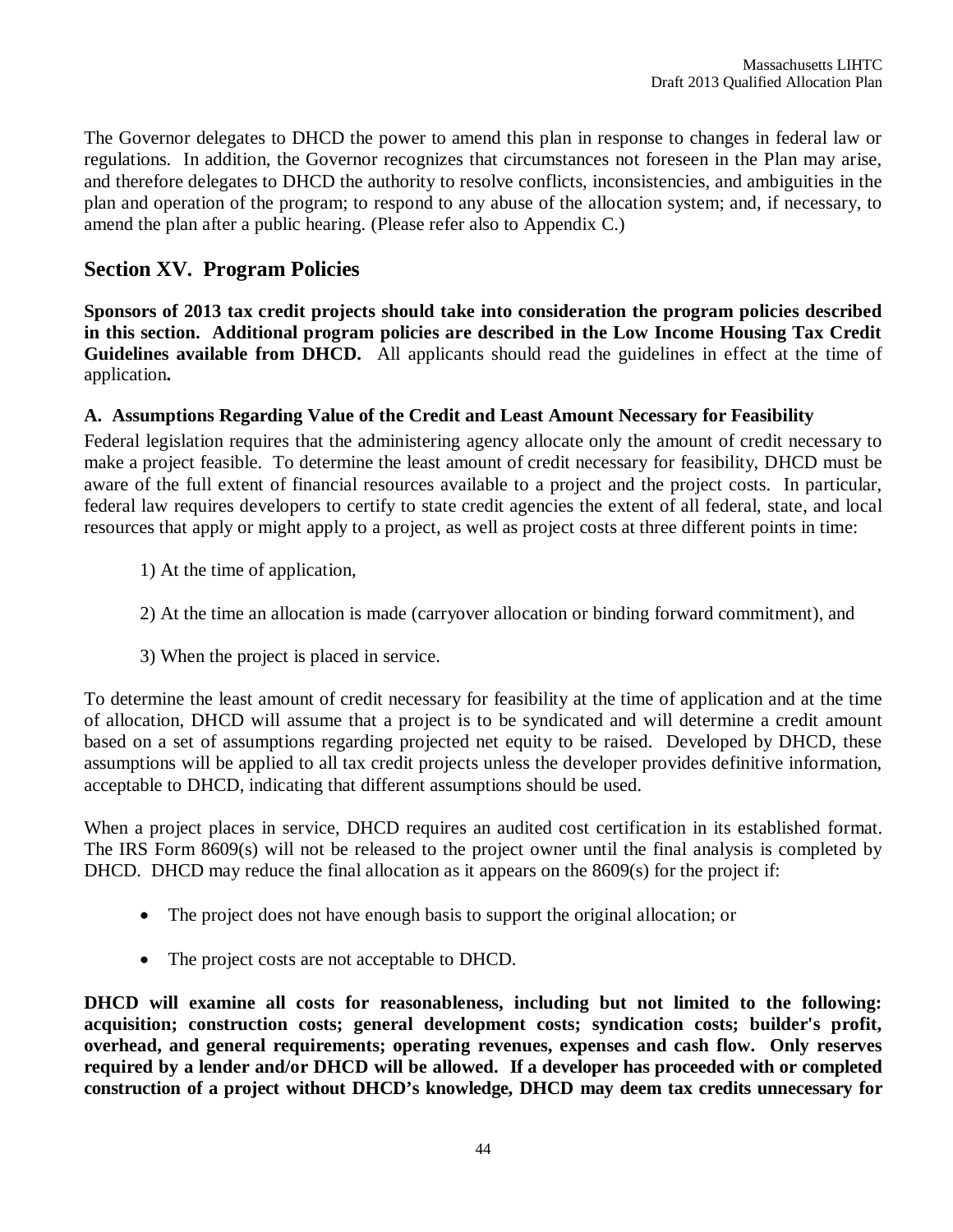The Governor delegates to DHCD the power to amend this plan in response to changes in federal law or regulations. In addition, the Governor recognizes that circumstances not foreseen in the Plan may arise, and therefore delegates to DHCD the authority to resolve conflicts, inconsistencies, and ambiguities in the plan and operation of the program; to respond to any abuse of the allocation system; and, if necessary, to amend the plan after a public hearing. (Please refer also to Appendix C.)

## Section XV. Program Policies

**Sponsors of 2013 tax credit projects should take into consideration the program policies described in this section. Additional program policies are described in the Low Income Housing Tax Credit Guidelines available from DHCD.** All applicants should read the guidelines in effect at the time of application**.**

### A. Assumptions Regarding Value of the Credit and Least Amount Necessary for Feasibility

Federal legislation requires that the administering agency allocate only the amount of credit necessary to make a project feasible. To determine the least amount of credit necessary for feasibility, DHCD must be aware of the full extent of financial resources available to a project and the project costs. In particular, federal law requires developers to certify to state credit agencies the extent of all federal, state, and local resources that apply or might apply to a project, as well as project costs at three different points in time:

1) At the time of application,

2) At the time an allocation is made (carryover allocation or binding forward commitment), and

3) When the project is placed in service.

To determine the least amount of credit necessary for feasibility at the time of application and at the time of allocation, DHCD will assume that a project is to be syndicated and will determine a credit amount based on a set of assumptions regarding projected net equity to be raised. Developed by DHCD, these assumptions will be applied to all tax credit projects unless the developer provides definitive information, acceptable to DHCD, indicating that different assumptions should be used.

When a project places in service, DHCD requires an audited cost certification in its established format. The IRS Form 8609(s) will not be released to the project owner until the final analysis is completed by DHCD. DHCD may reduce the final allocation as it appears on the 8609(s) for the project if:

- The project does not have enough basis to support the original allocation; or
- The project costs are not acceptable to DHCD.

**DHCD will examine all costs for reasonableness, including but not limited to the following: acquisition; construction costs; general development costs; syndication costs; builder's profit, overhead, and general requirements; operating revenues, expenses and cash flow. Only reserves required by a lender and/or DHCD will be allowed. If a developer has proceeded with or completed construction of a project without DHCD's knowledge, DHCD may deem tax credits unnecessary for**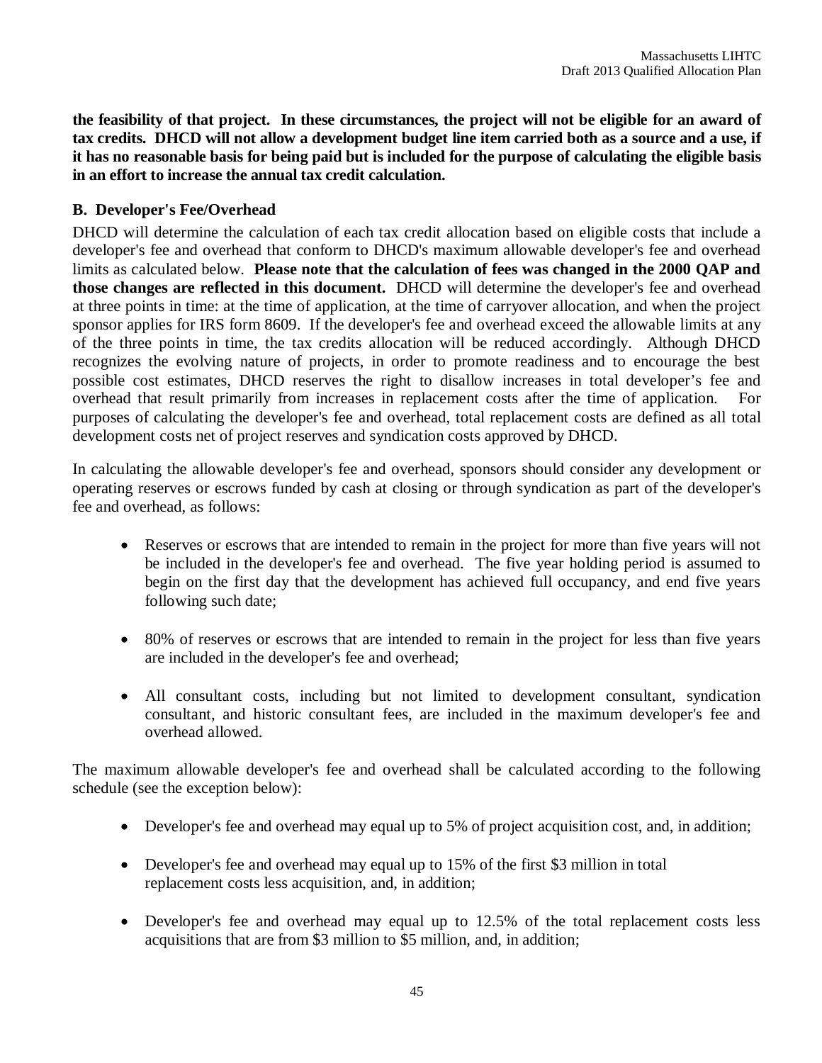**the feasibility of that project. In these circumstances, the project will not be eligible for an award of tax credits. DHCD will not allow a development budget line item carried both as a source and a use, if it has no reasonable basis for being paid but is included for the purpose of calculating the eligible basis in an effort to increase the annual tax credit calculation.**

### B. Developer's Fee/Overhead

DHCD will determine the calculation of each tax credit allocation based on eligible costs that include a developer's fee and overhead that conform to DHCD's maximum allowable developer's fee and overhead limits as calculated below. **Please note that the calculation of fees was changed in the 2000 QAP and those changes are reflected in this document.** DHCD will determine the developer's fee and overhead at three points in time: at the time of application, at the time of carryover allocation, and when the project sponsor applies for IRS form 8609. If the developer's fee and overhead exceed the allowable limits at any of the three points in time, the tax credits allocation will be reduced accordingly. Although DHCD recognizes the evolving nature of projects, in order to promote readiness and to encourage the best possible cost estimates, DHCD reserves the right to disallow increases in total developer's fee and overhead that result primarily from increases in replacement costs after the time of application. For purposes of calculating the developer's fee and overhead, total replacement costs are defined as all total development costs net of project reserves and syndication costs approved by DHCD.

In calculating the allowable developer's fee and overhead, sponsors should consider any development or operating reserves or escrows funded by cash at closing or through syndication as part of the developer's fee and overhead, as follows:

- Reserves or escrows that are intended to remain in the project for more than five years will not be included in the developer's fee and overhead. The five year holding period is assumed to begin on the first day that the development has achieved full occupancy, and end five years following such date;

- 80% of reserves or escrows that are intended to remain in the project for less than five years are included in the developer's fee and overhead;

- All consultant costs, including but not limited to development consultant, syndication consultant, and historic consultant fees, are included in the maximum developer's fee and overhead allowed.

The maximum allowable developer's fee and overhead shall be calculated according to the following schedule (see the exception below):

- Developer's fee and overhead may equal up to 5% of project acquisition cost, and, in addition;

- Developer's fee and overhead may equal up to 15% of the first \$3 million in total replacement costs less acquisition, and, in addition;

- Developer's fee and overhead may equal up to 12.5% of the total replacement costs less acquisitions that are from \$3 million to \$5 million, and, in addition;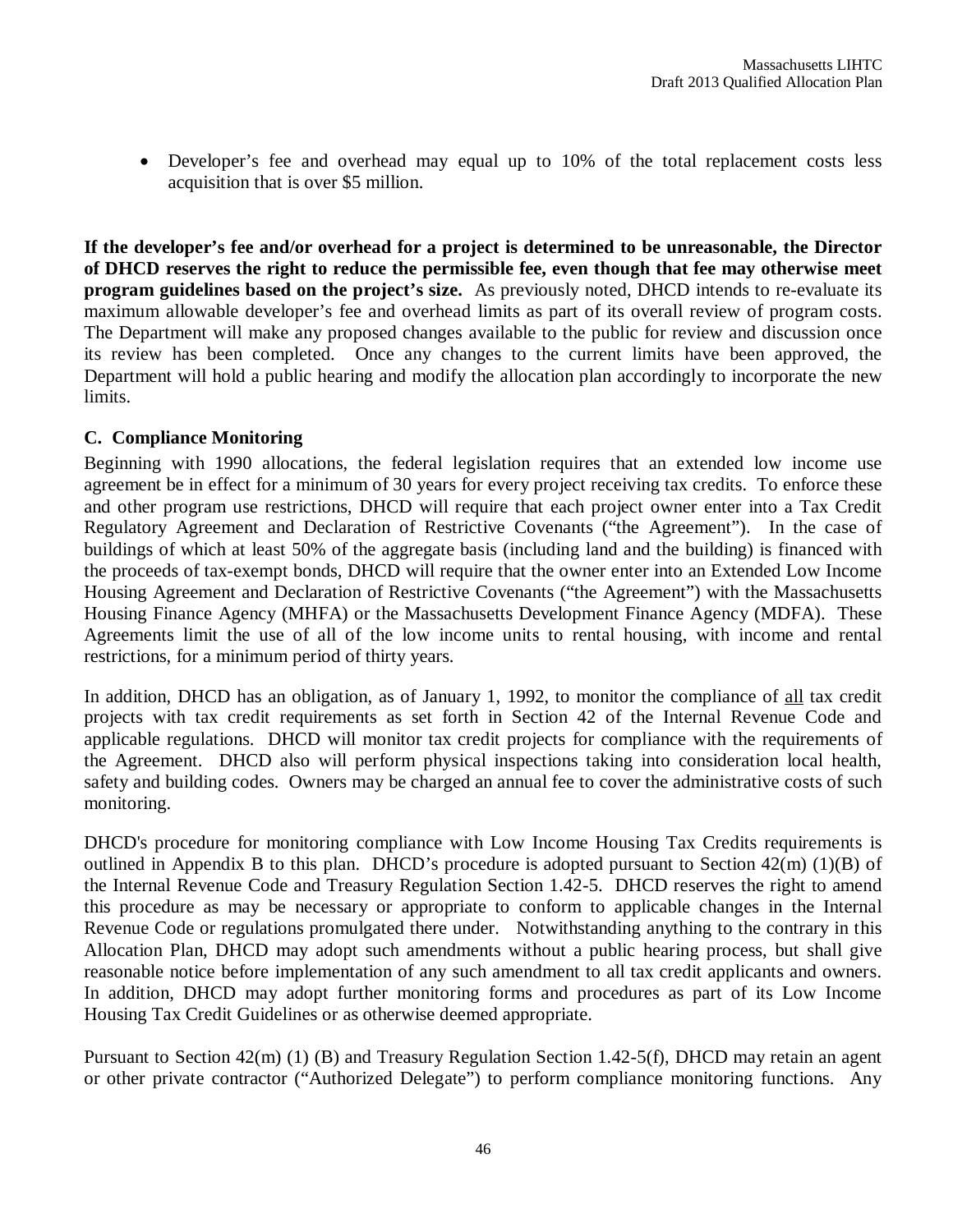- Developer's fee and overhead may equal up to 10% of the total replacement costs less acquisition that is over $5 million.

**If the developer's fee and/or overhead for a project is determined to be unreasonable, the Director of DHCD reserves the right to reduce the permissible fee, even though that fee may otherwise meet program guidelines based on the project's size.** As previously noted, DHCD intends to re-evaluate its maximum allowable developer's fee and overhead limits as part of its overall review of program costs. The Department will make any proposed changes available to the public for review and discussion once its review has been completed. Once any changes to the current limits have been approved, the Department will hold a public hearing and modify the allocation plan accordingly to incorporate the new limits.

### C. Compliance Monitoring

Beginning with 1990 allocations, the federal legislation requires that an extended low income use agreement be in effect for a minimum of 30 years for every project receiving tax credits. To enforce these and other program use restrictions, DHCD will require that each project owner enter into a Tax Credit Regulatory Agreement and Declaration of Restrictive Covenants ("the Agreement"). In the case of buildings of which at least 50% of the aggregate basis (including land and the building) is financed with the proceeds of tax-exempt bonds, DHCD will require that the owner enter into an Extended Low Income Housing Agreement and Declaration of Restrictive Covenants ("the Agreement") with the Massachusetts Housing Finance Agency (MHFA) or the Massachusetts Development Finance Agency (MDFA). These Agreements limit the use of all of the low income units to rental housing, with income and rental restrictions, for a minimum period of thirty years.

In addition, DHCD has an obligation, as of January 1, 1992, to monitor the compliance of <u>all</u> tax credit projects with tax credit requirements as set forth in Section 42 of the Internal Revenue Code and applicable regulations. DHCD will monitor tax credit projects for compliance with the requirements of the Agreement. DHCD also will perform physical inspections taking into consideration local health, safety and building codes. Owners may be charged an annual fee to cover the administrative costs of such monitoring.

DHCD's procedure for monitoring compliance with Low Income Housing Tax Credits requirements is outlined in Appendix B to this plan. DHCD's procedure is adopted pursuant to Section 42(m) (1)(B) of the Internal Revenue Code and Treasury Regulation Section 1.42-5. DHCD reserves the right to amend this procedure as may be necessary or appropriate to conform to applicable changes in the Internal Revenue Code or regulations promulgated there under. Notwithstanding anything to the contrary in this Allocation Plan, DHCD may adopt such amendments without a public hearing process, but shall give reasonable notice before implementation of any such amendment to all tax credit applicants and owners. In addition, DHCD may adopt further monitoring forms and procedures as part of its Low Income Housing Tax Credit Guidelines or as otherwise deemed appropriate.

Pursuant to Section 42(m) (1) (B) and Treasury Regulation Section 1.42-5(f), DHCD may retain an agent or other private contractor ("Authorized Delegate") to perform compliance monitoring functions. Any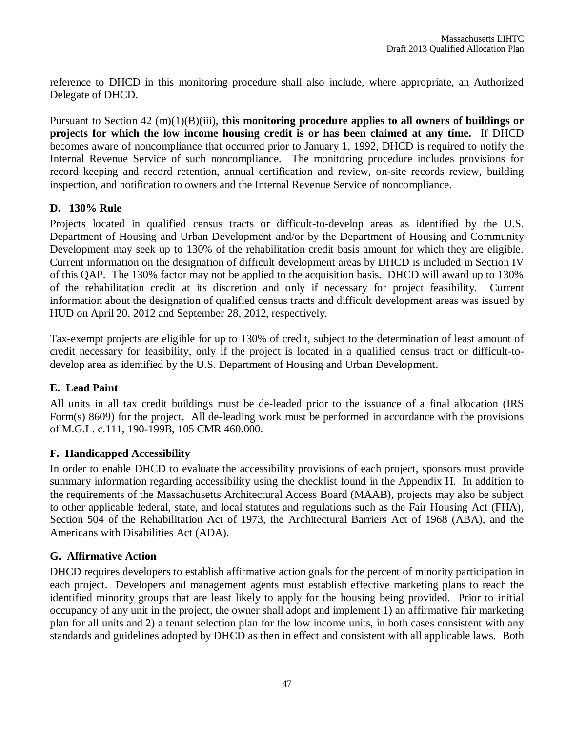reference to DHCD in this monitoring procedure shall also include, where appropriate, an Authorized Delegate of DHCD.

Pursuant to Section 42 (m)(1)(B)(iii), **this monitoring procedure applies to all owners of buildings or projects for which the low income housing credit is or has been claimed at any time.** If DHCD becomes aware of noncompliance that occurred prior to January 1, 1992, DHCD is required to notify the Internal Revenue Service of such noncompliance. The monitoring procedure includes provisions for record keeping and record retention, annual certification and review, on-site records review, building inspection, and notification to owners and the Internal Revenue Service of noncompliance.

### D. 130% Rule

Projects located in qualified census tracts or difficult-to-develop areas as identified by the U.S. Department of Housing and Urban Development and/or by the Department of Housing and Community Development may seek up to 130% of the rehabilitation credit basis amount for which they are eligible. Current information on the designation of difficult development areas by DHCD is included in Section IV of this QAP. The 130% factor may not be applied to the acquisition basis. DHCD will award up to 130% of the rehabilitation credit at its discretion and only if necessary for project feasibility. Current information about the designation of qualified census tracts and difficult development areas was issued by HUD on April 20, 2012 and September 28, 2012, respectively.

Tax-exempt projects are eligible for up to 130% of credit, subject to the determination of least amount of credit necessary for feasibility, only if the project is located in a qualified census tract or difficult-to-develop area as identified by the U.S. Department of Housing and Urban Development.

### E. Lead Paint

All units in all tax credit buildings must be de-leaded prior to the issuance of a final allocation (IRS Form(s) 8609) for the project. All de-leading work must be performed in accordance with the provisions of M.G.L. c.111, 190-199B, 105 CMR 460.000.

### F. Handicapped Accessibility

In order to enable DHCD to evaluate the accessibility provisions of each project, sponsors must provide summary information regarding accessibility using the checklist found in the Appendix H. In addition to the requirements of the Massachusetts Architectural Access Board (MAAB), projects may also be subject to other applicable federal, state, and local statutes and regulations such as the Fair Housing Act (FHA), Section 504 of the Rehabilitation Act of 1973, the Architectural Barriers Act of 1968 (ABA), and the Americans with Disabilities Act (ADA).

### G. Affirmative Action

DHCD requires developers to establish affirmative action goals for the percent of minority participation in each project. Developers and management agents must establish effective marketing plans to reach the identified minority groups that are least likely to apply for the housing being provided. Prior to initial occupancy of any unit in the project, the owner shall adopt and implement 1) an affirmative fair marketing plan for all units and 2) a tenant selection plan for the low income units, in both cases consistent with any standards and guidelines adopted by DHCD as then in effect and consistent with all applicable laws. Both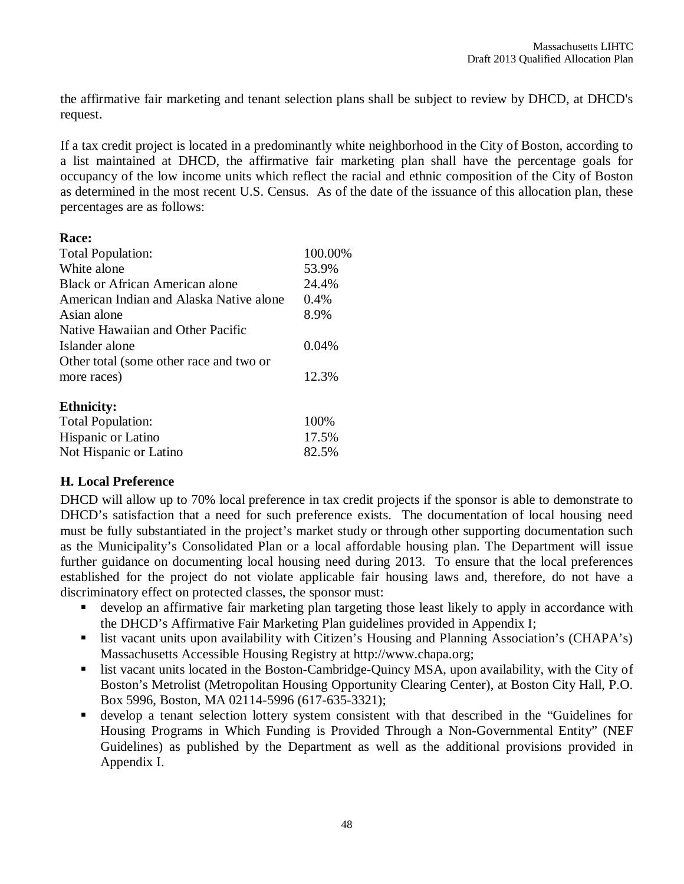the affirmative fair marketing and tenant selection plans shall be subject to review by DHCD, at DHCD's request.

If a tax credit project is located in a predominantly white neighborhood in the City of Boston, according to a list maintained at DHCD, the affirmative fair marketing plan shall have the percentage goals for occupancy of the low income units which reflect the racial and ethnic composition of the City of Boston as determined in the most recent U.S. Census. As of the date of the issuance of this allocation plan, these percentages are as follows:

**Race:**

| | |
|---|---|
| Total Population: | 100.00% |
| White alone | 53.9% |
| Black or African American alone | 24.4% |
| American Indian and Alaska Native alone | 0.4% |
| Asian alone | 8.9% |
| Native Hawaiian and Other Pacific Islander alone | 0.04% |
| Other total (some other race and two or more races) | 12.3% |

**Ethnicity:**

| | |
|---|---|
| Total Population: | 100% |
| Hispanic or Latino | 17.5% |
| Not Hispanic or Latino | 82.5% |

### H. Local Preference

DHCD will allow up to 70% local preference in tax credit projects if the sponsor is able to demonstrate to DHCD's satisfaction that a need for such preference exists. The documentation of local housing need must be fully substantiated in the project's market study or through other supporting documentation such as the Municipality's Consolidated Plan or a local affordable housing plan. The Department will issue further guidance on documenting local housing need during 2013. To ensure that the local preferences established for the project do not violate applicable fair housing laws and, therefore, do not have a discriminatory effect on protected classes, the sponsor must:

- develop an affirmative fair marketing plan targeting those least likely to apply in accordance with the DHCD's Affirmative Fair Marketing Plan guidelines provided in Appendix I;
- list vacant units upon availability with Citizen's Housing and Planning Association's (CHAPA's) Massachusetts Accessible Housing Registry at http://www.chapa.org;
- list vacant units located in the Boston-Cambridge-Quincy MSA, upon availability, with the City of Boston's Metrolist (Metropolitan Housing Opportunity Clearing Center), at Boston City Hall, P.O. Box 5996, Boston, MA 02114-5996 (617-635-3321);
- develop a tenant selection lottery system consistent with that described in the "Guidelines for Housing Programs in Which Funding is Provided Through a Non-Governmental Entity" (NEF Guidelines) as published by the Department as well as the additional provisions provided in Appendix I.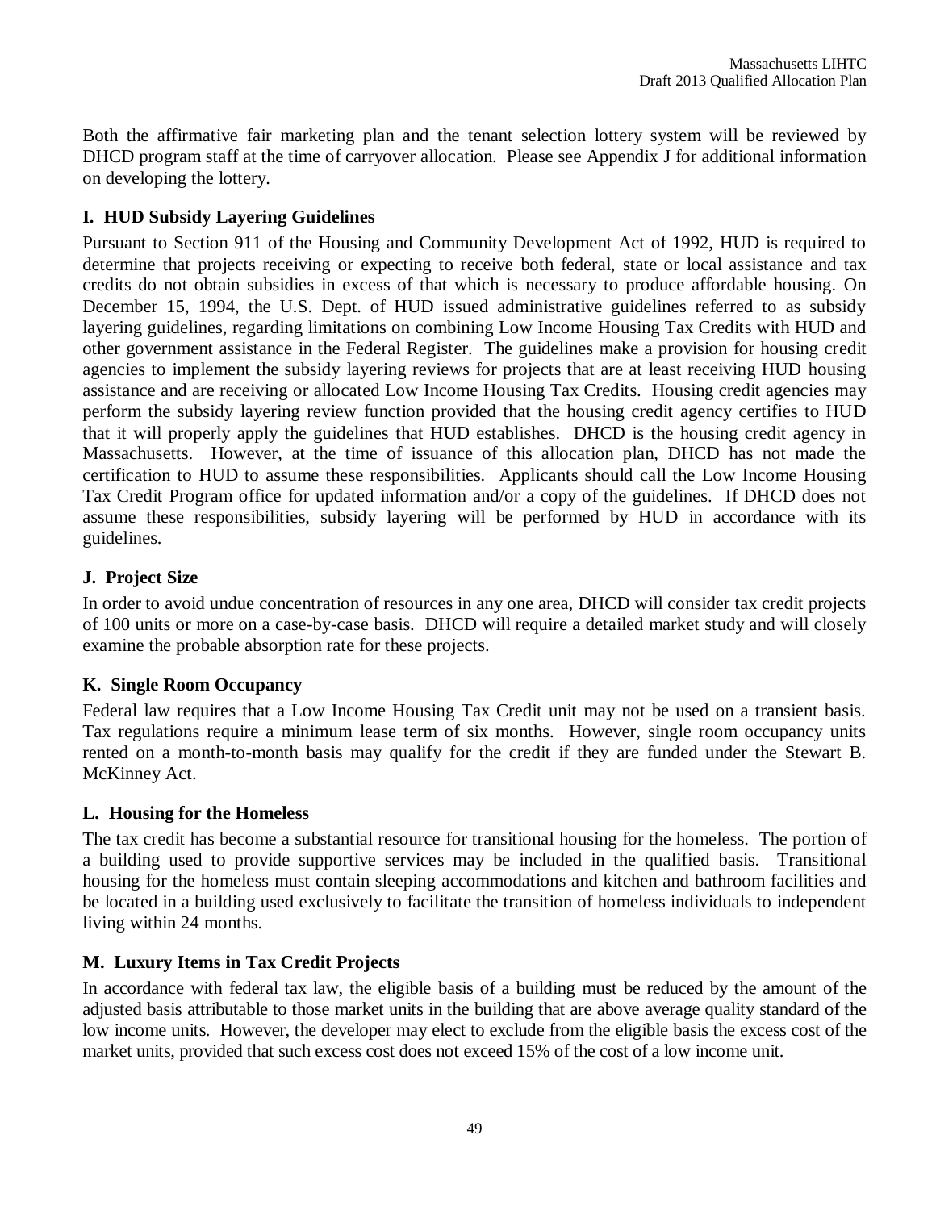Both the affirmative fair marketing plan and the tenant selection lottery system will be reviewed by DHCD program staff at the time of carryover allocation. Please see Appendix J for additional information on developing the lottery.

### I. HUD Subsidy Layering Guidelines

Pursuant to Section 911 of the Housing and Community Development Act of 1992, HUD is required to determine that projects receiving or expecting to receive both federal, state or local assistance and tax credits do not obtain subsidies in excess of that which is necessary to produce affordable housing. On December 15, 1994, the U.S. Dept. of HUD issued administrative guidelines referred to as subsidy layering guidelines, regarding limitations on combining Low Income Housing Tax Credits with HUD and other government assistance in the Federal Register. The guidelines make a provision for housing credit agencies to implement the subsidy layering reviews for projects that are at least receiving HUD housing assistance and are receiving or allocated Low Income Housing Tax Credits. Housing credit agencies may perform the subsidy layering review function provided that the housing credit agency certifies to HUD that it will properly apply the guidelines that HUD establishes. DHCD is the housing credit agency in Massachusetts. However, at the time of issuance of this allocation plan, DHCD has not made the certification to HUD to assume these responsibilities. Applicants should call the Low Income Housing Tax Credit Program office for updated information and/or a copy of the guidelines. If DHCD does not assume these responsibilities, subsidy layering will be performed by HUD in accordance with its guidelines.

### J. Project Size

In order to avoid undue concentration of resources in any one area, DHCD will consider tax credit projects of 100 units or more on a case-by-case basis. DHCD will require a detailed market study and will closely examine the probable absorption rate for these projects.

### K. Single Room Occupancy

Federal law requires that a Low Income Housing Tax Credit unit may not be used on a transient basis. Tax regulations require a minimum lease term of six months. However, single room occupancy units rented on a month-to-month basis may qualify for the credit if they are funded under the Stewart B. McKinney Act.

### L. Housing for the Homeless

The tax credit has become a substantial resource for transitional housing for the homeless. The portion of a building used to provide supportive services may be included in the qualified basis. Transitional housing for the homeless must contain sleeping accommodations and kitchen and bathroom facilities and be located in a building used exclusively to facilitate the transition of homeless individuals to independent living within 24 months.

### M. Luxury Items in Tax Credit Projects

In accordance with federal tax law, the eligible basis of a building must be reduced by the amount of the adjusted basis attributable to those market units in the building that are above average quality standard of the low income units. However, the developer may elect to exclude from the eligible basis the excess cost of the market units, provided that such excess cost does not exceed 15% of the cost of a low income unit.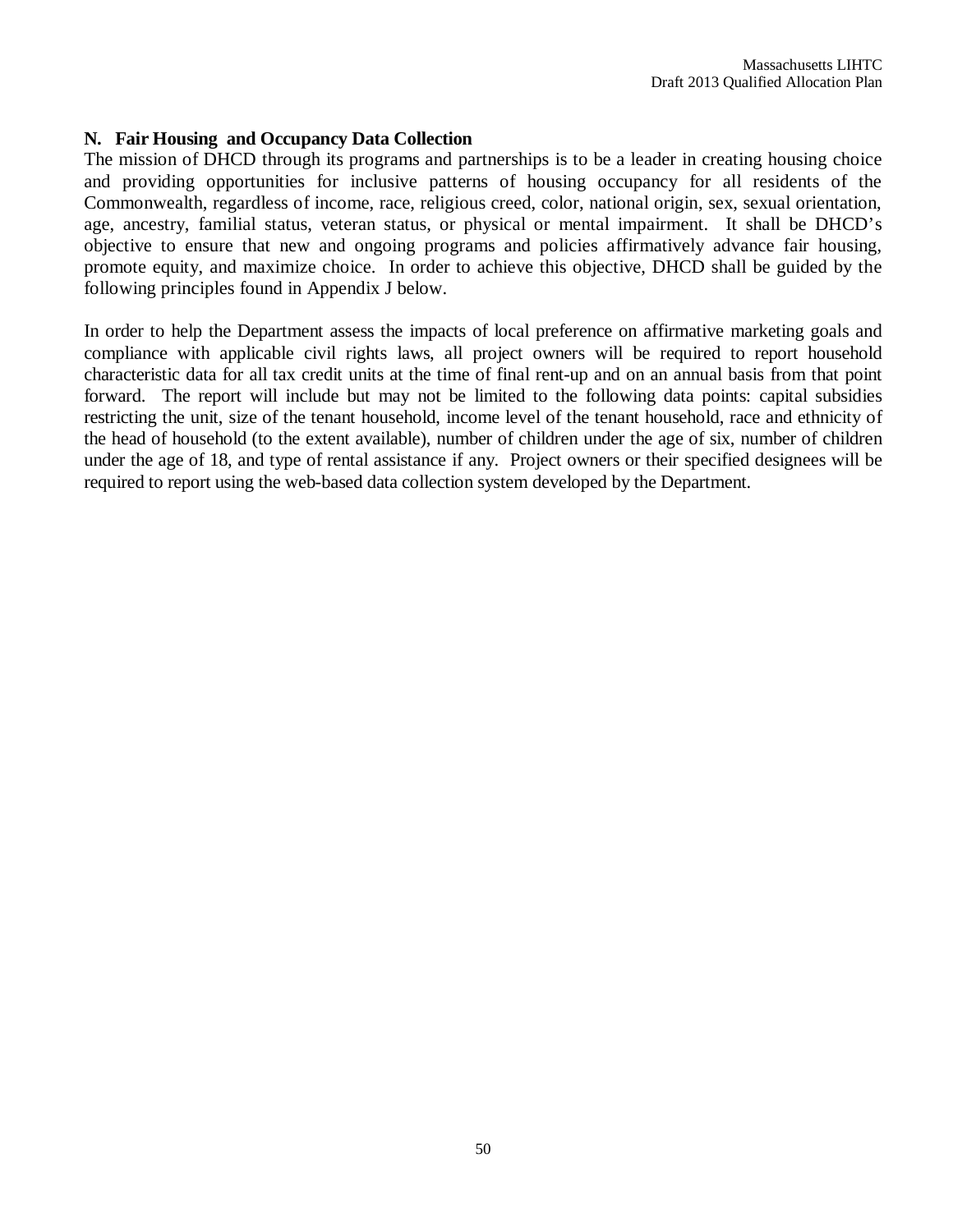### N. Fair Housing and Occupancy Data Collection

The mission of DHCD through its programs and partnerships is to be a leader in creating housing choice and providing opportunities for inclusive patterns of housing occupancy for all residents of the Commonwealth, regardless of income, race, religious creed, color, national origin, sex, sexual orientation, age, ancestry, familial status, veteran status, or physical or mental impairment. It shall be DHCD's objective to ensure that new and ongoing programs and policies affirmatively advance fair housing, promote equity, and maximize choice. In order to achieve this objective, DHCD shall be guided by the following principles found in Appendix J below.

In order to help the Department assess the impacts of local preference on affirmative marketing goals and compliance with applicable civil rights laws, all project owners will be required to report household characteristic data for all tax credit units at the time of final rent-up and on an annual basis from that point forward. The report will include but may not be limited to the following data points: capital subsidies restricting the unit, size of the tenant household, income level of the tenant household, race and ethnicity of the head of household (to the extent available), number of children under the age of six, number of children under the age of 18, and type of rental assistance if any. Project owners or their specified designees will be required to report using the web-based data collection system developed by the Department.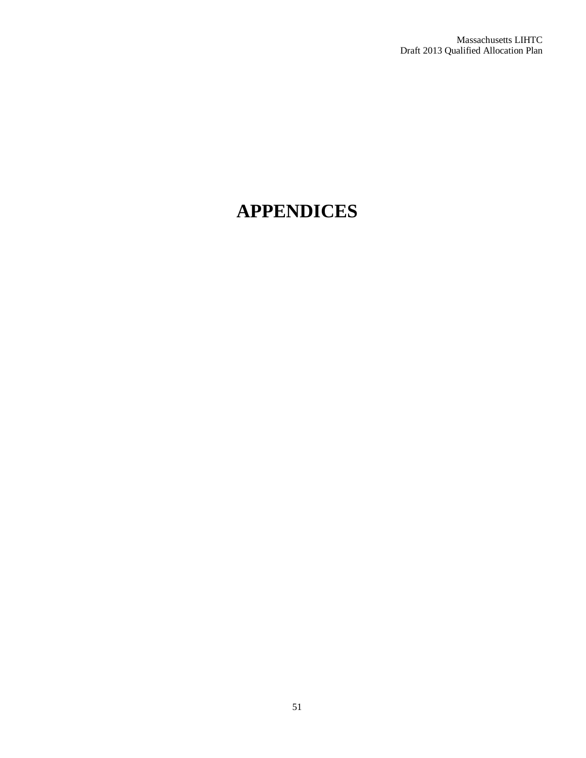# APPENDICES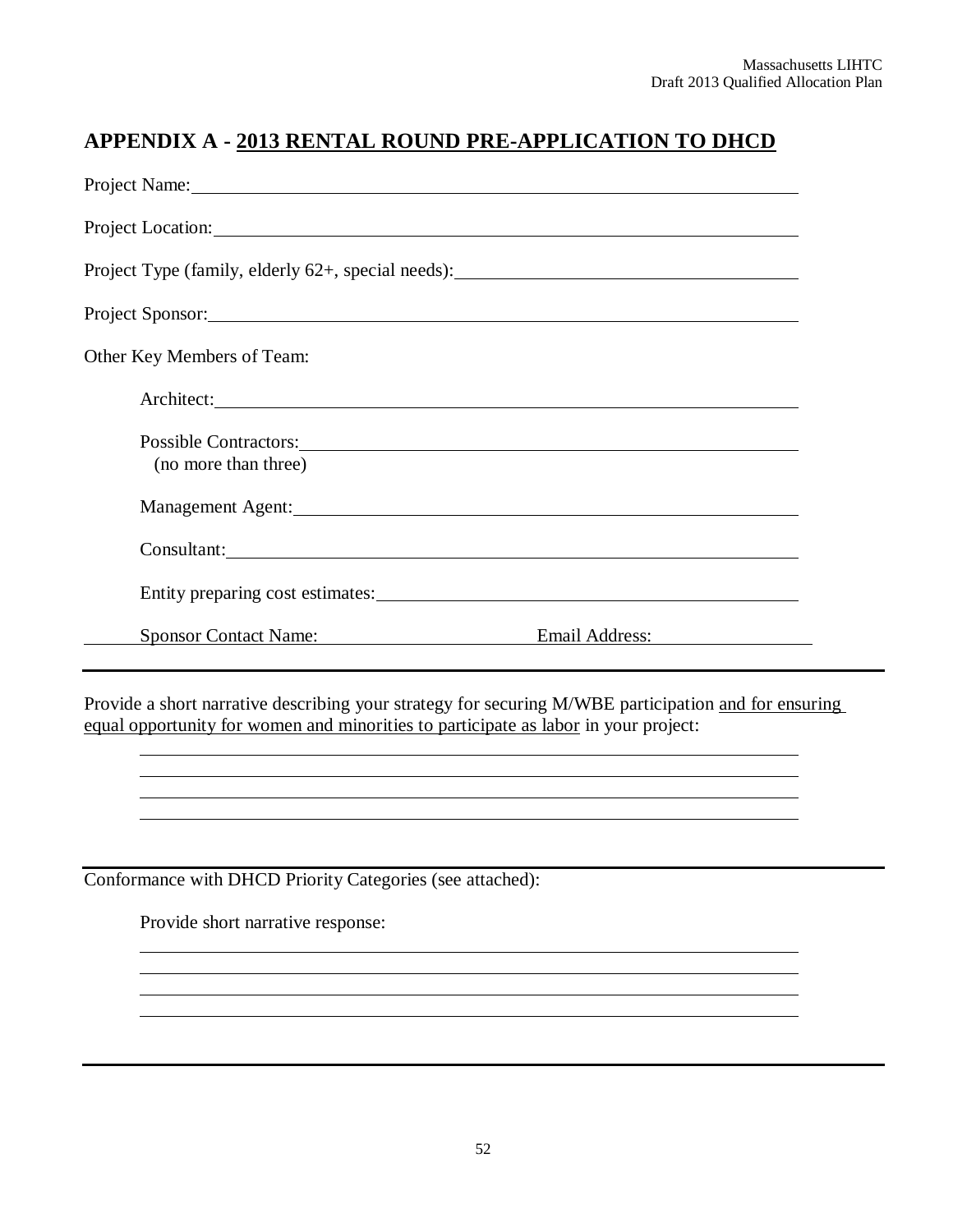## APPENDIX A - 2013 RENTAL ROUND PRE-APPLICATION TO DHCD

Project Name: ____________________________________________

Project Location: ____________________________________________

Project Type (family, elderly 62+, special needs): ____________________________

Project Sponsor: ____________________________________________

Other Key Members of Team:

Architect: ____________________________________________

Possible Contractors: ____________________________________
(no more than three)

Management Agent: ____________________________________

Consultant: ____________________________________________

Entity preparing cost estimates: ______________________________

Sponsor Contact Name: ____________________ Email Address: ____________

---

Provide a short narrative describing your strategy for securing M/WBE participation and for ensuring equal opportunity for women and minorities to participate as labor in your project:

____________________________________________

____________________________________________

____________________________________________

____________________________________________

---

Conformance with DHCD Priority Categories (see attached):

Provide short narrative response:

____________________________________________

____________________________________________

____________________________________________

____________________________________________

---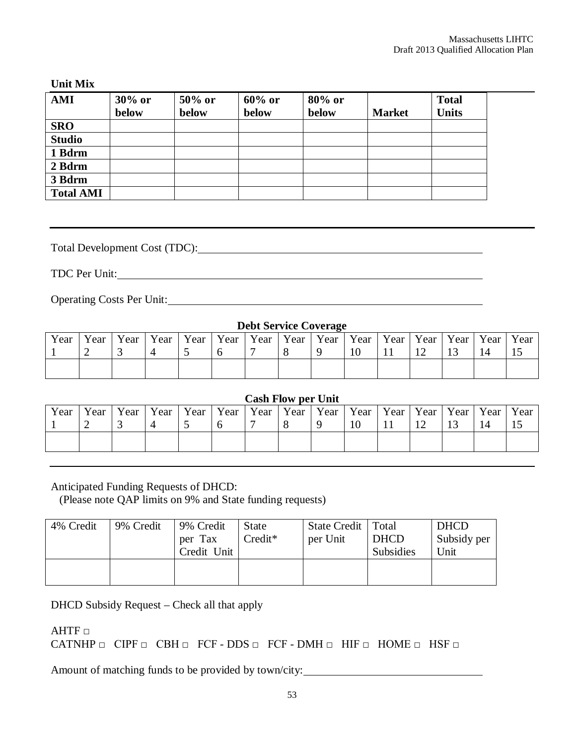**Unit Mix**

| AMI | 30% or below | 50% or below | 60% or below | 80% or below | Market | Total Units |
|---|---|---|---|---|---|---|
| SRO | | | | | | |
| Studio | | | | | | |
| 1 Bdrm | | | | | | |
| 2 Bdrm | | | | | | |
| 3 Bdrm | | | | | | |
| Total AMI | | | | | | |

---

Total Development Cost (TDC): \_\_\_\_\_\_\_\_\_\_\_\_\_\_\_\_\_\_\_\_\_\_\_\_\_\_\_\_\_\_\_\_\_\_\_\_\_\_\_\_

TDC Per Unit: \_\_\_\_\_\_\_\_\_\_\_\_\_\_\_\_\_\_\_\_\_\_\_\_\_\_\_\_\_\_\_\_\_\_\_\_\_\_\_\_

Operating Costs Per Unit: \_\_\_\_\_\_\_\_\_\_\_\_\_\_\_\_\_\_\_\_\_\_\_\_\_\_\_\_\_\_\_\_\_\_\_\_\_\_\_\_

**Debt Service Coverage**

| Year 1 | Year 2 | Year 3 | Year 4 | Year 5 | Year 6 | Year 7 | Year 8 | Year 9 | Year 10 | Year 11 | Year 12 | Year 13 | Year 14 | Year 15 |
|---|---|---|---|---|---|---|---|---|---|---|---|---|---|---|
| | | | | | | | | | | | | | | |

**Cash Flow per Unit**

| Year 1 | Year 2 | Year 3 | Year 4 | Year 5 | Year 6 | Year 7 | Year 8 | Year 9 | Year 10 | Year 11 | Year 12 | Year 13 | Year 14 | Year 15 |
|---|---|---|---|---|---|---|---|---|---|---|---|---|---|---|
| | | | | | | | | | | | | | | |

---

Anticipated Funding Requests of DHCD:
(Please note QAP limits on 9% and State funding requests)

| 4% Credit | 9% Credit | 9% Credit per Tax Credit Unit | State Credit* | State Credit per Unit | Total DHCD Subsidies | DHCD Subsidy per Unit |
|---|---|---|---|---|---|---|
| | | | | | | |

DHCD Subsidy Request – Check all that apply

AHTF □
CATNHP □ CIPF □ CBH □ FCF - DDS □ FCF - DMH □ HIF □ HOME □ HSF □

Amount of matching funds to be provided by town/city: \_\_\_\_\_\_\_\_\_\_\_\_\_\_\_\_\_\_\_\_\_\_\_\_\_\_\_\_\_\_\_\_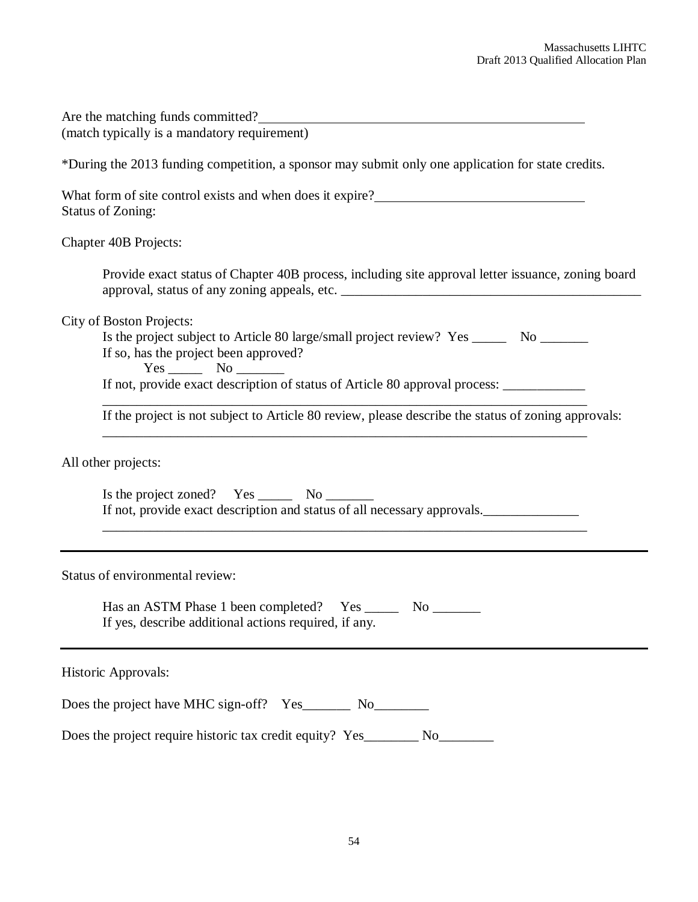Are the matching funds committed?_______________________________________________
(match typically is a mandatory requirement)

*During the 2013 funding competition, a sponsor may submit only one application for state credits.

What form of site control exists and when does it expire?____________________________
Status of Zoning:

Chapter 40B Projects:

> Provide exact status of Chapter 40B process, including site approval letter issuance, zoning board approval, status of any zoning appeals, etc. ____________________________________________

City of Boston Projects:

> Is the project subject to Article 80 large/small project review? Yes _____ No _______
> If so, has the project been approved?
> Yes _____ No _______
> If not, provide exact description of status of Article 80 approval process: ____________
> ________________________________________________________________________
> If the project is not subject to Article 80 review, please describe the status of zoning approvals:
> ________________________________________________________________________

All other projects:

> Is the project zoned? Yes _____ No _______
> If not, provide exact description and status of all necessary approvals.______________
> ________________________________________________________________________

---

Status of environmental review:

> Has an ASTM Phase 1 been completed? Yes _____ No _______
> If yes, describe additional actions required, if any.

---

Historic Approvals:

Does the project have MHC sign-off? Yes_______ No________

Does the project require historic tax credit equity? Yes________ No________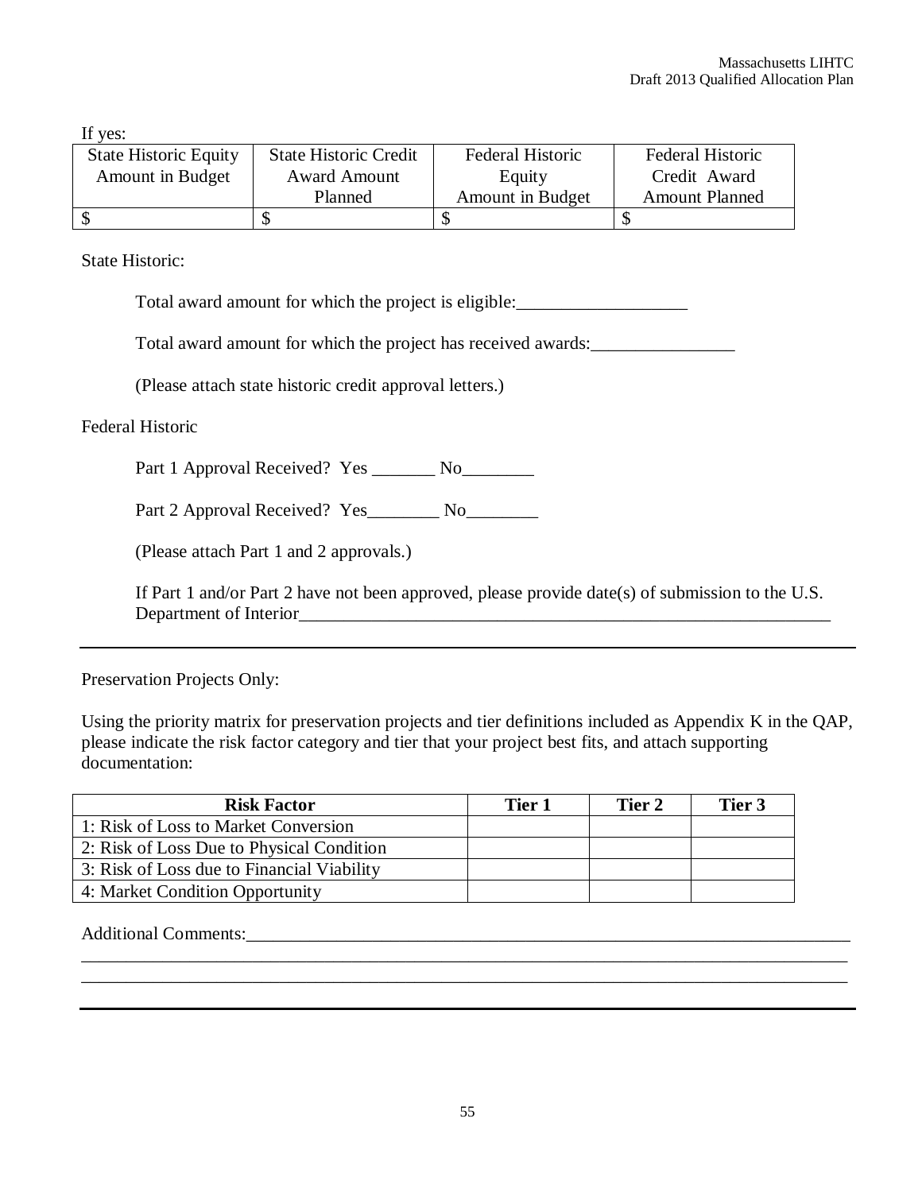If yes:

| State Historic Equity Amount in Budget | State Historic Credit Award Amount Planned | Federal Historic Equity Amount in Budget | Federal Historic Credit Award Amount Planned |
|---|---|---|---|
| $ | $ | $ | $ |

State Historic:

Total award amount for which the project is eligible:___________________

Total award amount for which the project has received awards:________________

(Please attach state historic credit approval letters.)

Federal Historic

Part 1 Approval Received? Yes _______ No________

Part 2 Approval Received? Yes________ No________

(Please attach Part 1 and 2 approvals.)

If Part 1 and/or Part 2 have not been approved, please provide date(s) of submission to the U.S. Department of Interior______________________________________________________________

---

Preservation Projects Only:

Using the priority matrix for preservation projects and tier definitions included as Appendix K in the QAP, please indicate the risk factor category and tier that your project best fits, and attach supporting documentation:

| Risk Factor | Tier 1 | Tier 2 | Tier 3 |
|---|---|---|---|
| 1: Risk of Loss to Market Conversion | | | |
| 2: Risk of Loss Due to Physical Condition | | | |
| 3: Risk of Loss due to Financial Viability | | | |
| 4: Market Condition Opportunity | | | |

Additional Comments:_____________________________________________________________________
_______________________________________________________________________________________
_______________________________________________________________________________________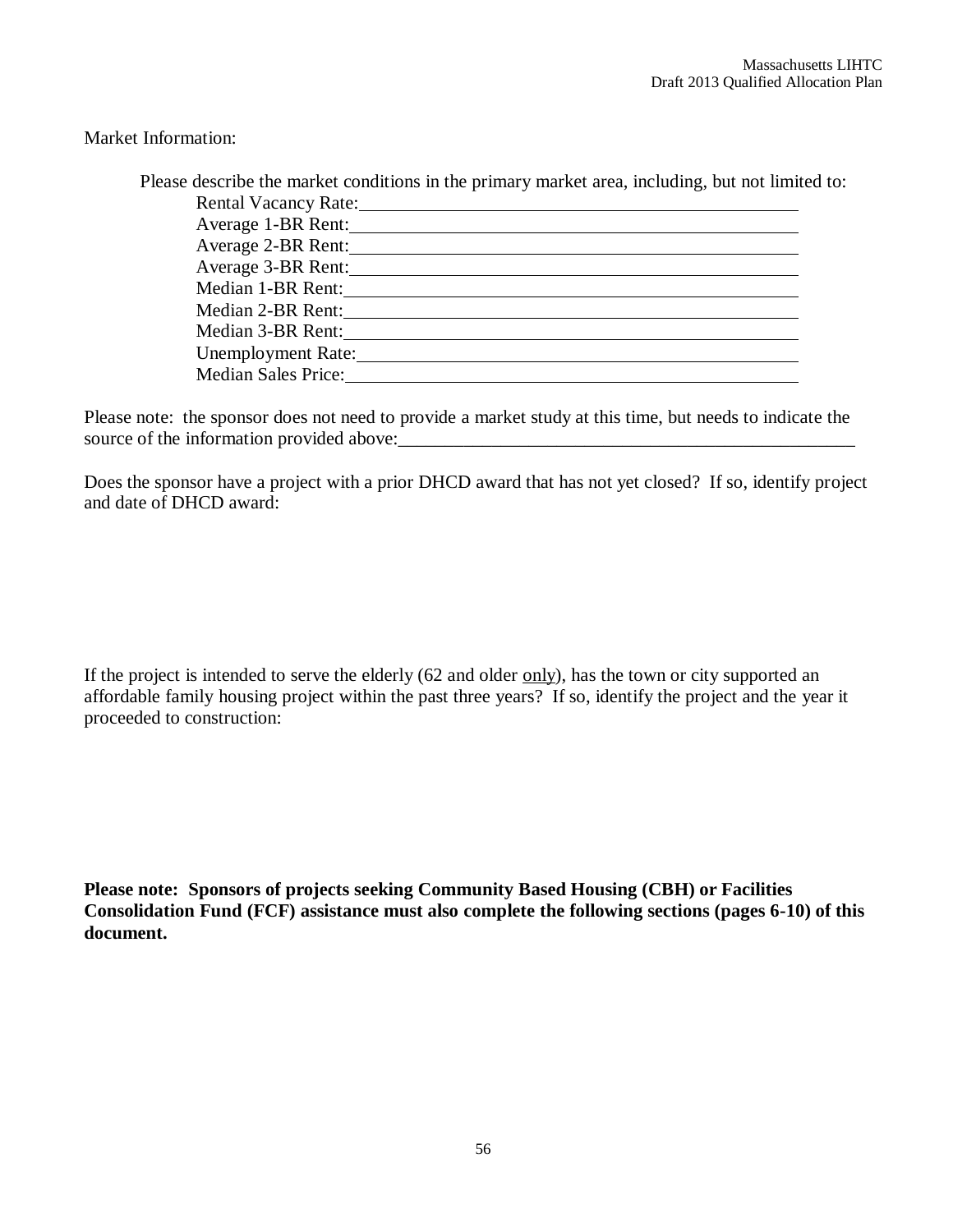Market Information:

Please describe the market conditions in the primary market area, including, but not limited to:

Rental Vacancy Rate:\_\_\_\_\_\_\_\_\_\_\_\_\_\_\_\_\_\_\_\_\_\_\_\_\_\_\_\_\_\_\_\_\_\_\_\_\_\_\_\_\_\_\_\_

Average 1-BR Rent:\_\_\_\_\_\_\_\_\_\_\_\_\_\_\_\_\_\_\_\_\_\_\_\_\_\_\_\_\_\_\_\_\_\_\_\_\_\_\_\_\_\_\_\_

Average 2-BR Rent:\_\_\_\_\_\_\_\_\_\_\_\_\_\_\_\_\_\_\_\_\_\_\_\_\_\_\_\_\_\_\_\_\_\_\_\_\_\_\_\_\_\_\_\_

Average 3-BR Rent:\_\_\_\_\_\_\_\_\_\_\_\_\_\_\_\_\_\_\_\_\_\_\_\_\_\_\_\_\_\_\_\_\_\_\_\_\_\_\_\_\_\_\_\_

Median 1-BR Rent:\_\_\_\_\_\_\_\_\_\_\_\_\_\_\_\_\_\_\_\_\_\_\_\_\_\_\_\_\_\_\_\_\_\_\_\_\_\_\_\_\_\_\_\_

Median 2-BR Rent:\_\_\_\_\_\_\_\_\_\_\_\_\_\_\_\_\_\_\_\_\_\_\_\_\_\_\_\_\_\_\_\_\_\_\_\_\_\_\_\_\_\_\_\_

Median 3-BR Rent:\_\_\_\_\_\_\_\_\_\_\_\_\_\_\_\_\_\_\_\_\_\_\_\_\_\_\_\_\_\_\_\_\_\_\_\_\_\_\_\_\_\_\_\_

Unemployment Rate:\_\_\_\_\_\_\_\_\_\_\_\_\_\_\_\_\_\_\_\_\_\_\_\_\_\_\_\_\_\_\_\_\_\_\_\_\_\_\_\_\_\_\_\_

Median Sales Price:\_\_\_\_\_\_\_\_\_\_\_\_\_\_\_\_\_\_\_\_\_\_\_\_\_\_\_\_\_\_\_\_\_\_\_\_\_\_\_\_\_\_\_\_

Please note: the sponsor does not need to provide a market study at this time, but needs to indicate the source of the information provided above:\_\_\_\_\_\_\_\_\_\_\_\_\_\_\_\_\_\_\_\_\_\_\_\_\_\_\_\_\_\_\_\_\_\_\_\_\_\_\_\_\_\_\_\_\_\_\_\_\_\_

Does the sponsor have a project with a prior DHCD award that has not yet closed? If so, identify project and date of DHCD award:

If the project is intended to serve the elderly (62 and older <u>only</u>), has the town or city supported an affordable family housing project within the past three years? If so, identify the project and the year it proceeded to construction:

**Please note: Sponsors of projects seeking Community Based Housing (CBH) or Facilities Consolidation Fund (FCF) assistance must also complete the following sections (pages 6-10) of this document.**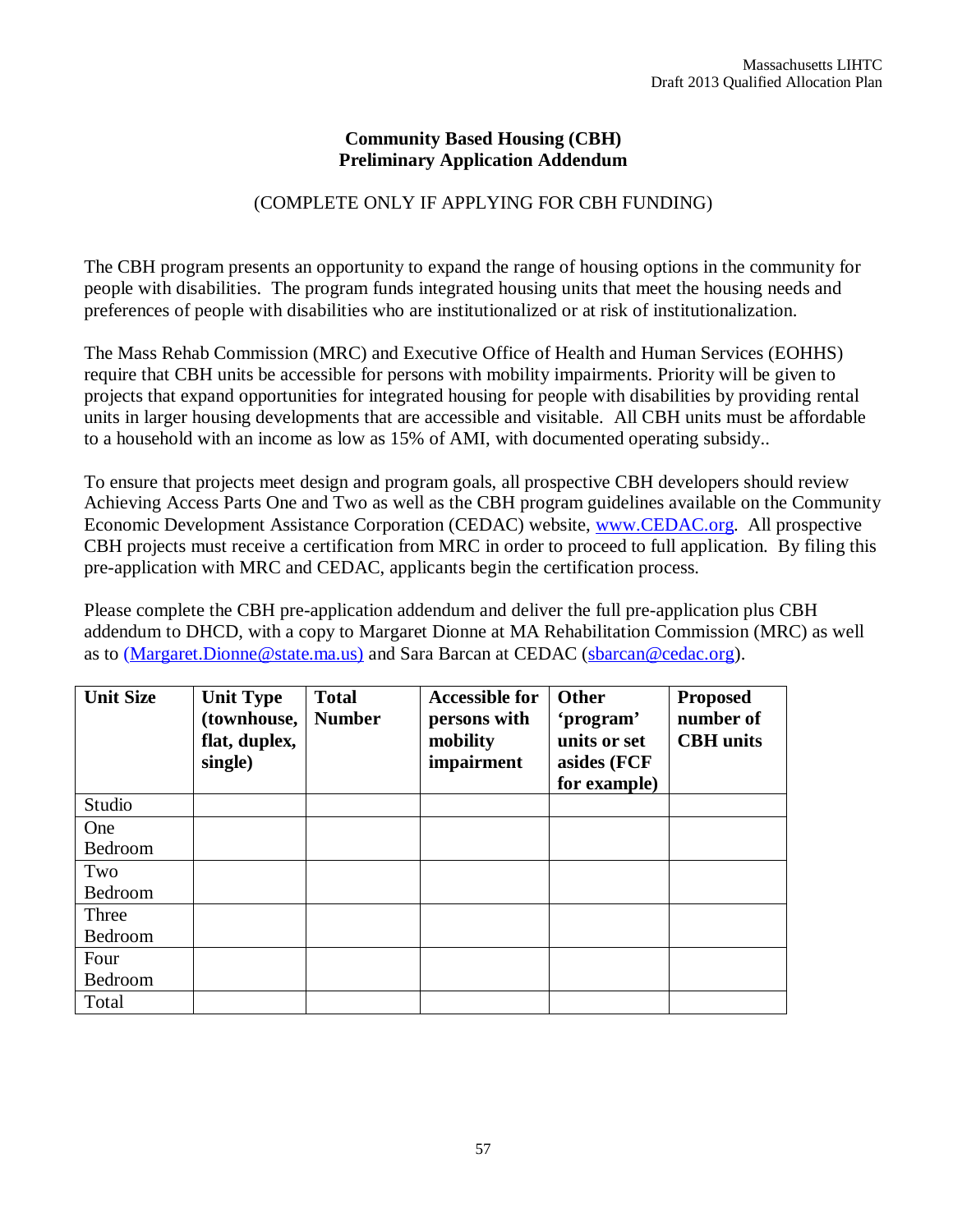## Community Based Housing (CBH) Preliminary Application Addendum

(COMPLETE ONLY IF APPLYING FOR CBH FUNDING)

The CBH program presents an opportunity to expand the range of housing options in the community for people with disabilities. The program funds integrated housing units that meet the housing needs and preferences of people with disabilities who are institutionalized or at risk of institutionalization.

The Mass Rehab Commission (MRC) and Executive Office of Health and Human Services (EOHHS) require that CBH units be accessible for persons with mobility impairments. Priority will be given to projects that expand opportunities for integrated housing for people with disabilities by providing rental units in larger housing developments that are accessible and visitable. All CBH units must be affordable to a household with an income as low as 15% of AMI, with documented operating subsidy..

To ensure that projects meet design and program goals, all prospective CBH developers should review Achieving Access Parts One and Two as well as the CBH program guidelines available on the Community Economic Development Assistance Corporation (CEDAC) website, www.CEDAC.org. All prospective CBH projects must receive a certification from MRC in order to proceed to full application. By filing this pre-application with MRC and CEDAC, applicants begin the certification process.

Please complete the CBH pre-application addendum and deliver the full pre-application plus CBH addendum to DHCD, with a copy to Margaret Dionne at MA Rehabilitation Commission (MRC) as well as to (Margaret.Dionne@state.ma.us) and Sara Barcan at CEDAC (sbarcan@cedac.org).

| Unit Size | Unit Type (townhouse, flat, duplex, single) | Total Number | Accessible for persons with mobility impairment | Other 'program' units or set asides (FCF for example) | Proposed number of CBH units |
|---|---|---|---|---|---|
| Studio | | | | | |
| One Bedroom | | | | | |
| Two Bedroom | | | | | |
| Three Bedroom | | | | | |
| Four Bedroom | | | | | |
| Total | | | | | |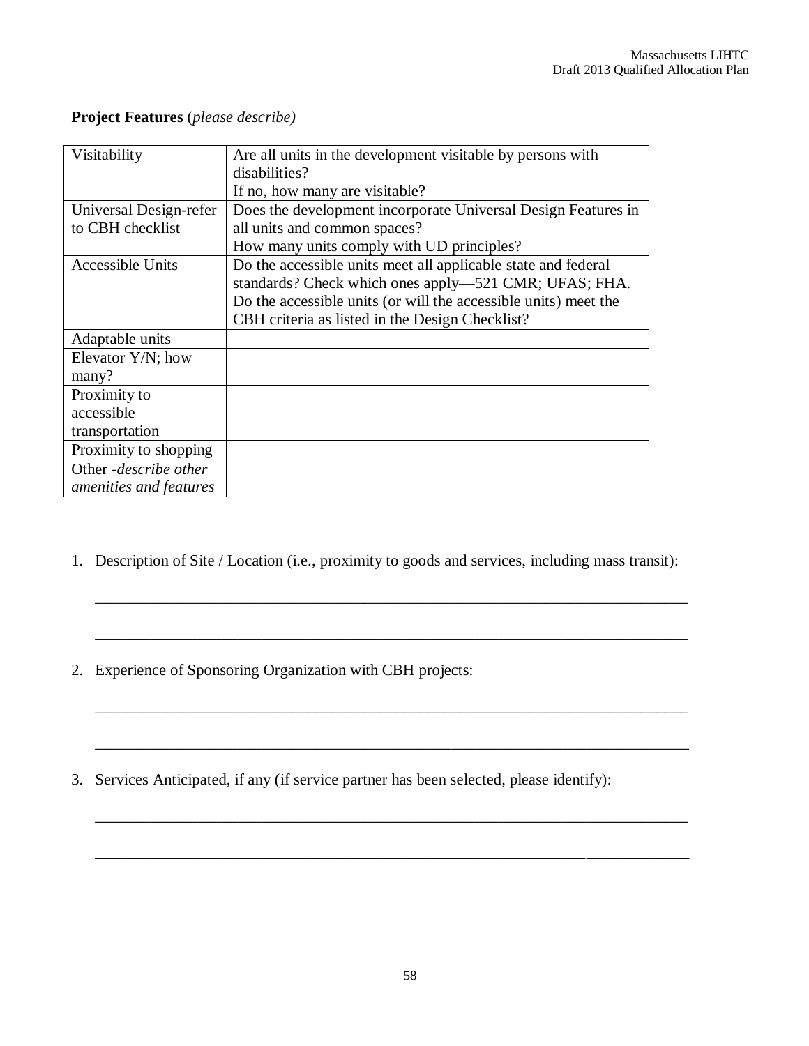**Project Features** (*please describe)*

| | |
|---|---|
| Visitability | Are all units in the development visitable by persons with disabilities?<br>If no, how many are visitable? |
| Universal Design-refer to CBH checklist | Does the development incorporate Universal Design Features in all units and common spaces?<br>How many units comply with UD principles? |
| Accessible Units | Do the accessible units meet all applicable state and federal standards? Check which ones apply—521 CMR; UFAS; FHA.<br>Do the accessible units (or will the accessible units) meet the CBH criteria as listed in the Design Checklist? |
| Adaptable units | |
| Elevator Y/N; how many? | |
| Proximity to accessible transportation | |
| Proximity to shopping | |
| Other -*describe other amenities and features* | |

1. Description of Site / Location (i.e., proximity to goods and services, including mass transit):

   ______________________________________________________________________________

   ______________________________________________________________________________

2. Experience of Sponsoring Organization with CBH projects:

   ______________________________________________________________________________

   ______________________________________________________________________________

3. Services Anticipated, if any (if service partner has been selected, please identify):

   ______________________________________________________________________________

   ______________________________________________________________________________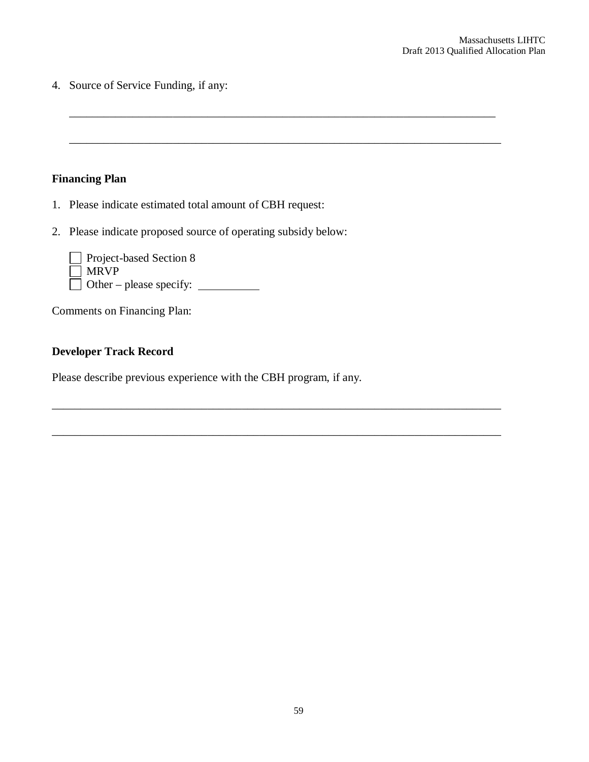4. Source of Service Funding, if any:

   ____________________________________________________________________________

   ____________________________________________________________________________

**Financing Plan**

1. Please indicate estimated total amount of CBH request:

2. Please indicate proposed source of operating subsidy below:

   - [ ] Project-based Section 8
   - [ ] MRVP
   - [ ] Other – please specify: __________

Comments on Financing Plan:

**Developer Track Record**

Please describe previous experience with the CBH program, if any.

________________________________________________________________________________

________________________________________________________________________________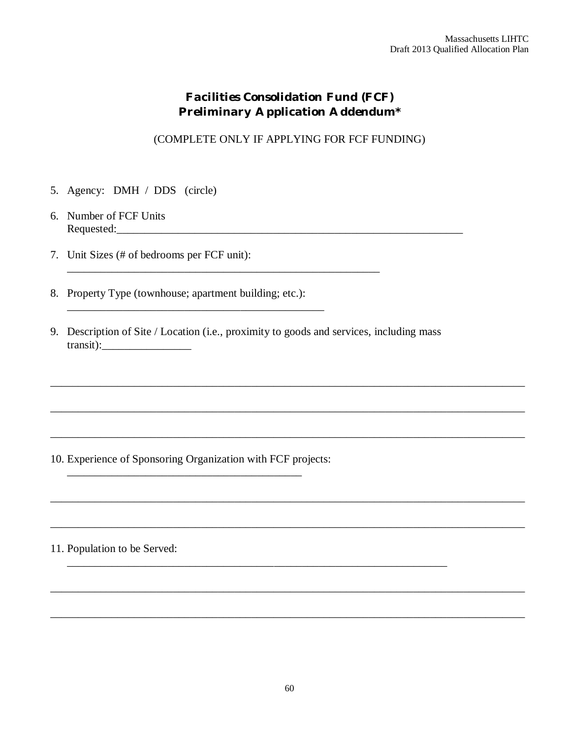## Facilities Consolidation Fund (FCF) Preliminary Application Addendum*

(COMPLETE ONLY IF APPLYING FOR FCF FUNDING)

5. Agency: DMH / DDS (circle)

6. Number of FCF Units Requested:_______________________________________________________________

7. Unit Sizes (# of bedrooms per FCF unit): ________________________________________________________

8. Property Type (townhouse; apartment building; etc.): _______________________________________________

9. Description of Site / Location (i.e., proximity to goods and services, including mass transit):________________

_____________________________________________________________________________________

_____________________________________________________________________________________

_____________________________________________________________________________________

10. Experience of Sponsoring Organization with FCF projects: __________________________________________

_____________________________________________________________________________________

_____________________________________________________________________________________

11. Population to be Served: ______________________________________________________________________

_____________________________________________________________________________________

_____________________________________________________________________________________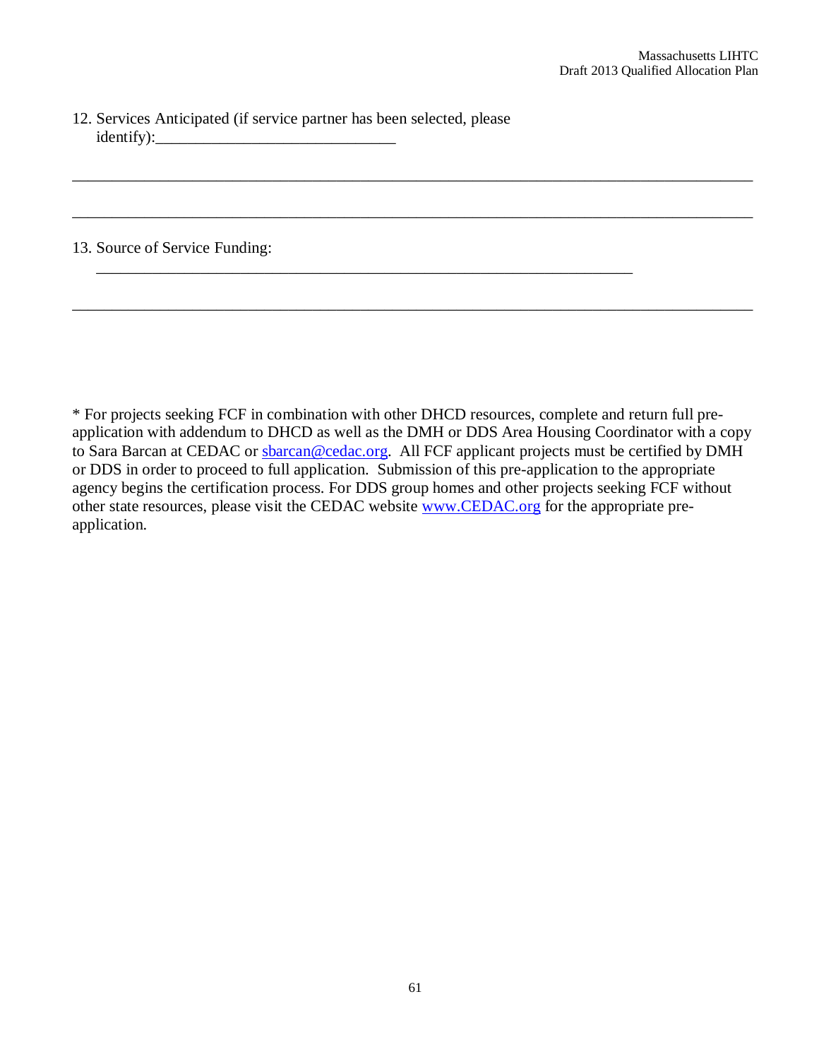12. Services Anticipated (if service partner has been selected, please identify):______________________________

_________________________________________________________________________________

_________________________________________________________________________________

13. Source of Service Funding:
_____________________________________________________________________

_________________________________________________________________________________

* For projects seeking FCF in combination with other DHCD resources, complete and return full pre-application with addendum to DHCD as well as the DMH or DDS Area Housing Coordinator with a copy to Sara Barcan at CEDAC or [sbarcan@cedac.org](mailto:sbarcan@cedac.org). All FCF applicant projects must be certified by DMH or DDS in order to proceed to full application. Submission of this pre-application to the appropriate agency begins the certification process. For DDS group homes and other projects seeking FCF without other state resources, please visit the CEDAC website [www.CEDAC.org](http://www.CEDAC.org) for the appropriate pre-application.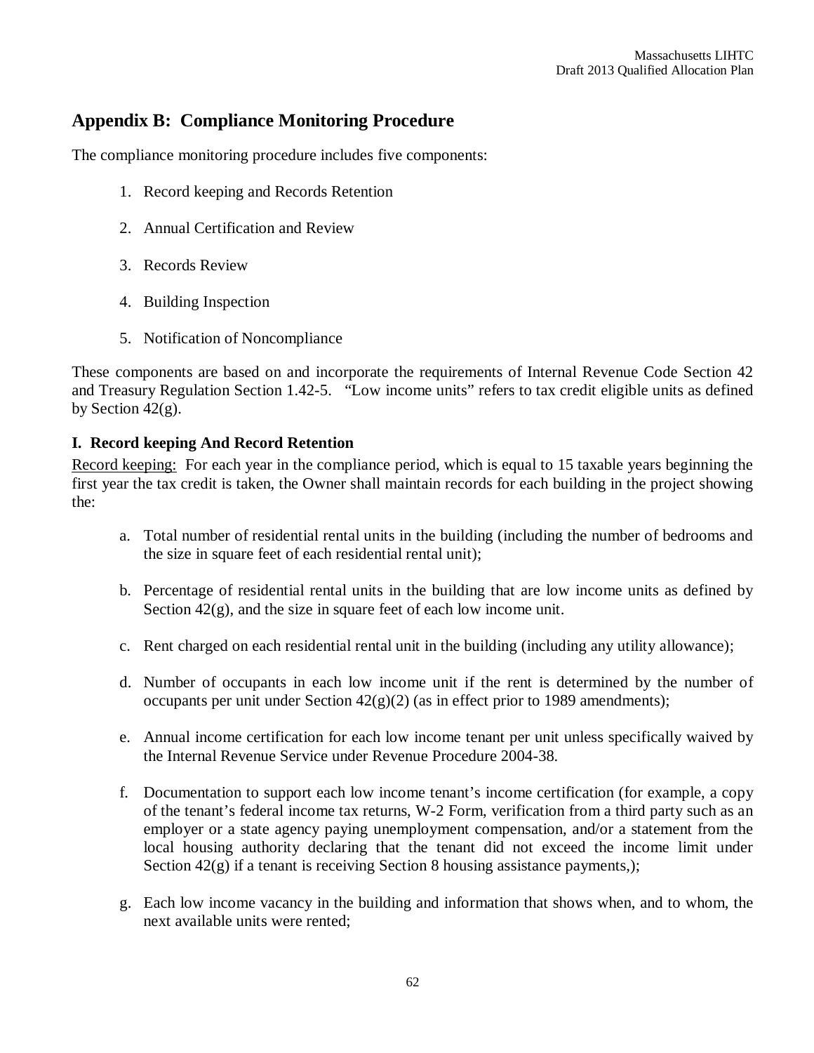## Appendix B: Compliance Monitoring Procedure

The compliance monitoring procedure includes five components:

1. Record keeping and Records Retention
2. Annual Certification and Review
3. Records Review
4. Building Inspection
5. Notification of Noncompliance

These components are based on and incorporate the requirements of Internal Revenue Code Section 42 and Treasury Regulation Section 1.42-5. "Low income units" refers to tax credit eligible units as defined by Section 42(g).

### I. Record keeping And Record Retention

Record keeping: For each year in the compliance period, which is equal to 15 taxable years beginning the first year the tax credit is taken, the Owner shall maintain records for each building in the project showing the:

a. Total number of residential rental units in the building (including the number of bedrooms and the size in square feet of each residential rental unit);

b. Percentage of residential rental units in the building that are low income units as defined by Section 42(g), and the size in square feet of each low income unit.

c. Rent charged on each residential rental unit in the building (including any utility allowance);

d. Number of occupants in each low income unit if the rent is determined by the number of occupants per unit under Section 42(g)(2) (as in effect prior to 1989 amendments);

e. Annual income certification for each low income tenant per unit unless specifically waived by the Internal Revenue Service under Revenue Procedure 2004-38.

f. Documentation to support each low income tenant's income certification (for example, a copy of the tenant's federal income tax returns, W-2 Form, verification from a third party such as an employer or a state agency paying unemployment compensation, and/or a statement from the local housing authority declaring that the tenant did not exceed the income limit under Section 42(g) if a tenant is receiving Section 8 housing assistance payments,);

g. Each low income vacancy in the building and information that shows when, and to whom, the next available units were rented;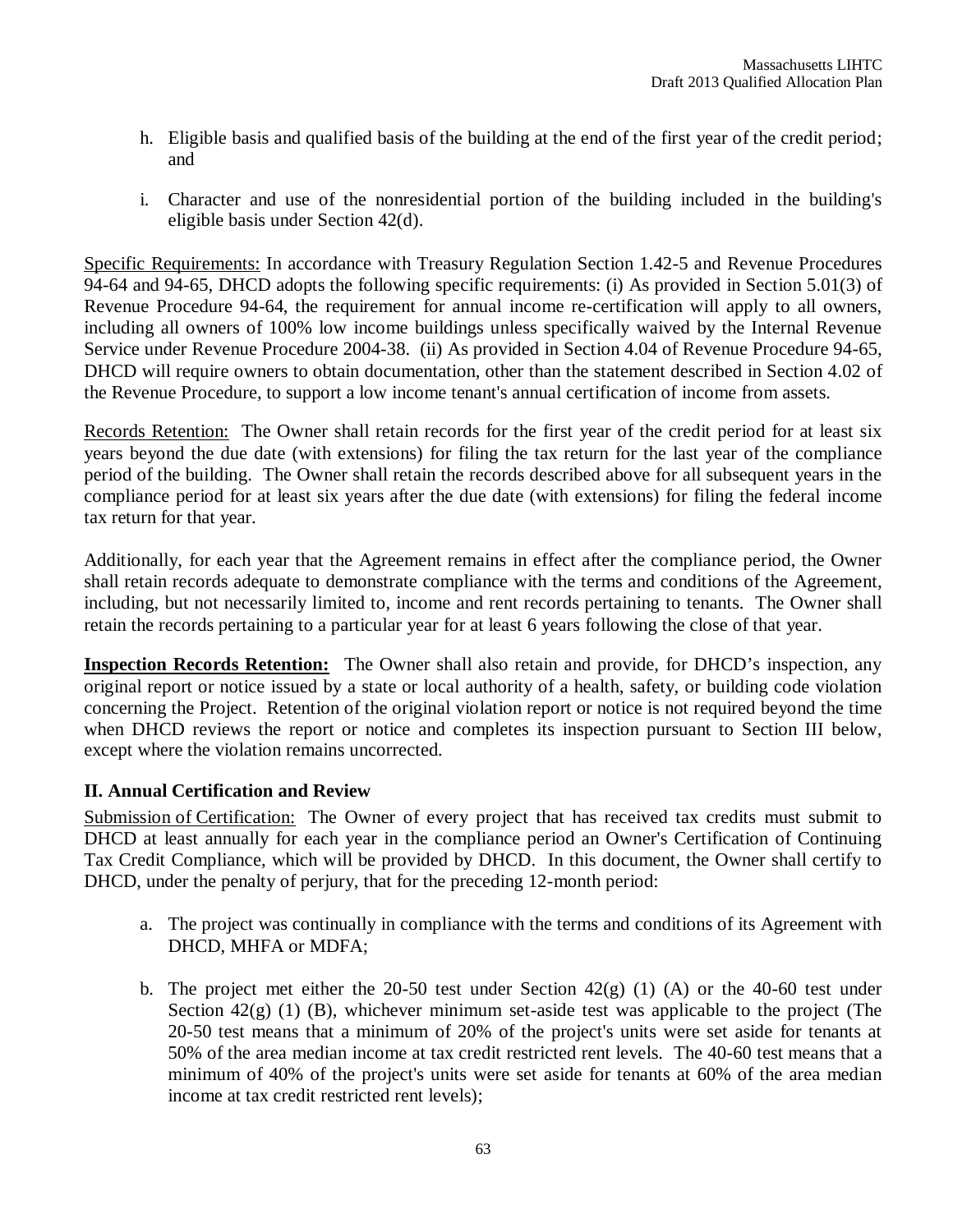h. Eligible basis and qualified basis of the building at the end of the first year of the credit period; and

i. Character and use of the nonresidential portion of the building included in the building's eligible basis under Section 42(d).

Specific Requirements: In accordance with Treasury Regulation Section 1.42-5 and Revenue Procedures 94-64 and 94-65, DHCD adopts the following specific requirements: (i) As provided in Section 5.01(3) of Revenue Procedure 94-64, the requirement for annual income re-certification will apply to all owners, including all owners of 100% low income buildings unless specifically waived by the Internal Revenue Service under Revenue Procedure 2004-38. (ii) As provided in Section 4.04 of Revenue Procedure 94-65, DHCD will require owners to obtain documentation, other than the statement described in Section 4.02 of the Revenue Procedure, to support a low income tenant's annual certification of income from assets.

Records Retention: The Owner shall retain records for the first year of the credit period for at least six years beyond the due date (with extensions) for filing the tax return for the last year of the compliance period of the building. The Owner shall retain the records described above for all subsequent years in the compliance period for at least six years after the due date (with extensions) for filing the federal income tax return for that year.

Additionally, for each year that the Agreement remains in effect after the compliance period, the Owner shall retain records adequate to demonstrate compliance with the terms and conditions of the Agreement, including, but not necessarily limited to, income and rent records pertaining to tenants. The Owner shall retain the records pertaining to a particular year for at least 6 years following the close of that year.

**Inspection Records Retention:** The Owner shall also retain and provide, for DHCD's inspection, any original report or notice issued by a state or local authority of a health, safety, or building code violation concerning the Project. Retention of the original violation report or notice is not required beyond the time when DHCD reviews the report or notice and completes its inspection pursuant to Section III below, except where the violation remains uncorrected.

## II. Annual Certification and Review

Submission of Certification: The Owner of every project that has received tax credits must submit to DHCD at least annually for each year in the compliance period an Owner's Certification of Continuing Tax Credit Compliance, which will be provided by DHCD. In this document, the Owner shall certify to DHCD, under the penalty of perjury, that for the preceding 12-month period:

a. The project was continually in compliance with the terms and conditions of its Agreement with DHCD, MHFA or MDFA;

b. The project met either the 20-50 test under Section 42(g) (1) (A) or the 40-60 test under Section 42(g) (1) (B), whichever minimum set-aside test was applicable to the project (The 20-50 test means that a minimum of 20% of the project's units were set aside for tenants at 50% of the area median income at tax credit restricted rent levels. The 40-60 test means that a minimum of 40% of the project's units were set aside for tenants at 60% of the area median income at tax credit restricted rent levels);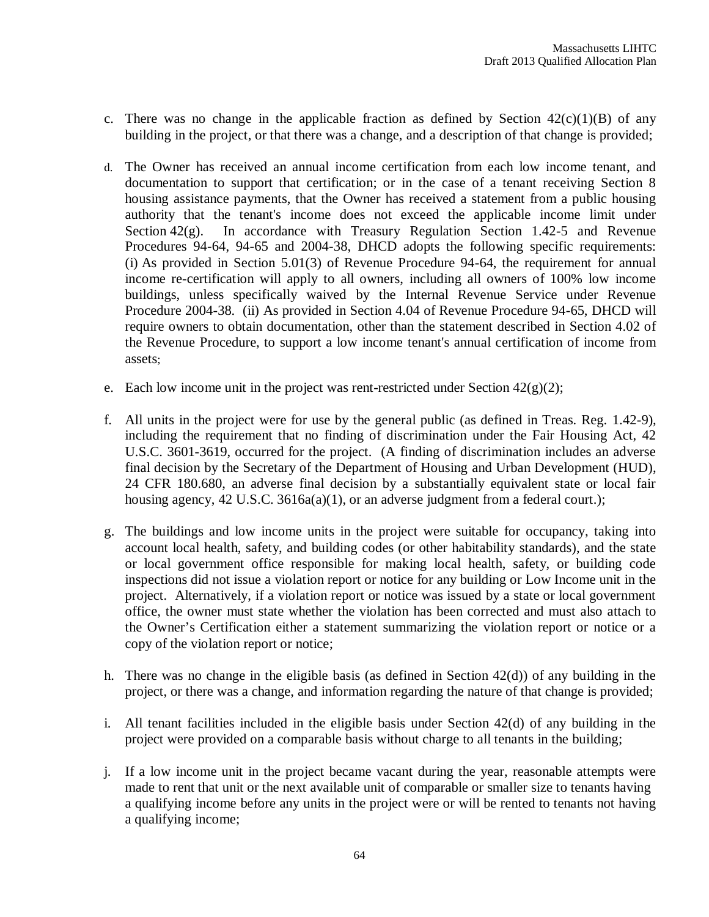c. There was no change in the applicable fraction as defined by Section 42(c)(1)(B) of any building in the project, or that there was a change, and a description of that change is provided;

d. The Owner has received an annual income certification from each low income tenant, and documentation to support that certification; or in the case of a tenant receiving Section 8 housing assistance payments, that the Owner has received a statement from a public housing authority that the tenant's income does not exceed the applicable income limit under Section 42(g). In accordance with Treasury Regulation Section 1.42-5 and Revenue Procedures 94-64, 94-65 and 2004-38, DHCD adopts the following specific requirements: (i) As provided in Section 5.01(3) of Revenue Procedure 94-64, the requirement for annual income re-certification will apply to all owners, including all owners of 100% low income buildings, unless specifically waived by the Internal Revenue Service under Revenue Procedure 2004-38. (ii) As provided in Section 4.04 of Revenue Procedure 94-65, DHCD will require owners to obtain documentation, other than the statement described in Section 4.02 of the Revenue Procedure, to support a low income tenant's annual certification of income from assets;

e. Each low income unit in the project was rent-restricted under Section 42(g)(2);

f. All units in the project were for use by the general public (as defined in Treas. Reg. 1.42-9), including the requirement that no finding of discrimination under the Fair Housing Act, 42 U.S.C. 3601-3619, occurred for the project. (A finding of discrimination includes an adverse final decision by the Secretary of the Department of Housing and Urban Development (HUD), 24 CFR 180.680, an adverse final decision by a substantially equivalent state or local fair housing agency, 42 U.S.C. 3616a(a)(1), or an adverse judgment from a federal court.);

g. The buildings and low income units in the project were suitable for occupancy, taking into account local health, safety, and building codes (or other habitability standards), and the state or local government office responsible for making local health, safety, or building code inspections did not issue a violation report or notice for any building or Low Income unit in the project. Alternatively, if a violation report or notice was issued by a state or local government office, the owner must state whether the violation has been corrected and must also attach to the Owner's Certification either a statement summarizing the violation report or notice or a copy of the violation report or notice;

h. There was no change in the eligible basis (as defined in Section 42(d)) of any building in the project, or there was a change, and information regarding the nature of that change is provided;

i. All tenant facilities included in the eligible basis under Section 42(d) of any building in the project were provided on a comparable basis without charge to all tenants in the building;

j. If a low income unit in the project became vacant during the year, reasonable attempts were made to rent that unit or the next available unit of comparable or smaller size to tenants having a qualifying income before any units in the project were or will be rented to tenants not having a qualifying income;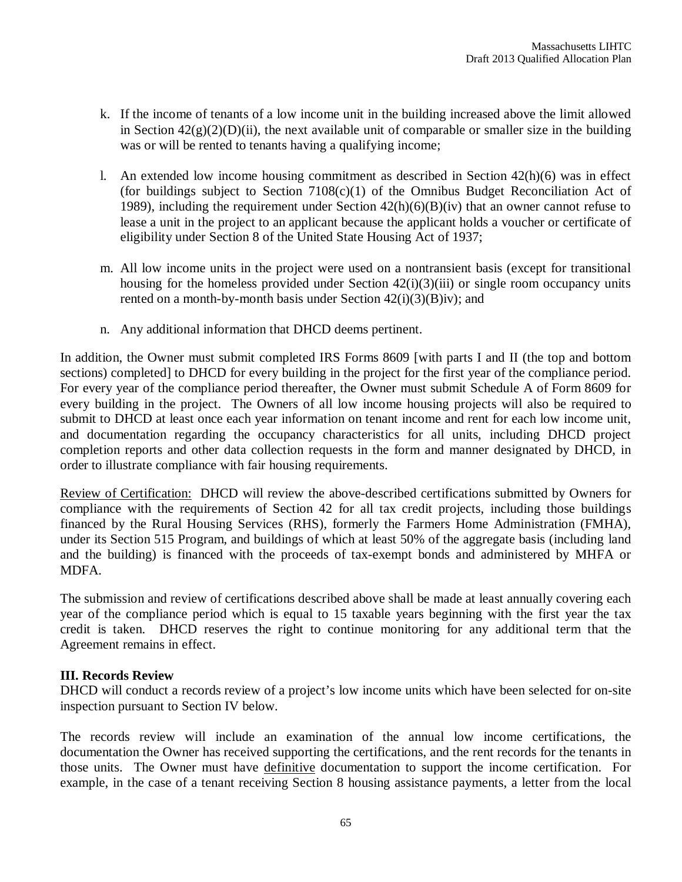k. If the income of tenants of a low income unit in the building increased above the limit allowed in Section 42(g)(2)(D)(ii), the next available unit of comparable or smaller size in the building was or will be rented to tenants having a qualifying income;

l. An extended low income housing commitment as described in Section 42(h)(6) was in effect (for buildings subject to Section 7108(c)(1) of the Omnibus Budget Reconciliation Act of 1989), including the requirement under Section 42(h)(6)(B)(iv) that an owner cannot refuse to lease a unit in the project to an applicant because the applicant holds a voucher or certificate of eligibility under Section 8 of the United State Housing Act of 1937;

m. All low income units in the project were used on a nontransient basis (except for transitional housing for the homeless provided under Section 42(i)(3)(iii) or single room occupancy units rented on a month-by-month basis under Section 42(i)(3)(B)iv); and

n. Any additional information that DHCD deems pertinent.

In addition, the Owner must submit completed IRS Forms 8609 [with parts I and II (the top and bottom sections) completed] to DHCD for every building in the project for the first year of the compliance period. For every year of the compliance period thereafter, the Owner must submit Schedule A of Form 8609 for every building in the project. The Owners of all low income housing projects will also be required to submit to DHCD at least once each year information on tenant income and rent for each low income unit, and documentation regarding the occupancy characteristics for all units, including DHCD project completion reports and other data collection requests in the form and manner designated by DHCD, in order to illustrate compliance with fair housing requirements.

Review of Certification: DHCD will review the above-described certifications submitted by Owners for compliance with the requirements of Section 42 for all tax credit projects, including those buildings financed by the Rural Housing Services (RHS), formerly the Farmers Home Administration (FMHA), under its Section 515 Program, and buildings of which at least 50% of the aggregate basis (including land and the building) is financed with the proceeds of tax-exempt bonds and administered by MHFA or MDFA.

The submission and review of certifications described above shall be made at least annually covering each year of the compliance period which is equal to 15 taxable years beginning with the first year the tax credit is taken. DHCD reserves the right to continue monitoring for any additional term that the Agreement remains in effect.

**III. Records Review**

DHCD will conduct a records review of a project's low income units which have been selected for on-site inspection pursuant to Section IV below.

The records review will include an examination of the annual low income certifications, the documentation the Owner has received supporting the certifications, and the rent records for the tenants in those units. The Owner must have definitive documentation to support the income certification. For example, in the case of a tenant receiving Section 8 housing assistance payments, a letter from the local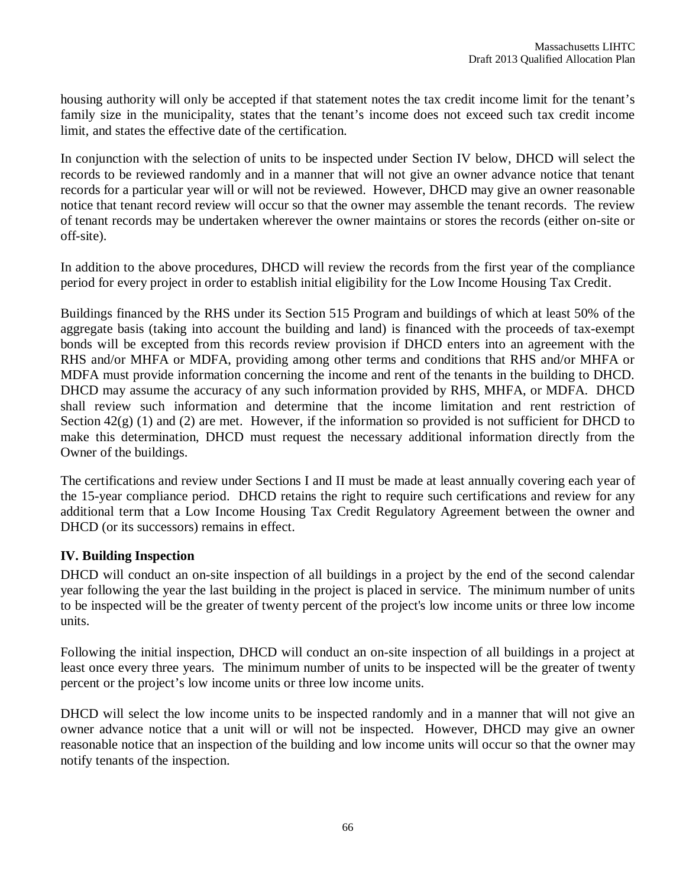housing authority will only be accepted if that statement notes the tax credit income limit for the tenant's family size in the municipality, states that the tenant's income does not exceed such tax credit income limit, and states the effective date of the certification.

In conjunction with the selection of units to be inspected under Section IV below, DHCD will select the records to be reviewed randomly and in a manner that will not give an owner advance notice that tenant records for a particular year will or will not be reviewed. However, DHCD may give an owner reasonable notice that tenant record review will occur so that the owner may assemble the tenant records. The review of tenant records may be undertaken wherever the owner maintains or stores the records (either on-site or off-site).

In addition to the above procedures, DHCD will review the records from the first year of the compliance period for every project in order to establish initial eligibility for the Low Income Housing Tax Credit.

Buildings financed by the RHS under its Section 515 Program and buildings of which at least 50% of the aggregate basis (taking into account the building and land) is financed with the proceeds of tax-exempt bonds will be excepted from this records review provision if DHCD enters into an agreement with the RHS and/or MHFA or MDFA, providing among other terms and conditions that RHS and/or MHFA or MDFA must provide information concerning the income and rent of the tenants in the building to DHCD. DHCD may assume the accuracy of any such information provided by RHS, MHFA, or MDFA. DHCD shall review such information and determine that the income limitation and rent restriction of Section 42(g) (1) and (2) are met. However, if the information so provided is not sufficient for DHCD to make this determination, DHCD must request the necessary additional information directly from the Owner of the buildings.

The certifications and review under Sections I and II must be made at least annually covering each year of the 15-year compliance period. DHCD retains the right to require such certifications and review for any additional term that a Low Income Housing Tax Credit Regulatory Agreement between the owner and DHCD (or its successors) remains in effect.

### IV. Building Inspection

DHCD will conduct an on-site inspection of all buildings in a project by the end of the second calendar year following the year the last building in the project is placed in service. The minimum number of units to be inspected will be the greater of twenty percent of the project's low income units or three low income units.

Following the initial inspection, DHCD will conduct an on-site inspection of all buildings in a project at least once every three years. The minimum number of units to be inspected will be the greater of twenty percent or the project's low income units or three low income units.

DHCD will select the low income units to be inspected randomly and in a manner that will not give an owner advance notice that a unit will or will not be inspected. However, DHCD may give an owner reasonable notice that an inspection of the building and low income units will occur so that the owner may notify tenants of the inspection.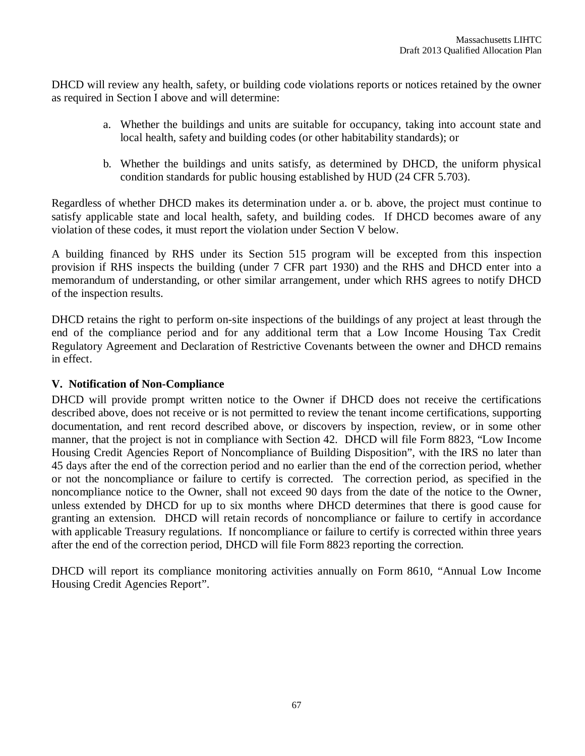DHCD will review any health, safety, or building code violations reports or notices retained by the owner as required in Section I above and will determine:

a. Whether the buildings and units are suitable for occupancy, taking into account state and local health, safety and building codes (or other habitability standards); or

b. Whether the buildings and units satisfy, as determined by DHCD, the uniform physical condition standards for public housing established by HUD (24 CFR 5.703).

Regardless of whether DHCD makes its determination under a. or b. above, the project must continue to satisfy applicable state and local health, safety, and building codes. If DHCD becomes aware of any violation of these codes, it must report the violation under Section V below.

A building financed by RHS under its Section 515 program will be excepted from this inspection provision if RHS inspects the building (under 7 CFR part 1930) and the RHS and DHCD enter into a memorandum of understanding, or other similar arrangement, under which RHS agrees to notify DHCD of the inspection results.

DHCD retains the right to perform on-site inspections of the buildings of any project at least through the end of the compliance period and for any additional term that a Low Income Housing Tax Credit Regulatory Agreement and Declaration of Restrictive Covenants between the owner and DHCD remains in effect.

## V. Notification of Non-Compliance

DHCD will provide prompt written notice to the Owner if DHCD does not receive the certifications described above, does not receive or is not permitted to review the tenant income certifications, supporting documentation, and rent record described above, or discovers by inspection, review, or in some other manner, that the project is not in compliance with Section 42. DHCD will file Form 8823, "Low Income Housing Credit Agencies Report of Noncompliance of Building Disposition", with the IRS no later than 45 days after the end of the correction period and no earlier than the end of the correction period, whether or not the noncompliance or failure to certify is corrected. The correction period, as specified in the noncompliance notice to the Owner, shall not exceed 90 days from the date of the notice to the Owner, unless extended by DHCD for up to six months where DHCD determines that there is good cause for granting an extension. DHCD will retain records of noncompliance or failure to certify in accordance with applicable Treasury regulations. If noncompliance or failure to certify is corrected within three years after the end of the correction period, DHCD will file Form 8823 reporting the correction.

DHCD will report its compliance monitoring activities annually on Form 8610, "Annual Low Income Housing Credit Agencies Report".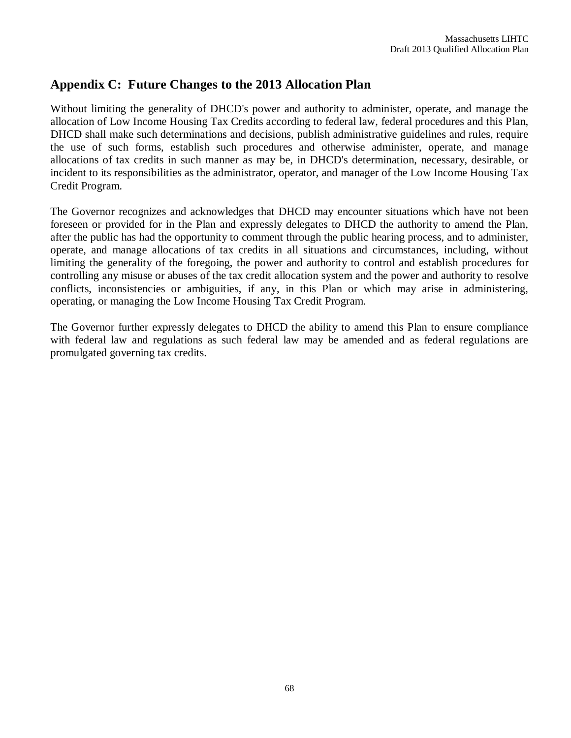## Appendix C: Future Changes to the 2013 Allocation Plan

Without limiting the generality of DHCD's power and authority to administer, operate, and manage the allocation of Low Income Housing Tax Credits according to federal law, federal procedures and this Plan, DHCD shall make such determinations and decisions, publish administrative guidelines and rules, require the use of such forms, establish such procedures and otherwise administer, operate, and manage allocations of tax credits in such manner as may be, in DHCD's determination, necessary, desirable, or incident to its responsibilities as the administrator, operator, and manager of the Low Income Housing Tax Credit Program.

The Governor recognizes and acknowledges that DHCD may encounter situations which have not been foreseen or provided for in the Plan and expressly delegates to DHCD the authority to amend the Plan, after the public has had the opportunity to comment through the public hearing process, and to administer, operate, and manage allocations of tax credits in all situations and circumstances, including, without limiting the generality of the foregoing, the power and authority to control and establish procedures for controlling any misuse or abuses of the tax credit allocation system and the power and authority to resolve conflicts, inconsistencies or ambiguities, if any, in this Plan or which may arise in administering, operating, or managing the Low Income Housing Tax Credit Program.

The Governor further expressly delegates to DHCD the ability to amend this Plan to ensure compliance with federal law and regulations as such federal law may be amended and as federal regulations are promulgated governing tax credits.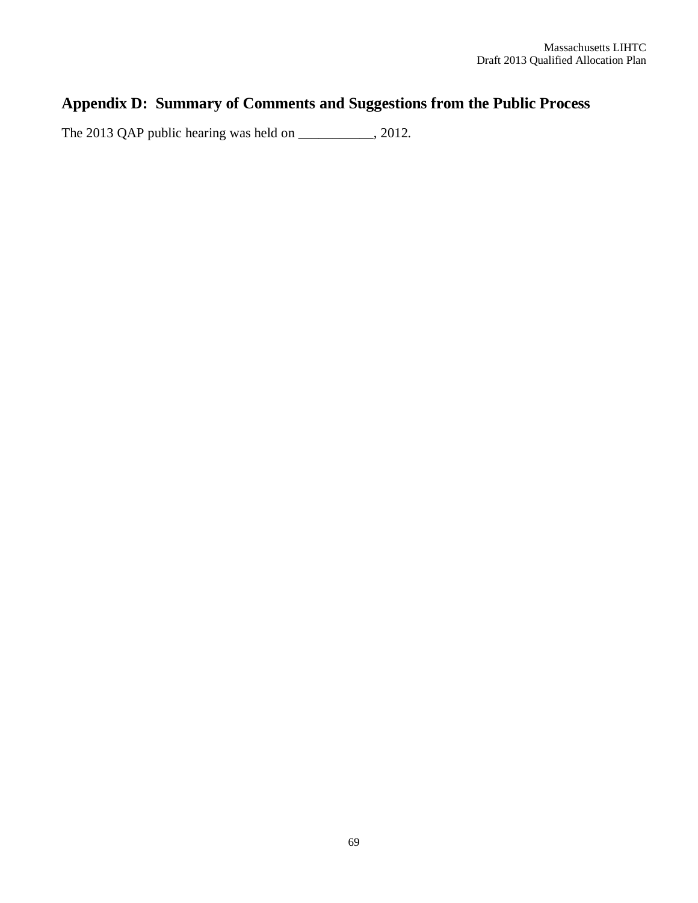# Appendix D: Summary of Comments and Suggestions from the Public Process

The 2013 QAP public hearing was held on ___________, 2012.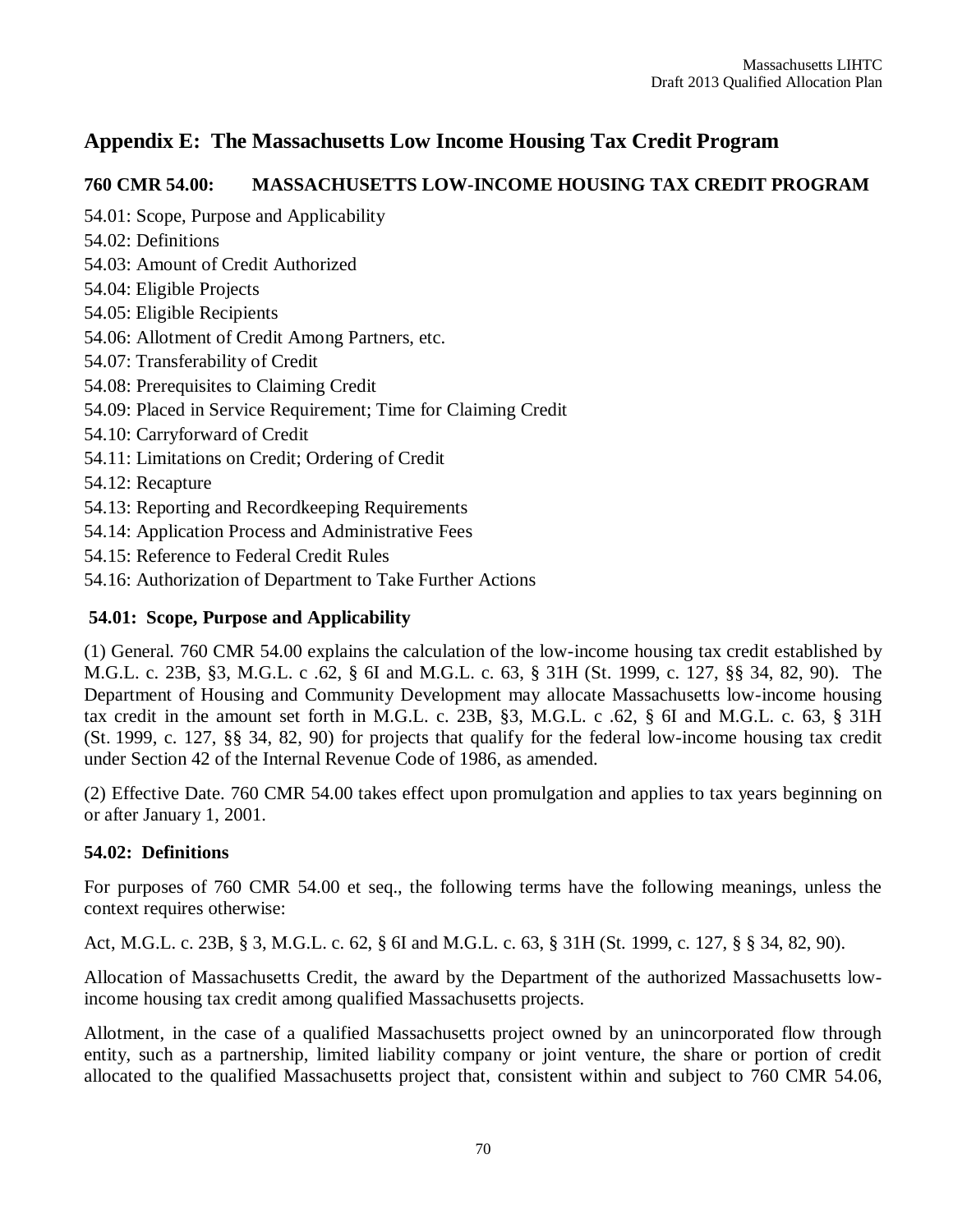# Appendix E: The Massachusetts Low Income Housing Tax Credit Program

## 760 CMR 54.00: MASSACHUSETTS LOW-INCOME HOUSING TAX CREDIT PROGRAM

54.01: Scope, Purpose and Applicability
54.02: Definitions
54.03: Amount of Credit Authorized
54.04: Eligible Projects
54.05: Eligible Recipients
54.06: Allotment of Credit Among Partners, etc.
54.07: Transferability of Credit
54.08: Prerequisites to Claiming Credit
54.09: Placed in Service Requirement; Time for Claiming Credit
54.10: Carryforward of Credit
54.11: Limitations on Credit; Ordering of Credit
54.12: Recapture
54.13: Reporting and Recordkeeping Requirements
54.14: Application Process and Administrative Fees
54.15: Reference to Federal Credit Rules
54.16: Authorization of Department to Take Further Actions

### 54.01: Scope, Purpose and Applicability

(1) General. 760 CMR 54.00 explains the calculation of the low-income housing tax credit established by M.G.L. c. 23B, §3, M.G.L. c .62, § 6I and M.G.L. c. 63, § 31H (St. 1999, c. 127, §§ 34, 82, 90). The Department of Housing and Community Development may allocate Massachusetts low-income housing tax credit in the amount set forth in M.G.L. c. 23B, §3, M.G.L. c .62, § 6I and M.G.L. c. 63, § 31H (St. 1999, c. 127, §§ 34, 82, 90) for projects that qualify for the federal low-income housing tax credit under Section 42 of the Internal Revenue Code of 1986, as amended.

(2) Effective Date. 760 CMR 54.00 takes effect upon promulgation and applies to tax years beginning on or after January 1, 2001.

### 54.02: Definitions

For purposes of 760 CMR 54.00 et seq., the following terms have the following meanings, unless the context requires otherwise:

Act, M.G.L. c. 23B, § 3, M.G.L. c. 62, § 6I and M.G.L. c. 63, § 31H (St. 1999, c. 127, § § 34, 82, 90).

Allocation of Massachusetts Credit, the award by the Department of the authorized Massachusetts low-income housing tax credit among qualified Massachusetts projects.

Allotment, in the case of a qualified Massachusetts project owned by an unincorporated flow through entity, such as a partnership, limited liability company or joint venture, the share or portion of credit allocated to the qualified Massachusetts project that, consistent within and subject to 760 CMR 54.06,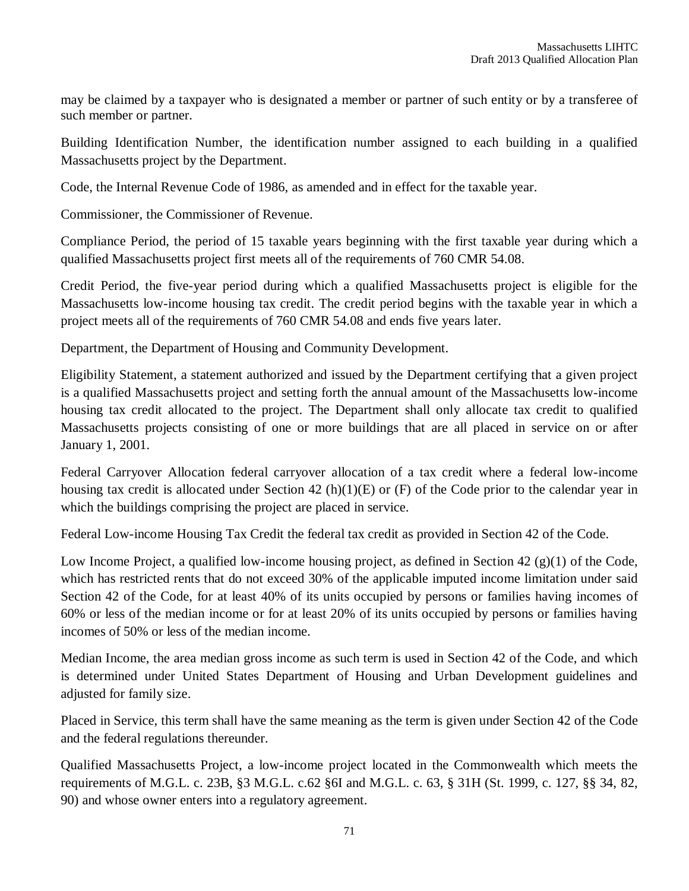may be claimed by a taxpayer who is designated a member or partner of such entity or by a transferee of such member or partner.

Building Identification Number, the identification number assigned to each building in a qualified Massachusetts project by the Department.

Code, the Internal Revenue Code of 1986, as amended and in effect for the taxable year.

Commissioner, the Commissioner of Revenue.

Compliance Period, the period of 15 taxable years beginning with the first taxable year during which a qualified Massachusetts project first meets all of the requirements of 760 CMR 54.08.

Credit Period, the five-year period during which a qualified Massachusetts project is eligible for the Massachusetts low-income housing tax credit. The credit period begins with the taxable year in which a project meets all of the requirements of 760 CMR 54.08 and ends five years later.

Department, the Department of Housing and Community Development.

Eligibility Statement, a statement authorized and issued by the Department certifying that a given project is a qualified Massachusetts project and setting forth the annual amount of the Massachusetts low-income housing tax credit allocated to the project. The Department shall only allocate tax credit to qualified Massachusetts projects consisting of one or more buildings that are all placed in service on or after January 1, 2001.

Federal Carryover Allocation federal carryover allocation of a tax credit where a federal low-income housing tax credit is allocated under Section 42 (h)(1)(E) or (F) of the Code prior to the calendar year in which the buildings comprising the project are placed in service.

Federal Low-income Housing Tax Credit the federal tax credit as provided in Section 42 of the Code.

Low Income Project, a qualified low-income housing project, as defined in Section 42 (g)(1) of the Code, which has restricted rents that do not exceed 30% of the applicable imputed income limitation under said Section 42 of the Code, for at least 40% of its units occupied by persons or families having incomes of 60% or less of the median income or for at least 20% of its units occupied by persons or families having incomes of 50% or less of the median income.

Median Income, the area median gross income as such term is used in Section 42 of the Code, and which is determined under United States Department of Housing and Urban Development guidelines and adjusted for family size.

Placed in Service, this term shall have the same meaning as the term is given under Section 42 of the Code and the federal regulations thereunder.

Qualified Massachusetts Project, a low-income project located in the Commonwealth which meets the requirements of M.G.L. c. 23B, §3 M.G.L. c.62 §6I and M.G.L. c. 63, § 31H (St. 1999, c. 127, §§ 34, 82, 90) and whose owner enters into a regulatory agreement.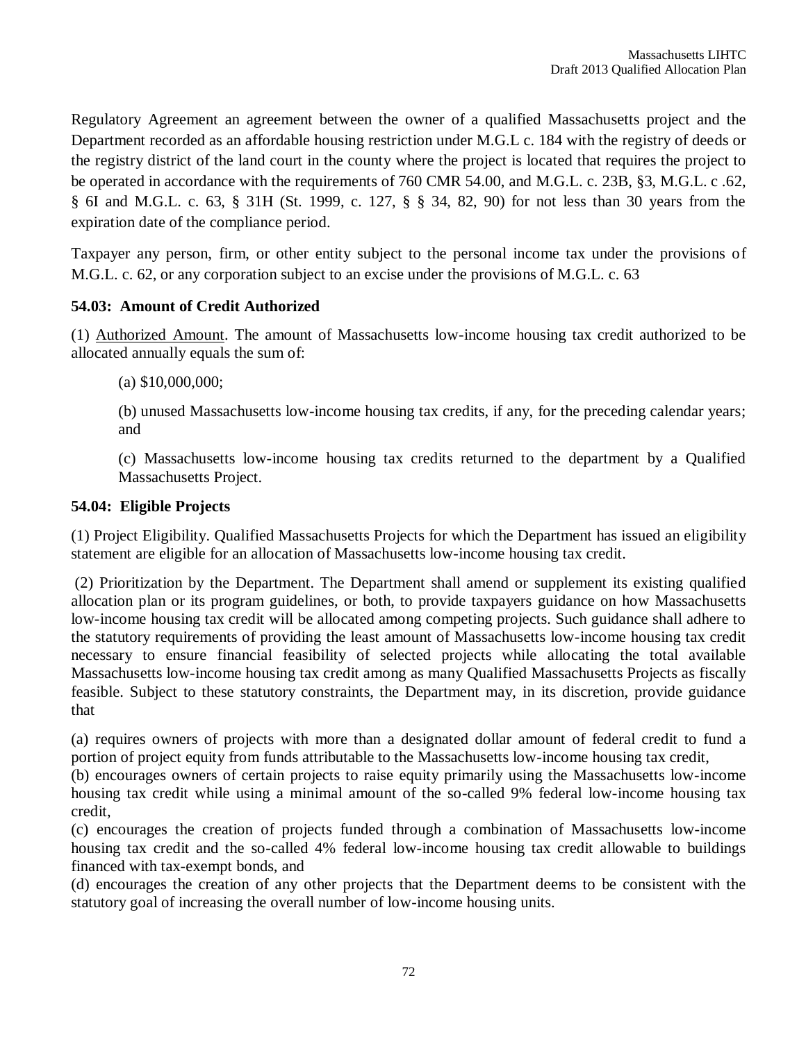Regulatory Agreement an agreement between the owner of a qualified Massachusetts project and the Department recorded as an affordable housing restriction under M.G.L c. 184 with the registry of deeds or the registry district of the land court in the county where the project is located that requires the project to be operated in accordance with the requirements of 760 CMR 54.00, and M.G.L. c. 23B, §3, M.G.L. c .62, § 6I and M.G.L. c. 63, § 31H (St. 1999, c. 127, § § 34, 82, 90) for not less than 30 years from the expiration date of the compliance period.

Taxpayer any person, firm, or other entity subject to the personal income tax under the provisions of M.G.L. c. 62, or any corporation subject to an excise under the provisions of M.G.L. c. 63

**54.03: Amount of Credit Authorized**

(1) Authorized Amount. The amount of Massachusetts low-income housing tax credit authorized to be allocated annually equals the sum of:

(a) $10,000,000;

(b) unused Massachusetts low-income housing tax credits, if any, for the preceding calendar years; and

(c) Massachusetts low-income housing tax credits returned to the department by a Qualified Massachusetts Project.

**54.04: Eligible Projects**

(1) Project Eligibility. Qualified Massachusetts Projects for which the Department has issued an eligibility statement are eligible for an allocation of Massachusetts low-income housing tax credit.

(2) Prioritization by the Department. The Department shall amend or supplement its existing qualified allocation plan or its program guidelines, or both, to provide taxpayers guidance on how Massachusetts low-income housing tax credit will be allocated among competing projects. Such guidance shall adhere to the statutory requirements of providing the least amount of Massachusetts low-income housing tax credit necessary to ensure financial feasibility of selected projects while allocating the total available Massachusetts low-income housing tax credit among as many Qualified Massachusetts Projects as fiscally feasible. Subject to these statutory constraints, the Department may, in its discretion, provide guidance that

(a) requires owners of projects with more than a designated dollar amount of federal credit to fund a portion of project equity from funds attributable to the Massachusetts low-income housing tax credit,
(b) encourages owners of certain projects to raise equity primarily using the Massachusetts low-income housing tax credit while using a minimal amount of the so-called 9% federal low-income housing tax credit,
(c) encourages the creation of projects funded through a combination of Massachusetts low-income housing tax credit and the so-called 4% federal low-income housing tax credit allowable to buildings financed with tax-exempt bonds, and
(d) encourages the creation of any other projects that the Department deems to be consistent with the statutory goal of increasing the overall number of low-income housing units.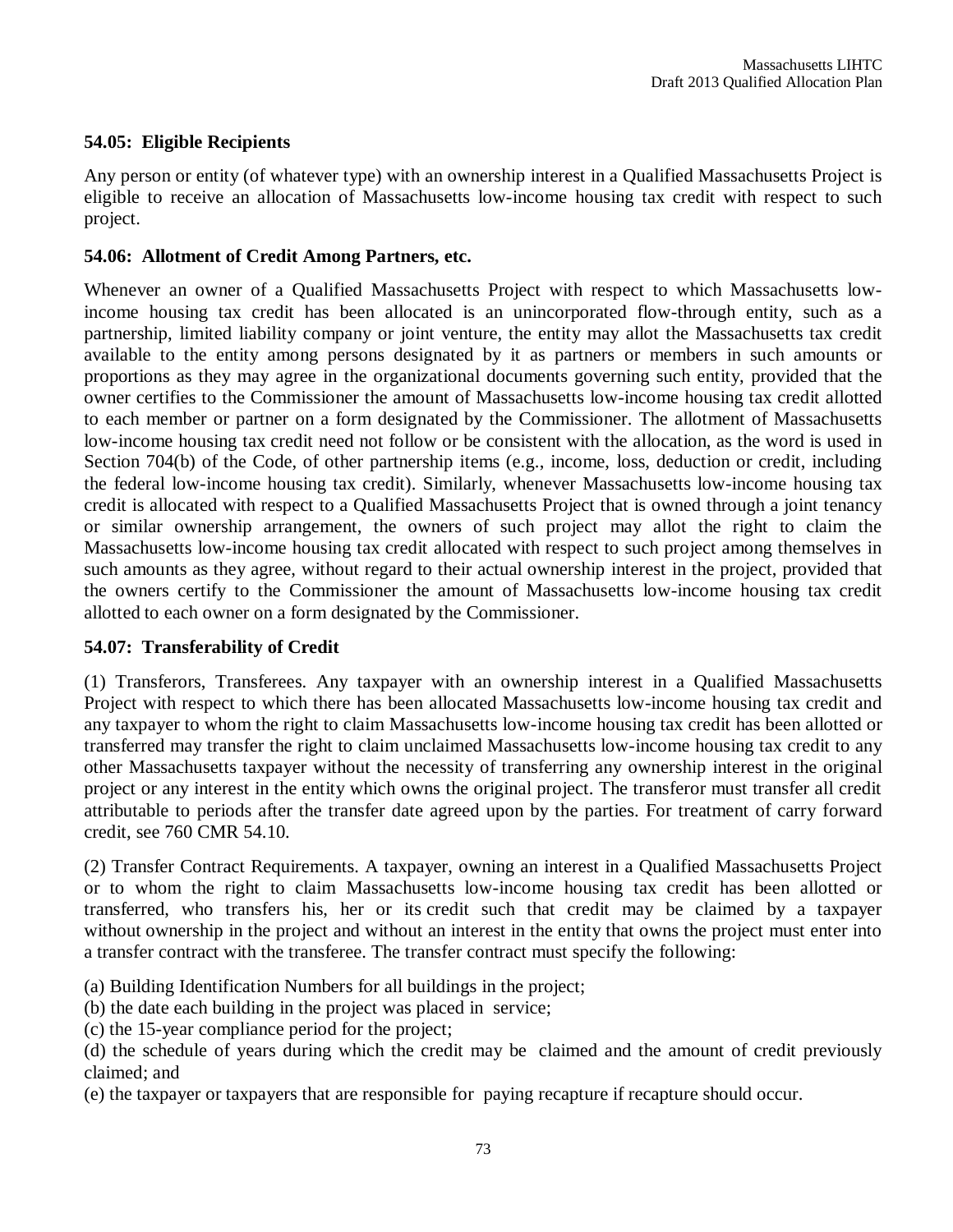### 54.05: Eligible Recipients

Any person or entity (of whatever type) with an ownership interest in a Qualified Massachusetts Project is eligible to receive an allocation of Massachusetts low-income housing tax credit with respect to such project.

### 54.06: Allotment of Credit Among Partners, etc.

Whenever an owner of a Qualified Massachusetts Project with respect to which Massachusetts low-income housing tax credit has been allocated is an unincorporated flow-through entity, such as a partnership, limited liability company or joint venture, the entity may allot the Massachusetts tax credit available to the entity among persons designated by it as partners or members in such amounts or proportions as they may agree in the organizational documents governing such entity, provided that the owner certifies to the Commissioner the amount of Massachusetts low-income housing tax credit allotted to each member or partner on a form designated by the Commissioner. The allotment of Massachusetts low-income housing tax credit need not follow or be consistent with the allocation, as the word is used in Section 704(b) of the Code, of other partnership items (e.g., income, loss, deduction or credit, including the federal low-income housing tax credit). Similarly, whenever Massachusetts low-income housing tax credit is allocated with respect to a Qualified Massachusetts Project that is owned through a joint tenancy or similar ownership arrangement, the owners of such project may allot the right to claim the Massachusetts low-income housing tax credit allocated with respect to such project among themselves in such amounts as they agree, without regard to their actual ownership interest in the project, provided that the owners certify to the Commissioner the amount of Massachusetts low-income housing tax credit allotted to each owner on a form designated by the Commissioner.

### 54.07: Transferability of Credit

(1) Transferors, Transferees. Any taxpayer with an ownership interest in a Qualified Massachusetts Project with respect to which there has been allocated Massachusetts low-income housing tax credit and any taxpayer to whom the right to claim Massachusetts low-income housing tax credit has been allotted or transferred may transfer the right to claim unclaimed Massachusetts low-income housing tax credit to any other Massachusetts taxpayer without the necessity of transferring any ownership interest in the original project or any interest in the entity which owns the original project. The transferor must transfer all credit attributable to periods after the transfer date agreed upon by the parties. For treatment of carry forward credit, see 760 CMR 54.10.

(2) Transfer Contract Requirements. A taxpayer, owning an interest in a Qualified Massachusetts Project or to whom the right to claim Massachusetts low-income housing tax credit has been allotted or transferred, who transfers his, her or its credit such that credit may be claimed by a taxpayer without ownership in the project and without an interest in the entity that owns the project must enter into a transfer contract with the transferee. The transfer contract must specify the following:

(a) Building Identification Numbers for all buildings in the project;
(b) the date each building in the project was placed in service;
(c) the 15-year compliance period for the project;
(d) the schedule of years during which the credit may be claimed and the amount of credit previously claimed; and
(e) the taxpayer or taxpayers that are responsible for paying recapture if recapture should occur.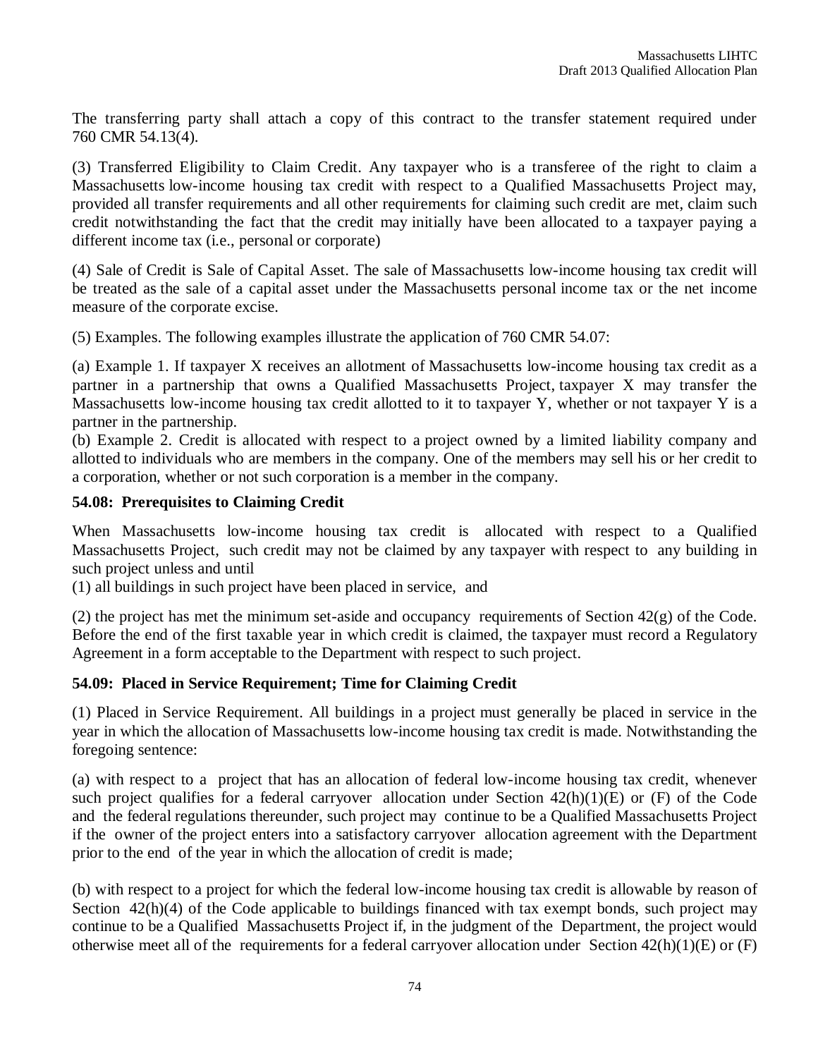The transferring party shall attach a copy of this contract to the transfer statement required under 760 CMR 54.13(4).

(3) Transferred Eligibility to Claim Credit. Any taxpayer who is a transferee of the right to claim a Massachusetts low-income housing tax credit with respect to a Qualified Massachusetts Project may, provided all transfer requirements and all other requirements for claiming such credit are met, claim such credit notwithstanding the fact that the credit may initially have been allocated to a taxpayer paying a different income tax (i.e., personal or corporate)

(4) Sale of Credit is Sale of Capital Asset. The sale of Massachusetts low-income housing tax credit will be treated as the sale of a capital asset under the Massachusetts personal income tax or the net income measure of the corporate excise.

(5) Examples. The following examples illustrate the application of 760 CMR 54.07:

(a) Example 1. If taxpayer X receives an allotment of Massachusetts low-income housing tax credit as a partner in a partnership that owns a Qualified Massachusetts Project, taxpayer X may transfer the Massachusetts low-income housing tax credit allotted to it to taxpayer Y, whether or not taxpayer Y is a partner in the partnership.

(b) Example 2. Credit is allocated with respect to a project owned by a limited liability company and allotted to individuals who are members in the company. One of the members may sell his or her credit to a corporation, whether or not such corporation is a member in the company.

### 54.08: Prerequisites to Claiming Credit

When Massachusetts low-income housing tax credit is allocated with respect to a Qualified Massachusetts Project, such credit may not be claimed by any taxpayer with respect to any building in such project unless and until

(1) all buildings in such project have been placed in service, and

(2) the project has met the minimum set-aside and occupancy requirements of Section 42(g) of the Code. Before the end of the first taxable year in which credit is claimed, the taxpayer must record a Regulatory Agreement in a form acceptable to the Department with respect to such project.

### 54.09: Placed in Service Requirement; Time for Claiming Credit

(1) Placed in Service Requirement. All buildings in a project must generally be placed in service in the year in which the allocation of Massachusetts low-income housing tax credit is made. Notwithstanding the foregoing sentence:

(a) with respect to a project that has an allocation of federal low-income housing tax credit, whenever such project qualifies for a federal carryover allocation under Section 42(h)(1)(E) or (F) of the Code and the federal regulations thereunder, such project may continue to be a Qualified Massachusetts Project if the owner of the project enters into a satisfactory carryover allocation agreement with the Department prior to the end of the year in which the allocation of credit is made;

(b) with respect to a project for which the federal low-income housing tax credit is allowable by reason of Section 42(h)(4) of the Code applicable to buildings financed with tax exempt bonds, such project may continue to be a Qualified Massachusetts Project if, in the judgment of the Department, the project would otherwise meet all of the requirements for a federal carryover allocation under Section 42(h)(1)(E) or (F)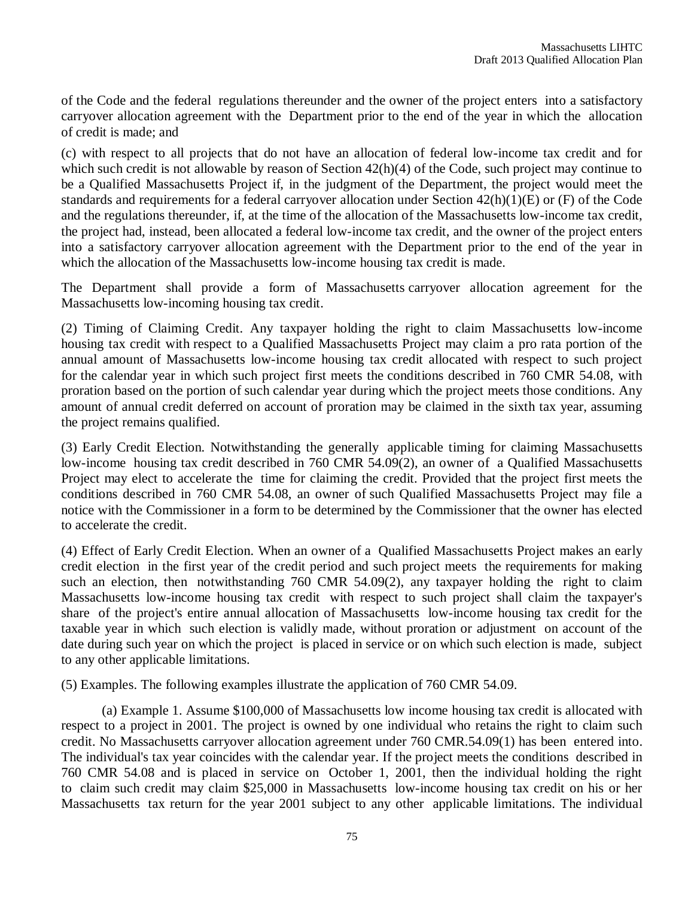of the Code and the federal regulations thereunder and the owner of the project enters into a satisfactory carryover allocation agreement with the Department prior to the end of the year in which the allocation of credit is made; and

(c) with respect to all projects that do not have an allocation of federal low-income tax credit and for which such credit is not allowable by reason of Section 42(h)(4) of the Code, such project may continue to be a Qualified Massachusetts Project if, in the judgment of the Department, the project would meet the standards and requirements for a federal carryover allocation under Section 42(h)(1)(E) or (F) of the Code and the regulations thereunder, if, at the time of the allocation of the Massachusetts low-income tax credit, the project had, instead, been allocated a federal low-income tax credit, and the owner of the project enters into a satisfactory carryover allocation agreement with the Department prior to the end of the year in which the allocation of the Massachusetts low-income housing tax credit is made.

The Department shall provide a form of Massachusetts carryover allocation agreement for the Massachusetts low-incoming housing tax credit.

(2) Timing of Claiming Credit. Any taxpayer holding the right to claim Massachusetts low-income housing tax credit with respect to a Qualified Massachusetts Project may claim a pro rata portion of the annual amount of Massachusetts low-income housing tax credit allocated with respect to such project for the calendar year in which such project first meets the conditions described in 760 CMR 54.08, with proration based on the portion of such calendar year during which the project meets those conditions. Any amount of annual credit deferred on account of proration may be claimed in the sixth tax year, assuming the project remains qualified.

(3) Early Credit Election. Notwithstanding the generally applicable timing for claiming Massachusetts low-income housing tax credit described in 760 CMR 54.09(2), an owner of a Qualified Massachusetts Project may elect to accelerate the time for claiming the credit. Provided that the project first meets the conditions described in 760 CMR 54.08, an owner of such Qualified Massachusetts Project may file a notice with the Commissioner in a form to be determined by the Commissioner that the owner has elected to accelerate the credit.

(4) Effect of Early Credit Election. When an owner of a Qualified Massachusetts Project makes an early credit election in the first year of the credit period and such project meets the requirements for making such an election, then notwithstanding 760 CMR 54.09(2), any taxpayer holding the right to claim Massachusetts low-income housing tax credit with respect to such project shall claim the taxpayer's share of the project's entire annual allocation of Massachusetts low-income housing tax credit for the taxable year in which such election is validly made, without proration or adjustment on account of the date during such year on which the project is placed in service or on which such election is made, subject to any other applicable limitations.

(5) Examples. The following examples illustrate the application of 760 CMR 54.09.

(a) Example 1. Assume $100,000 of Massachusetts low income housing tax credit is allocated with respect to a project in 2001. The project is owned by one individual who retains the right to claim such credit. No Massachusetts carryover allocation agreement under 760 CMR.54.09(1) has been entered into. The individual's tax year coincides with the calendar year. If the project meets the conditions described in 760 CMR 54.08 and is placed in service on October 1, 2001, then the individual holding the right to claim such credit may claim $25,000 in Massachusetts low-income housing tax credit on his or her Massachusetts tax return for the year 2001 subject to any other applicable limitations. The individual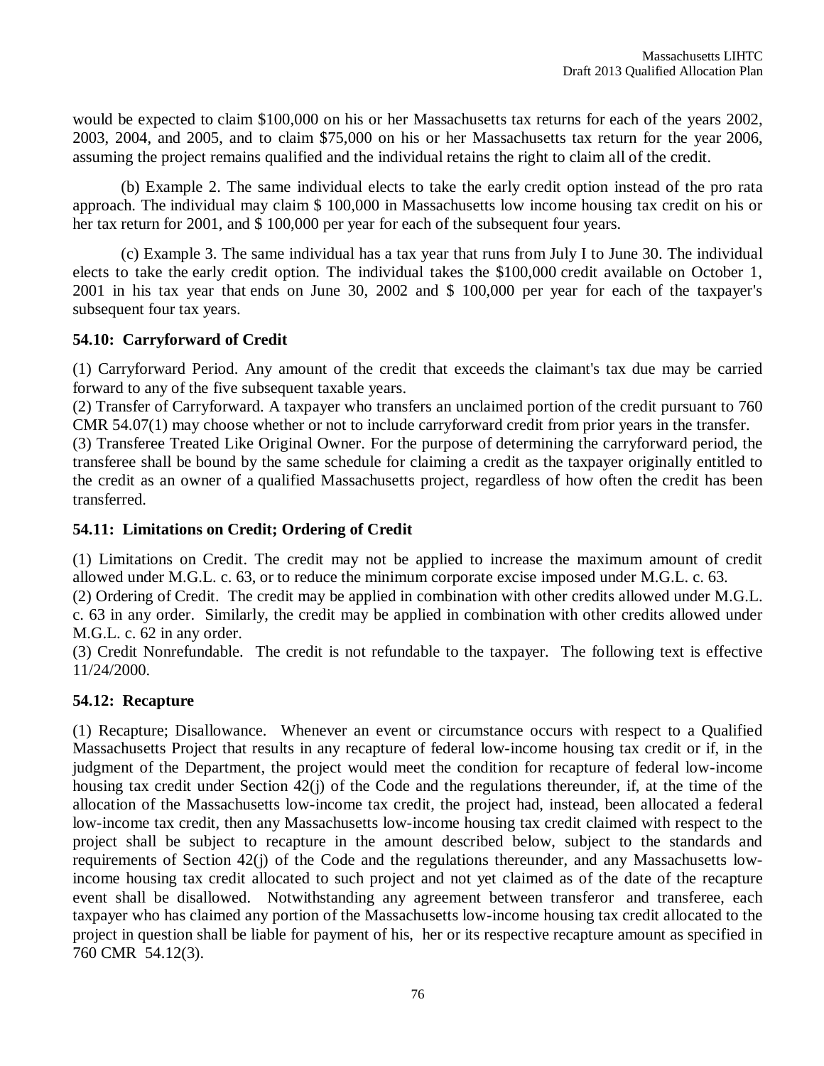would be expected to claim $100,000 on his or her Massachusetts tax returns for each of the years 2002, 2003, 2004, and 2005, and to claim $75,000 on his or her Massachusetts tax return for the year 2006, assuming the project remains qualified and the individual retains the right to claim all of the credit.

(b) Example 2. The same individual elects to take the early credit option instead of the pro rata approach. The individual may claim $ 100,000 in Massachusetts low income housing tax credit on his or her tax return for 2001, and $ 100,000 per year for each of the subsequent four years.

(c) Example 3. The same individual has a tax year that runs from July I to June 30. The individual elects to take the early credit option. The individual takes the $100,000 credit available on October 1, 2001 in his tax year that ends on June 30, 2002 and $ 100,000 per year for each of the taxpayer's subsequent four tax years.

**54.10: Carryforward of Credit**

(1) Carryforward Period. Any amount of the credit that exceeds the claimant's tax due may be carried forward to any of the five subsequent taxable years.
(2) Transfer of Carryforward. A taxpayer who transfers an unclaimed portion of the credit pursuant to 760 CMR 54.07(1) may choose whether or not to include carryforward credit from prior years in the transfer.
(3) Transferee Treated Like Original Owner. For the purpose of determining the carryforward period, the transferee shall be bound by the same schedule for claiming a credit as the taxpayer originally entitled to the credit as an owner of a qualified Massachusetts project, regardless of how often the credit has been transferred.

**54.11: Limitations on Credit; Ordering of Credit**

(1) Limitations on Credit. The credit may not be applied to increase the maximum amount of credit allowed under M.G.L. c. 63, or to reduce the minimum corporate excise imposed under M.G.L. c. 63.
(2) Ordering of Credit. The credit may be applied in combination with other credits allowed under M.G.L. c. 63 in any order. Similarly, the credit may be applied in combination with other credits allowed under M.G.L. c. 62 in any order.
(3) Credit Nonrefundable. The credit is not refundable to the taxpayer. The following text is effective 11/24/2000.

**54.12: Recapture**

(1) Recapture; Disallowance. Whenever an event or circumstance occurs with respect to a Qualified Massachusetts Project that results in any recapture of federal low-income housing tax credit or if, in the judgment of the Department, the project would meet the condition for recapture of federal low-income housing tax credit under Section 42(j) of the Code and the regulations thereunder, if, at the time of the allocation of the Massachusetts low-income tax credit, the project had, instead, been allocated a federal low-income tax credit, then any Massachusetts low-income housing tax credit claimed with respect to the project shall be subject to recapture in the amount described below, subject to the standards and requirements of Section 42(j) of the Code and the regulations thereunder, and any Massachusetts low-income housing tax credit allocated to such project and not yet claimed as of the date of the recapture event shall be disallowed. Notwithstanding any agreement between transferor and transferee, each taxpayer who has claimed any portion of the Massachusetts low-income housing tax credit allocated to the project in question shall be liable for payment of his, her or its respective recapture amount as specified in 760 CMR 54.12(3).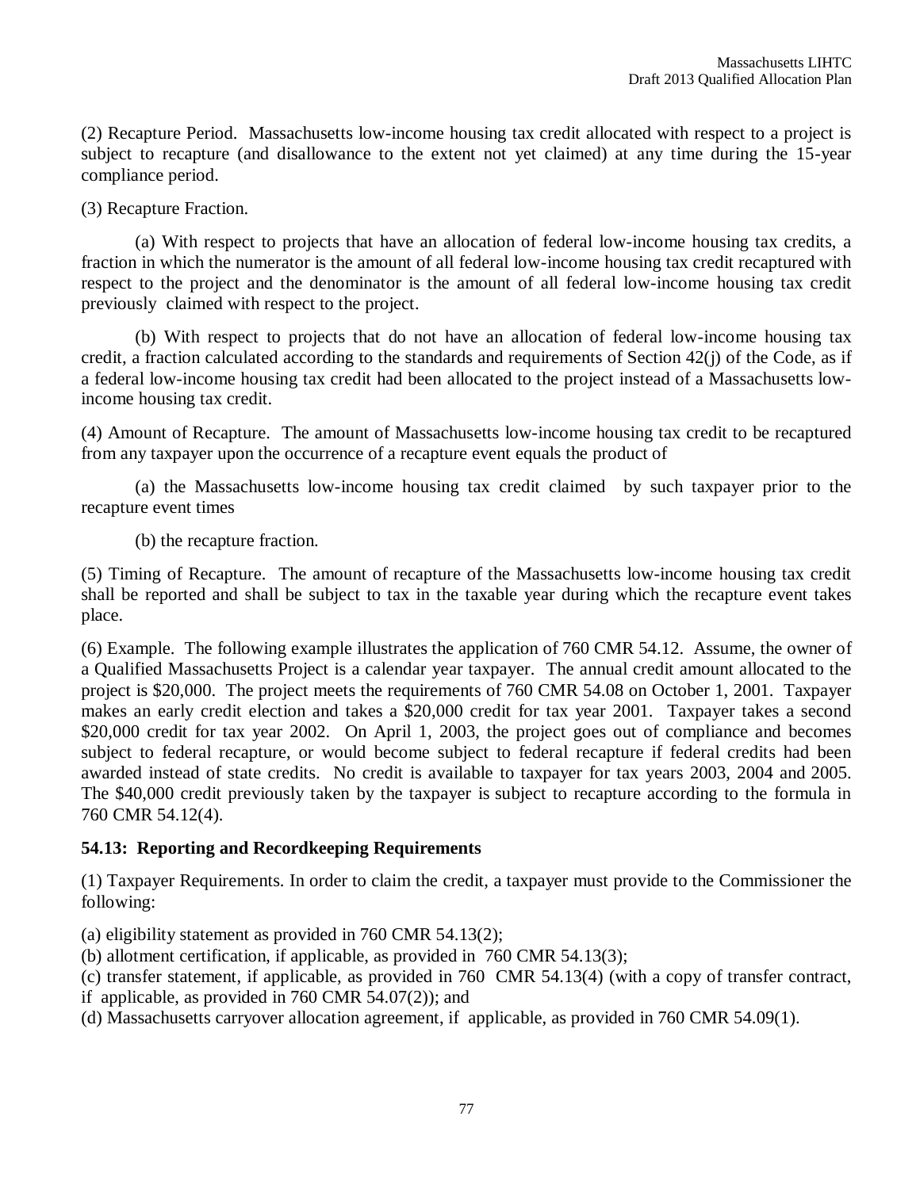(2) Recapture Period. Massachusetts low-income housing tax credit allocated with respect to a project is subject to recapture (and disallowance to the extent not yet claimed) at any time during the 15-year compliance period.

(3) Recapture Fraction.

(a) With respect to projects that have an allocation of federal low-income housing tax credits, a fraction in which the numerator is the amount of all federal low-income housing tax credit recaptured with respect to the project and the denominator is the amount of all federal low-income housing tax credit previously claimed with respect to the project.

(b) With respect to projects that do not have an allocation of federal low-income housing tax credit, a fraction calculated according to the standards and requirements of Section 42(j) of the Code, as if a federal low-income housing tax credit had been allocated to the project instead of a Massachusetts low-income housing tax credit.

(4) Amount of Recapture. The amount of Massachusetts low-income housing tax credit to be recaptured from any taxpayer upon the occurrence of a recapture event equals the product of

(a) the Massachusetts low-income housing tax credit claimed by such taxpayer prior to the recapture event times

(b) the recapture fraction.

(5) Timing of Recapture. The amount of recapture of the Massachusetts low-income housing tax credit shall be reported and shall be subject to tax in the taxable year during which the recapture event takes place.

(6) Example. The following example illustrates the application of 760 CMR 54.12. Assume, the owner of a Qualified Massachusetts Project is a calendar year taxpayer. The annual credit amount allocated to the project is $20,000. The project meets the requirements of 760 CMR 54.08 on October 1, 2001. Taxpayer makes an early credit election and takes a $20,000 credit for tax year 2001. Taxpayer takes a second $20,000 credit for tax year 2002. On April 1, 2003, the project goes out of compliance and becomes subject to federal recapture, or would become subject to federal recapture if federal credits had been awarded instead of state credits. No credit is available to taxpayer for tax years 2003, 2004 and 2005. The $40,000 credit previously taken by the taxpayer is subject to recapture according to the formula in 760 CMR 54.12(4).

**54.13: Reporting and Recordkeeping Requirements**

(1) Taxpayer Requirements. In order to claim the credit, a taxpayer must provide to the Commissioner the following:

(a) eligibility statement as provided in 760 CMR 54.13(2);
(b) allotment certification, if applicable, as provided in 760 CMR 54.13(3);
(c) transfer statement, if applicable, as provided in 760 CMR 54.13(4) (with a copy of transfer contract, if applicable, as provided in 760 CMR 54.07(2)); and
(d) Massachusetts carryover allocation agreement, if applicable, as provided in 760 CMR 54.09(1).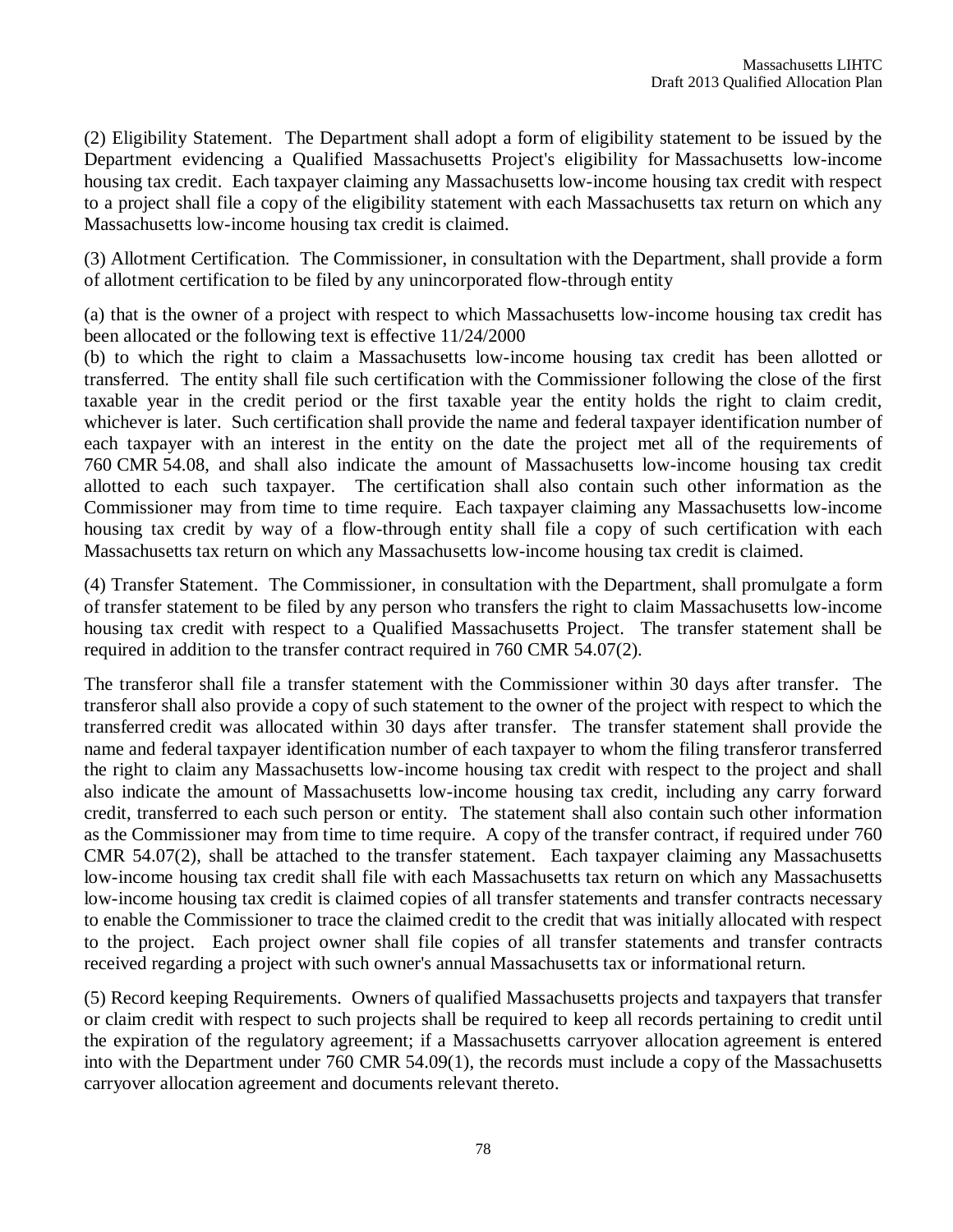(2) Eligibility Statement. The Department shall adopt a form of eligibility statement to be issued by the Department evidencing a Qualified Massachusetts Project's eligibility for Massachusetts low-income housing tax credit. Each taxpayer claiming any Massachusetts low-income housing tax credit with respect to a project shall file a copy of the eligibility statement with each Massachusetts tax return on which any Massachusetts low-income housing tax credit is claimed.

(3) Allotment Certification. The Commissioner, in consultation with the Department, shall provide a form of allotment certification to be filed by any unincorporated flow-through entity

(a) that is the owner of a project with respect to which Massachusetts low-income housing tax credit has been allocated or the following text is effective 11/24/2000
(b) to which the right to claim a Massachusetts low-income housing tax credit has been allotted or transferred. The entity shall file such certification with the Commissioner following the close of the first taxable year in the credit period or the first taxable year the entity holds the right to claim credit, whichever is later. Such certification shall provide the name and federal taxpayer identification number of each taxpayer with an interest in the entity on the date the project met all of the requirements of 760 CMR 54.08, and shall also indicate the amount of Massachusetts low-income housing tax credit allotted to each such taxpayer. The certification shall also contain such other information as the Commissioner may from time to time require. Each taxpayer claiming any Massachusetts low-income housing tax credit by way of a flow-through entity shall file a copy of such certification with each Massachusetts tax return on which any Massachusetts low-income housing tax credit is claimed.

(4) Transfer Statement. The Commissioner, in consultation with the Department, shall promulgate a form of transfer statement to be filed by any person who transfers the right to claim Massachusetts low-income housing tax credit with respect to a Qualified Massachusetts Project. The transfer statement shall be required in addition to the transfer contract required in 760 CMR 54.07(2).

The transferor shall file a transfer statement with the Commissioner within 30 days after transfer. The transferor shall also provide a copy of such statement to the owner of the project with respect to which the transferred credit was allocated within 30 days after transfer. The transfer statement shall provide the name and federal taxpayer identification number of each taxpayer to whom the filing transferor transferred the right to claim any Massachusetts low-income housing tax credit with respect to the project and shall also indicate the amount of Massachusetts low-income housing tax credit, including any carry forward credit, transferred to each such person or entity. The statement shall also contain such other information as the Commissioner may from time to time require. A copy of the transfer contract, if required under 760 CMR 54.07(2), shall be attached to the transfer statement. Each taxpayer claiming any Massachusetts low-income housing tax credit shall file with each Massachusetts tax return on which any Massachusetts low-income housing tax credit is claimed copies of all transfer statements and transfer contracts necessary to enable the Commissioner to trace the claimed credit to the credit that was initially allocated with respect to the project. Each project owner shall file copies of all transfer statements and transfer contracts received regarding a project with such owner's annual Massachusetts tax or informational return.

(5) Record keeping Requirements. Owners of qualified Massachusetts projects and taxpayers that transfer or claim credit with respect to such projects shall be required to keep all records pertaining to credit until the expiration of the regulatory agreement; if a Massachusetts carryover allocation agreement is entered into with the Department under 760 CMR 54.09(1), the records must include a copy of the Massachusetts carryover allocation agreement and documents relevant thereto.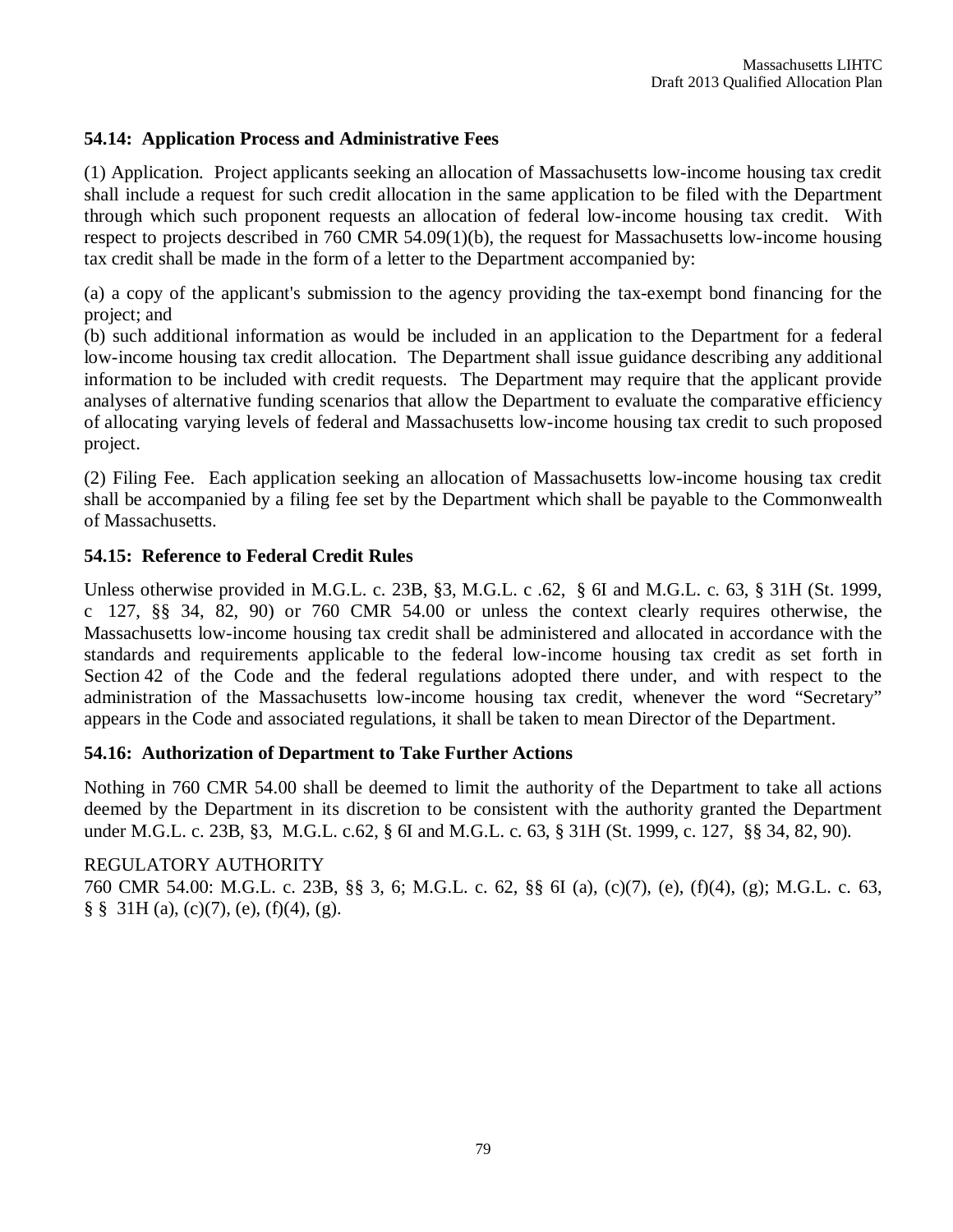### 54.14: Application Process and Administrative Fees

(1) Application. Project applicants seeking an allocation of Massachusetts low-income housing tax credit shall include a request for such credit allocation in the same application to be filed with the Department through which such proponent requests an allocation of federal low-income housing tax credit. With respect to projects described in 760 CMR 54.09(1)(b), the request for Massachusetts low-income housing tax credit shall be made in the form of a letter to the Department accompanied by:

(a) a copy of the applicant's submission to the agency providing the tax-exempt bond financing for the project; and
(b) such additional information as would be included in an application to the Department for a federal low-income housing tax credit allocation. The Department shall issue guidance describing any additional information to be included with credit requests. The Department may require that the applicant provide analyses of alternative funding scenarios that allow the Department to evaluate the comparative efficiency of allocating varying levels of federal and Massachusetts low-income housing tax credit to such proposed project.

(2) Filing Fee. Each application seeking an allocation of Massachusetts low-income housing tax credit shall be accompanied by a filing fee set by the Department which shall be payable to the Commonwealth of Massachusetts.

### 54.15: Reference to Federal Credit Rules

Unless otherwise provided in M.G.L. c. 23B, §3, M.G.L. c .62, § 6I and M.G.L. c. 63, § 31H (St. 1999, c 127, §§ 34, 82, 90) or 760 CMR 54.00 or unless the context clearly requires otherwise, the Massachusetts low-income housing tax credit shall be administered and allocated in accordance with the standards and requirements applicable to the federal low-income housing tax credit as set forth in Section 42 of the Code and the federal regulations adopted there under, and with respect to the administration of the Massachusetts low-income housing tax credit, whenever the word "Secretary" appears in the Code and associated regulations, it shall be taken to mean Director of the Department.

### 54.16: Authorization of Department to Take Further Actions

Nothing in 760 CMR 54.00 shall be deemed to limit the authority of the Department to take all actions deemed by the Department in its discretion to be consistent with the authority granted the Department under M.G.L. c. 23B, §3, M.G.L. c.62, § 6I and M.G.L. c. 63, § 31H (St. 1999, c. 127, §§ 34, 82, 90).

REGULATORY AUTHORITY
760 CMR 54.00: M.G.L. c. 23B, §§ 3, 6; M.G.L. c. 62, §§ 6I (a), (c)(7), (e), (f)(4), (g); M.G.L. c. 63, § § 31H (a), (c)(7), (e), (f)(4), (g).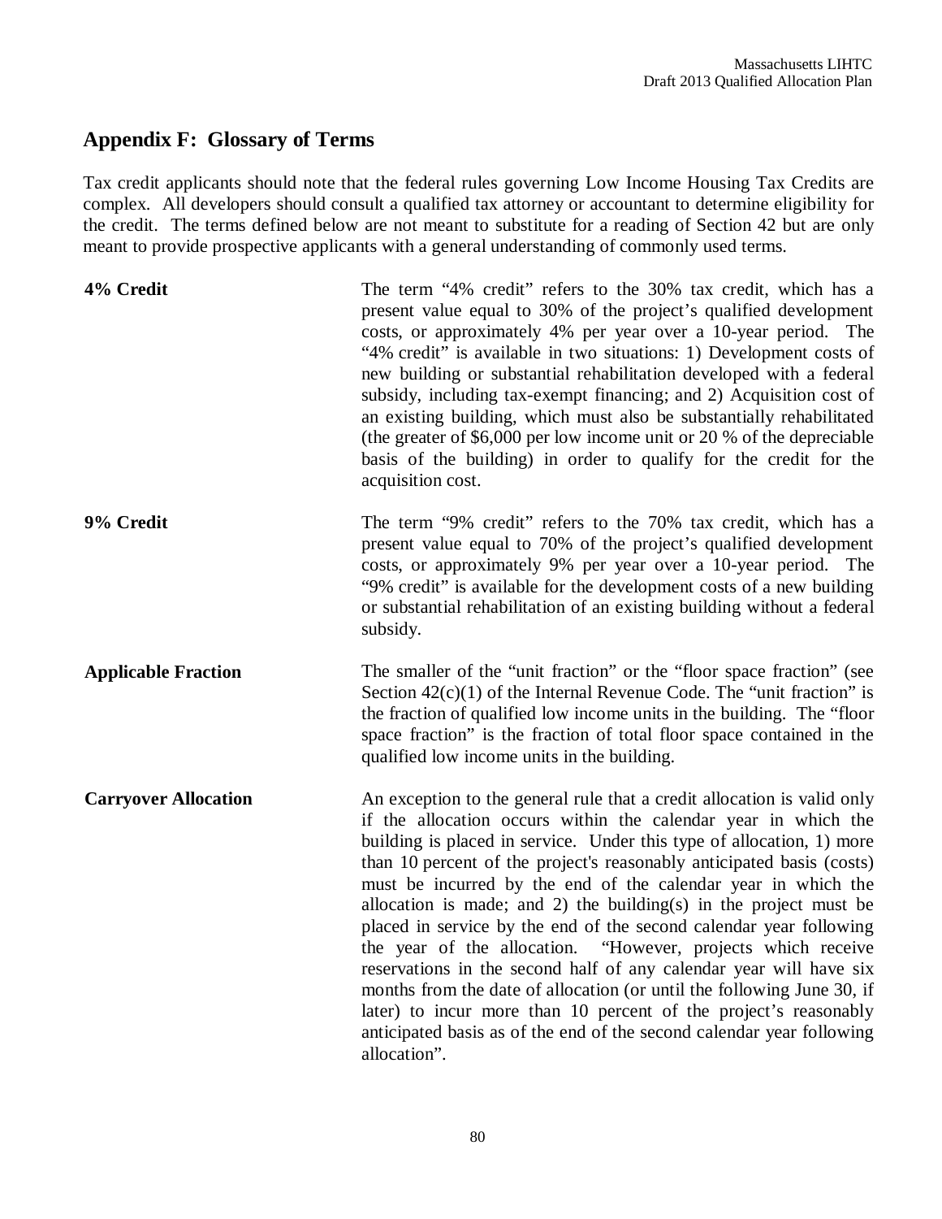## Appendix F: Glossary of Terms

Tax credit applicants should note that the federal rules governing Low Income Housing Tax Credits are complex. All developers should consult a qualified tax attorney or accountant to determine eligibility for the credit. The terms defined below are not meant to substitute for a reading of Section 42 but are only meant to provide prospective applicants with a general understanding of commonly used terms.

**4% Credit**

The term "4% credit" refers to the 30% tax credit, which has a present value equal to 30% of the project's qualified development costs, or approximately 4% per year over a 10-year period. The "4% credit" is available in two situations: 1) Development costs of new building or substantial rehabilitation developed with a federal subsidy, including tax-exempt financing; and 2) Acquisition cost of an existing building, which must also be substantially rehabilitated (the greater of $6,000 per low income unit or 20 % of the depreciable basis of the building) in order to qualify for the credit for the acquisition cost.

**9% Credit**

The term "9% credit" refers to the 70% tax credit, which has a present value equal to 70% of the project's qualified development costs, or approximately 9% per year over a 10-year period. The "9% credit" is available for the development costs of a new building or substantial rehabilitation of an existing building without a federal subsidy.

**Applicable Fraction**

The smaller of the "unit fraction" or the "floor space fraction" (see Section 42(c)(1) of the Internal Revenue Code. The "unit fraction" is the fraction of qualified low income units in the building. The "floor space fraction" is the fraction of total floor space contained in the qualified low income units in the building.

**Carryover Allocation**

An exception to the general rule that a credit allocation is valid only if the allocation occurs within the calendar year in which the building is placed in service. Under this type of allocation, 1) more than 10 percent of the project's reasonably anticipated basis (costs) must be incurred by the end of the calendar year in which the allocation is made; and 2) the building(s) in the project must be placed in service by the end of the second calendar year following the year of the allocation. "However, projects which receive reservations in the second half of any calendar year will have six months from the date of allocation (or until the following June 30, if later) to incur more than 10 percent of the project's reasonably anticipated basis as of the end of the second calendar year following allocation".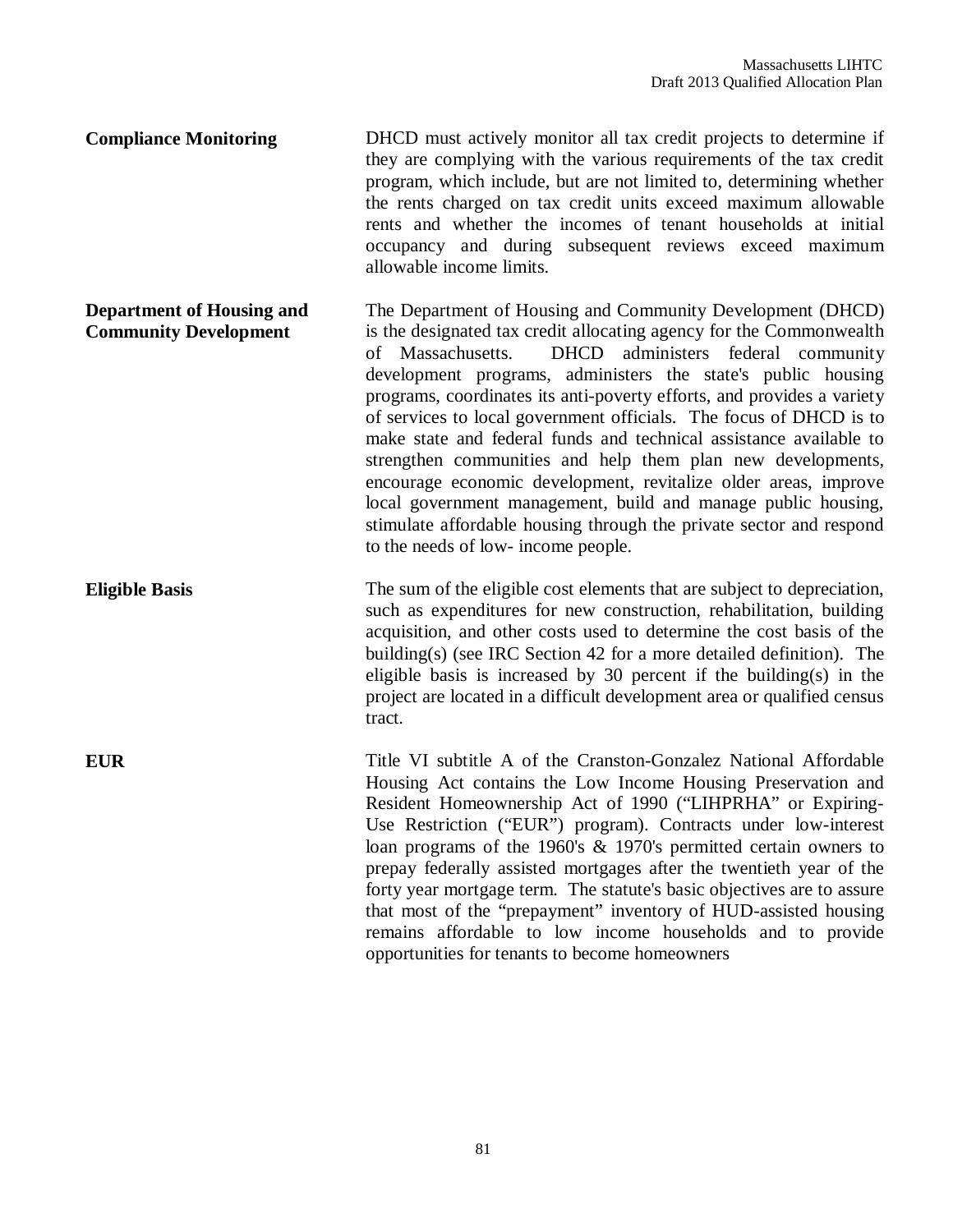**Compliance Monitoring**

DHCD must actively monitor all tax credit projects to determine if they are complying with the various requirements of the tax credit program, which include, but are not limited to, determining whether the rents charged on tax credit units exceed maximum allowable rents and whether the incomes of tenant households at initial occupancy and during subsequent reviews exceed maximum allowable income limits.

**Department of Housing and Community Development**

The Department of Housing and Community Development (DHCD) is the designated tax credit allocating agency for the Commonwealth of Massachusetts. DHCD administers federal community development programs, administers the state's public housing programs, coordinates its anti-poverty efforts, and provides a variety of services to local government officials. The focus of DHCD is to make state and federal funds and technical assistance available to strengthen communities and help them plan new developments, encourage economic development, revitalize older areas, improve local government management, build and manage public housing, stimulate affordable housing through the private sector and respond to the needs of low- income people.

**Eligible Basis**

The sum of the eligible cost elements that are subject to depreciation, such as expenditures for new construction, rehabilitation, building acquisition, and other costs used to determine the cost basis of the building(s) (see IRC Section 42 for a more detailed definition). The eligible basis is increased by 30 percent if the building(s) in the project are located in a difficult development area or qualified census tract.

**EUR**

Title VI subtitle A of the Cranston-Gonzalez National Affordable Housing Act contains the Low Income Housing Preservation and Resident Homeownership Act of 1990 ("LIHPRHA" or Expiring-Use Restriction ("EUR") program). Contracts under low-interest loan programs of the 1960's & 1970's permitted certain owners to prepay federally assisted mortgages after the twentieth year of the forty year mortgage term. The statute's basic objectives are to assure that most of the "prepayment" inventory of HUD-assisted housing remains affordable to low income households and to provide opportunities for tenants to become homeowners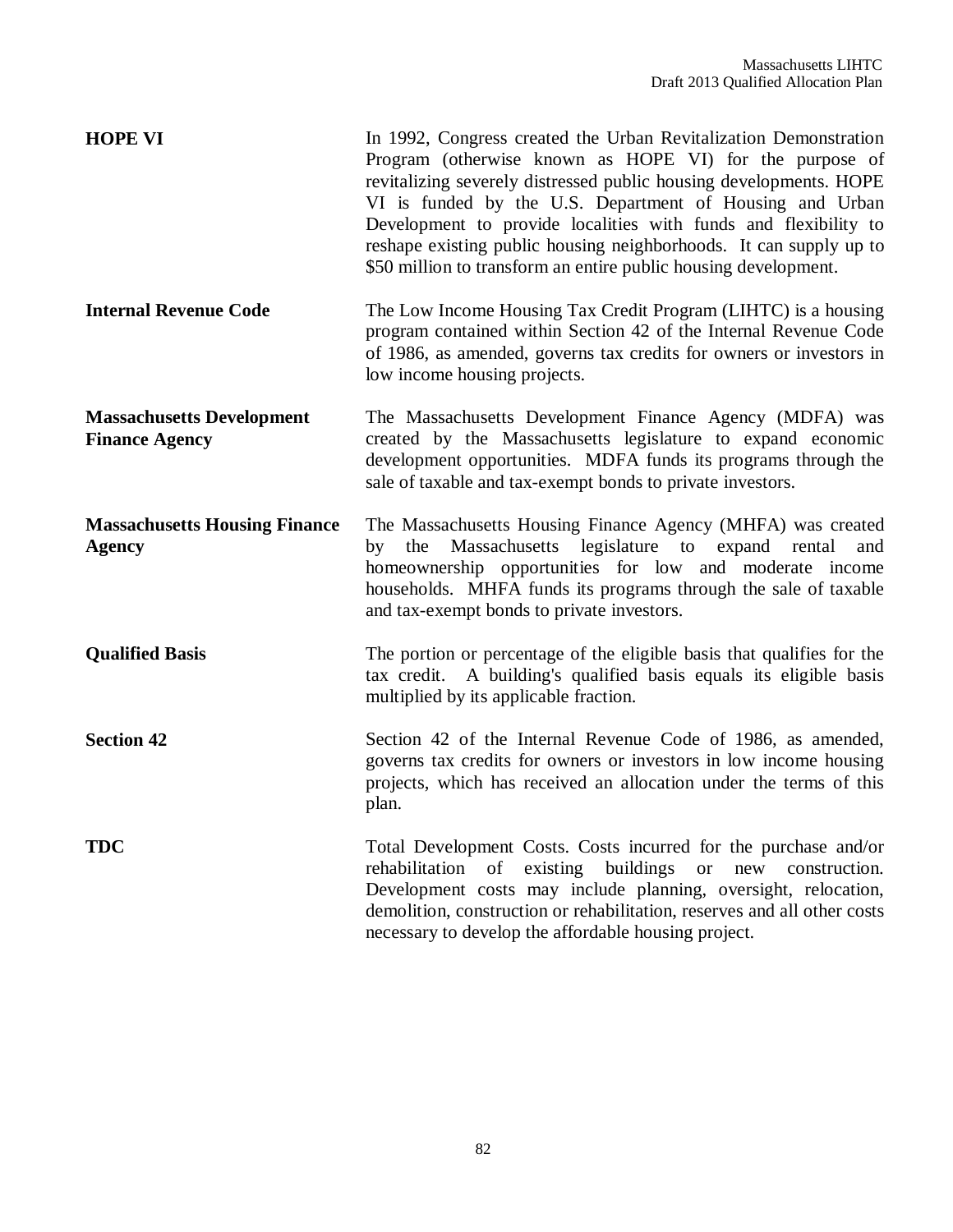**HOPE VI** — In 1992, Congress created the Urban Revitalization Demonstration Program (otherwise known as HOPE VI) for the purpose of revitalizing severely distressed public housing developments. HOPE VI is funded by the U.S. Department of Housing and Urban Development to provide localities with funds and flexibility to reshape existing public housing neighborhoods. It can supply up to $50 million to transform an entire public housing development.

**Internal Revenue Code** — The Low Income Housing Tax Credit Program (LIHTC) is a housing program contained within Section 42 of the Internal Revenue Code of 1986, as amended, governs tax credits for owners or investors in low income housing projects.

**Massachusetts Development Finance Agency** — The Massachusetts Development Finance Agency (MDFA) was created by the Massachusetts legislature to expand economic development opportunities. MDFA funds its programs through the sale of taxable and tax-exempt bonds to private investors.

**Massachusetts Housing Finance Agency** — The Massachusetts Housing Finance Agency (MHFA) was created by the Massachusetts legislature to expand rental and homeownership opportunities for low and moderate income households. MHFA funds its programs through the sale of taxable and tax-exempt bonds to private investors.

**Qualified Basis** — The portion or percentage of the eligible basis that qualifies for the tax credit. A building's qualified basis equals its eligible basis multiplied by its applicable fraction.

**Section 42** — Section 42 of the Internal Revenue Code of 1986, as amended, governs tax credits for owners or investors in low income housing projects, which has received an allocation under the terms of this plan.

**TDC** — Total Development Costs. Costs incurred for the purchase and/or rehabilitation of existing buildings or new construction. Development costs may include planning, oversight, relocation, demolition, construction or rehabilitation, reserves and all other costs necessary to develop the affordable housing project.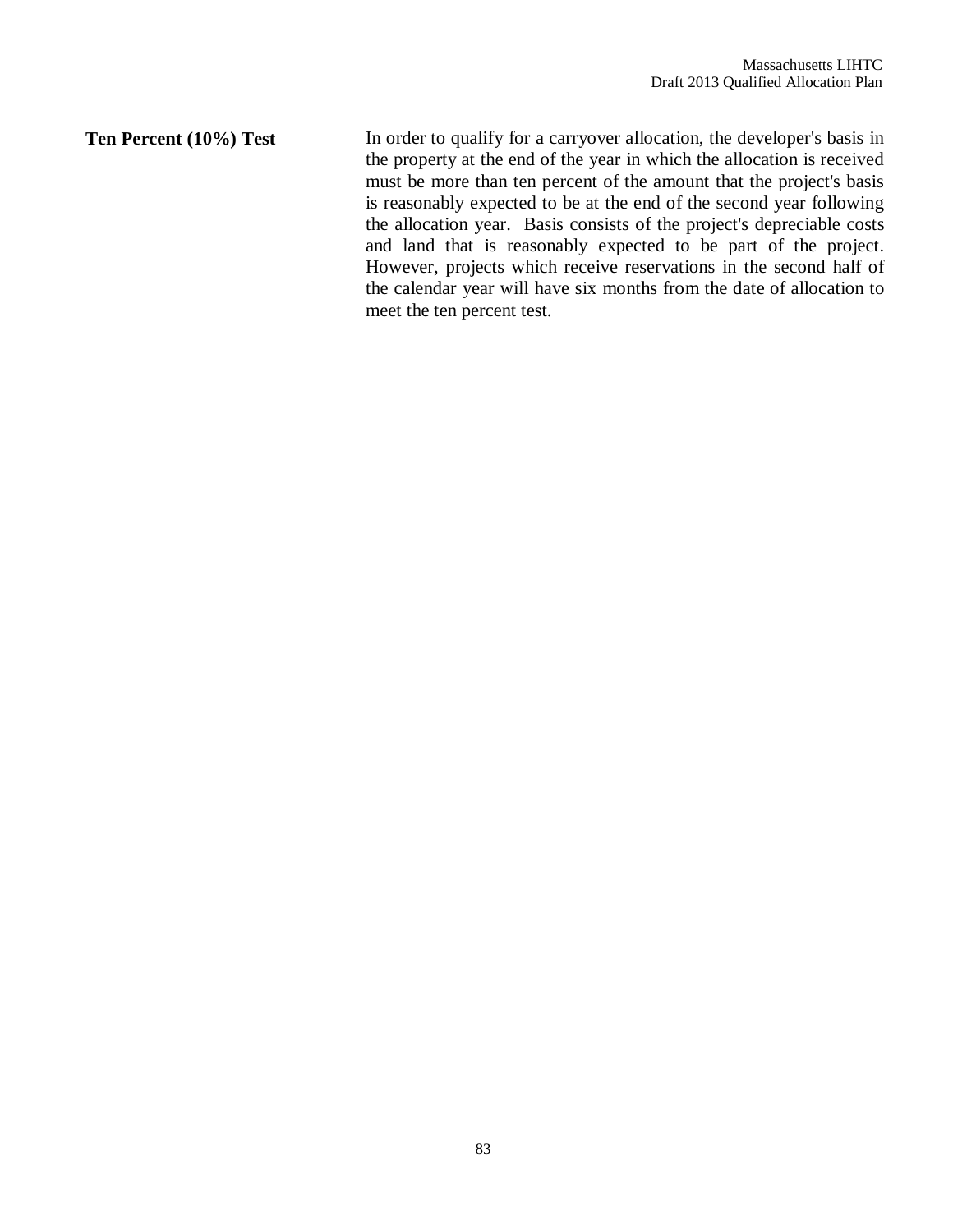**Ten Percent (10%) Test**

In order to qualify for a carryover allocation, the developer's basis in the property at the end of the year in which the allocation is received must be more than ten percent of the amount that the project's basis is reasonably expected to be at the end of the second year following the allocation year. Basis consists of the project's depreciable costs and land that is reasonably expected to be part of the project. However, projects which receive reservations in the second half of the calendar year will have six months from the date of allocation to meet the ten percent test.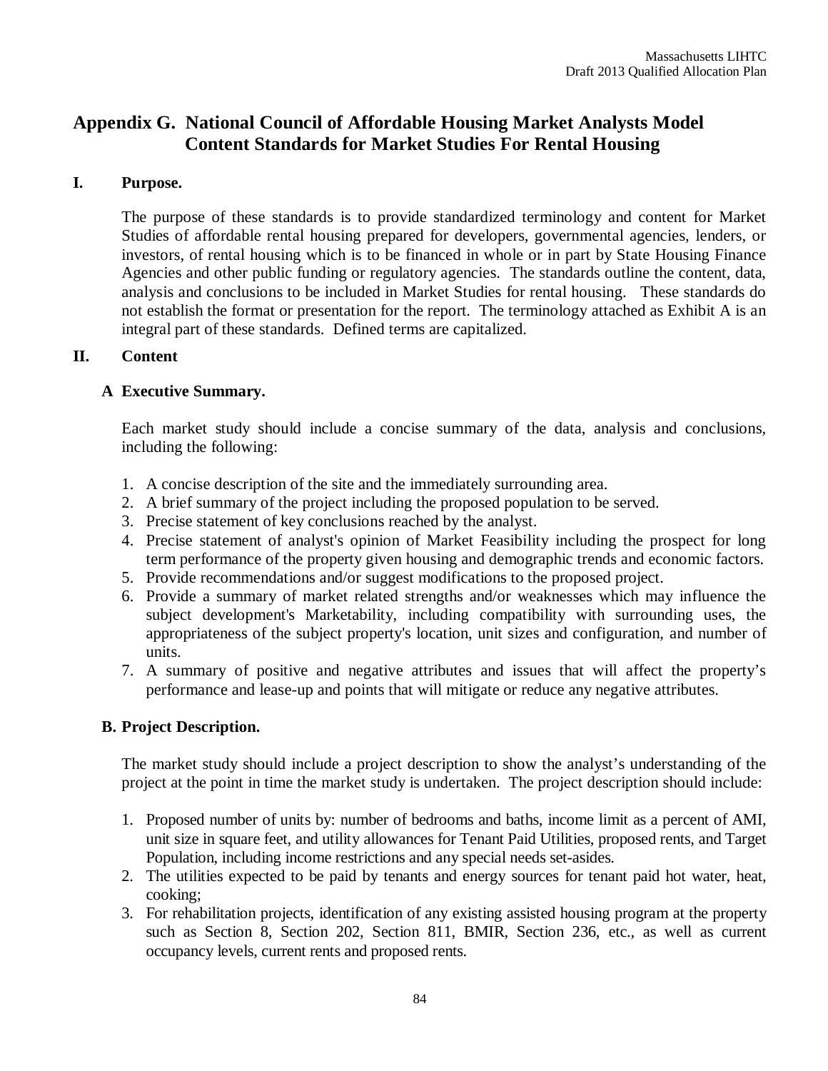## Appendix G. National Council of Affordable Housing Market Analysts Model Content Standards for Market Studies For Rental Housing

### I. Purpose.

The purpose of these standards is to provide standardized terminology and content for Market Studies of affordable rental housing prepared for developers, governmental agencies, lenders, or investors, of rental housing which is to be financed in whole or in part by State Housing Finance Agencies and other public funding or regulatory agencies. The standards outline the content, data, analysis and conclusions to be included in Market Studies for rental housing. These standards do not establish the format or presentation for the report. The terminology attached as Exhibit A is an integral part of these standards. Defined terms are capitalized.

### II. Content

#### A Executive Summary.

Each market study should include a concise summary of the data, analysis and conclusions, including the following:

1. A concise description of the site and the immediately surrounding area.
2. A brief summary of the project including the proposed population to be served.
3. Precise statement of key conclusions reached by the analyst.
4. Precise statement of analyst's opinion of Market Feasibility including the prospect for long term performance of the property given housing and demographic trends and economic factors.
5. Provide recommendations and/or suggest modifications to the proposed project.
6. Provide a summary of market related strengths and/or weaknesses which may influence the subject development's Marketability, including compatibility with surrounding uses, the appropriateness of the subject property's location, unit sizes and configuration, and number of units.
7. A summary of positive and negative attributes and issues that will affect the property's performance and lease-up and points that will mitigate or reduce any negative attributes.

#### B. Project Description.

The market study should include a project description to show the analyst's understanding of the project at the point in time the market study is undertaken. The project description should include:

1. Proposed number of units by: number of bedrooms and baths, income limit as a percent of AMI, unit size in square feet, and utility allowances for Tenant Paid Utilities, proposed rents, and Target Population, including income restrictions and any special needs set-asides.
2. The utilities expected to be paid by tenants and energy sources for tenant paid hot water, heat, cooking;
3. For rehabilitation projects, identification of any existing assisted housing program at the property such as Section 8, Section 202, Section 811, BMIR, Section 236, etc., as well as current occupancy levels, current rents and proposed rents.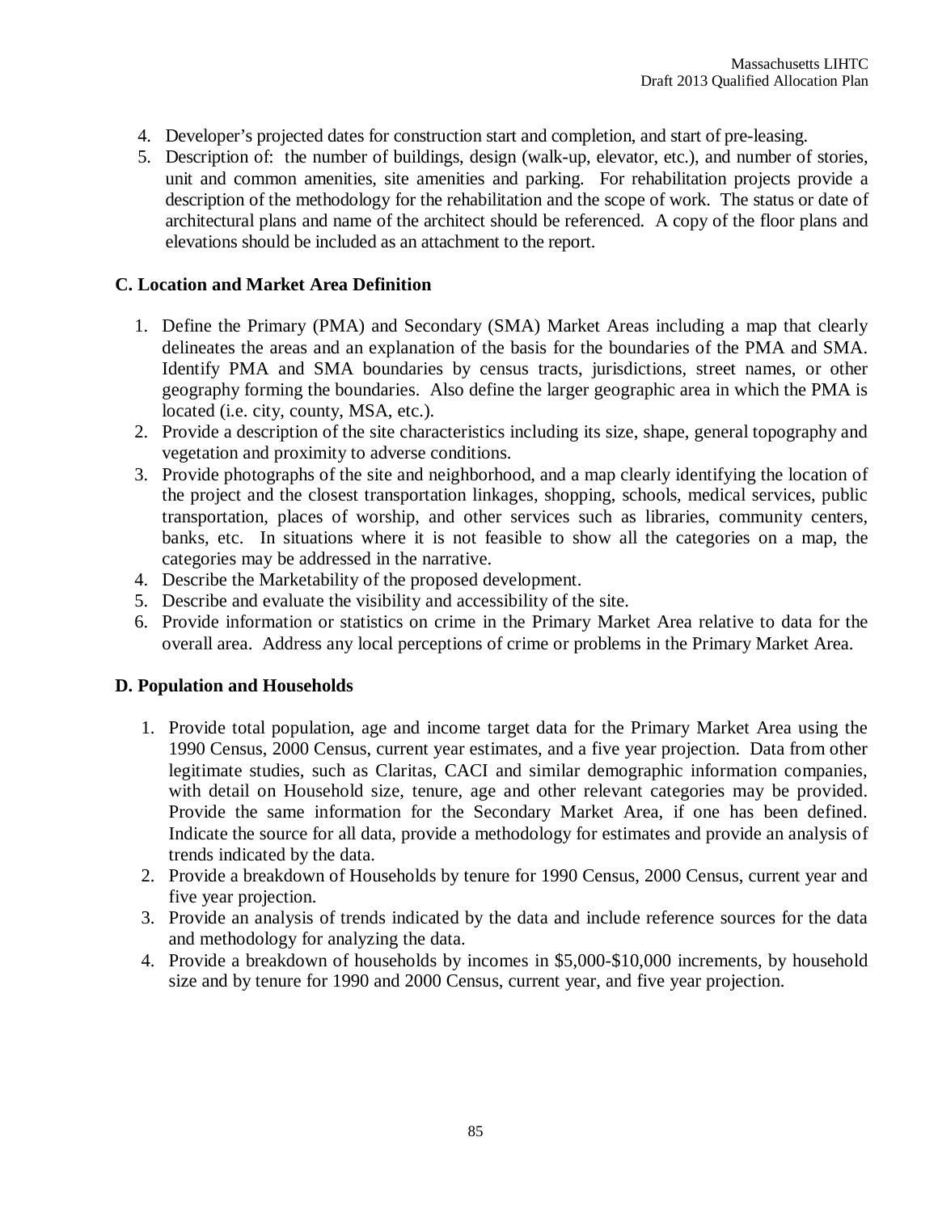4. Developer's projected dates for construction start and completion, and start of pre-leasing.
5. Description of: the number of buildings, design (walk-up, elevator, etc.), and number of stories, unit and common amenities, site amenities and parking. For rehabilitation projects provide a description of the methodology for the rehabilitation and the scope of work. The status or date of architectural plans and name of the architect should be referenced. A copy of the floor plans and elevations should be included as an attachment to the report.

## C. Location and Market Area Definition

1. Define the Primary (PMA) and Secondary (SMA) Market Areas including a map that clearly delineates the areas and an explanation of the basis for the boundaries of the PMA and SMA. Identify PMA and SMA boundaries by census tracts, jurisdictions, street names, or other geography forming the boundaries. Also define the larger geographic area in which the PMA is located (i.e. city, county, MSA, etc.).
2. Provide a description of the site characteristics including its size, shape, general topography and vegetation and proximity to adverse conditions.
3. Provide photographs of the site and neighborhood, and a map clearly identifying the location of the project and the closest transportation linkages, shopping, schools, medical services, public transportation, places of worship, and other services such as libraries, community centers, banks, etc. In situations where it is not feasible to show all the categories on a map, the categories may be addressed in the narrative.
4. Describe the Marketability of the proposed development.
5. Describe and evaluate the visibility and accessibility of the site.
6. Provide information or statistics on crime in the Primary Market Area relative to data for the overall area. Address any local perceptions of crime or problems in the Primary Market Area.

## D. Population and Households

1. Provide total population, age and income target data for the Primary Market Area using the 1990 Census, 2000 Census, current year estimates, and a five year projection. Data from other legitimate studies, such as Claritas, CACI and similar demographic information companies, with detail on Household size, tenure, age and other relevant categories may be provided. Provide the same information for the Secondary Market Area, if one has been defined. Indicate the source for all data, provide a methodology for estimates and provide an analysis of trends indicated by the data.
2. Provide a breakdown of Households by tenure for 1990 Census, 2000 Census, current year and five year projection.
3. Provide an analysis of trends indicated by the data and include reference sources for the data and methodology for analyzing the data.
4. Provide a breakdown of households by incomes in $5,000-$10,000 increments, by household size and by tenure for 1990 and 2000 Census, current year, and five year projection.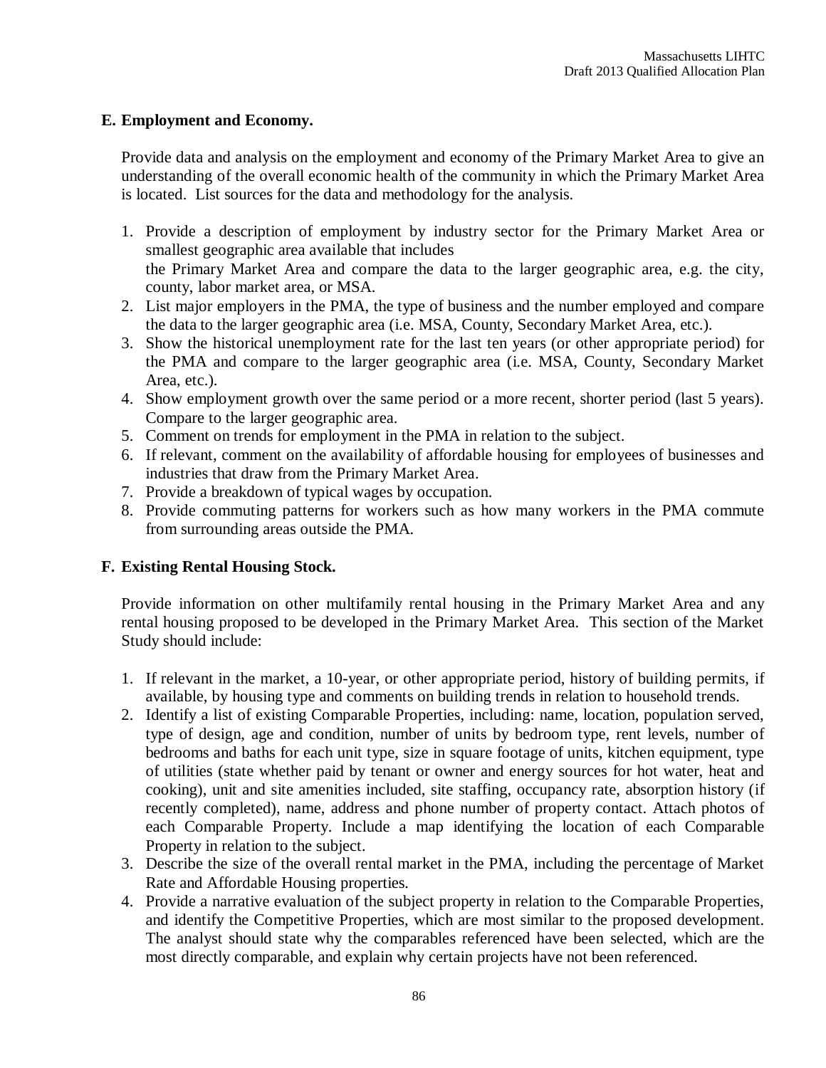### E. Employment and Economy.

Provide data and analysis on the employment and economy of the Primary Market Area to give an understanding of the overall economic health of the community in which the Primary Market Area is located. List sources for the data and methodology for the analysis.

1. Provide a description of employment by industry sector for the Primary Market Area or smallest geographic area available that includes the Primary Market Area and compare the data to the larger geographic area, e.g. the city, county, labor market area, or MSA.
2. List major employers in the PMA, the type of business and the number employed and compare the data to the larger geographic area (i.e. MSA, County, Secondary Market Area, etc.).
3. Show the historical unemployment rate for the last ten years (or other appropriate period) for the PMA and compare to the larger geographic area (i.e. MSA, County, Secondary Market Area, etc.).
4. Show employment growth over the same period or a more recent, shorter period (last 5 years). Compare to the larger geographic area.
5. Comment on trends for employment in the PMA in relation to the subject.
6. If relevant, comment on the availability of affordable housing for employees of businesses and industries that draw from the Primary Market Area.
7. Provide a breakdown of typical wages by occupation.
8. Provide commuting patterns for workers such as how many workers in the PMA commute from surrounding areas outside the PMA.

### F. Existing Rental Housing Stock.

Provide information on other multifamily rental housing in the Primary Market Area and any rental housing proposed to be developed in the Primary Market Area. This section of the Market Study should include:

1. If relevant in the market, a 10-year, or other appropriate period, history of building permits, if available, by housing type and comments on building trends in relation to household trends.
2. Identify a list of existing Comparable Properties, including: name, location, population served, type of design, age and condition, number of units by bedroom type, rent levels, number of bedrooms and baths for each unit type, size in square footage of units, kitchen equipment, type of utilities (state whether paid by tenant or owner and energy sources for hot water, heat and cooking), unit and site amenities included, site staffing, occupancy rate, absorption history (if recently completed), name, address and phone number of property contact. Attach photos of each Comparable Property. Include a map identifying the location of each Comparable Property in relation to the subject.
3. Describe the size of the overall rental market in the PMA, including the percentage of Market Rate and Affordable Housing properties.
4. Provide a narrative evaluation of the subject property in relation to the Comparable Properties, and identify the Competitive Properties, which are most similar to the proposed development. The analyst should state why the comparables referenced have been selected, which are the most directly comparable, and explain why certain projects have not been referenced.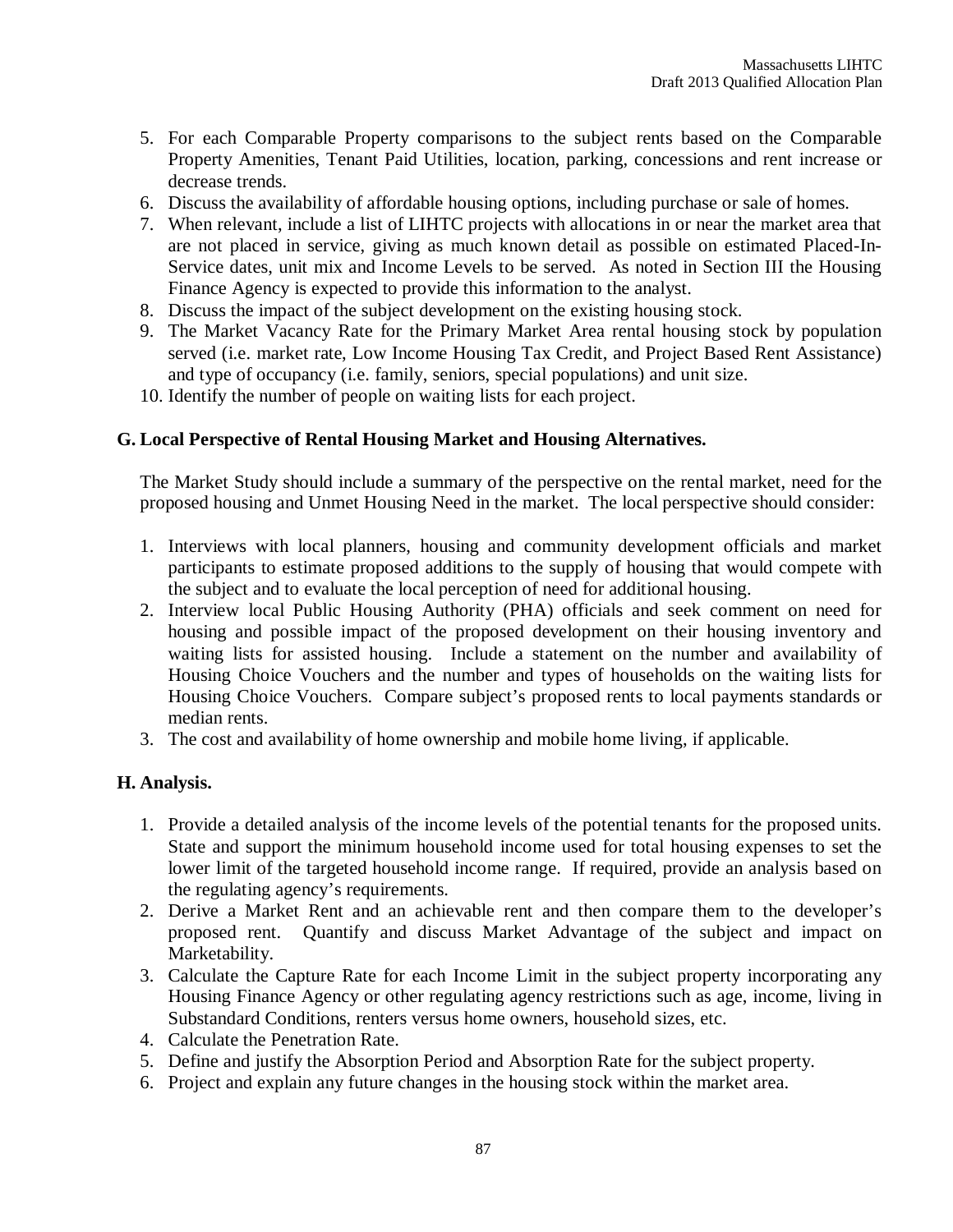5. For each Comparable Property comparisons to the subject rents based on the Comparable Property Amenities, Tenant Paid Utilities, location, parking, concessions and rent increase or decrease trends.
6. Discuss the availability of affordable housing options, including purchase or sale of homes.
7. When relevant, include a list of LIHTC projects with allocations in or near the market area that are not placed in service, giving as much known detail as possible on estimated Placed-In-Service dates, unit mix and Income Levels to be served. As noted in Section III the Housing Finance Agency is expected to provide this information to the analyst.
8. Discuss the impact of the subject development on the existing housing stock.
9. The Market Vacancy Rate for the Primary Market Area rental housing stock by population served (i.e. market rate, Low Income Housing Tax Credit, and Project Based Rent Assistance) and type of occupancy (i.e. family, seniors, special populations) and unit size.
10. Identify the number of people on waiting lists for each project.

## G. Local Perspective of Rental Housing Market and Housing Alternatives.

The Market Study should include a summary of the perspective on the rental market, need for the proposed housing and Unmet Housing Need in the market. The local perspective should consider:

1. Interviews with local planners, housing and community development officials and market participants to estimate proposed additions to the supply of housing that would compete with the subject and to evaluate the local perception of need for additional housing.
2. Interview local Public Housing Authority (PHA) officials and seek comment on need for housing and possible impact of the proposed development on their housing inventory and waiting lists for assisted housing. Include a statement on the number and availability of Housing Choice Vouchers and the number and types of households on the waiting lists for Housing Choice Vouchers. Compare subject's proposed rents to local payments standards or median rents.
3. The cost and availability of home ownership and mobile home living, if applicable.

## H. Analysis.

1. Provide a detailed analysis of the income levels of the potential tenants for the proposed units. State and support the minimum household income used for total housing expenses to set the lower limit of the targeted household income range. If required, provide an analysis based on the regulating agency's requirements.
2. Derive a Market Rent and an achievable rent and then compare them to the developer's proposed rent. Quantify and discuss Market Advantage of the subject and impact on Marketability.
3. Calculate the Capture Rate for each Income Limit in the subject property incorporating any Housing Finance Agency or other regulating agency restrictions such as age, income, living in Substandard Conditions, renters versus home owners, household sizes, etc.
4. Calculate the Penetration Rate.
5. Define and justify the Absorption Period and Absorption Rate for the subject property.
6. Project and explain any future changes in the housing stock within the market area.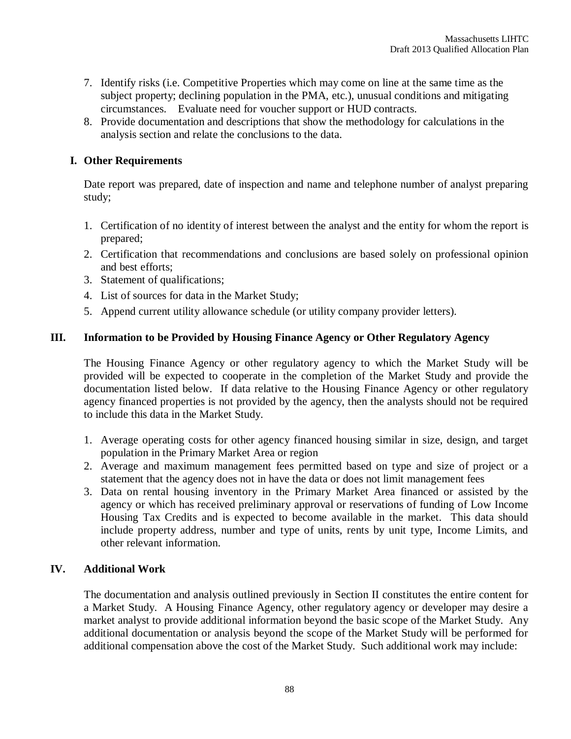7. Identify risks (i.e. Competitive Properties which may come on line at the same time as the subject property; declining population in the PMA, etc.), unusual conditions and mitigating circumstances. Evaluate need for voucher support or HUD contracts.
8. Provide documentation and descriptions that show the methodology for calculations in the analysis section and relate the conclusions to the data.

### I. Other Requirements

Date report was prepared, date of inspection and name and telephone number of analyst preparing study;

1. Certification of no identity of interest between the analyst and the entity for whom the report is prepared;
2. Certification that recommendations and conclusions are based solely on professional opinion and best efforts;
3. Statement of qualifications;
4. List of sources for data in the Market Study;
5. Append current utility allowance schedule (or utility company provider letters).

## III. Information to be Provided by Housing Finance Agency or Other Regulatory Agency

The Housing Finance Agency or other regulatory agency to which the Market Study will be provided will be expected to cooperate in the completion of the Market Study and provide the documentation listed below. If data relative to the Housing Finance Agency or other regulatory agency financed properties is not provided by the agency, then the analysts should not be required to include this data in the Market Study.

1. Average operating costs for other agency financed housing similar in size, design, and target population in the Primary Market Area or region
2. Average and maximum management fees permitted based on type and size of project or a statement that the agency does not in have the data or does not limit management fees
3. Data on rental housing inventory in the Primary Market Area financed or assisted by the agency or which has received preliminary approval or reservations of funding of Low Income Housing Tax Credits and is expected to become available in the market. This data should include property address, number and type of units, rents by unit type, Income Limits, and other relevant information.

## IV. Additional Work

The documentation and analysis outlined previously in Section II constitutes the entire content for a Market Study. A Housing Finance Agency, other regulatory agency or developer may desire a market analyst to provide additional information beyond the basic scope of the Market Study. Any additional documentation or analysis beyond the scope of the Market Study will be performed for additional compensation above the cost of the Market Study. Such additional work may include: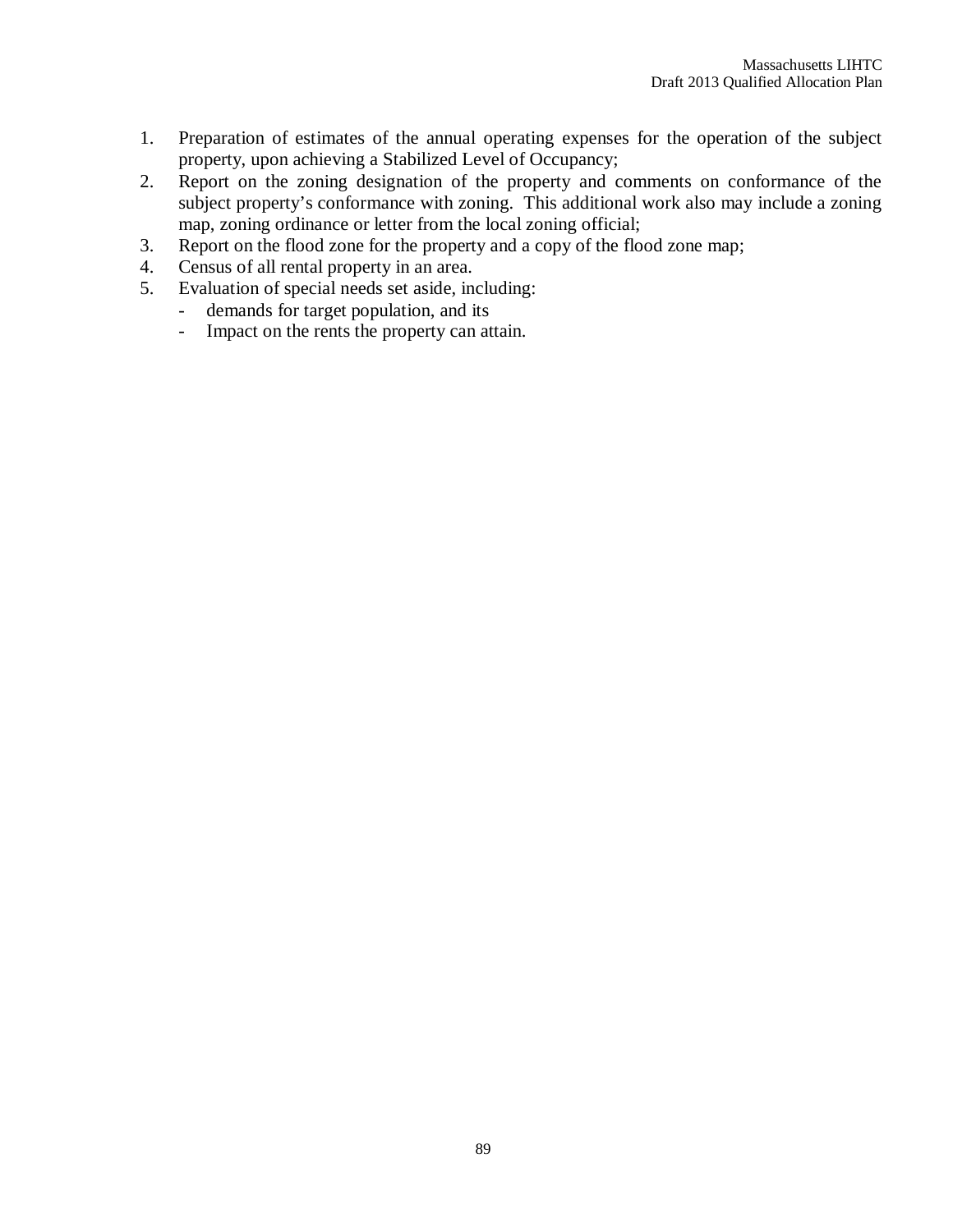1. Preparation of estimates of the annual operating expenses for the operation of the subject property, upon achieving a Stabilized Level of Occupancy;
2. Report on the zoning designation of the property and comments on conformance of the subject property's conformance with zoning. This additional work also may include a zoning map, zoning ordinance or letter from the local zoning official;
3. Report on the flood zone for the property and a copy of the flood zone map;
4. Census of all rental property in an area.
5. Evaluation of special needs set aside, including:
   - demands for target population, and its
   - Impact on the rents the property can attain.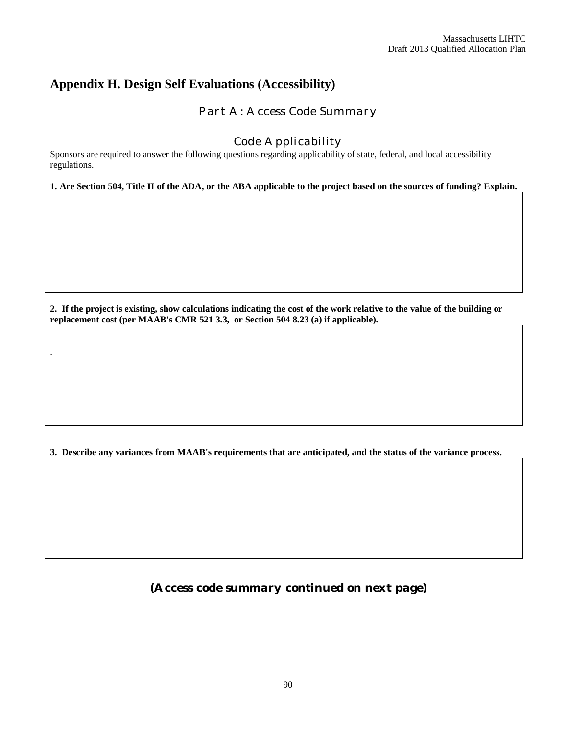# Appendix H. Design Self Evaluations (Accessibility)

## Part A: Access Code Summary

### Code Applicability

Sponsors are required to answer the following questions regarding applicability of state, federal, and local accessibility regulations.

**1. Are Section 504, Title II of the ADA, or the ABA applicable to the project based on the sources of funding? Explain.**

**2. If the project is existing, show calculations indicating the cost of the work relative to the value of the building or replacement cost (per MAAB's CMR 521 3.3, or Section 504 8.23 (a) if applicable).**

**3. Describe any variances from MAAB's requirements that are anticipated, and the status of the variance process.**

***(Access code summary continued on next page)***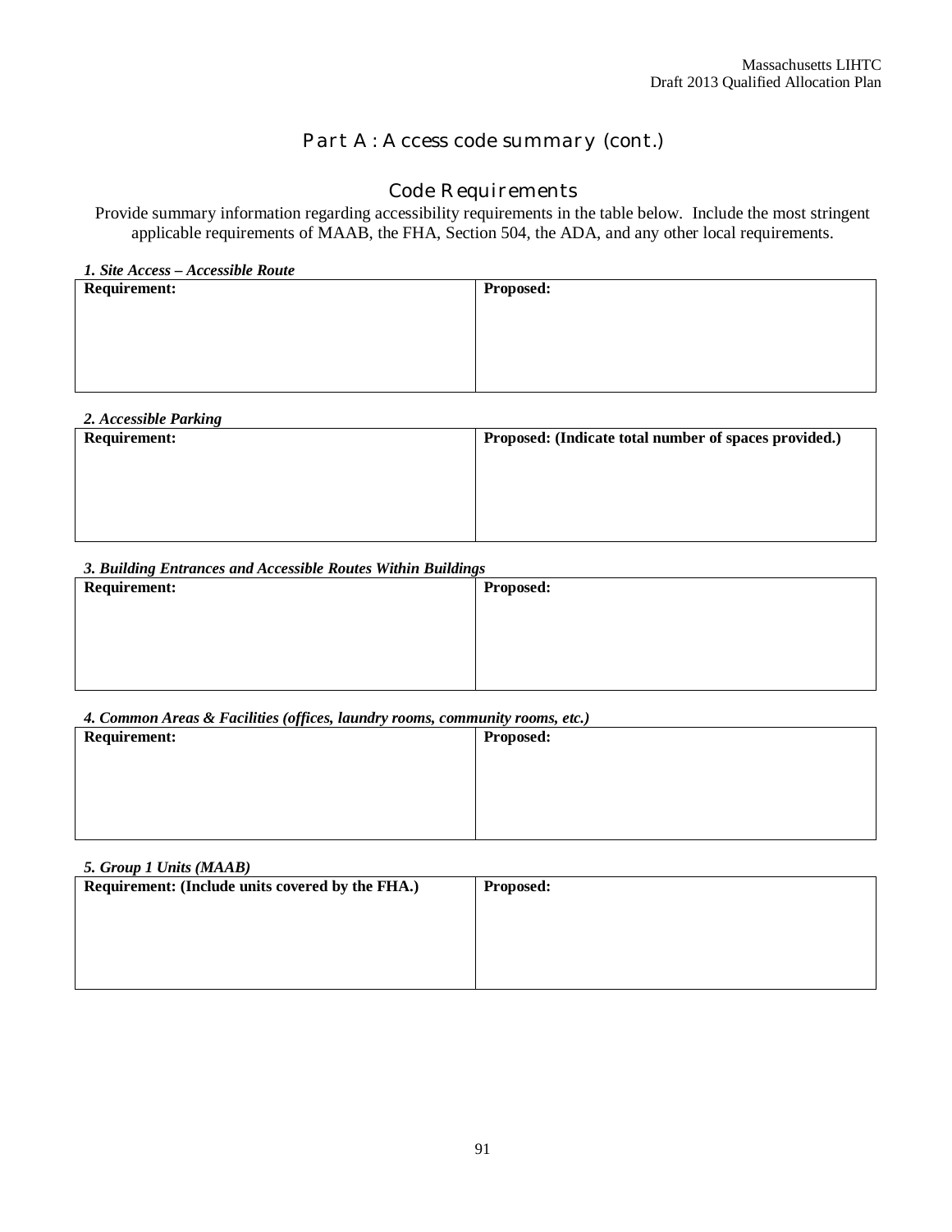## Part A: Access code summary (cont.)

### Code Requirements

Provide summary information regarding accessibility requirements in the table below. Include the most stringent applicable requirements of MAAB, the FHA, Section 504, the ADA, and any other local requirements.

***1. Site Access – Accessible Route***

| **Requirement:** | **Proposed:** |
|---|---|
| | |

***2. Accessible Parking***

| **Requirement:** | **Proposed: (Indicate total number of spaces provided.)** |
|---|---|
| | |

***3. Building Entrances and Accessible Routes Within Buildings***

| **Requirement:** | **Proposed:** |
|---|---|
| | |

***4. Common Areas & Facilities (offices, laundry rooms, community rooms, etc.)***

| **Requirement:** | **Proposed:** |
|---|---|
| | |

***5. Group 1 Units (MAAB)***

| **Requirement: (Include units covered by the FHA.)** | **Proposed:** |
|---|---|
| | |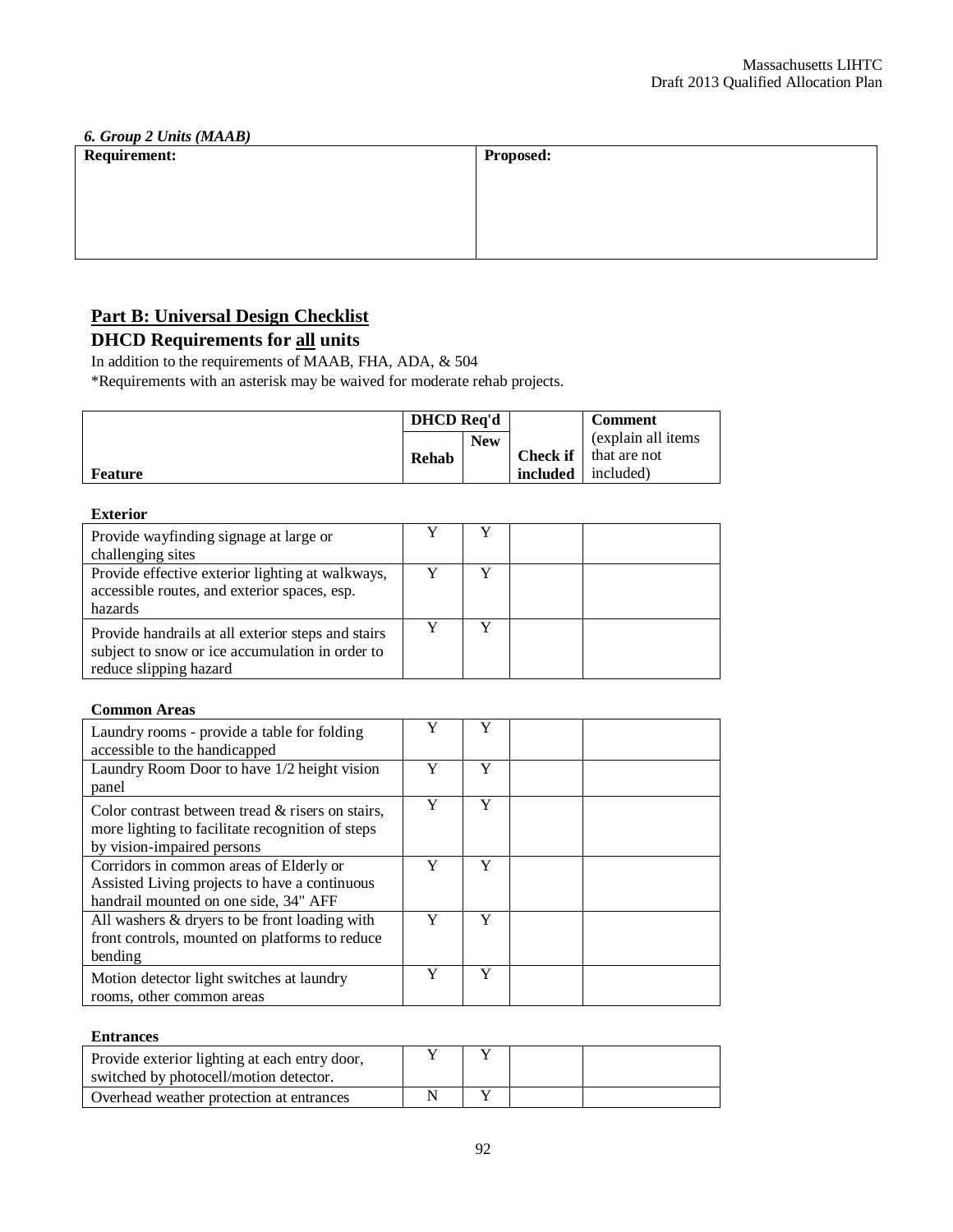*6. Group 2 Units (MAAB)*

| Requirement: | Proposed: |
|---|---|
| | |

## Part B: Universal Design Checklist

### DHCD Requirements for all units

In addition to the requirements of MAAB, FHA, ADA, & 504

*Requirements with an asterisk may be waived for moderate rehab projects.

| Feature | DHCD Req'd Rehab | DHCD Req'd New | Check if included | Comment (explain all items that are not included) |
|---|---|---|---|---|
| **Exterior** | | | | |
| Provide wayfinding signage at large or challenging sites | Y | Y | | |
| Provide effective exterior lighting at walkways, accessible routes, and exterior spaces, esp. hazards | Y | Y | | |
| Provide handrails at all exterior steps and stairs subject to snow or ice accumulation in order to reduce slipping hazard | Y | Y | | |
| **Common Areas** | | | | |
| Laundry rooms - provide a table for folding accessible to the handicapped | Y | Y | | |
| Laundry Room Door to have 1/2 height vision panel | Y | Y | | |
| Color contrast between tread & risers on stairs, more lighting to facilitate recognition of steps by vision-impaired persons | Y | Y | | |
| Corridors in common areas of Elderly or Assisted Living projects to have a continuous handrail mounted on one side, 34" AFF | Y | Y | | |
| All washers & dryers to be front loading with front controls, mounted on platforms to reduce bending | Y | Y | | |
| Motion detector light switches at laundry rooms, other common areas | Y | Y | | |
| **Entrances** | | | | |
| Provide exterior lighting at each entry door, switched by photocell/motion detector. | Y | Y | | |
| Overhead weather protection at entrances | N | Y | | |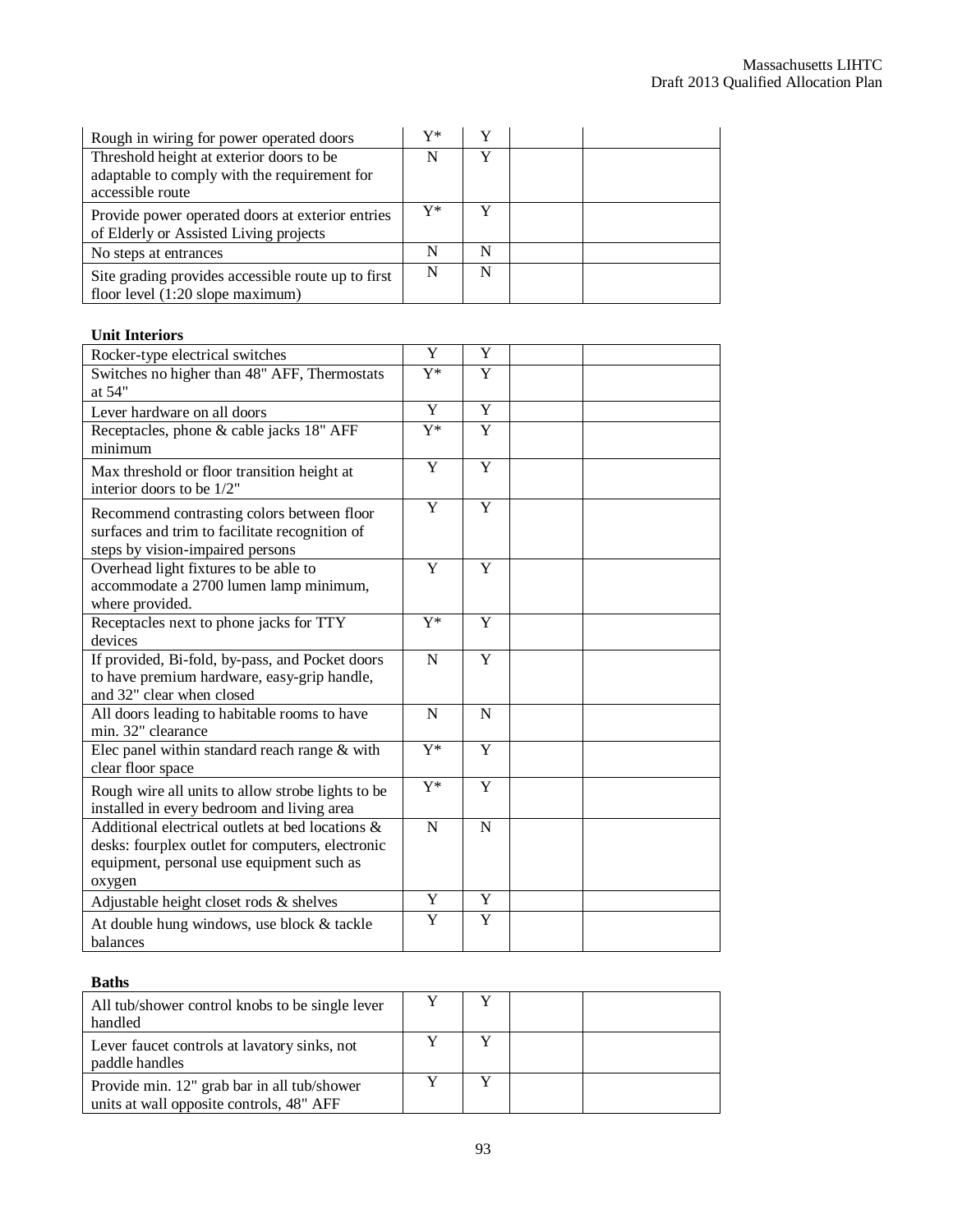| | | | | |
|---|---|---|---|---|
| Rough in wiring for power operated doors | Y* | Y | | |
| Threshold height at exterior doors to be adaptable to comply with the requirement for accessible route | N | Y | | |
| Provide power operated doors at exterior entries of Elderly or Assisted Living projects | Y* | Y | | |
| No steps at entrances | N | N | | |
| Site grading provides accessible route up to first floor level (1:20 slope maximum) | N | N | | |

**Unit Interiors**

| | | | | |
|---|---|---|---|---|
| Rocker-type electrical switches | Y | Y | | |
| Switches no higher than 48" AFF, Thermostats at 54" | Y* | Y | | |
| Lever hardware on all doors | Y | Y | | |
| Receptacles, phone & cable jacks 18" AFF minimum | Y* | Y | | |
| Max threshold or floor transition height at interior doors to be 1/2" | Y | Y | | |
| Recommend contrasting colors between floor surfaces and trim to facilitate recognition of steps by vision-impaired persons | Y | Y | | |
| Overhead light fixtures to be able to accommodate a 2700 lumen lamp minimum, where provided. | Y | Y | | |
| Receptacles next to phone jacks for TTY devices | Y* | Y | | |
| If provided, Bi-fold, by-pass, and Pocket doors to have premium hardware, easy-grip handle, and 32" clear when closed | N | Y | | |
| All doors leading to habitable rooms to have min. 32" clearance | N | N | | |
| Elec panel within standard reach range & with clear floor space | Y* | Y | | |
| Rough wire all units to allow strobe lights to be installed in every bedroom and living area | Y* | Y | | |
| Additional electrical outlets at bed locations & desks: fourplex outlet for computers, electronic equipment, personal use equipment such as oxygen | N | N | | |
| Adjustable height closet rods & shelves | Y | Y | | |
| At double hung windows, use block & tackle balances | Y | Y | | |

**Baths**

| | | | | |
|---|---|---|---|---|
| All tub/shower control knobs to be single lever handled | Y | Y | | |
| Lever faucet controls at lavatory sinks, not paddle handles | Y | Y | | |
| Provide min. 12" grab bar in all tub/shower units at wall opposite controls, 48" AFF | Y | Y | | |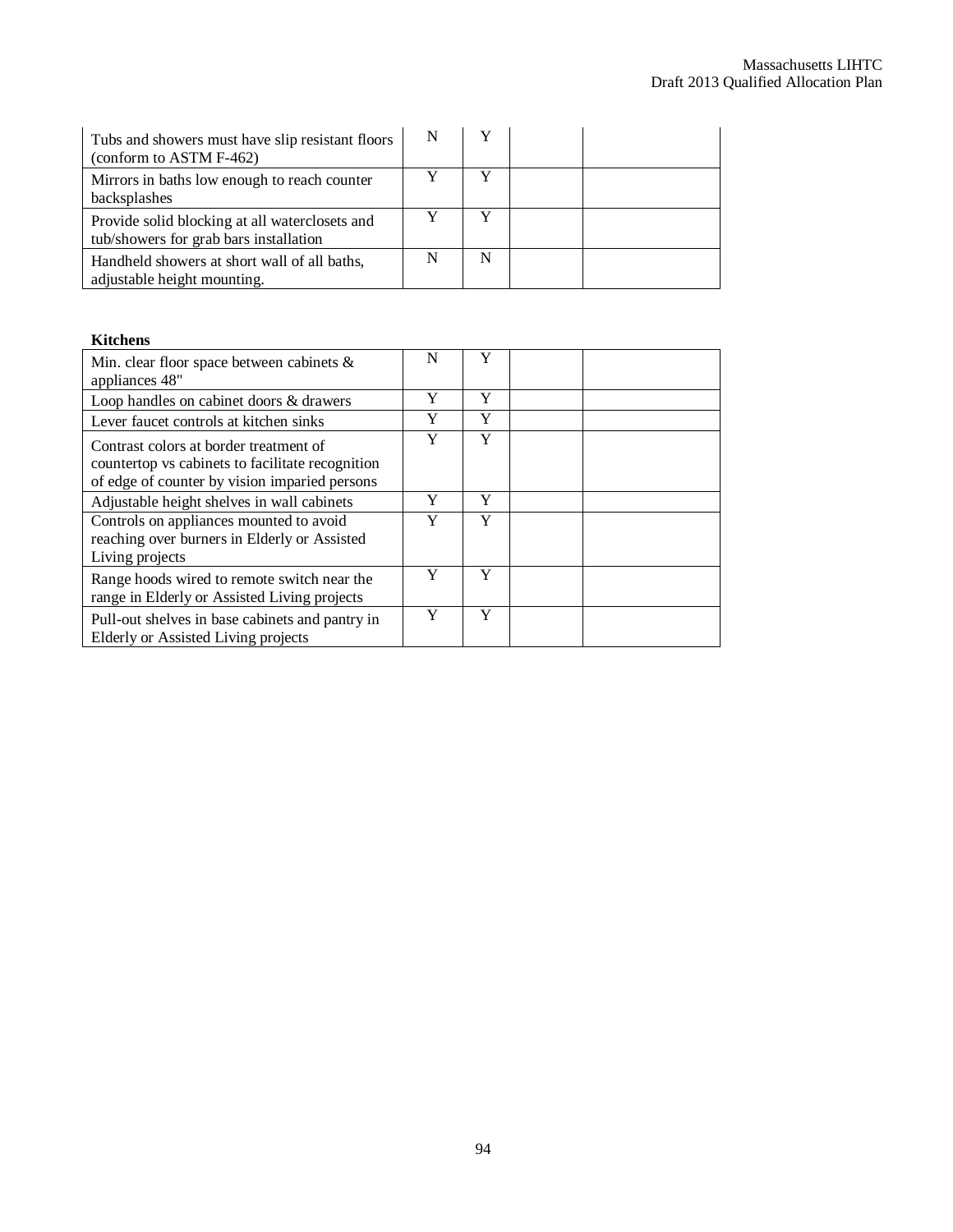| | | | | |
|---|---|---|---|---|
| Tubs and showers must have slip resistant floors (conform to ASTM F-462) | N | Y | | |
| Mirrors in baths low enough to reach counter backsplashes | Y | Y | | |
| Provide solid blocking at all waterclosets and tub/showers for grab bars installation | Y | Y | | |
| Handheld showers at short wall of all baths, adjustable height mounting. | N | N | | |

**Kitchens**

| | | | | |
|---|---|---|---|---|
| Min. clear floor space between cabinets & appliances 48" | N | Y | | |
| Loop handles on cabinet doors & drawers | Y | Y | | |
| Lever faucet controls at kitchen sinks | Y | Y | | |
| Contrast colors at border treatment of countertop vs cabinets to facilitate recognition of edge of counter by vision impaired persons | Y | Y | | |
| Adjustable height shelves in wall cabinets | Y | Y | | |
| Controls on appliances mounted to avoid reaching over burners in Elderly or Assisted Living projects | Y | Y | | |
| Range hoods wired to remote switch near the range in Elderly or Assisted Living projects | Y | Y | | |
| Pull-out shelves in base cabinets and pantry in Elderly or Assisted Living projects | Y | Y | | |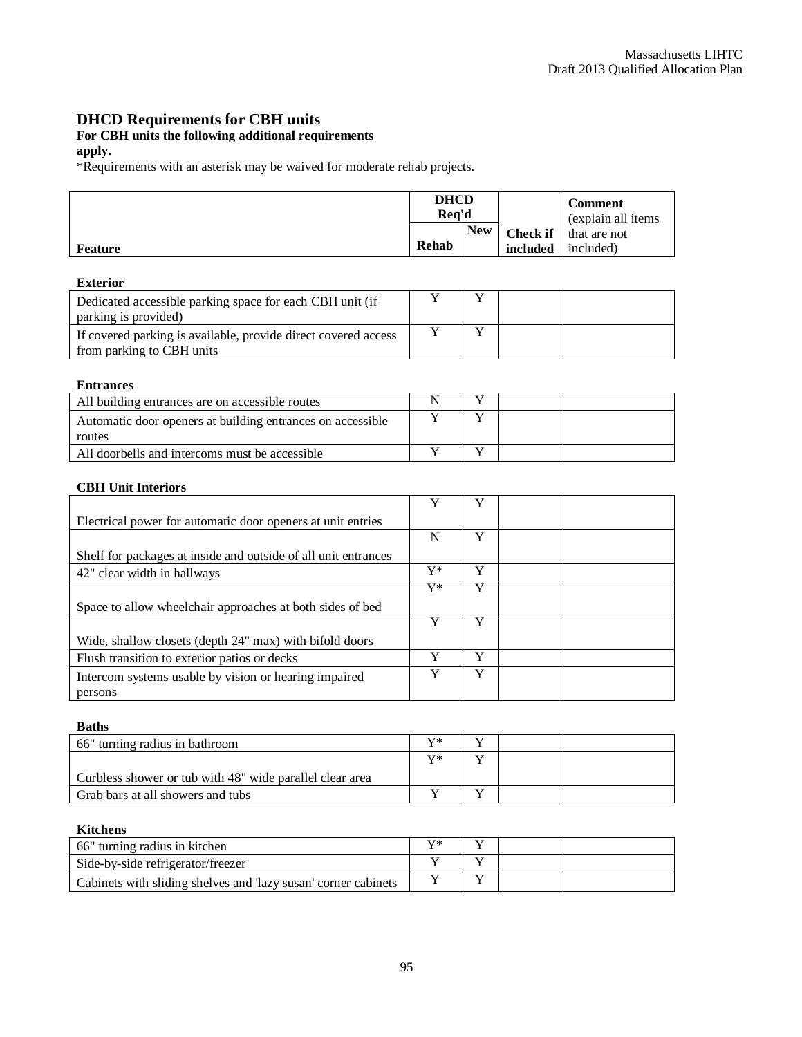## DHCD Requirements for CBH units

**For CBH units the following <u>additional</u> requirements apply.**

*Requirements with an asterisk may be waived for moderate rehab projects.

| Feature | DHCD Req'd | | Check if included | Comment (explain all items that are not included) |
|---|---|---|---|---|
| | Rehab | New | | |
| **Exterior** | | | | |
| Dedicated accessible parking space for each CBH unit (if parking is provided) | Y | Y | | |
| If covered parking is available, provide direct covered access from parking to CBH units | Y | Y | | |
| **Entrances** | | | | |
| All building entrances are on accessible routes | N | Y | | |
| Automatic door openers at building entrances on accessible routes | Y | Y | | |
| All doorbells and intercoms must be accessible | Y | Y | | |
| **CBH Unit Interiors** | | | | |
| Electrical power for automatic door openers at unit entries | Y | Y | | |
| Shelf for packages at inside and outside of all unit entrances | N | Y | | |
| 42" clear width in hallways | Y* | Y | | |
| Space to allow wheelchair approaches at both sides of bed | Y* | Y | | |
| Wide, shallow closets (depth 24" max) with bifold doors | Y | Y | | |
| Flush transition to exterior patios or decks | Y | Y | | |
| Intercom systems usable by vision or hearing impaired persons | Y | Y | | |
| **Baths** | | | | |
| 66" turning radius in bathroom | Y* | Y | | |
| Curbless shower or tub with 48" wide parallel clear area | Y* | Y | | |
| Grab bars at all showers and tubs | Y | Y | | |
| **Kitchens** | | | | |
| 66" turning radius in kitchen | Y* | Y | | |
| Side-by-side refrigerator/freezer | Y | Y | | |
| Cabinets with sliding shelves and 'lazy susan' corner cabinets | Y | Y | | |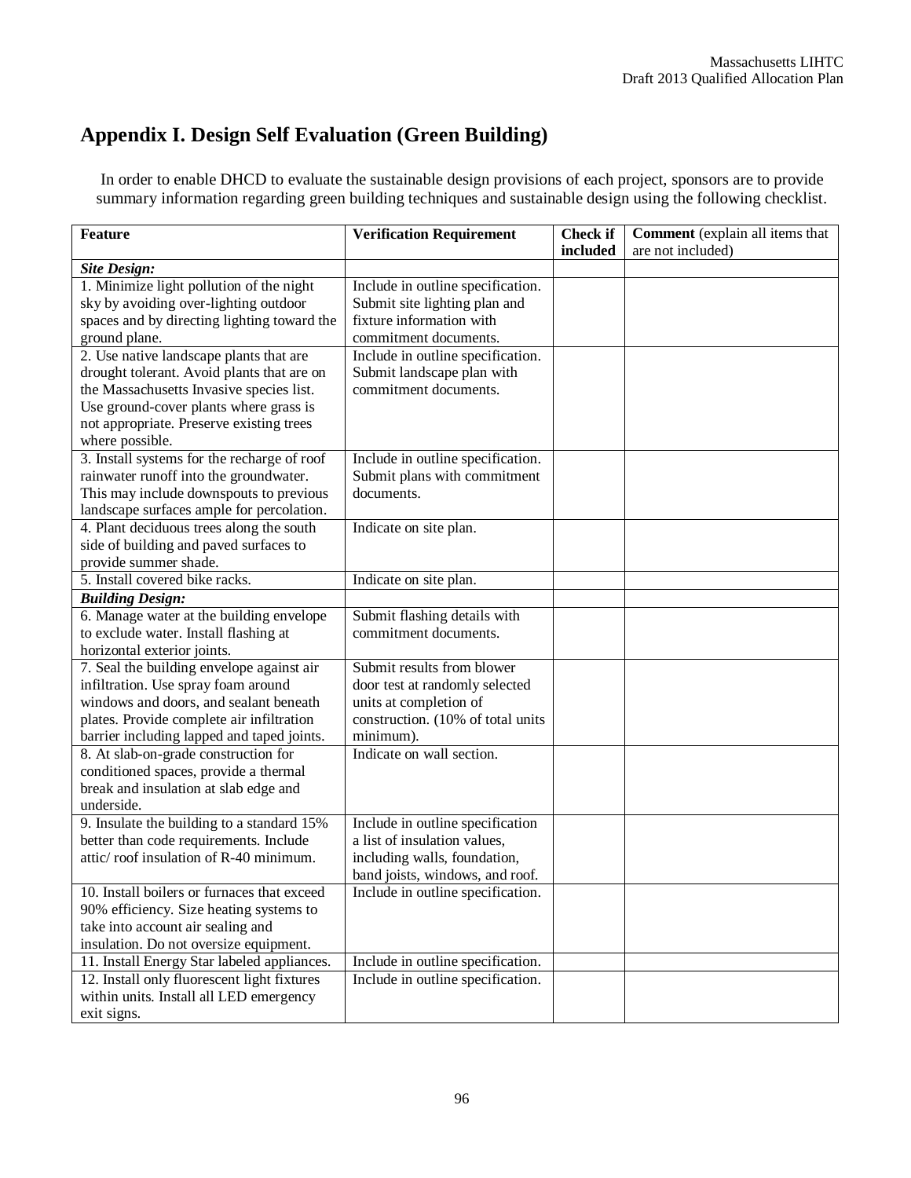## Appendix I. Design Self Evaluation (Green Building)

In order to enable DHCD to evaluate the sustainable design provisions of each project, sponsors are to provide summary information regarding green building techniques and sustainable design using the following checklist.

| **Feature** | **Verification Requirement** | **Check if included** | **Comment** (explain all items that are not included) |
|---|---|---|---|
| ***Site Design:*** | | | |
| 1. Minimize light pollution of the night sky by avoiding over-lighting outdoor spaces and by directing lighting toward the ground plane. | Include in outline specification. Submit site lighting plan and fixture information with commitment documents. | | |
| 2. Use native landscape plants that are drought tolerant. Avoid plants that are on the Massachusetts Invasive species list. Use ground-cover plants where grass is not appropriate. Preserve existing trees where possible. | Include in outline specification. Submit landscape plan with commitment documents. | | |
| 3. Install systems for the recharge of roof rainwater runoff into the groundwater. This may include downspouts to previous landscape surfaces ample for percolation. | Include in outline specification. Submit plans with commitment documents. | | |
| 4. Plant deciduous trees along the south side of building and paved surfaces to provide summer shade. | Indicate on site plan. | | |
| 5. Install covered bike racks. | Indicate on site plan. | | |
| ***Building Design:*** | | | |
| 6. Manage water at the building envelope to exclude water. Install flashing at horizontal exterior joints. | Submit flashing details with commitment documents. | | |
| 7. Seal the building envelope against air infiltration. Use spray foam around windows and doors, and sealant beneath plates. Provide complete air infiltration barrier including lapped and taped joints. | Submit results from blower door test at randomly selected units at completion of construction. (10% of total units minimum). | | |
| 8. At slab-on-grade construction for conditioned spaces, provide a thermal break and insulation at slab edge and underside. | Indicate on wall section. | | |
| 9. Insulate the building to a standard 15% better than code requirements. Include attic/ roof insulation of R-40 minimum. | Include in outline specification a list of insulation values, including walls, foundation, band joists, windows, and roof. | | |
| 10. Install boilers or furnaces that exceed 90% efficiency. Size heating systems to take into account air sealing and insulation. Do not oversize equipment. | Include in outline specification. | | |
| 11. Install Energy Star labeled appliances. | Include in outline specification. | | |
| 12. Install only fluorescent light fixtures within units. Install all LED emergency exit signs. | Include in outline specification. | | |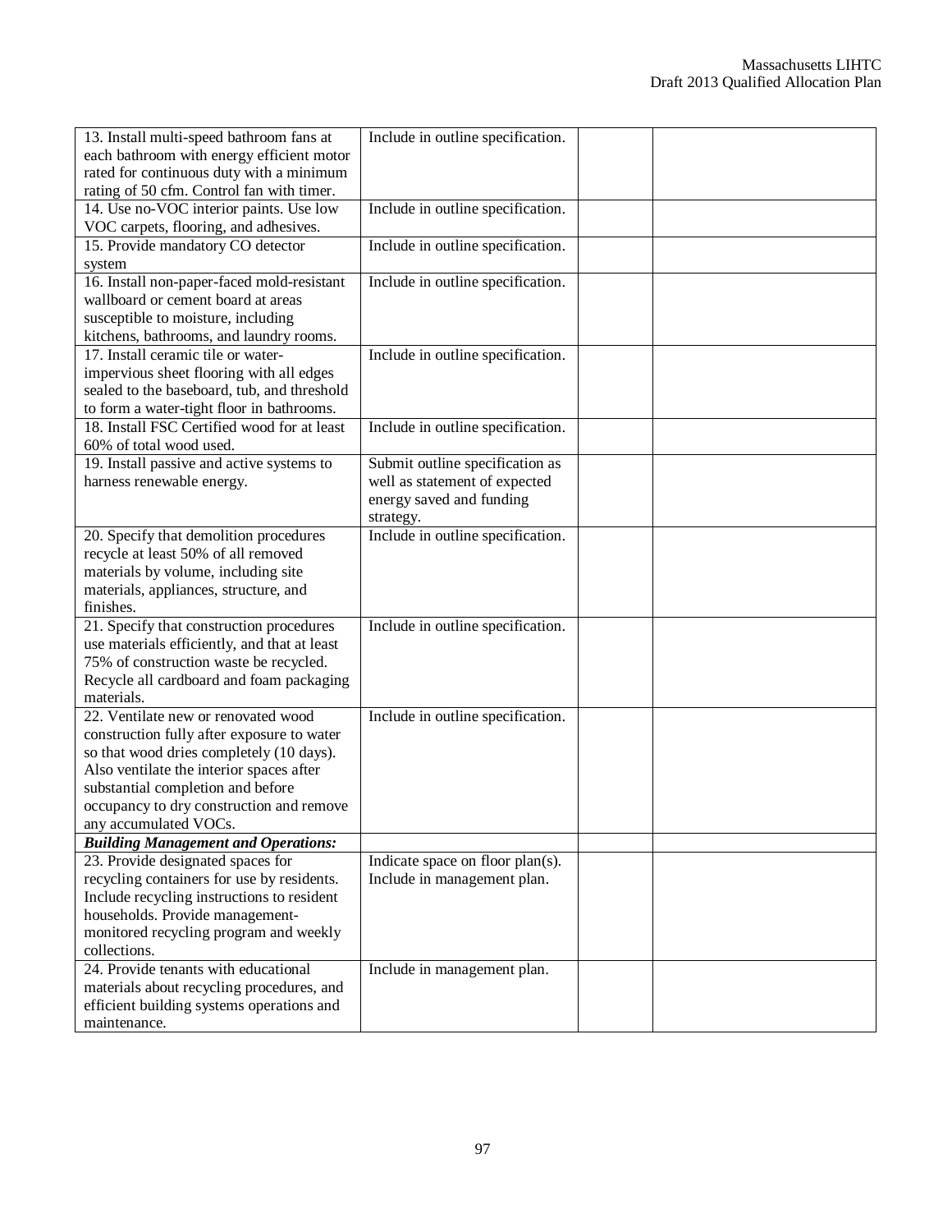| | | | |
|---|---|---|---|
| 13. Install multi-speed bathroom fans at each bathroom with energy efficient motor rated for continuous duty with a minimum rating of 50 cfm. Control fan with timer. | Include in outline specification. | | |
| 14. Use no-VOC interior paints. Use low VOC carpets, flooring, and adhesives. | Include in outline specification. | | |
| 15. Provide mandatory CO detector system | Include in outline specification. | | |
| 16. Install non-paper-faced mold-resistant wallboard or cement board at areas susceptible to moisture, including kitchens, bathrooms, and laundry rooms. | Include in outline specification. | | |
| 17. Install ceramic tile or water-impervious sheet flooring with all edges sealed to the baseboard, tub, and threshold to form a water-tight floor in bathrooms. | Include in outline specification. | | |
| 18. Install FSC Certified wood for at least 60% of total wood used. | Include in outline specification. | | |
| 19. Install passive and active systems to harness renewable energy. | Submit outline specification as well as statement of expected energy saved and funding strategy. | | |
| 20. Specify that demolition procedures recycle at least 50% of all removed materials by volume, including site materials, appliances, structure, and finishes. | Include in outline specification. | | |
| 21. Specify that construction procedures use materials efficiently, and that at least 75% of construction waste be recycled. Recycle all cardboard and foam packaging materials. | Include in outline specification. | | |
| 22. Ventilate new or renovated wood construction fully after exposure to water so that wood dries completely (10 days). Also ventilate the interior spaces after substantial completion and before occupancy to dry construction and remove any accumulated VOCs. | Include in outline specification. | | |
| ***Building Management and Operations:*** | | | |
| 23. Provide designated spaces for recycling containers for use by residents. Include recycling instructions to resident households. Provide management-monitored recycling program and weekly collections. | Indicate space on floor plan(s). Include in management plan. | | |
| 24. Provide tenants with educational materials about recycling procedures, and efficient building systems operations and maintenance. | Include in management plan. | | |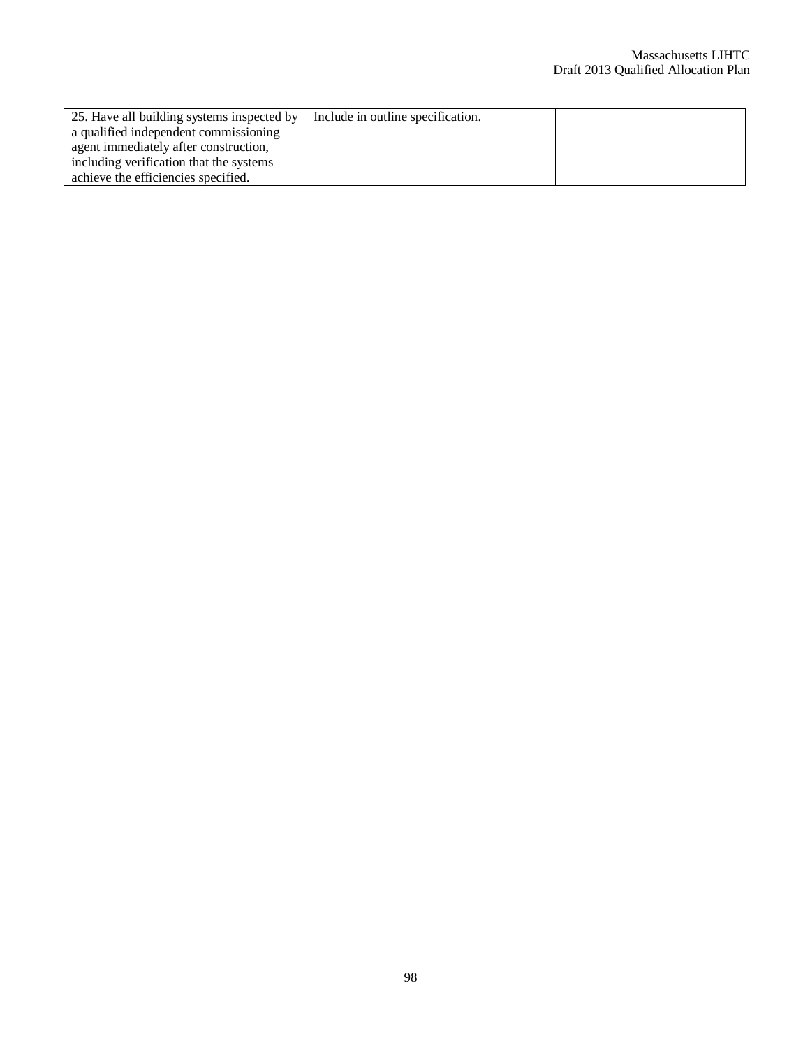| | | | |
|---|---|---|---|
| 25. Have all building systems inspected by a qualified independent commissioning agent immediately after construction, including verification that the systems achieve the efficiencies specified. | Include in outline specification. | | |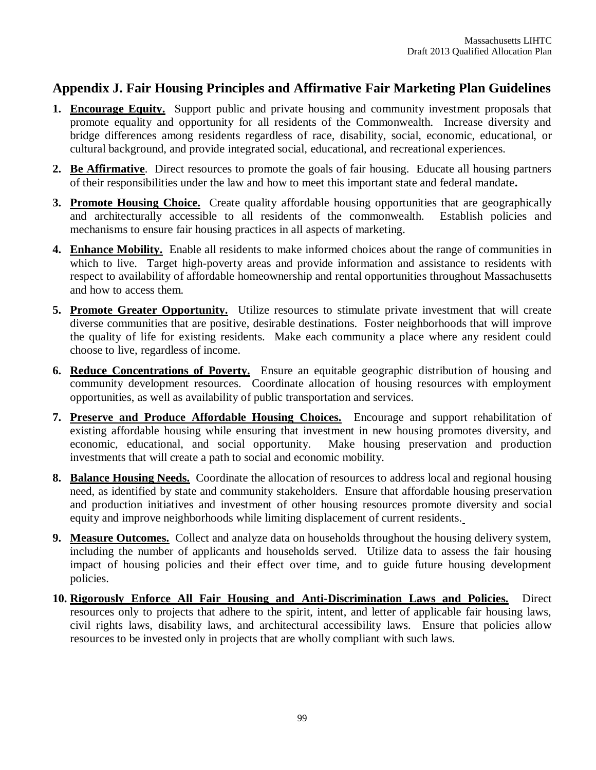## Appendix J. Fair Housing Principles and Affirmative Fair Marketing Plan Guidelines

1. **Encourage Equity.** Support public and private housing and community investment proposals that promote equality and opportunity for all residents of the Commonwealth. Increase diversity and bridge differences among residents regardless of race, disability, social, economic, educational, or cultural background, and provide integrated social, educational, and recreational experiences.

2. **Be Affirmative**. Direct resources to promote the goals of fair housing. Educate all housing partners of their responsibilities under the law and how to meet this important state and federal mandate.

3. **Promote Housing Choice.** Create quality affordable housing opportunities that are geographically and architecturally accessible to all residents of the commonwealth. Establish policies and mechanisms to ensure fair housing practices in all aspects of marketing.

4. **Enhance Mobility.** Enable all residents to make informed choices about the range of communities in which to live. Target high-poverty areas and provide information and assistance to residents with respect to availability of affordable homeownership and rental opportunities throughout Massachusetts and how to access them.

5. **Promote Greater Opportunity.** Utilize resources to stimulate private investment that will create diverse communities that are positive, desirable destinations. Foster neighborhoods that will improve the quality of life for existing residents. Make each community a place where any resident could choose to live, regardless of income.

6. **Reduce Concentrations of Poverty.** Ensure an equitable geographic distribution of housing and community development resources. Coordinate allocation of housing resources with employment opportunities, as well as availability of public transportation and services.

7. **Preserve and Produce Affordable Housing Choices.** Encourage and support rehabilitation of existing affordable housing while ensuring that investment in new housing promotes diversity, and economic, educational, and social opportunity. Make housing preservation and production investments that will create a path to social and economic mobility.

8. **Balance Housing Needs.** Coordinate the allocation of resources to address local and regional housing need, as identified by state and community stakeholders. Ensure that affordable housing preservation and production initiatives and investment of other housing resources promote diversity and social equity and improve neighborhoods while limiting displacement of current residents.

9. **Measure Outcomes.** Collect and analyze data on households throughout the housing delivery system, including the number of applicants and households served. Utilize data to assess the fair housing impact of housing policies and their effect over time, and to guide future housing development policies.

10. **Rigorously Enforce All Fair Housing and Anti-Discrimination Laws and Policies.** Direct resources only to projects that adhere to the spirit, intent, and letter of applicable fair housing laws, civil rights laws, disability laws, and architectural accessibility laws. Ensure that policies allow resources to be invested only in projects that are wholly compliant with such laws.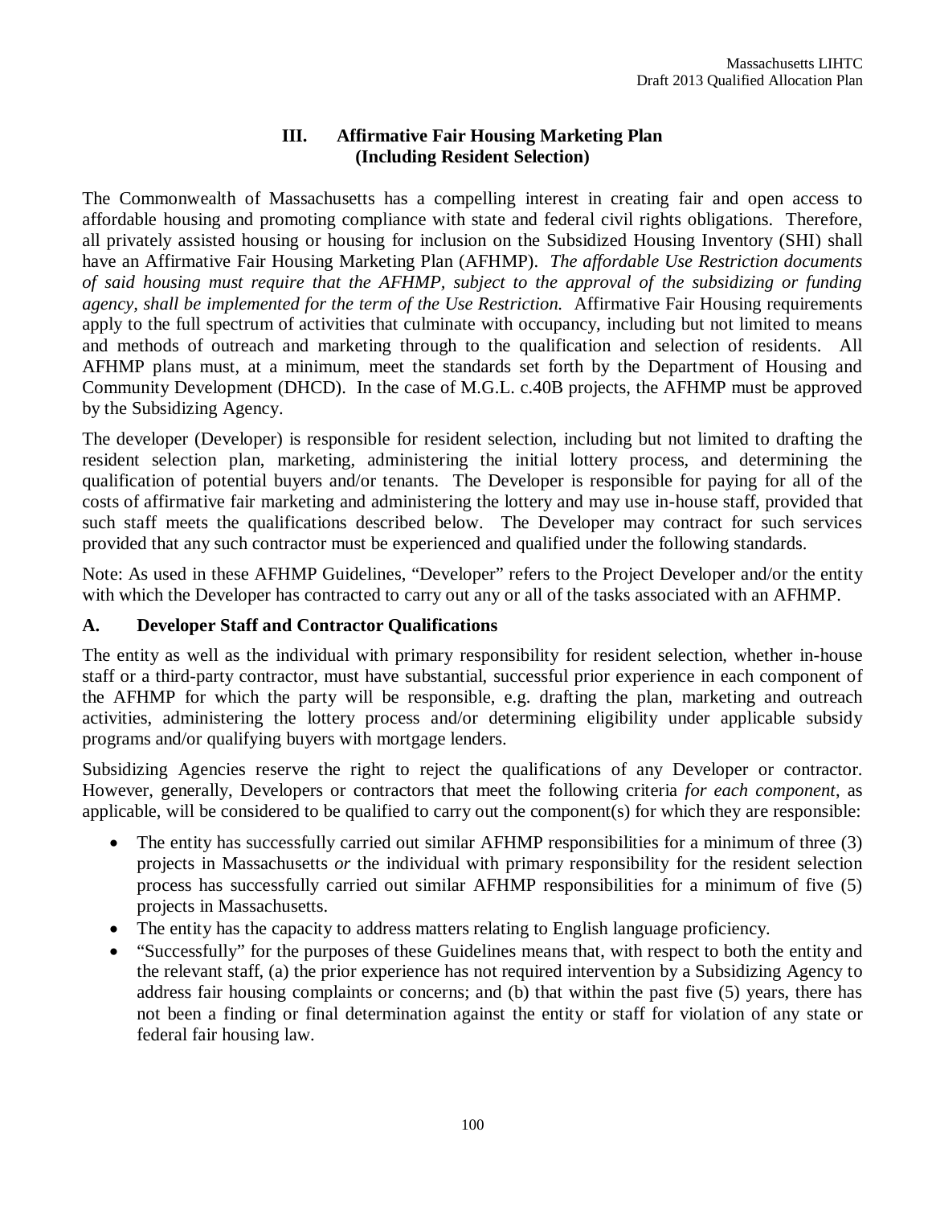## III. Affirmative Fair Housing Marketing Plan (Including Resident Selection)

The Commonwealth of Massachusetts has a compelling interest in creating fair and open access to affordable housing and promoting compliance with state and federal civil rights obligations. Therefore, all privately assisted housing or housing for inclusion on the Subsidized Housing Inventory (SHI) shall have an Affirmative Fair Housing Marketing Plan (AFHMP). *The affordable Use Restriction documents of said housing must require that the AFHMP, subject to the approval of the subsidizing or funding agency, shall be implemented for the term of the Use Restriction.* Affirmative Fair Housing requirements apply to the full spectrum of activities that culminate with occupancy, including but not limited to means and methods of outreach and marketing through to the qualification and selection of residents. All AFHMP plans must, at a minimum, meet the standards set forth by the Department of Housing and Community Development (DHCD). In the case of M.G.L. c.40B projects, the AFHMP must be approved by the Subsidizing Agency.

The developer (Developer) is responsible for resident selection, including but not limited to drafting the resident selection plan, marketing, administering the initial lottery process, and determining the qualification of potential buyers and/or tenants. The Developer is responsible for paying for all of the costs of affirmative fair marketing and administering the lottery and may use in-house staff, provided that such staff meets the qualifications described below. The Developer may contract for such services provided that any such contractor must be experienced and qualified under the following standards.

Note: As used in these AFHMP Guidelines, "Developer" refers to the Project Developer and/or the entity with which the Developer has contracted to carry out any or all of the tasks associated with an AFHMP.

### A. Developer Staff and Contractor Qualifications

The entity as well as the individual with primary responsibility for resident selection, whether in-house staff or a third-party contractor, must have substantial, successful prior experience in each component of the AFHMP for which the party will be responsible, e.g. drafting the plan, marketing and outreach activities, administering the lottery process and/or determining eligibility under applicable subsidy programs and/or qualifying buyers with mortgage lenders.

Subsidizing Agencies reserve the right to reject the qualifications of any Developer or contractor. However, generally, Developers or contractors that meet the following criteria *for each component*, as applicable, will be considered to be qualified to carry out the component(s) for which they are responsible:

- The entity has successfully carried out similar AFHMP responsibilities for a minimum of three (3) projects in Massachusetts *or* the individual with primary responsibility for the resident selection process has successfully carried out similar AFHMP responsibilities for a minimum of five (5) projects in Massachusetts.
- The entity has the capacity to address matters relating to English language proficiency.
- "Successfully" for the purposes of these Guidelines means that, with respect to both the entity and the relevant staff, (a) the prior experience has not required intervention by a Subsidizing Agency to address fair housing complaints or concerns; and (b) that within the past five (5) years, there has not been a finding or final determination against the entity or staff for violation of any state or federal fair housing law.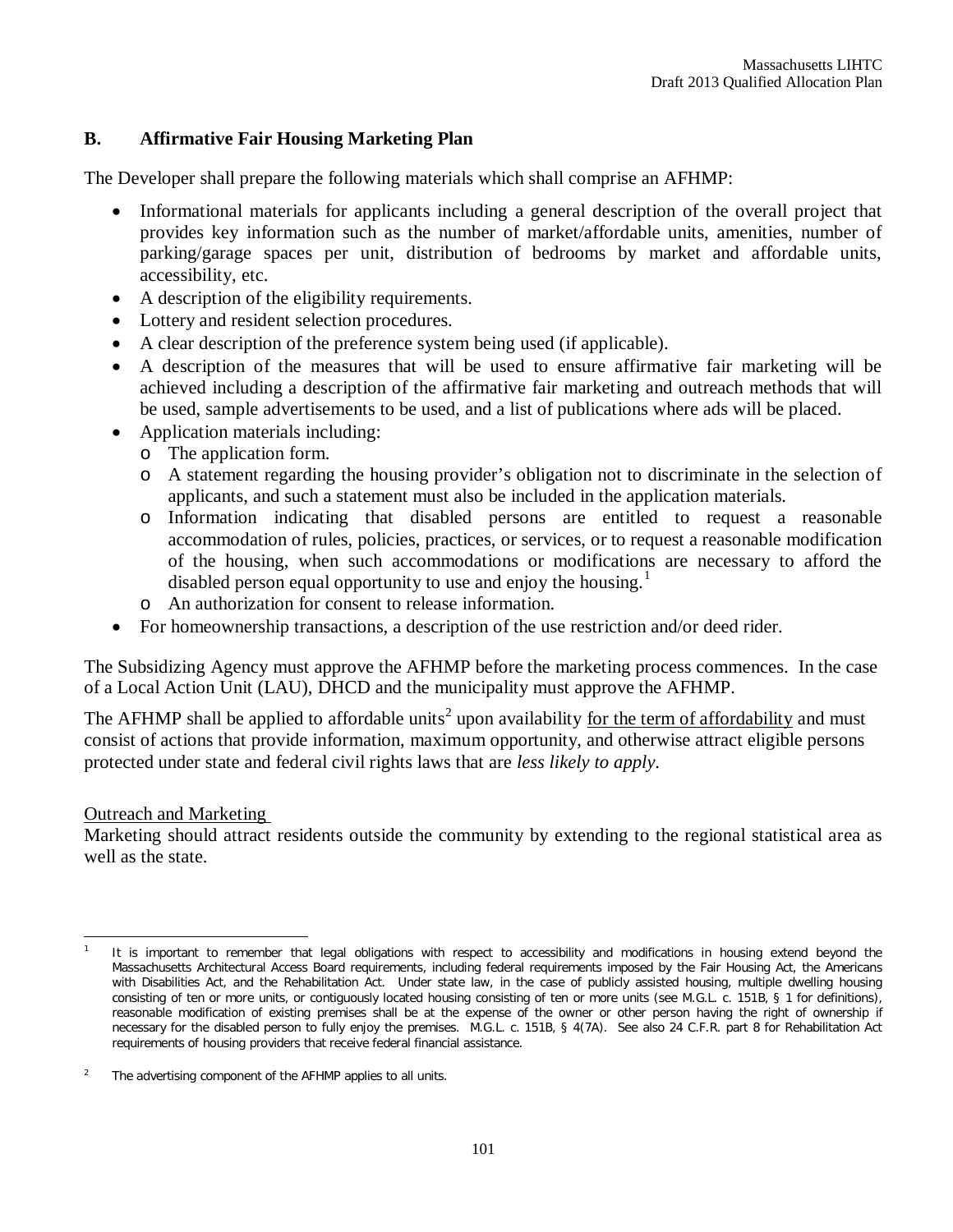## B. Affirmative Fair Housing Marketing Plan

The Developer shall prepare the following materials which shall comprise an AFHMP:

- Informational materials for applicants including a general description of the overall project that provides key information such as the number of market/affordable units, amenities, number of parking/garage spaces per unit, distribution of bedrooms by market and affordable units, accessibility, etc.
- A description of the eligibility requirements.
- Lottery and resident selection procedures.
- A clear description of the preference system being used (if applicable).
- A description of the measures that will be used to ensure affirmative fair marketing will be achieved including a description of the affirmative fair marketing and outreach methods that will be used, sample advertisements to be used, and a list of publications where ads will be placed.
- Application materials including:
  - The application form.
  - A statement regarding the housing provider's obligation not to discriminate in the selection of applicants, and such a statement must also be included in the application materials.
  - Information indicating that disabled persons are entitled to request a reasonable accommodation of rules, policies, practices, or services, or to request a reasonable modification of the housing, when such accommodations or modifications are necessary to afford the disabled person equal opportunity to use and enjoy the housing.[1]
  - An authorization for consent to release information.
- For homeownership transactions, a description of the use restriction and/or deed rider.

The Subsidizing Agency must approve the AFHMP before the marketing process commences. In the case of a Local Action Unit (LAU), DHCD and the municipality must approve the AFHMP.

The AFHMP shall be applied to affordable units[2] upon availability <u>for the term of affordability</u> and must consist of actions that provide information, maximum opportunity, and otherwise attract eligible persons protected under state and federal civil rights laws that are *less likely to apply*.

<u>Outreach and Marketing</u>

Marketing should attract residents outside the community by extending to the regional statistical area as well as the state.

---

[1] It is important to remember that legal obligations with respect to accessibility and modifications in housing extend beyond the Massachusetts Architectural Access Board requirements, including federal requirements imposed by the Fair Housing Act, the Americans with Disabilities Act, and the Rehabilitation Act. Under state law, in the case of publicly assisted housing, multiple dwelling housing consisting of ten or more units, or contiguously located housing consisting of ten or more units (see M.G.L. c. 151B, § 1 for definitions), reasonable modification of existing premises shall be at the expense of the owner or other person having the right of ownership if necessary for the disabled person to fully enjoy the premises. M.G.L. c. 151B, § 4(7A). See also 24 C.F.R. part 8 for Rehabilitation Act requirements of housing providers that receive federal financial assistance.

[2] The advertising component of the AFHMP applies to all units.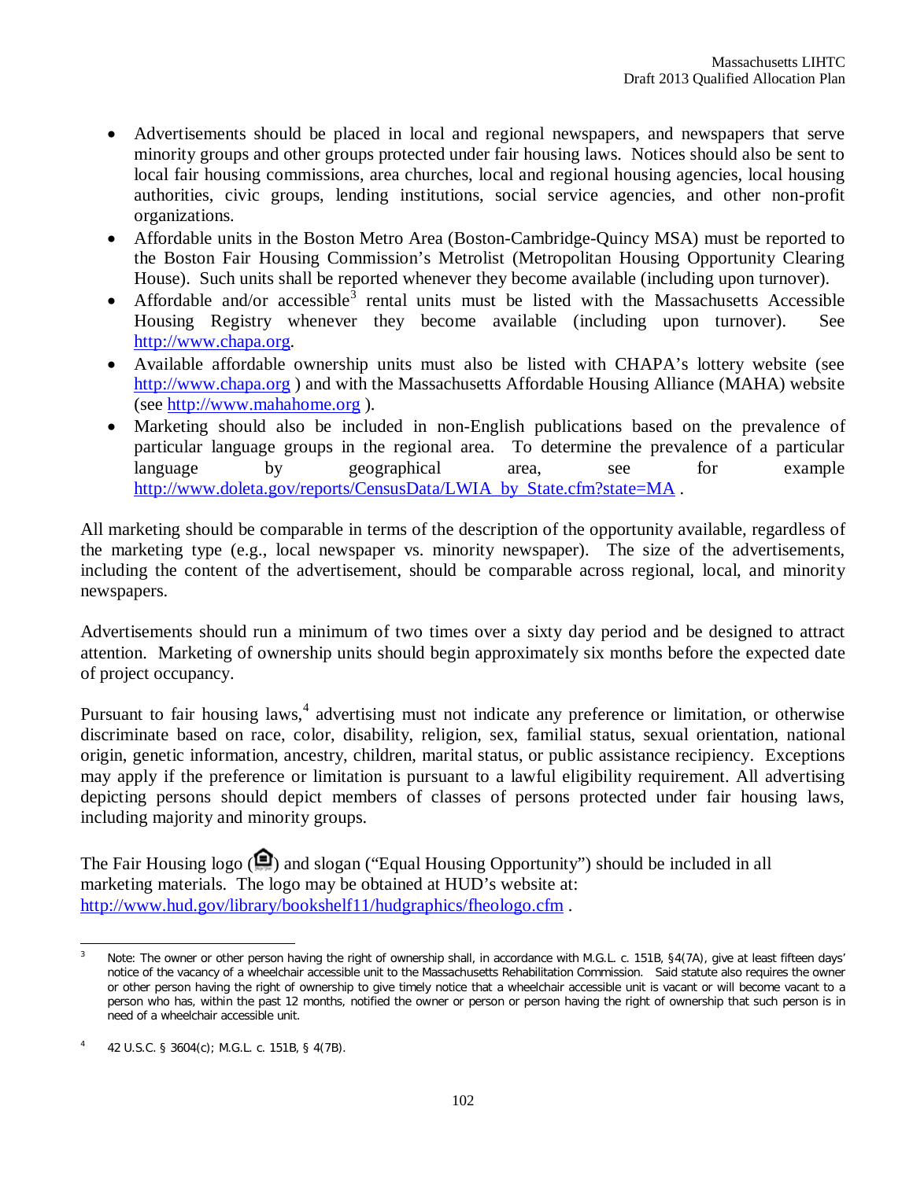- Advertisements should be placed in local and regional newspapers, and newspapers that serve minority groups and other groups protected under fair housing laws. Notices should also be sent to local fair housing commissions, area churches, local and regional housing agencies, local housing authorities, civic groups, lending institutions, social service agencies, and other non-profit organizations.
- Affordable units in the Boston Metro Area (Boston-Cambridge-Quincy MSA) must be reported to the Boston Fair Housing Commission's Metrolist (Metropolitan Housing Opportunity Clearing House). Such units shall be reported whenever they become available (including upon turnover).
- Affordable and/or accessible[3] rental units must be listed with the Massachusetts Accessible Housing Registry whenever they become available (including upon turnover). See http://www.chapa.org.
- Available affordable ownership units must also be listed with CHAPA's lottery website (see http://www.chapa.org ) and with the Massachusetts Affordable Housing Alliance (MAHA) website (see http://www.mahahome.org ).
- Marketing should also be included in non-English publications based on the prevalence of particular language groups in the regional area. To determine the prevalence of a particular language by geographical area, see for example http://www.doleta.gov/reports/CensusData/LWIA_by_State.cfm?state=MA .

All marketing should be comparable in terms of the description of the opportunity available, regardless of the marketing type (e.g., local newspaper vs. minority newspaper). The size of the advertisements, including the content of the advertisement, should be comparable across regional, local, and minority newspapers.

Advertisements should run a minimum of two times over a sixty day period and be designed to attract attention. Marketing of ownership units should begin approximately six months before the expected date of project occupancy.

Pursuant to fair housing laws,[4] advertising must not indicate any preference or limitation, or otherwise discriminate based on race, color, disability, religion, sex, familial status, sexual orientation, national origin, genetic information, ancestry, children, marital status, or public assistance recipiency. Exceptions may apply if the preference or limitation is pursuant to a lawful eligibility requirement. All advertising depicting persons should depict members of classes of persons protected under fair housing laws, including majority and minority groups.

The Fair Housing logo ( ) and slogan ("Equal Housing Opportunity") should be included in all marketing materials. The logo may be obtained at HUD's website at: http://www.hud.gov/library/bookshelf11/hudgraphics/fheologo.cfm .

---

[3] Note: The owner or other person having the right of ownership shall, in accordance with M.G.L. c. 151B, §4(7A), give at least fifteen days' notice of the vacancy of a wheelchair accessible unit to the Massachusetts Rehabilitation Commission. Said statute also requires the owner or other person having the right of ownership to give timely notice that a wheelchair accessible unit is vacant or will become vacant to a person who has, within the past 12 months, notified the owner or person or person having the right of ownership that such person is in need of a wheelchair accessible unit.

[4] 42 U.S.C. § 3604(c); M.G.L. c. 151B, § 4(7B).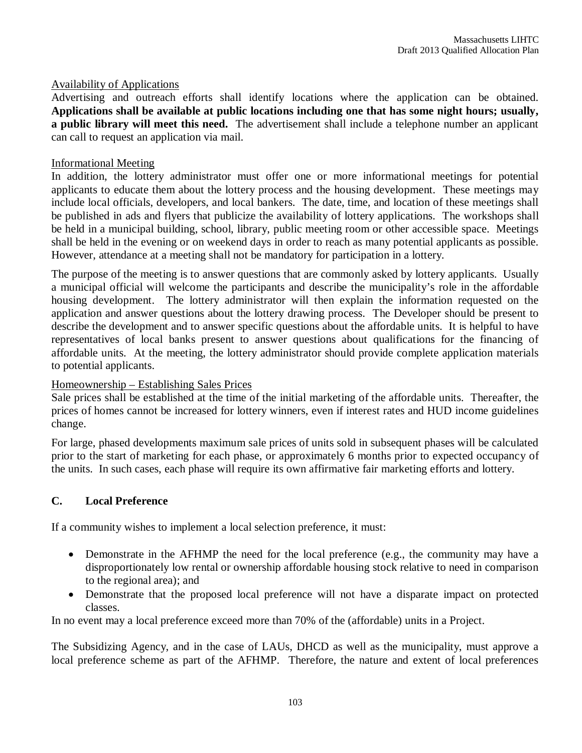Availability of Applications

Advertising and outreach efforts shall identify locations where the application can be obtained. **Applications shall be available at public locations including one that has some night hours; usually, a public library will meet this need.** The advertisement shall include a telephone number an applicant can call to request an application via mail.

Informational Meeting

In addition, the lottery administrator must offer one or more informational meetings for potential applicants to educate them about the lottery process and the housing development. These meetings may include local officials, developers, and local bankers. The date, time, and location of these meetings shall be published in ads and flyers that publicize the availability of lottery applications. The workshops shall be held in a municipal building, school, library, public meeting room or other accessible space. Meetings shall be held in the evening or on weekend days in order to reach as many potential applicants as possible. However, attendance at a meeting shall not be mandatory for participation in a lottery.

The purpose of the meeting is to answer questions that are commonly asked by lottery applicants. Usually a municipal official will welcome the participants and describe the municipality's role in the affordable housing development. The lottery administrator will then explain the information requested on the application and answer questions about the lottery drawing process. The Developer should be present to describe the development and to answer specific questions about the affordable units. It is helpful to have representatives of local banks present to answer questions about qualifications for the financing of affordable units. At the meeting, the lottery administrator should provide complete application materials to potential applicants.

Homeownership – Establishing Sales Prices

Sale prices shall be established at the time of the initial marketing of the affordable units. Thereafter, the prices of homes cannot be increased for lottery winners, even if interest rates and HUD income guidelines change.

For large, phased developments maximum sale prices of units sold in subsequent phases will be calculated prior to the start of marketing for each phase, or approximately 6 months prior to expected occupancy of the units. In such cases, each phase will require its own affirmative fair marketing efforts and lottery.

## C. Local Preference

If a community wishes to implement a local selection preference, it must:

- Demonstrate in the AFHMP the need for the local preference (e.g., the community may have a disproportionately low rental or ownership affordable housing stock relative to need in comparison to the regional area); and
- Demonstrate that the proposed local preference will not have a disparate impact on protected classes.

In no event may a local preference exceed more than 70% of the (affordable) units in a Project.

The Subsidizing Agency, and in the case of LAUs, DHCD as well as the municipality, must approve a local preference scheme as part of the AFHMP. Therefore, the nature and extent of local preferences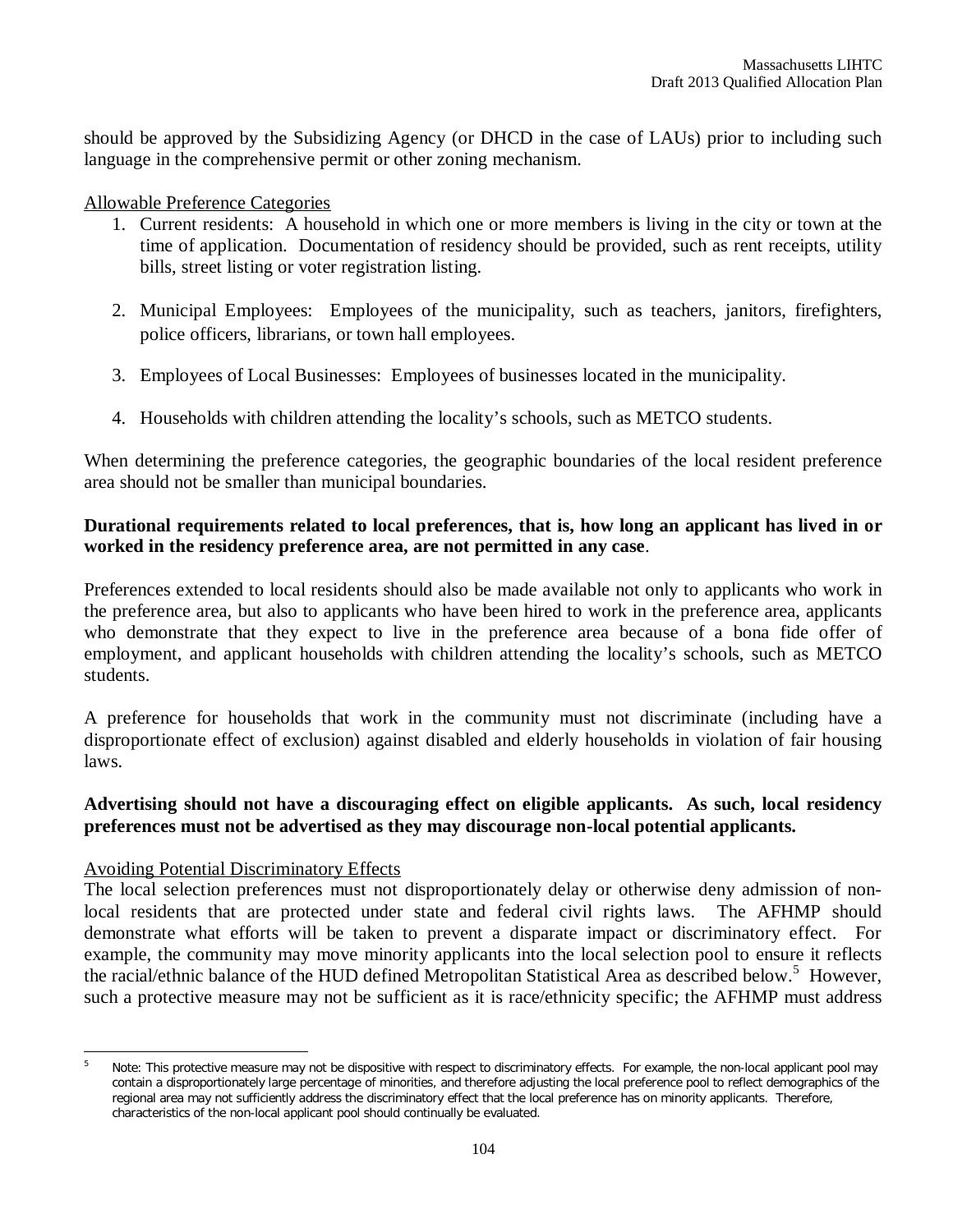should be approved by the Subsidizing Agency (or DHCD in the case of LAUs) prior to including such language in the comprehensive permit or other zoning mechanism.

Allowable Preference Categories

1. Current residents: A household in which one or more members is living in the city or town at the time of application. Documentation of residency should be provided, such as rent receipts, utility bills, street listing or voter registration listing.

2. Municipal Employees: Employees of the municipality, such as teachers, janitors, firefighters, police officers, librarians, or town hall employees.

3. Employees of Local Businesses: Employees of businesses located in the municipality.

4. Households with children attending the locality's schools, such as METCO students.

When determining the preference categories, the geographic boundaries of the local resident preference area should not be smaller than municipal boundaries.

**Durational requirements related to local preferences, that is, how long an applicant has lived in or worked in the residency preference area, are not permitted in any case**.

Preferences extended to local residents should also be made available not only to applicants who work in the preference area, but also to applicants who have been hired to work in the preference area, applicants who demonstrate that they expect to live in the preference area because of a bona fide offer of employment, and applicant households with children attending the locality's schools, such as METCO students.

A preference for households that work in the community must not discriminate (including have a disproportionate effect of exclusion) against disabled and elderly households in violation of fair housing laws.

**Advertising should not have a discouraging effect on eligible applicants. As such, local residency preferences must not be advertised as they may discourage non-local potential applicants.**

Avoiding Potential Discriminatory Effects

The local selection preferences must not disproportionately delay or otherwise deny admission of non-local residents that are protected under state and federal civil rights laws. The AFHMP should demonstrate what efforts will be taken to prevent a disparate impact or discriminatory effect. For example, the community may move minority applicants into the local selection pool to ensure it reflects the racial/ethnic balance of the HUD defined Metropolitan Statistical Area as described below.[5] However, such a protective measure may not be sufficient as it is race/ethnicity specific; the AFHMP must address

[5] Note: This protective measure may not be dispositive with respect to discriminatory effects. For example, the non-local applicant pool may contain a disproportionately large percentage of minorities, and therefore adjusting the local preference pool to reflect demographics of the regional area may not sufficiently address the discriminatory effect that the local preference has on minority applicants. Therefore, characteristics of the non-local applicant pool should continually be evaluated.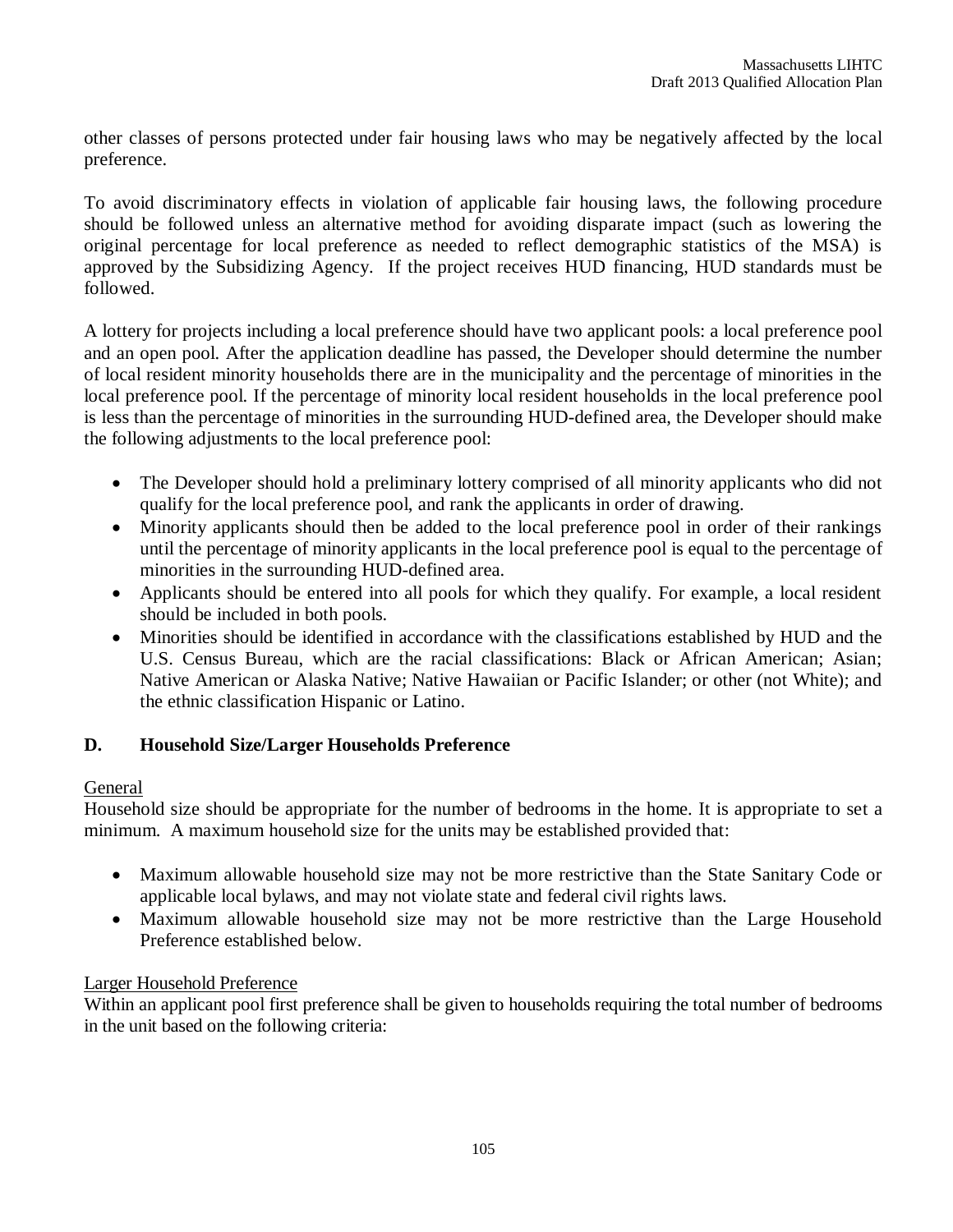other classes of persons protected under fair housing laws who may be negatively affected by the local preference.

To avoid discriminatory effects in violation of applicable fair housing laws, the following procedure should be followed unless an alternative method for avoiding disparate impact (such as lowering the original percentage for local preference as needed to reflect demographic statistics of the MSA) is approved by the Subsidizing Agency. If the project receives HUD financing, HUD standards must be followed.

A lottery for projects including a local preference should have two applicant pools: a local preference pool and an open pool. After the application deadline has passed, the Developer should determine the number of local resident minority households there are in the municipality and the percentage of minorities in the local preference pool. If the percentage of minority local resident households in the local preference pool is less than the percentage of minorities in the surrounding HUD-defined area, the Developer should make the following adjustments to the local preference pool:

- The Developer should hold a preliminary lottery comprised of all minority applicants who did not qualify for the local preference pool, and rank the applicants in order of drawing.
- Minority applicants should then be added to the local preference pool in order of their rankings until the percentage of minority applicants in the local preference pool is equal to the percentage of minorities in the surrounding HUD-defined area.
- Applicants should be entered into all pools for which they qualify. For example, a local resident should be included in both pools.
- Minorities should be identified in accordance with the classifications established by HUD and the U.S. Census Bureau, which are the racial classifications: Black or African American; Asian; Native American or Alaska Native; Native Hawaiian or Pacific Islander; or other (not White); and the ethnic classification Hispanic or Latino.

### D. Household Size/Larger Households Preference

General

Household size should be appropriate for the number of bedrooms in the home. It is appropriate to set a minimum. A maximum household size for the units may be established provided that:

- Maximum allowable household size may not be more restrictive than the State Sanitary Code or applicable local bylaws, and may not violate state and federal civil rights laws.
- Maximum allowable household size may not be more restrictive than the Large Household Preference established below.

Larger Household Preference

Within an applicant pool first preference shall be given to households requiring the total number of bedrooms in the unit based on the following criteria: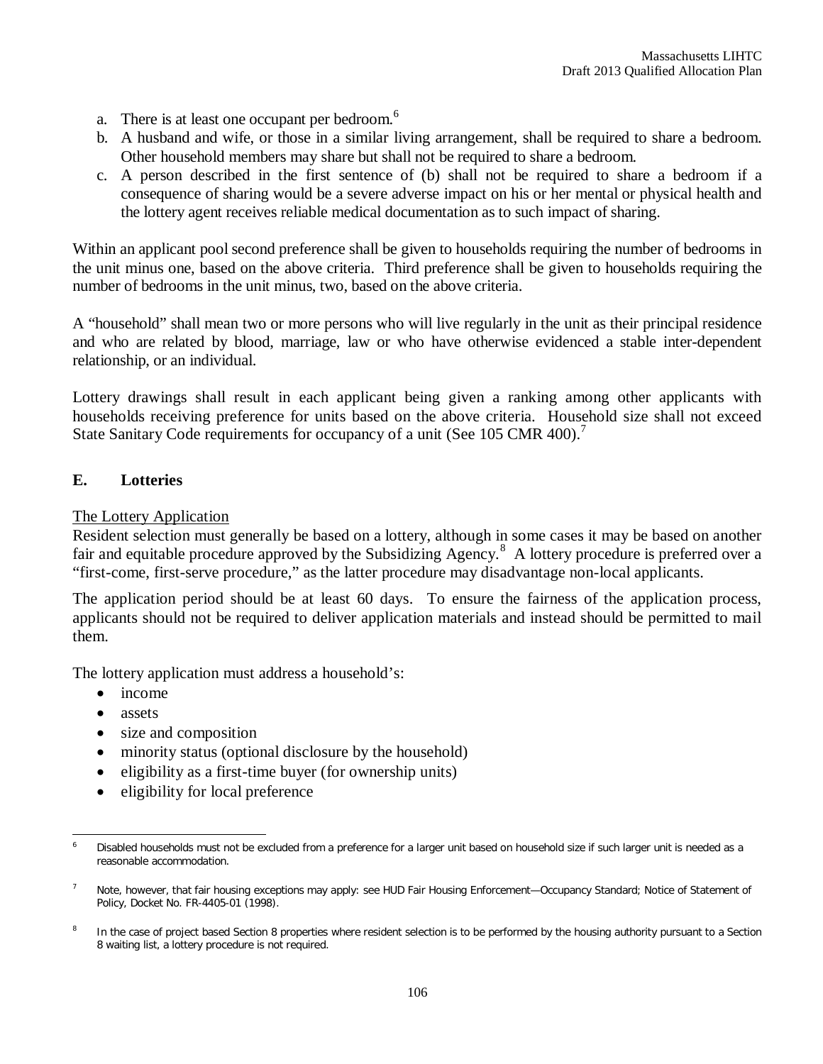a. There is at least one occupant per bedroom.[6]
b. A husband and wife, or those in a similar living arrangement, shall be required to share a bedroom. Other household members may share but shall not be required to share a bedroom.
c. A person described in the first sentence of (b) shall not be required to share a bedroom if a consequence of sharing would be a severe adverse impact on his or her mental or physical health and the lottery agent receives reliable medical documentation as to such impact of sharing.

Within an applicant pool second preference shall be given to households requiring the number of bedrooms in the unit minus one, based on the above criteria. Third preference shall be given to households requiring the number of bedrooms in the unit minus, two, based on the above criteria.

A "household" shall mean two or more persons who will live regularly in the unit as their principal residence and who are related by blood, marriage, law or who have otherwise evidenced a stable inter-dependent relationship, or an individual.

Lottery drawings shall result in each applicant being given a ranking among other applicants with households receiving preference for units based on the above criteria. Household size shall not exceed State Sanitary Code requirements for occupancy of a unit (See 105 CMR 400).[7]

## E. Lotteries

<u>The Lottery Application</u>

Resident selection must generally be based on a lottery, although in some cases it may be based on another fair and equitable procedure approved by the Subsidizing Agency.[8] A lottery procedure is preferred over a "first-come, first-serve procedure," as the latter procedure may disadvantage non-local applicants.

The application period should be at least 60 days. To ensure the fairness of the application process, applicants should not be required to deliver application materials and instead should be permitted to mail them.

The lottery application must address a household's:

- income
- assets
- size and composition
- minority status (optional disclosure by the household)
- eligibility as a first-time buyer (for ownership units)
- eligibility for local preference

---

[6] Disabled households must not be excluded from a preference for a larger unit based on household size if such larger unit is needed as a reasonable accommodation.

[7] Note, however, that fair housing exceptions may apply: see HUD Fair Housing Enforcement—Occupancy Standard; Notice of Statement of Policy, Docket No. FR-4405-01 (1998).

[8] In the case of project based Section 8 properties where resident selection is to be performed by the housing authority pursuant to a Section 8 waiting list, a lottery procedure is not required.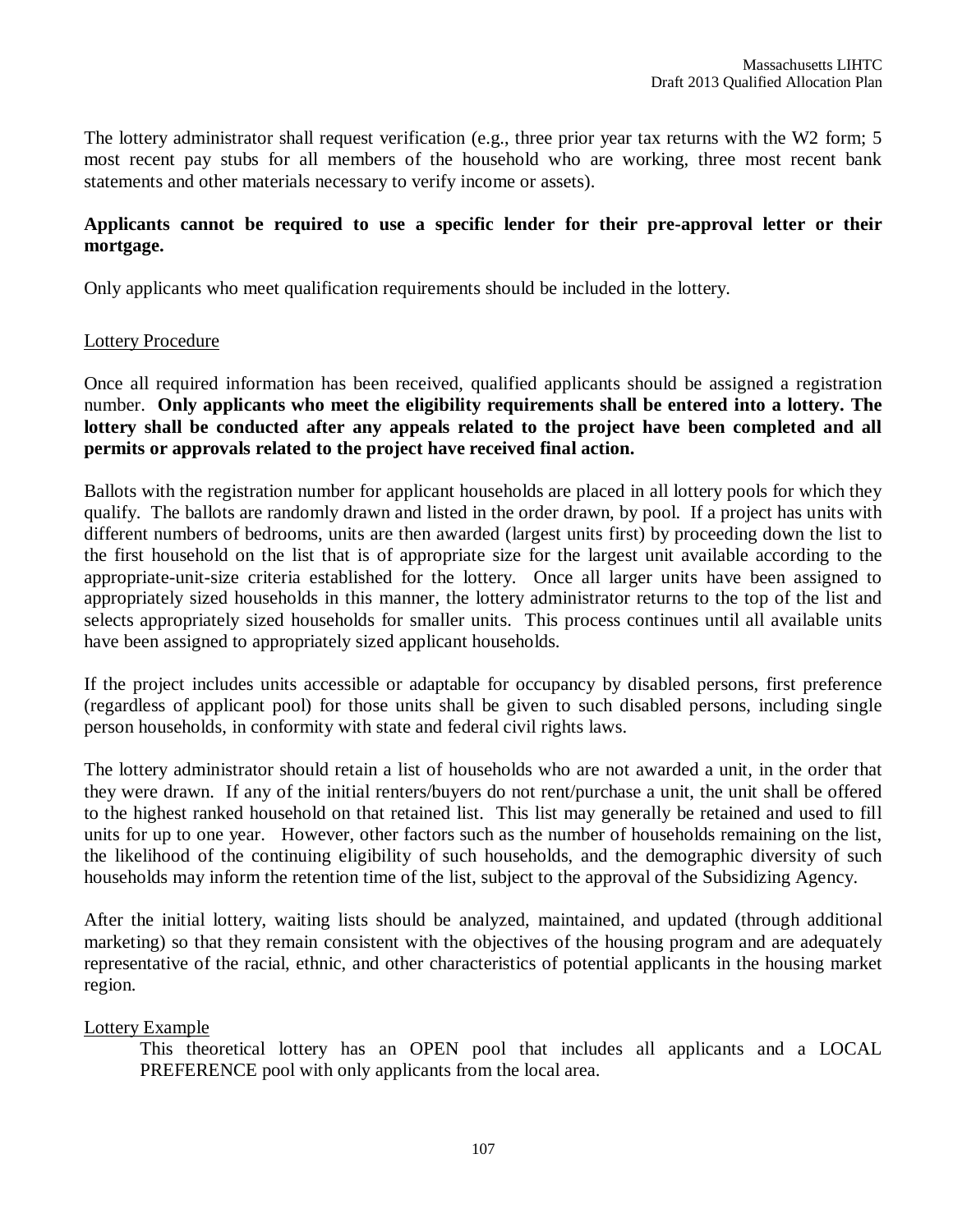The lottery administrator shall request verification (e.g., three prior year tax returns with the W2 form; 5 most recent pay stubs for all members of the household who are working, three most recent bank statements and other materials necessary to verify income or assets).

**Applicants cannot be required to use a specific lender for their pre-approval letter or their mortgage.**

Only applicants who meet qualification requirements should be included in the lottery.

<u>Lottery Procedure</u>

Once all required information has been received, qualified applicants should be assigned a registration number. **Only applicants who meet the eligibility requirements shall be entered into a lottery. The lottery shall be conducted after any appeals related to the project have been completed and all permits or approvals related to the project have received final action.**

Ballots with the registration number for applicant households are placed in all lottery pools for which they qualify. The ballots are randomly drawn and listed in the order drawn, by pool. If a project has units with different numbers of bedrooms, units are then awarded (largest units first) by proceeding down the list to the first household on the list that is of appropriate size for the largest unit available according to the appropriate-unit-size criteria established for the lottery. Once all larger units have been assigned to appropriately sized households in this manner, the lottery administrator returns to the top of the list and selects appropriately sized households for smaller units. This process continues until all available units have been assigned to appropriately sized applicant households.

If the project includes units accessible or adaptable for occupancy by disabled persons, first preference (regardless of applicant pool) for those units shall be given to such disabled persons, including single person households, in conformity with state and federal civil rights laws.

The lottery administrator should retain a list of households who are not awarded a unit, in the order that they were drawn. If any of the initial renters/buyers do not rent/purchase a unit, the unit shall be offered to the highest ranked household on that retained list. This list may generally be retained and used to fill units for up to one year. However, other factors such as the number of households remaining on the list, the likelihood of the continuing eligibility of such households, and the demographic diversity of such households may inform the retention time of the list, subject to the approval of the Subsidizing Agency.

After the initial lottery, waiting lists should be analyzed, maintained, and updated (through additional marketing) so that they remain consistent with the objectives of the housing program and are adequately representative of the racial, ethnic, and other characteristics of potential applicants in the housing market region.

<u>Lottery Example</u>

This theoretical lottery has an OPEN pool that includes all applicants and a LOCAL PREFERENCE pool with only applicants from the local area.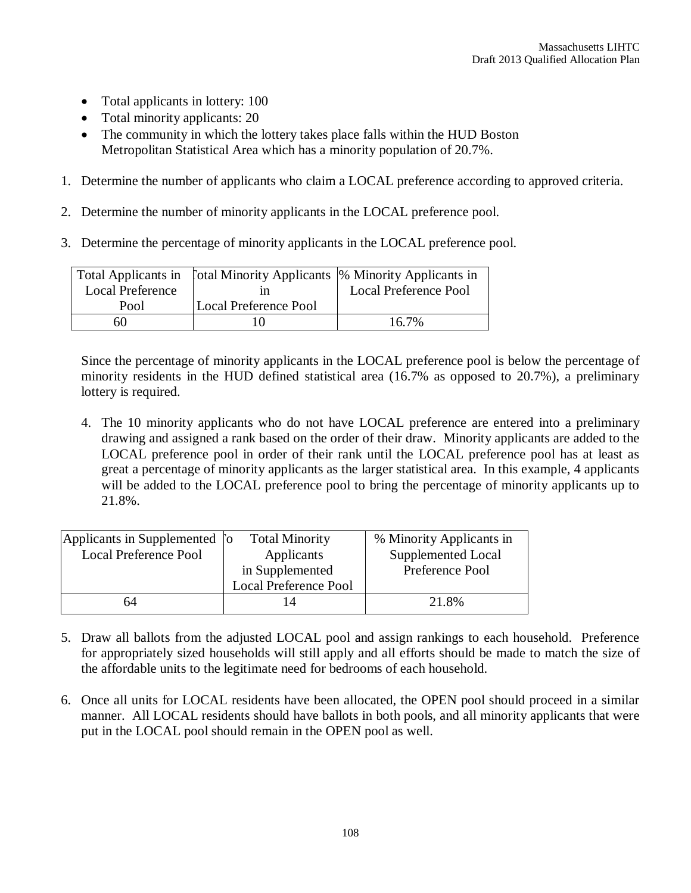- Total applicants in lottery: 100
- Total minority applicants: 20
- The community in which the lottery takes place falls within the HUD Boston Metropolitan Statistical Area which has a minority population of 20.7%.

1. Determine the number of applicants who claim a LOCAL preference according to approved criteria.

2. Determine the number of minority applicants in the LOCAL preference pool.

3. Determine the percentage of minority applicants in the LOCAL preference pool.

| Total Applicants in Local Preference Pool | Total Minority Applicants in Local Preference Pool | % Minority Applicants in Local Preference Pool |
|---|---|---|
| 60 | 10 | 16.7% |

Since the percentage of minority applicants in the LOCAL preference pool is below the percentage of minority residents in the HUD defined statistical area (16.7% as opposed to 20.7%), a preliminary lottery is required.

4. The 10 minority applicants who do not have LOCAL preference are entered into a preliminary drawing and assigned a rank based on the order of their draw. Minority applicants are added to the LOCAL preference pool in order of their rank until the LOCAL preference pool has at least as great a percentage of minority applicants as the larger statistical area. In this example, 4 applicants will be added to the LOCAL preference pool to bring the percentage of minority applicants up to 21.8%.

| Applicants in Supplemented Local Preference Pool | Total Minority Applicants in Supplemented Local Preference Pool | % Minority Applicants in Supplemented Local Preference Pool |
|---|---|---|
| 64 | 14 | 21.8% |

5. Draw all ballots from the adjusted LOCAL pool and assign rankings to each household. Preference for appropriately sized households will still apply and all efforts should be made to match the size of the affordable units to the legitimate need for bedrooms of each household.

6. Once all units for LOCAL residents have been allocated, the OPEN pool should proceed in a similar manner. All LOCAL residents should have ballots in both pools, and all minority applicants that were put in the LOCAL pool should remain in the OPEN pool as well.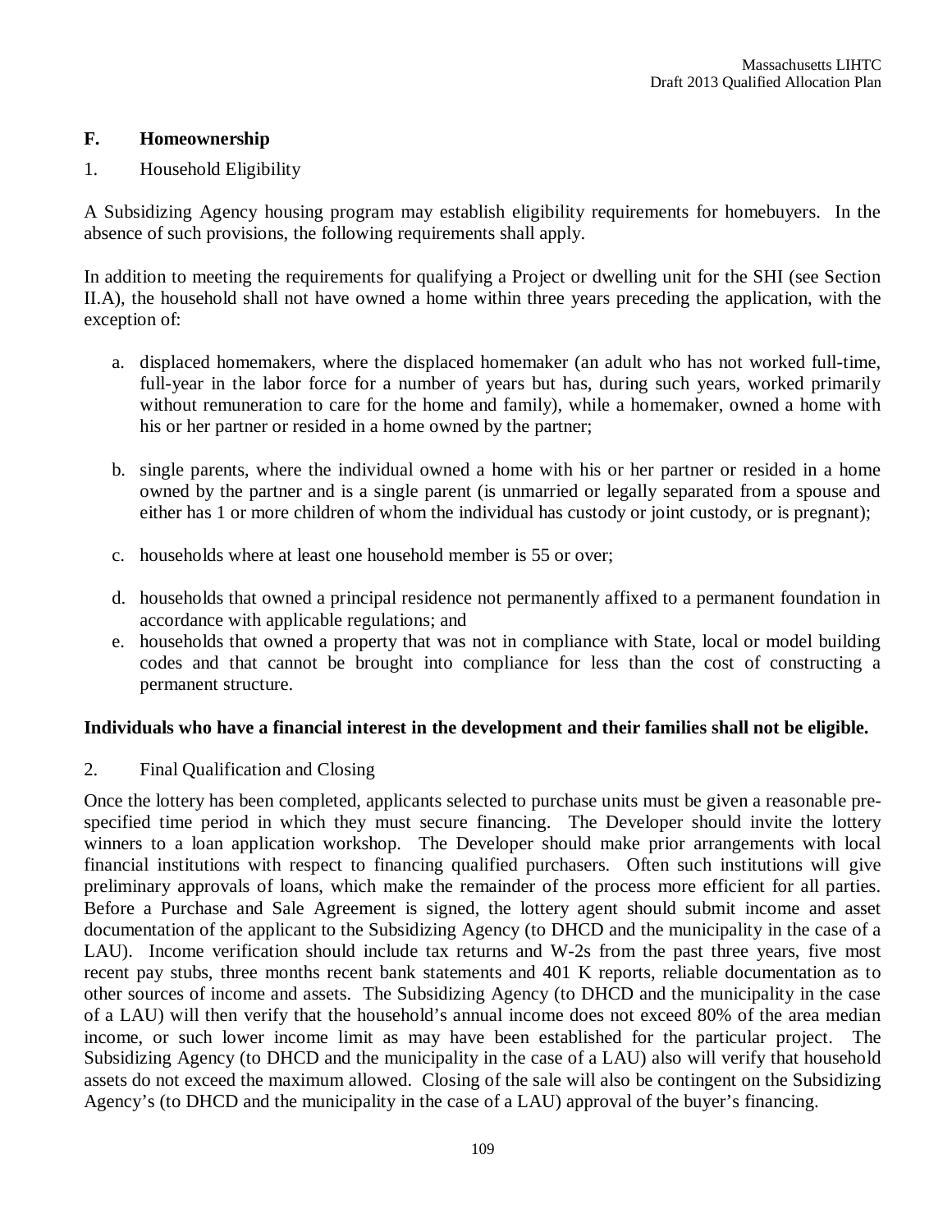## F. Homeownership

1. Household Eligibility

A Subsidizing Agency housing program may establish eligibility requirements for homebuyers. In the absence of such provisions, the following requirements shall apply.

In addition to meeting the requirements for qualifying a Project or dwelling unit for the SHI (see Section II.A), the household shall not have owned a home within three years preceding the application, with the exception of:

a. displaced homemakers, where the displaced homemaker (an adult who has not worked full-time, full-year in the labor force for a number of years but has, during such years, worked primarily without remuneration to care for the home and family), while a homemaker, owned a home with his or her partner or resided in a home owned by the partner;

b. single parents, where the individual owned a home with his or her partner or resided in a home owned by the partner and is a single parent (is unmarried or legally separated from a spouse and either has 1 or more children of whom the individual has custody or joint custody, or is pregnant);

c. households where at least one household member is 55 or over;

d. households that owned a principal residence not permanently affixed to a permanent foundation in accordance with applicable regulations; and

e. households that owned a property that was not in compliance with State, local or model building codes and that cannot be brought into compliance for less than the cost of constructing a permanent structure.

**Individuals who have a financial interest in the development and their families shall not be eligible.**

2. Final Qualification and Closing

Once the lottery has been completed, applicants selected to purchase units must be given a reasonable pre-specified time period in which they must secure financing. The Developer should invite the lottery winners to a loan application workshop. The Developer should make prior arrangements with local financial institutions with respect to financing qualified purchasers. Often such institutions will give preliminary approvals of loans, which make the remainder of the process more efficient for all parties. Before a Purchase and Sale Agreement is signed, the lottery agent should submit income and asset documentation of the applicant to the Subsidizing Agency (to DHCD and the municipality in the case of a LAU). Income verification should include tax returns and W-2s from the past three years, five most recent pay stubs, three months recent bank statements and 401 K reports, reliable documentation as to other sources of income and assets. The Subsidizing Agency (to DHCD and the municipality in the case of a LAU) will then verify that the household's annual income does not exceed 80% of the area median income, or such lower income limit as may have been established for the particular project. The Subsidizing Agency (to DHCD and the municipality in the case of a LAU) also will verify that household assets do not exceed the maximum allowed. Closing of the sale will also be contingent on the Subsidizing Agency's (to DHCD and the municipality in the case of a LAU) approval of the buyer's financing.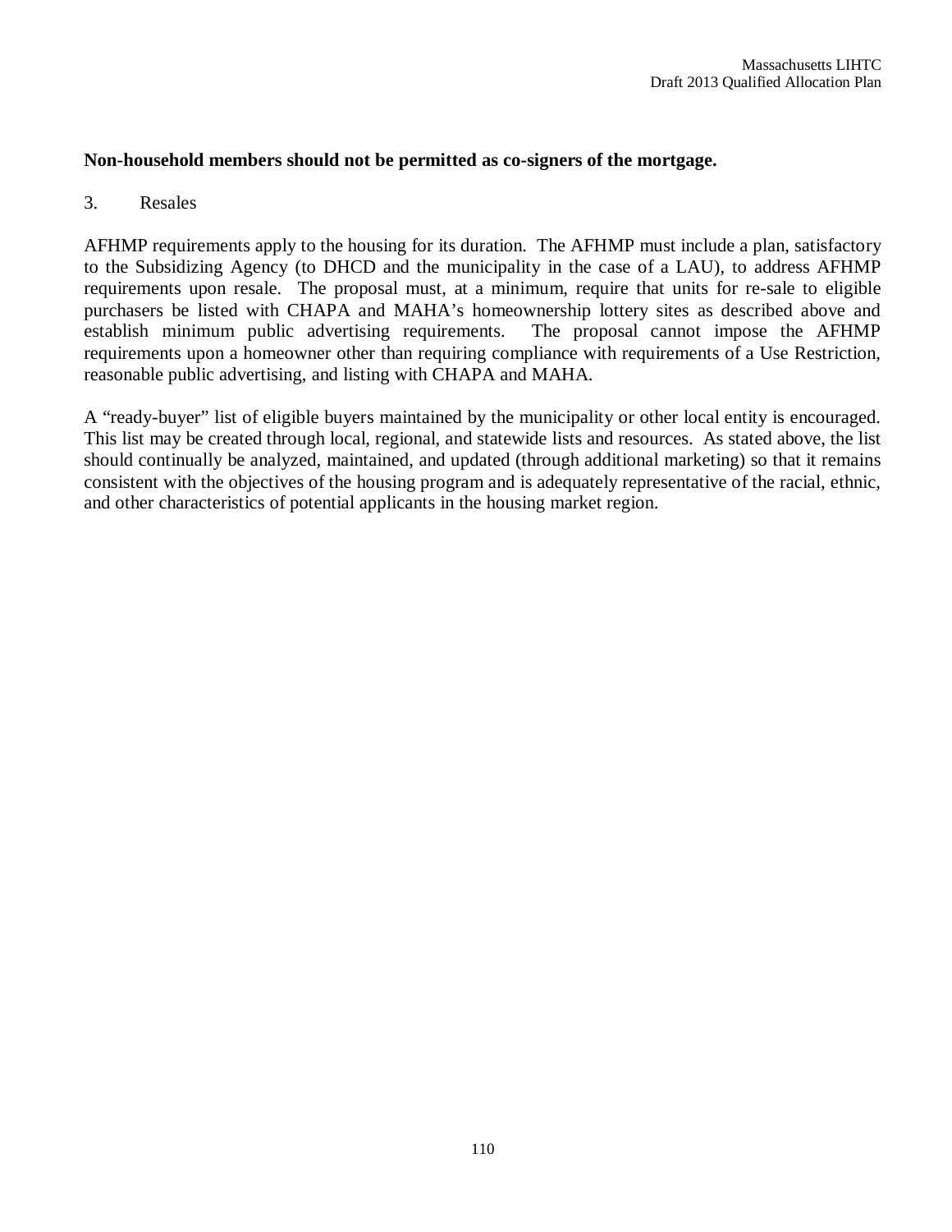**Non-household members should not be permitted as co-signers of the mortgage.**

3. Resales

AFHMP requirements apply to the housing for its duration. The AFHMP must include a plan, satisfactory to the Subsidizing Agency (to DHCD and the municipality in the case of a LAU), to address AFHMP requirements upon resale. The proposal must, at a minimum, require that units for re-sale to eligible purchasers be listed with CHAPA and MAHA's homeownership lottery sites as described above and establish minimum public advertising requirements. The proposal cannot impose the AFHMP requirements upon a homeowner other than requiring compliance with requirements of a Use Restriction, reasonable public advertising, and listing with CHAPA and MAHA.

A "ready-buyer" list of eligible buyers maintained by the municipality or other local entity is encouraged. This list may be created through local, regional, and statewide lists and resources. As stated above, the list should continually be analyzed, maintained, and updated (through additional marketing) so that it remains consistent with the objectives of the housing program and is adequately representative of the racial, ethnic, and other characteristics of potential applicants in the housing market region.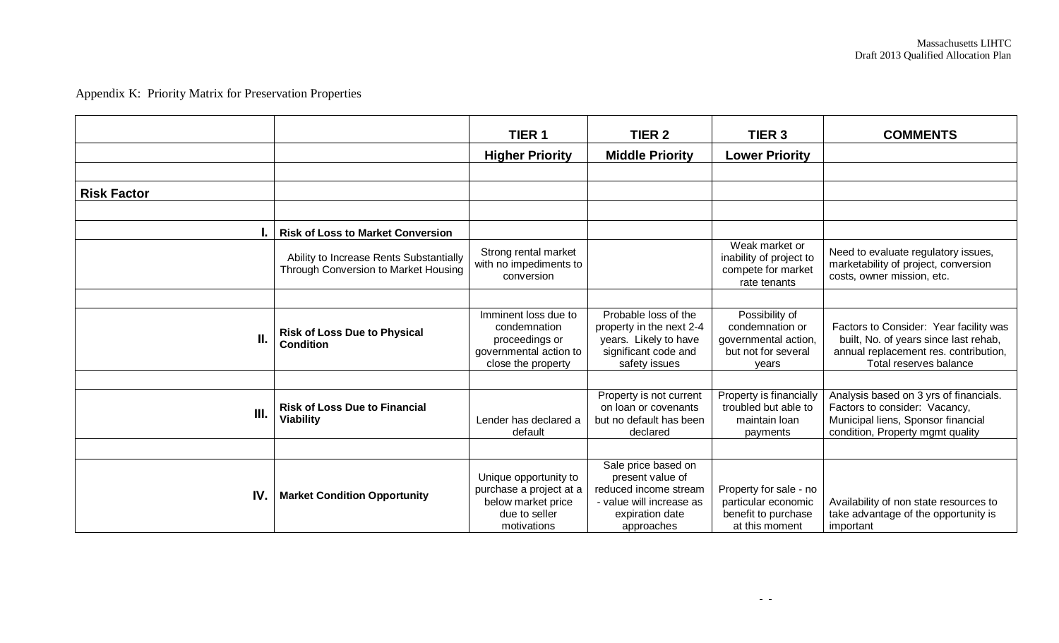Appendix K: Priority Matrix for Preservation Properties

| | | TIER 1 | TIER 2 | TIER 3 | COMMENTS |
|---|---|---|---|---|---|
| | | **Higher Priority** | **Middle Priority** | **Lower Priority** | |
| | | | | | |
| **Risk Factor** | | | | | |
| | | | | | |
| **I.** | **Risk of Loss to Market Conversion** | | | | |
| | Ability to Increase Rents Substantially Through Conversion to Market Housing | Strong rental market with no impediments to conversion | | Weak market or inability of project to compete for market rate tenants | Need to evaluate regulatory issues, marketability of project, conversion costs, owner mission, etc. |
| | | | | | |
| **II.** | **Risk of Loss Due to Physical Condition** | Imminent loss due to condemnation proceedings or governmental action to close the property | Probable loss of the property in the next 2-4 years. Likely to have significant code and safety issues | Possibility of condemnation or governmental action, but not for several years | Factors to Consider: Year facility was built, No. of years since last rehab, annual replacement res. contribution, Total reserves balance |
| | | | | | |
| **III.** | **Risk of Loss Due to Financial Viability** | Lender has declared a default | Property is not current on loan or covenants but no default has been declared | Property is financially troubled but able to maintain loan payments | Analysis based on 3 yrs of financials. Factors to consider: Vacancy, Municipal liens, Sponsor financial condition, Property mgmt quality |
| | | | | | |
| **IV.** | **Market Condition Opportunity** | Unique opportunity to purchase a project at a below market price due to seller motivations | Sale price based on present value of reduced income stream - value will increase as expiration date approaches | Property for sale - no particular economic benefit to purchase at this moment | Availability of non state resources to take advantage of the opportunity is important |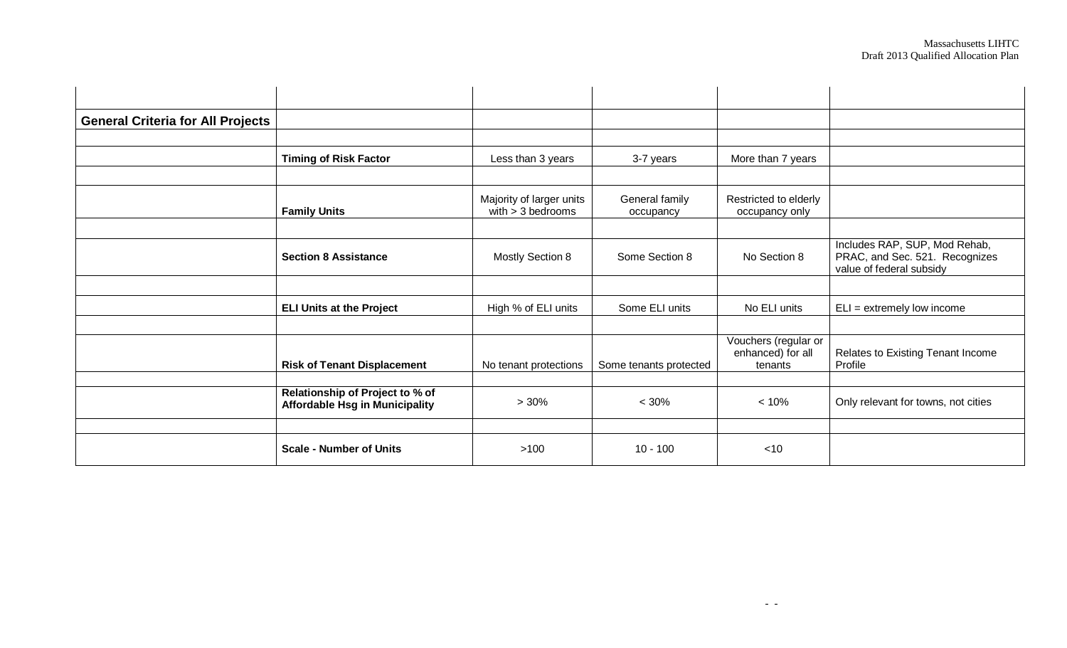| | | | | | |
|---|---|---|---|---|---|
| **General Criteria for All Projects** | | | | | |
| | **Timing of Risk Factor** | Less than 3 years | 3-7 years | More than 7 years | |
| | **Family Units** | Majority of larger units with > 3 bedrooms | General family occupancy | Restricted to elderly occupancy only | |
| | **Section 8 Assistance** | Mostly Section 8 | Some Section 8 | No Section 8 | Includes RAP, SUP, Mod Rehab, PRAC, and Sec. 521. Recognizes value of federal subsidy |
| | **ELI Units at the Project** | High % of ELI units | Some ELI units | No ELI units | ELI = extremely low income |
| | **Risk of Tenant Displacement** | No tenant protections | Some tenants protected | Vouchers (regular or enhanced) for all tenants | Relates to Existing Tenant Income Profile |
| | **Relationship of Project to % of Affordable Hsg in Municipality** | > 30% | < 30% | < 10% | Only relevant for towns, not cities |
| | **Scale - Number of Units** | >100 | 10 - 100 | <10 | |